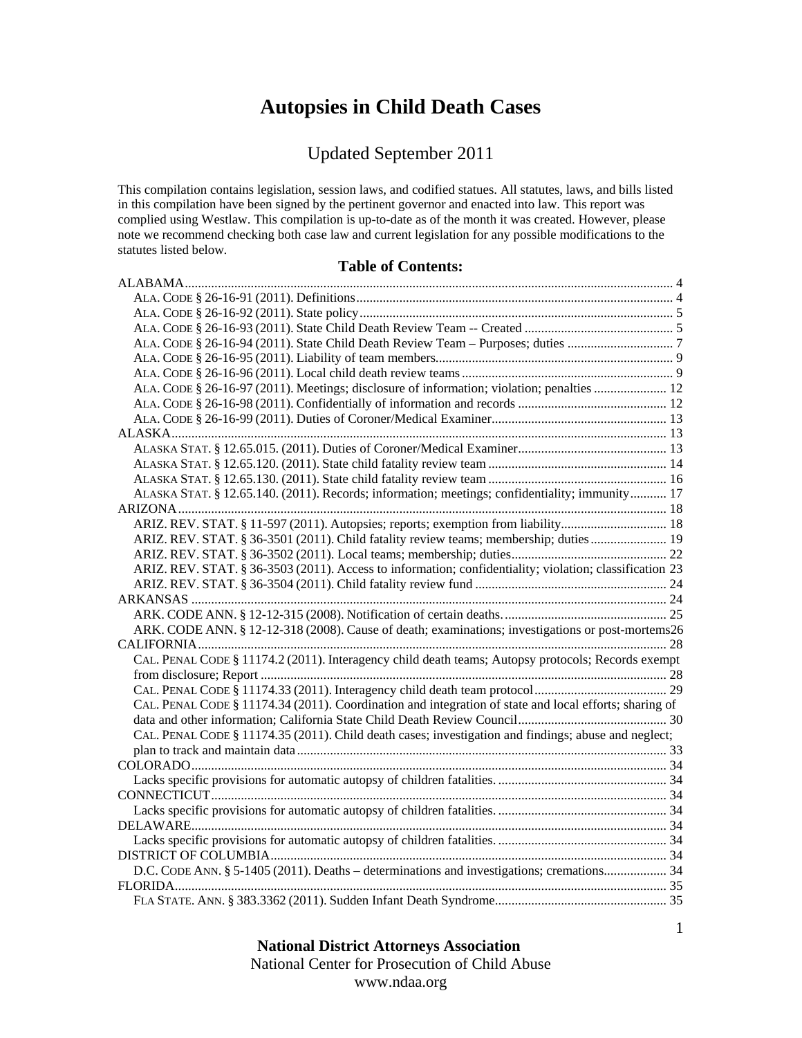# Autopsies in Child Death Cases

## Updated September 2011

This compilation contains legislation, session laws, and codified statues. All statutes, laws, and bills listed in this compilation have been signed by the pertinent governor and enacted into law. This report was complied using Westlaw. This compilation is up-to-date as of the month it was created. However, please note we recommend checking both case law and current legislation for any possible modifications to the statutes listed below.

### Table of Contents:

ALABAMA ..... 4
- ALA. CODE § 26-16-91 (2011). Definitions ..... 4
- ALA. CODE § 26-16-92 (2011). State policy ..... 5
- ALA. CODE § 26-16-93 (2011). State Child Death Review Team -- Created ..... 5
- ALA. CODE § 26-16-94 (2011). State Child Death Review Team – Purposes; duties ..... 7
- ALA. CODE § 26-16-95 (2011). Liability of team members ..... 9
- ALA. CODE § 26-16-96 (2011). Local child death review teams ..... 9
- ALA. CODE § 26-16-97 (2011). Meetings; disclosure of information; violation; penalties ..... 12
- ALA. CODE § 26-16-98 (2011). Confidentially of information and records ..... 12
- ALA. CODE § 26-16-99 (2011). Duties of Coroner/Medical Examiner ..... 13

ALASKA ..... 13
- ALASKA STAT. § 12.65.015. (2011). Duties of Coroner/Medical Examiner ..... 13
- ALASKA STAT. § 12.65.120. (2011). State child fatality review team ..... 14
- ALASKA STAT. § 12.65.130. (2011). State child fatality review team ..... 16
- ALASKA STAT. § 12.65.140. (2011). Records; information; meetings; confidentiality; immunity ..... 17

ARIZONA ..... 18
- ARIZ. REV. STAT. § 11-597 (2011). Autopsies; reports; exemption from liability ..... 18
- ARIZ. REV. STAT. § 36-3501 (2011). Child fatality review teams; membership; duties ..... 19
- ARIZ. REV. STAT. § 36-3502 (2011). Local teams; membership; duties ..... 22
- ARIZ. REV. STAT. § 36-3503 (2011). Access to information; confidentiality; violation; classification ..... 23
- ARIZ. REV. STAT. § 36-3504 (2011). Child fatality review fund ..... 24

ARKANSAS ..... 24
- ARK. CODE ANN. § 12-12-315 (2008). Notification of certain deaths. ..... 25
- ARK. CODE ANN. § 12-12-318 (2008). Cause of death; examinations; investigations or post-mortems ..... 26

CALIFORNIA ..... 28
- CAL. PENAL CODE § 11174.2 (2011). Interagency child death teams; Autopsy protocols; Records exempt from disclosure; Report ..... 28
- CAL. PENAL CODE § 11174.33 (2011). Interagency child death team protocol ..... 29
- CAL. PENAL CODE § 11174.34 (2011). Coordination and integration of state and local efforts; sharing of data and other information; California State Child Death Review Council ..... 30
- CAL. PENAL CODE § 11174.35 (2011). Child death cases; investigation and findings; abuse and neglect; plan to track and maintain data ..... 33

COLORADO ..... 34
- Lacks specific provisions for automatic autopsy of children fatalities. ..... 34

CONNECTICUT ..... 34
- Lacks specific provisions for automatic autopsy of children fatalities. ..... 34

DELAWARE ..... 34
- Lacks specific provisions for automatic autopsy of children fatalities. ..... 34

DISTRICT OF COLUMBIA ..... 34
- D.C. CODE ANN. § 5-1405 (2011). Deaths – determinations and investigations; cremations ..... 34

FLORIDA ..... 35
- FLA STATE. ANN. § 383.3362 (2011). Sudden Infant Death Syndrome ..... 35

**National District Attorneys Association**
National Center for Prosecution of Child Abuse
www.ndaa.org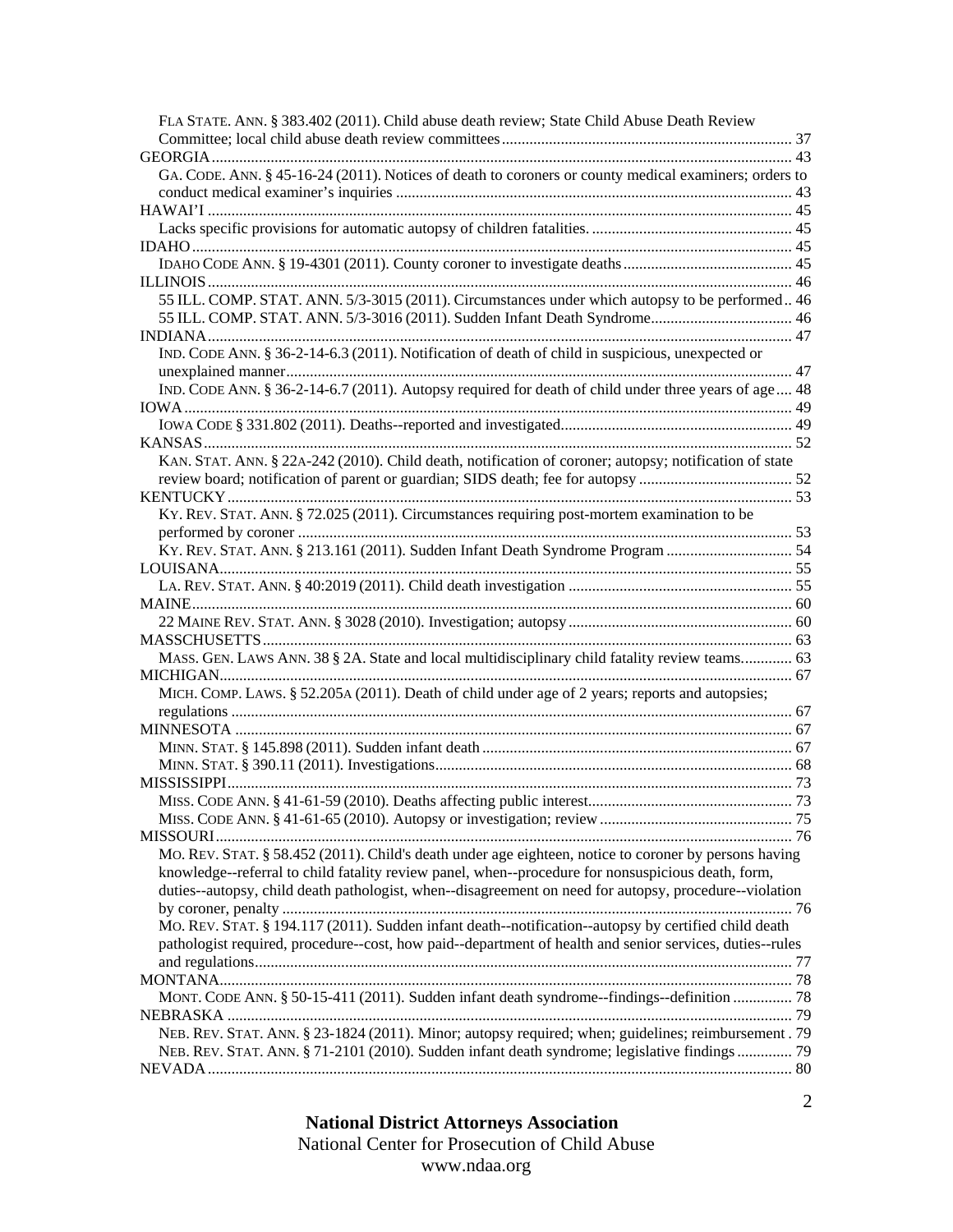FLA STATE. ANN. § 383.402 (2011). Child abuse death review; State Child Abuse Death Review Committee; local child abuse death review committees ........ 37

GEORGIA ........ 43

GA. CODE. ANN. § 45-16-24 (2011). Notices of death to coroners or county medical examiners; orders to conduct medical examiner's inquiries ........ 43

HAWAI'I ........ 45

Lacks specific provisions for automatic autopsy of children fatalities. ........ 45

IDAHO ........ 45

IDAHO CODE ANN. § 19-4301 (2011). County coroner to investigate deaths ........ 45

ILLINOIS ........ 46

55 ILL. COMP. STAT. ANN. 5/3-3015 (2011). Circumstances under which autopsy to be performed .. 46

55 ILL. COMP. STAT. ANN. 5/3-3016 (2011). Sudden Infant Death Syndrome ........ 46

INDIANA ........ 47

IND. CODE ANN. § 36-2-14-6.3 (2011). Notification of death of child in suspicious, unexpected or unexplained manner ........ 47

IND. CODE ANN. § 36-2-14-6.7 (2011). Autopsy required for death of child under three years of age .... 48

IOWA ........ 49

IOWA CODE § 331.802 (2011). Deaths--reported and investigated ........ 49

KANSAS ........ 52

KAN. STAT. ANN. § 22A-242 (2010). Child death, notification of coroner; autopsy; notification of state review board; notification of parent or guardian; SIDS death; fee for autopsy ........ 52

KENTUCKY ........ 53

KY. REV. STAT. ANN. § 72.025 (2011). Circumstances requiring post-mortem examination to be performed by coroner ........ 53

KY. REV. STAT. ANN. § 213.161 (2011). Sudden Infant Death Syndrome Program ........ 54

LOUISANA ........ 55

LA. REV. STAT. ANN. § 40:2019 (2011). Child death investigation ........ 55

MAINE ........ 60

22 MAINE REV. STAT. ANN. § 3028 (2010). Investigation; autopsy ........ 60

MASSCHUSETTS ........ 63

MASS. GEN. LAWS ANN. 38 § 2A. State and local multidisciplinary child fatality review teams. ........ 63

MICHIGAN ........ 67

MICH. COMP. LAWS. § 52.205A (2011). Death of child under age of 2 years; reports and autopsies; regulations ........ 67

MINNESOTA ........ 67

MINN. STAT. § 145.898 (2011). Sudden infant death ........ 67

MINN. STAT. § 390.11 (2011). Investigations ........ 68

MISSISSIPPI ........ 73

MISS. CODE ANN. § 41-61-59 (2010). Deaths affecting public interest ........ 73

MISS. CODE ANN. § 41-61-65 (2010). Autopsy or investigation; review ........ 75

MISSOURI ........ 76

MO. REV. STAT. § 58.452 (2011). Child's death under age eighteen, notice to coroner by persons having knowledge--referral to child fatality review panel, when--procedure for nonsuspicious death, form, duties--autopsy, child death pathologist, when--disagreement on need for autopsy, procedure--violation by coroner, penalty ........ 76

MO. REV. STAT. § 194.117 (2011). Sudden infant death--notification--autopsy by certified child death pathologist required, procedure--cost, how paid--department of health and senior services, duties--rules and regulations ........ 77

MONTANA ........ 78

MONT. CODE ANN. § 50-15-411 (2011). Sudden infant death syndrome--findings--definition ........ 78

NEBRASKA ........ 79

NEB. REV. STAT. ANN. § 23-1824 (2011). Minor; autopsy required; when; guidelines; reimbursement . 79

NEB. REV. STAT. ANN. § 71-2101 (2010). Sudden infant death syndrome; legislative findings ........ 79

NEVADA ........ 80

**National District Attorneys Association**
National Center for Prosecution of Child Abuse
www.ndaa.org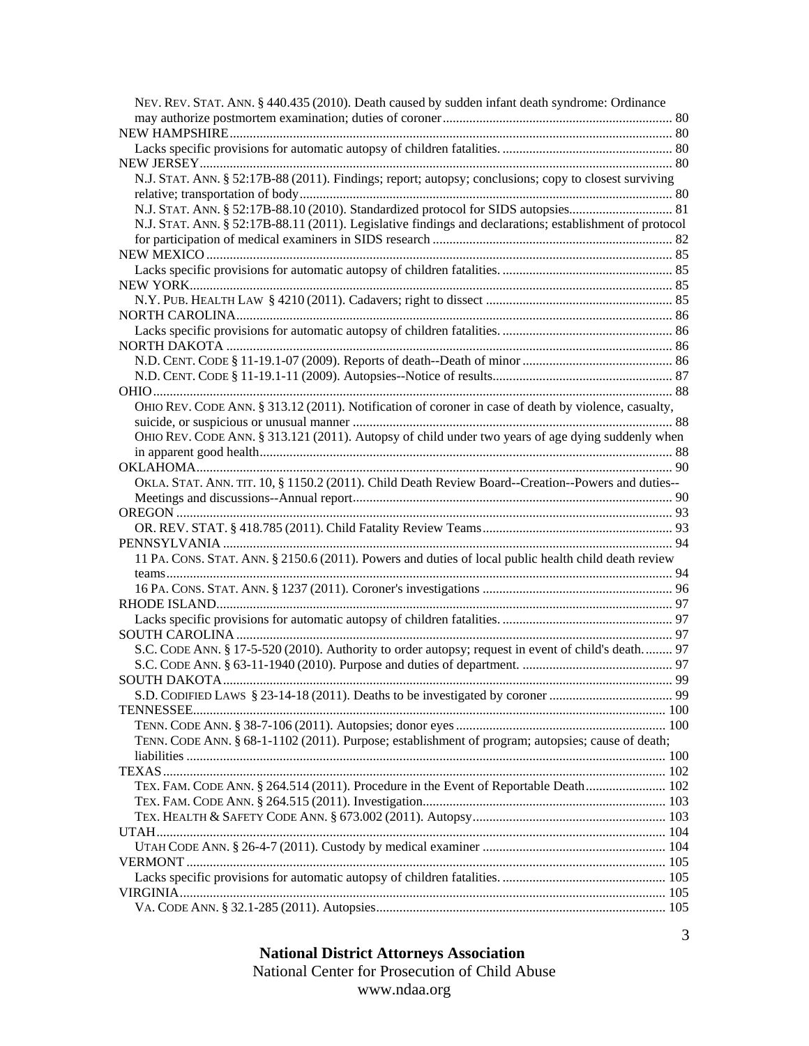NEV. REV. STAT. ANN. § 440.435 (2010). Death caused by sudden infant death syndrome: Ordinance may authorize postmortem examination; duties of coroner .......... 80

NEW HAMPSHIRE .......... 80

Lacks specific provisions for automatic autopsy of children fatalities. .......... 80

NEW JERSEY .......... 80

N.J. STAT. ANN. § 52:17B-88 (2011). Findings; report; autopsy; conclusions; copy to closest surviving relative; transportation of body .......... 80

N.J. STAT. ANN. § 52:17B-88.10 (2010). Standardized protocol for SIDS autopsies .......... 81

N.J. STAT. ANN. § 52:17B-88.11 (2011). Legislative findings and declarations; establishment of protocol for participation of medical examiners in SIDS research .......... 82

NEW MEXICO .......... 85

Lacks specific provisions for automatic autopsy of children fatalities. .......... 85

NEW YORK .......... 85

N.Y. PUB. HEALTH LAW § 4210 (2011). Cadavers; right to dissect .......... 85

NORTH CAROLINA .......... 86

Lacks specific provisions for automatic autopsy of children fatalities. .......... 86

NORTH DAKOTA .......... 86

N.D. CENT. CODE § 11-19.1-07 (2009). Reports of death--Death of minor .......... 86

N.D. CENT. CODE § 11-19.1-11 (2009). Autopsies--Notice of results .......... 87

OHIO .......... 88

OHIO REV. CODE ANN. § 313.12 (2011). Notification of coroner in case of death by violence, casualty, suicide, or suspicious or unusual manner .......... 88

OHIO REV. CODE ANN. § 313.121 (2011). Autopsy of child under two years of age dying suddenly when in apparent good health .......... 88

OKLAHOMA .......... 90

OKLA. STAT. ANN. TIT. 10, § 1150.2 (2011). Child Death Review Board--Creation--Powers and duties--Meetings and discussions--Annual report .......... 90

OREGON .......... 93

OR. REV. STAT. § 418.785 (2011). Child Fatality Review Teams .......... 93

PENNSYLVANIA .......... 94

11 PA. CONS. STAT. ANN. § 2150.6 (2011). Powers and duties of local public health child death review teams .......... 94

16 PA. CONS. STAT. ANN. § 1237 (2011). Coroner's investigations .......... 96

RHODE ISLAND .......... 97

Lacks specific provisions for automatic autopsy of children fatalities. .......... 97

SOUTH CAROLINA .......... 97

S.C. CODE ANN. § 17-5-520 (2010). Authority to order autopsy; request in event of child's death. .......... 97

S.C. CODE ANN. § 63-11-1940 (2010). Purpose and duties of department. .......... 97

SOUTH DAKOTA .......... 99

S.D. CODIFIED LAWS § 23-14-18 (2011). Deaths to be investigated by coroner .......... 99

TENNESSEE .......... 100

TENN. CODE ANN. § 38-7-106 (2011). Autopsies; donor eyes .......... 100

TENN. CODE ANN. § 68-1-1102 (2011). Purpose; establishment of program; autopsies; cause of death; liabilities .......... 100

TEXAS .......... 102

TEX. FAM. CODE ANN. § 264.514 (2011). Procedure in the Event of Reportable Death .......... 102

TEX. FAM. CODE ANN. § 264.515 (2011). Investigation .......... 103

TEX. HEALTH & SAFETY CODE ANN. § 673.002 (2011). Autopsy .......... 103

UTAH .......... 104

UTAH CODE ANN. § 26-4-7 (2011). Custody by medical examiner .......... 104

VERMONT .......... 105

Lacks specific provisions for automatic autopsy of children fatalities. .......... 105

VIRGINIA .......... 105

VA. CODE ANN. § 32.1-285 (2011). Autopsies .......... 105

**National District Attorneys Association**
National Center for Prosecution of Child Abuse
www.ndaa.org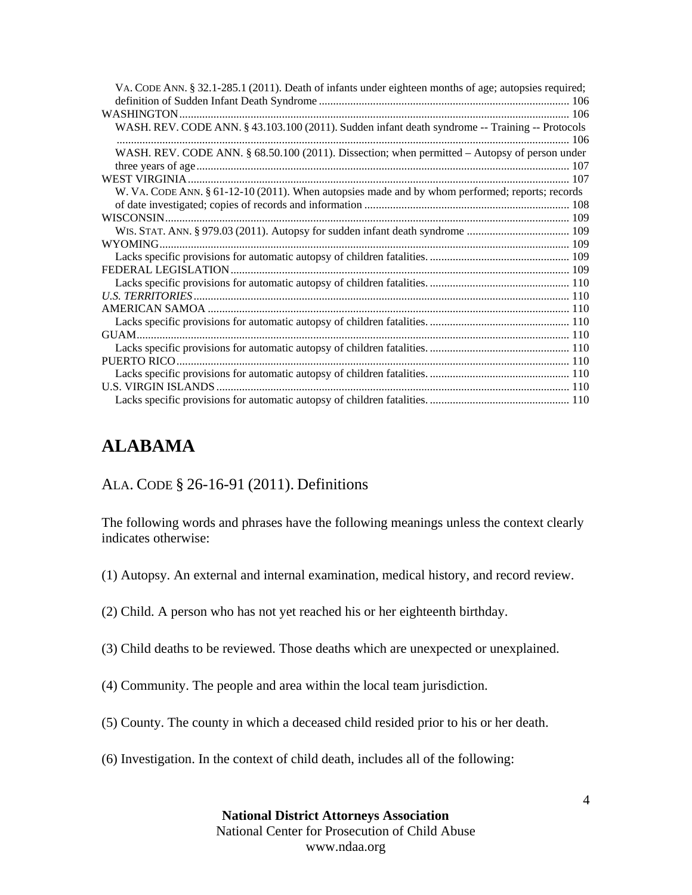VA. CODE ANN. § 32.1-285.1 (2011). Death of infants under eighteen months of age; autopsies required; definition of Sudden Infant Death Syndrome ........................................................................................ 106
WASHINGTON ........................................................................................................................... 106
WASH. REV. CODE ANN. § 43.103.100 (2011). Sudden infant death syndrome -- Training -- Protocols ............................................................................................................................................... 106
WASH. REV. CODE ANN. § 68.50.100 (2011). Dissection; when permitted – Autopsy of person under three years of age .................................................................................................................... 107
WEST VIRGINIA ........................................................................................................................ 107
W. VA. CODE ANN. § 61-12-10 (2011). When autopsies made and by whom performed; reports; records of date investigated; copies of records and information ........................................................................ 108
WISCONSIN ............................................................................................................................... 109
WIS. STAT. ANN. § 979.03 (2011). Autopsy for sudden infant death syndrome .................................... 109
WYOMING ................................................................................................................................. 109
Lacks specific provisions for automatic autopsy of children fatalities. ................................................. 109
FEDERAL LEGISLATION ........................................................................................................... 109
Lacks specific provisions for automatic autopsy of children fatalities. ................................................. 110
*U.S. TERRITORIES* ..................................................................................................................... 110
AMERICAN SAMOA .................................................................................................................. 110
Lacks specific provisions for automatic autopsy of children fatalities. ................................................. 110
GUAM ........................................................................................................................................ 110
Lacks specific provisions for automatic autopsy of children fatalities. ................................................. 110
PUERTO RICO ........................................................................................................................... 110
Lacks specific provisions for automatic autopsy of children fatalities. ................................................. 110
U.S. VIRGIN ISLANDS ............................................................................................................... 110
Lacks specific provisions for automatic autopsy of children fatalities. ................................................. 110

# ALABAMA

## ALA. CODE § 26-16-91 (2011). Definitions

The following words and phrases have the following meanings unless the context clearly indicates otherwise:

(1) Autopsy. An external and internal examination, medical history, and record review.

(2) Child. A person who has not yet reached his or her eighteenth birthday.

(3) Child deaths to be reviewed. Those deaths which are unexpected or unexplained.

(4) Community. The people and area within the local team jurisdiction.

(5) County. The county in which a deceased child resided prior to his or her death.

(6) Investigation. In the context of child death, includes all of the following: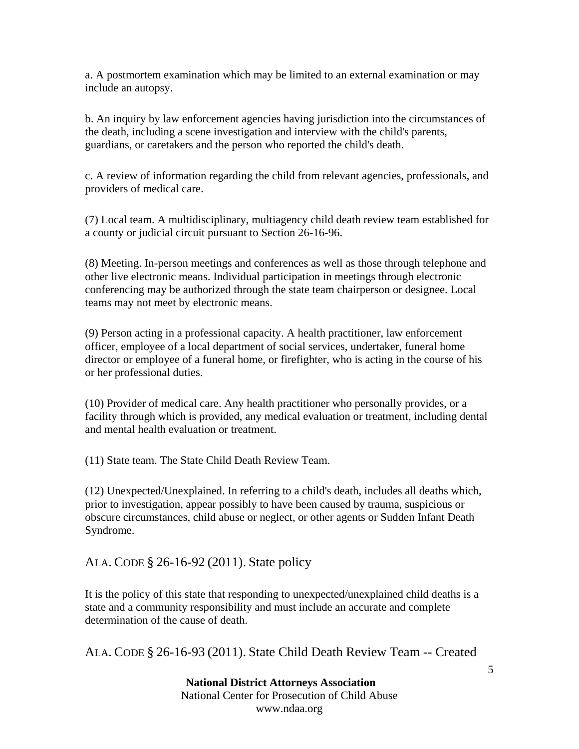a. A postmortem examination which may be limited to an external examination or may include an autopsy.

b. An inquiry by law enforcement agencies having jurisdiction into the circumstances of the death, including a scene investigation and interview with the child's parents, guardians, or caretakers and the person who reported the child's death.

c. A review of information regarding the child from relevant agencies, professionals, and providers of medical care.

(7) Local team. A multidisciplinary, multiagency child death review team established for a county or judicial circuit pursuant to Section 26-16-96.

(8) Meeting. In-person meetings and conferences as well as those through telephone and other live electronic means. Individual participation in meetings through electronic conferencing may be authorized through the state team chairperson or designee. Local teams may not meet by electronic means.

(9) Person acting in a professional capacity. A health practitioner, law enforcement officer, employee of a local department of social services, undertaker, funeral home director or employee of a funeral home, or firefighter, who is acting in the course of his or her professional duties.

(10) Provider of medical care. Any health practitioner who personally provides, or a facility through which is provided, any medical evaluation or treatment, including dental and mental health evaluation or treatment.

(11) State team. The State Child Death Review Team.

(12) Unexpected/Unexplained. In referring to a child's death, includes all deaths which, prior to investigation, appear possibly to have been caused by trauma, suspicious or obscure circumstances, child abuse or neglect, or other agents or Sudden Infant Death Syndrome.

## ALA. CODE § 26-16-92 (2011). State policy

It is the policy of this state that responding to unexpected/unexplained child deaths is a state and a community responsibility and must include an accurate and complete determination of the cause of death.

## ALA. CODE § 26-16-93 (2011). State Child Death Review Team -- Created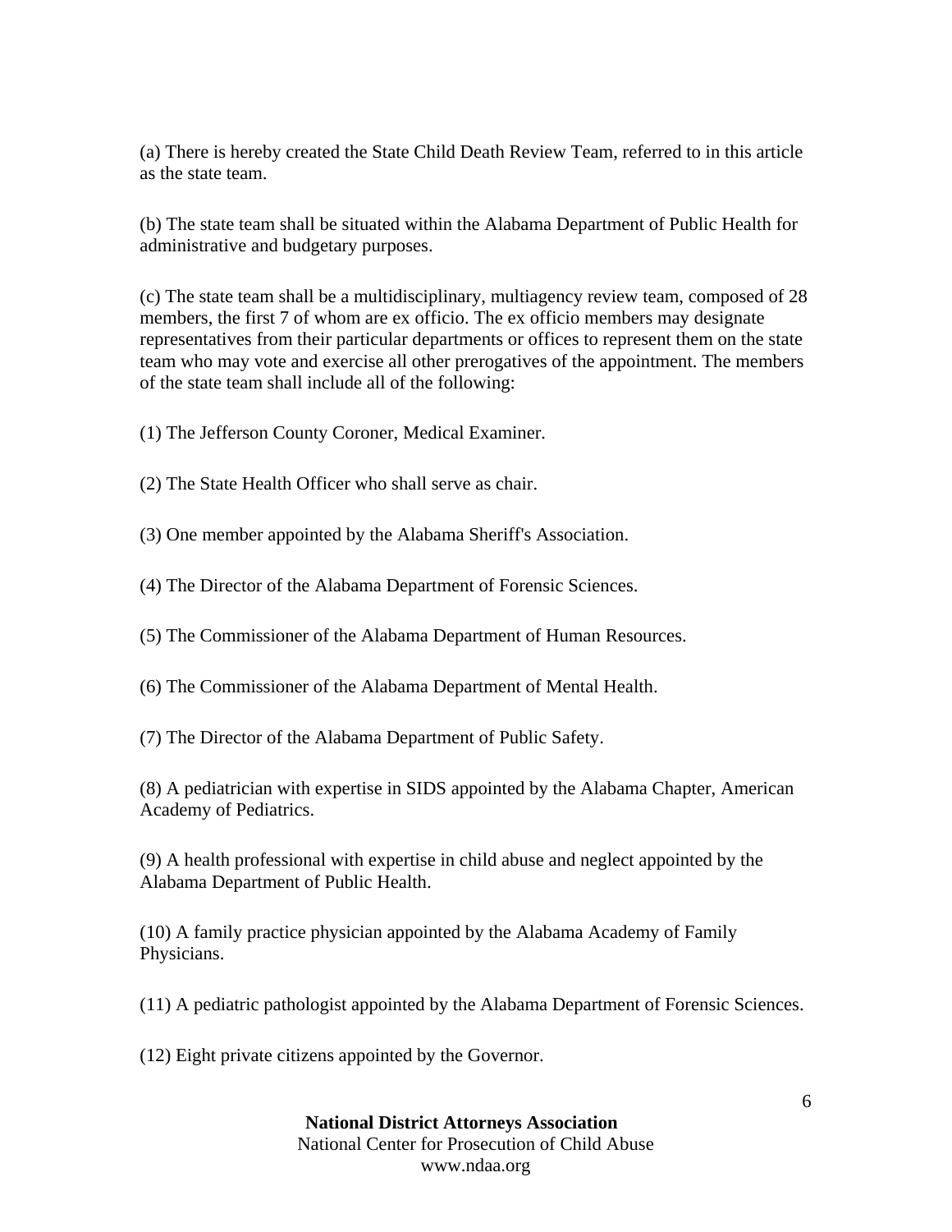(a) There is hereby created the State Child Death Review Team, referred to in this article as the state team.

(b) The state team shall be situated within the Alabama Department of Public Health for administrative and budgetary purposes.

(c) The state team shall be a multidisciplinary, multiagency review team, composed of 28 members, the first 7 of whom are ex officio. The ex officio members may designate representatives from their particular departments or offices to represent them on the state team who may vote and exercise all other prerogatives of the appointment. The members of the state team shall include all of the following:

(1) The Jefferson County Coroner, Medical Examiner.

(2) The State Health Officer who shall serve as chair.

(3) One member appointed by the Alabama Sheriff's Association.

(4) The Director of the Alabama Department of Forensic Sciences.

(5) The Commissioner of the Alabama Department of Human Resources.

(6) The Commissioner of the Alabama Department of Mental Health.

(7) The Director of the Alabama Department of Public Safety.

(8) A pediatrician with expertise in SIDS appointed by the Alabama Chapter, American Academy of Pediatrics.

(9) A health professional with expertise in child abuse and neglect appointed by the Alabama Department of Public Health.

(10) A family practice physician appointed by the Alabama Academy of Family Physicians.

(11) A pediatric pathologist appointed by the Alabama Department of Forensic Sciences.

(12) Eight private citizens appointed by the Governor.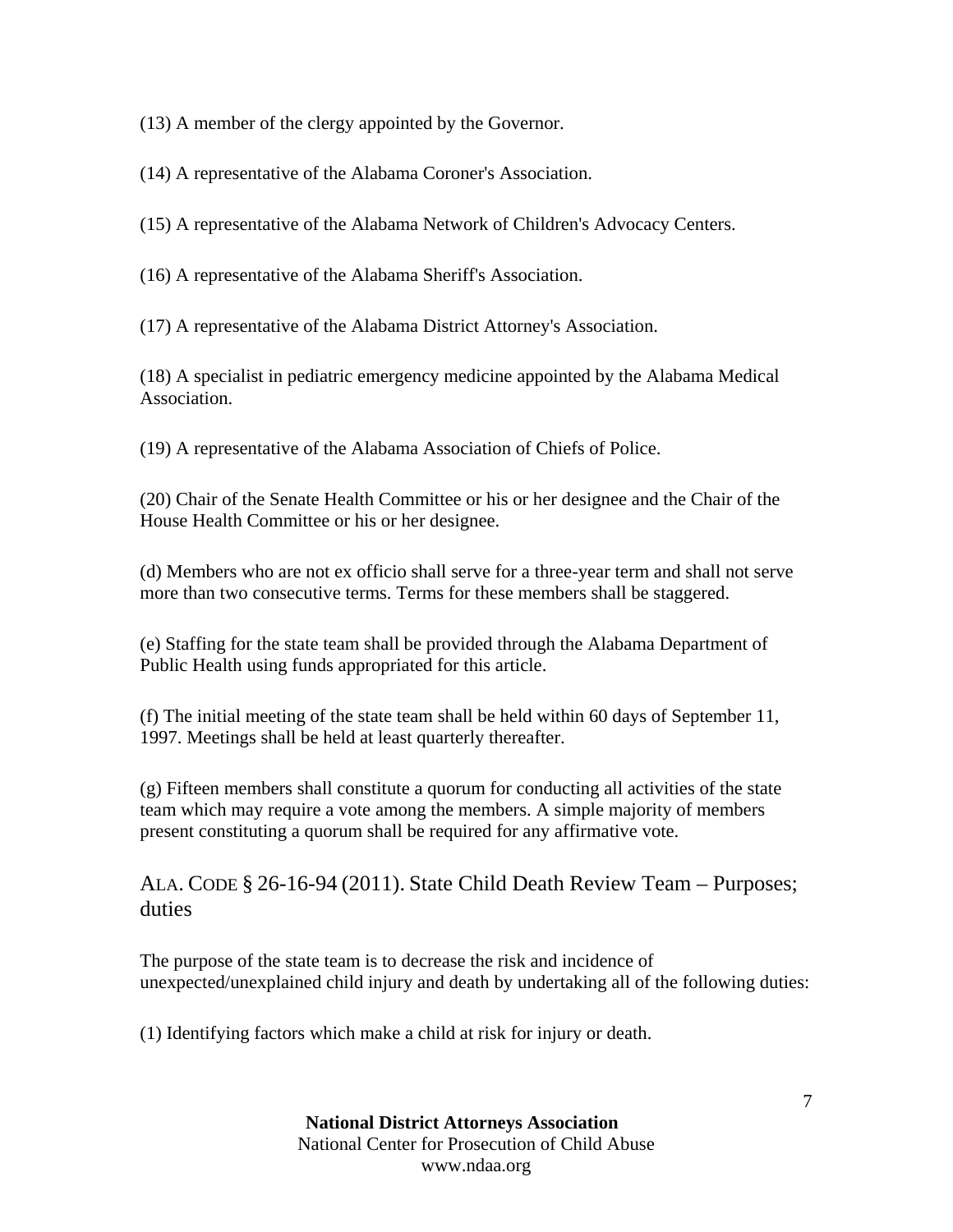(13) A member of the clergy appointed by the Governor.

(14) A representative of the Alabama Coroner's Association.

(15) A representative of the Alabama Network of Children's Advocacy Centers.

(16) A representative of the Alabama Sheriff's Association.

(17) A representative of the Alabama District Attorney's Association.

(18) A specialist in pediatric emergency medicine appointed by the Alabama Medical Association.

(19) A representative of the Alabama Association of Chiefs of Police.

(20) Chair of the Senate Health Committee or his or her designee and the Chair of the House Health Committee or his or her designee.

(d) Members who are not ex officio shall serve for a three-year term and shall not serve more than two consecutive terms. Terms for these members shall be staggered.

(e) Staffing for the state team shall be provided through the Alabama Department of Public Health using funds appropriated for this article.

(f) The initial meeting of the state team shall be held within 60 days of September 11, 1997. Meetings shall be held at least quarterly thereafter.

(g) Fifteen members shall constitute a quorum for conducting all activities of the state team which may require a vote among the members. A simple majority of members present constituting a quorum shall be required for any affirmative vote.

## ALA. CODE § 26-16-94 (2011). State Child Death Review Team – Purposes; duties

The purpose of the state team is to decrease the risk and incidence of unexpected/unexplained child injury and death by undertaking all of the following duties:

(1) Identifying factors which make a child at risk for injury or death.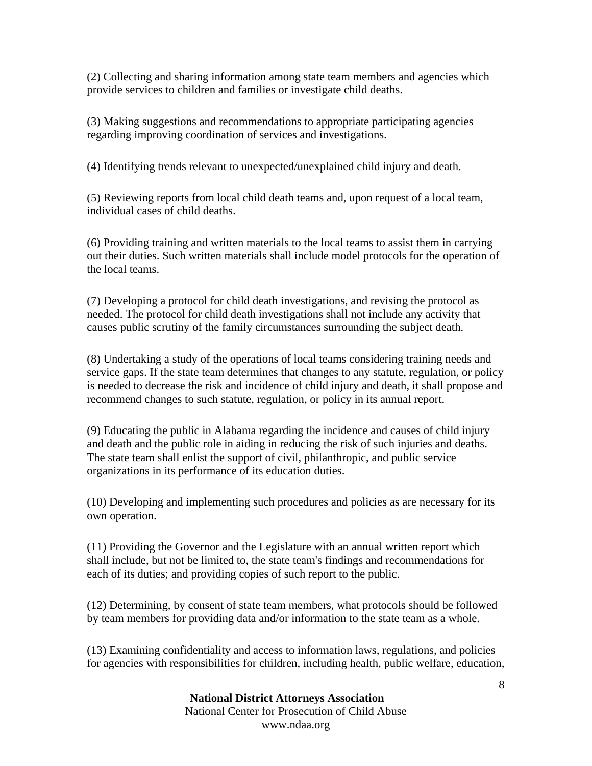(2) Collecting and sharing information among state team members and agencies which provide services to children and families or investigate child deaths.

(3) Making suggestions and recommendations to appropriate participating agencies regarding improving coordination of services and investigations.

(4) Identifying trends relevant to unexpected/unexplained child injury and death.

(5) Reviewing reports from local child death teams and, upon request of a local team, individual cases of child deaths.

(6) Providing training and written materials to the local teams to assist them in carrying out their duties. Such written materials shall include model protocols for the operation of the local teams.

(7) Developing a protocol for child death investigations, and revising the protocol as needed. The protocol for child death investigations shall not include any activity that causes public scrutiny of the family circumstances surrounding the subject death.

(8) Undertaking a study of the operations of local teams considering training needs and service gaps. If the state team determines that changes to any statute, regulation, or policy is needed to decrease the risk and incidence of child injury and death, it shall propose and recommend changes to such statute, regulation, or policy in its annual report.

(9) Educating the public in Alabama regarding the incidence and causes of child injury and death and the public role in aiding in reducing the risk of such injuries and deaths. The state team shall enlist the support of civil, philanthropic, and public service organizations in its performance of its education duties.

(10) Developing and implementing such procedures and policies as are necessary for its own operation.

(11) Providing the Governor and the Legislature with an annual written report which shall include, but not be limited to, the state team's findings and recommendations for each of its duties; and providing copies of such report to the public.

(12) Determining, by consent of state team members, what protocols should be followed by team members for providing data and/or information to the state team as a whole.

(13) Examining confidentiality and access to information laws, regulations, and policies for agencies with responsibilities for children, including health, public welfare, education,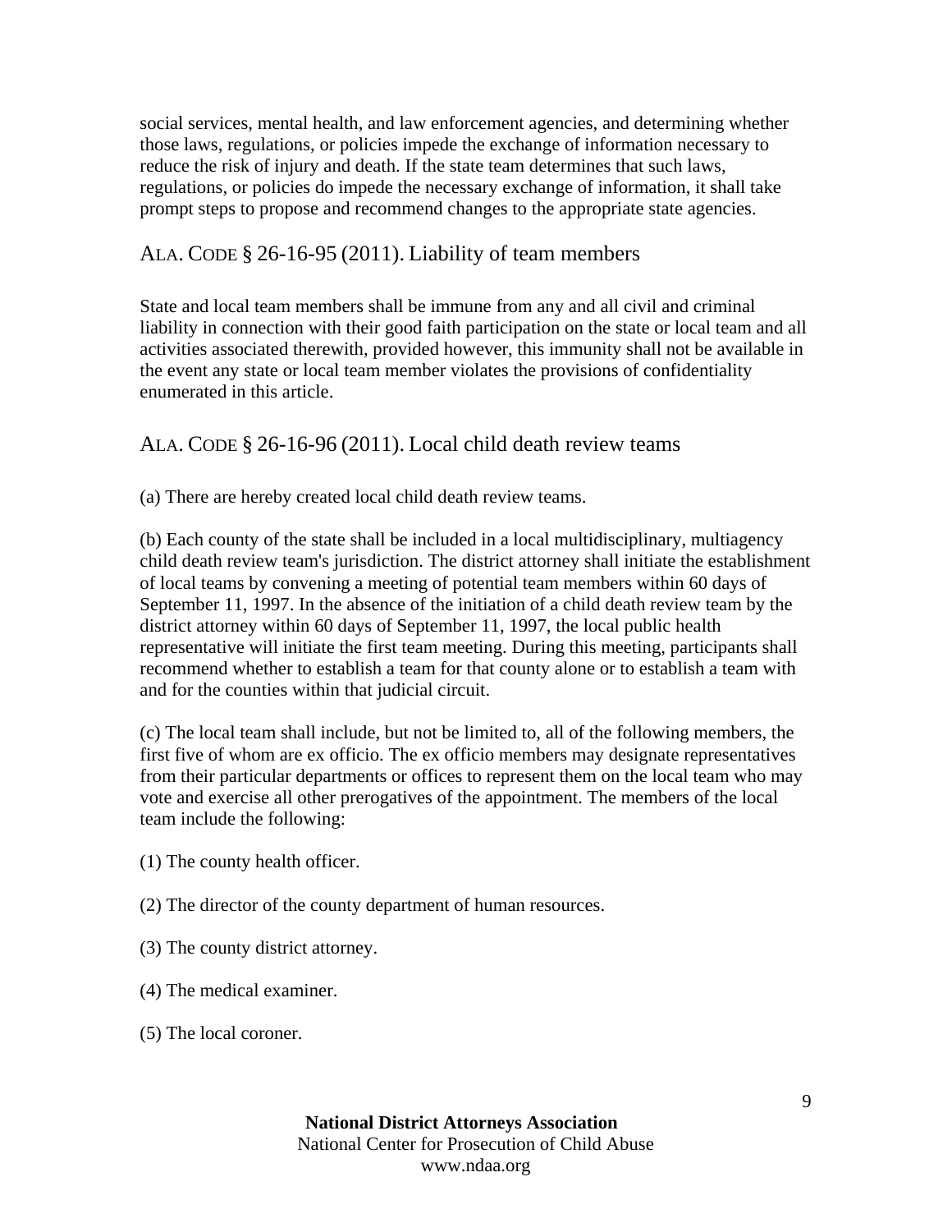social services, mental health, and law enforcement agencies, and determining whether those laws, regulations, or policies impede the exchange of information necessary to reduce the risk of injury and death. If the state team determines that such laws, regulations, or policies do impede the necessary exchange of information, it shall take prompt steps to propose and recommend changes to the appropriate state agencies.

## ALA. CODE § 26-16-95 (2011). Liability of team members

State and local team members shall be immune from any and all civil and criminal liability in connection with their good faith participation on the state or local team and all activities associated therewith, provided however, this immunity shall not be available in the event any state or local team member violates the provisions of confidentiality enumerated in this article.

## ALA. CODE § 26-16-96 (2011). Local child death review teams

(a) There are hereby created local child death review teams.

(b) Each county of the state shall be included in a local multidisciplinary, multiagency child death review team's jurisdiction. The district attorney shall initiate the establishment of local teams by convening a meeting of potential team members within 60 days of September 11, 1997. In the absence of the initiation of a child death review team by the district attorney within 60 days of September 11, 1997, the local public health representative will initiate the first team meeting. During this meeting, participants shall recommend whether to establish a team for that county alone or to establish a team with and for the counties within that judicial circuit.

(c) The local team shall include, but not be limited to, all of the following members, the first five of whom are ex officio. The ex officio members may designate representatives from their particular departments or offices to represent them on the local team who may vote and exercise all other prerogatives of the appointment. The members of the local team include the following:

(1) The county health officer.

(2) The director of the county department of human resources.

(3) The county district attorney.

(4) The medical examiner.

(5) The local coroner.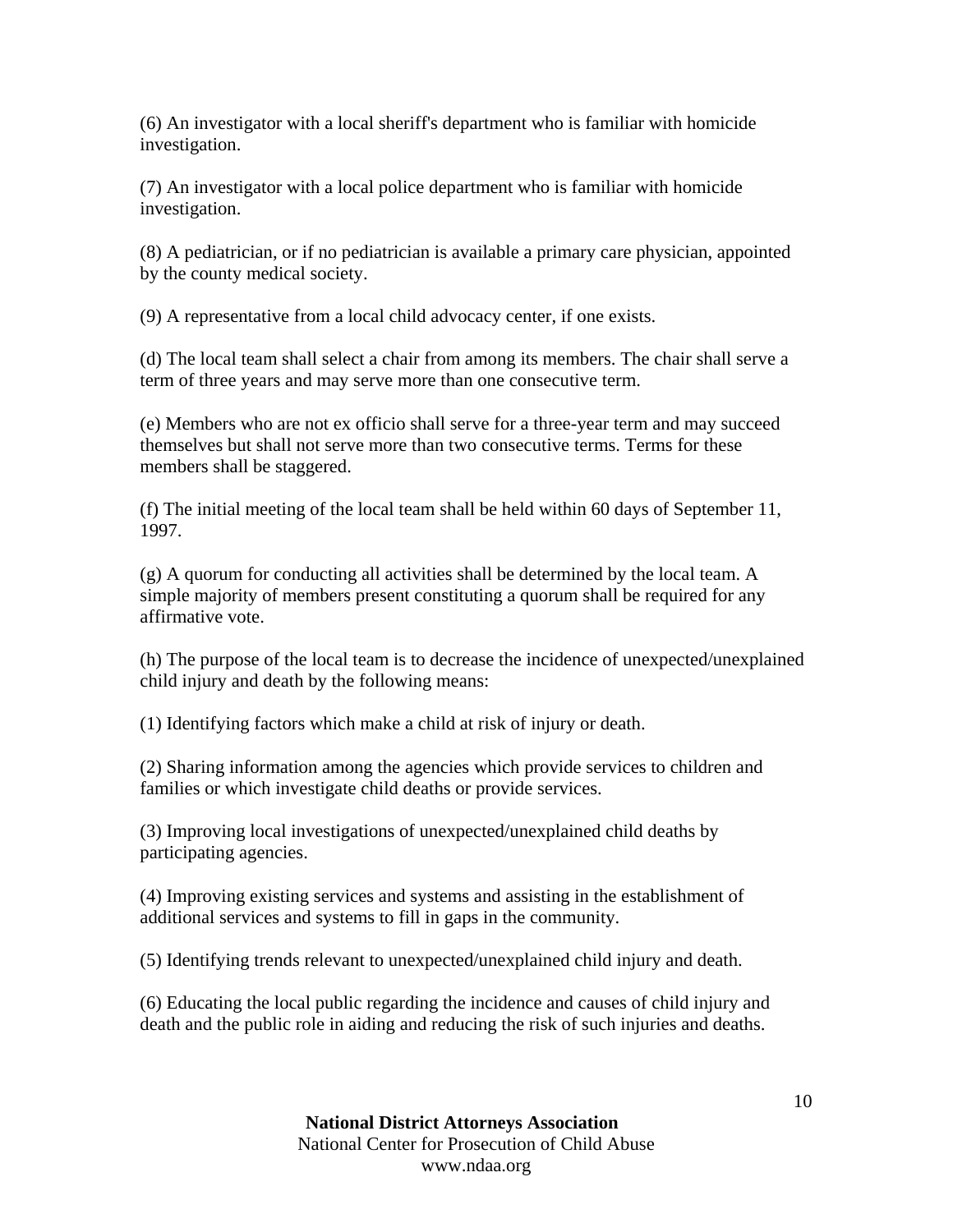(6) An investigator with a local sheriff's department who is familiar with homicide investigation.

(7) An investigator with a local police department who is familiar with homicide investigation.

(8) A pediatrician, or if no pediatrician is available a primary care physician, appointed by the county medical society.

(9) A representative from a local child advocacy center, if one exists.

(d) The local team shall select a chair from among its members. The chair shall serve a term of three years and may serve more than one consecutive term.

(e) Members who are not ex officio shall serve for a three-year term and may succeed themselves but shall not serve more than two consecutive terms. Terms for these members shall be staggered.

(f) The initial meeting of the local team shall be held within 60 days of September 11, 1997.

(g) A quorum for conducting all activities shall be determined by the local team. A simple majority of members present constituting a quorum shall be required for any affirmative vote.

(h) The purpose of the local team is to decrease the incidence of unexpected/unexplained child injury and death by the following means:

(1) Identifying factors which make a child at risk of injury or death.

(2) Sharing information among the agencies which provide services to children and families or which investigate child deaths or provide services.

(3) Improving local investigations of unexpected/unexplained child deaths by participating agencies.

(4) Improving existing services and systems and assisting in the establishment of additional services and systems to fill in gaps in the community.

(5) Identifying trends relevant to unexpected/unexplained child injury and death.

(6) Educating the local public regarding the incidence and causes of child injury and death and the public role in aiding and reducing the risk of such injuries and deaths.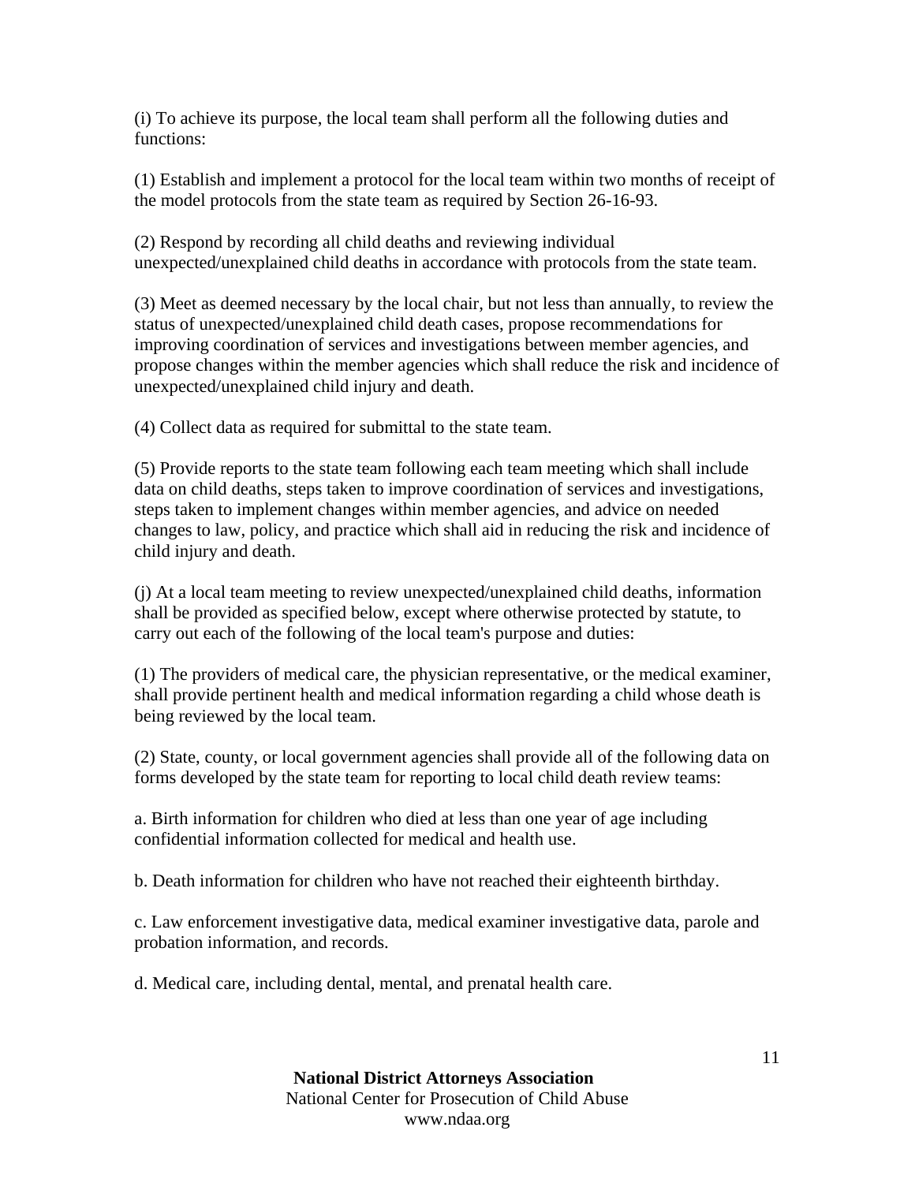(i) To achieve its purpose, the local team shall perform all the following duties and functions:

(1) Establish and implement a protocol for the local team within two months of receipt of the model protocols from the state team as required by Section 26-16-93.

(2) Respond by recording all child deaths and reviewing individual unexpected/unexplained child deaths in accordance with protocols from the state team.

(3) Meet as deemed necessary by the local chair, but not less than annually, to review the status of unexpected/unexplained child death cases, propose recommendations for improving coordination of services and investigations between member agencies, and propose changes within the member agencies which shall reduce the risk and incidence of unexpected/unexplained child injury and death.

(4) Collect data as required for submittal to the state team.

(5) Provide reports to the state team following each team meeting which shall include data on child deaths, steps taken to improve coordination of services and investigations, steps taken to implement changes within member agencies, and advice on needed changes to law, policy, and practice which shall aid in reducing the risk and incidence of child injury and death.

(j) At a local team meeting to review unexpected/unexplained child deaths, information shall be provided as specified below, except where otherwise protected by statute, to carry out each of the following of the local team's purpose and duties:

(1) The providers of medical care, the physician representative, or the medical examiner, shall provide pertinent health and medical information regarding a child whose death is being reviewed by the local team.

(2) State, county, or local government agencies shall provide all of the following data on forms developed by the state team for reporting to local child death review teams:

a. Birth information for children who died at less than one year of age including confidential information collected for medical and health use.

b. Death information for children who have not reached their eighteenth birthday.

c. Law enforcement investigative data, medical examiner investigative data, parole and probation information, and records.

d. Medical care, including dental, mental, and prenatal health care.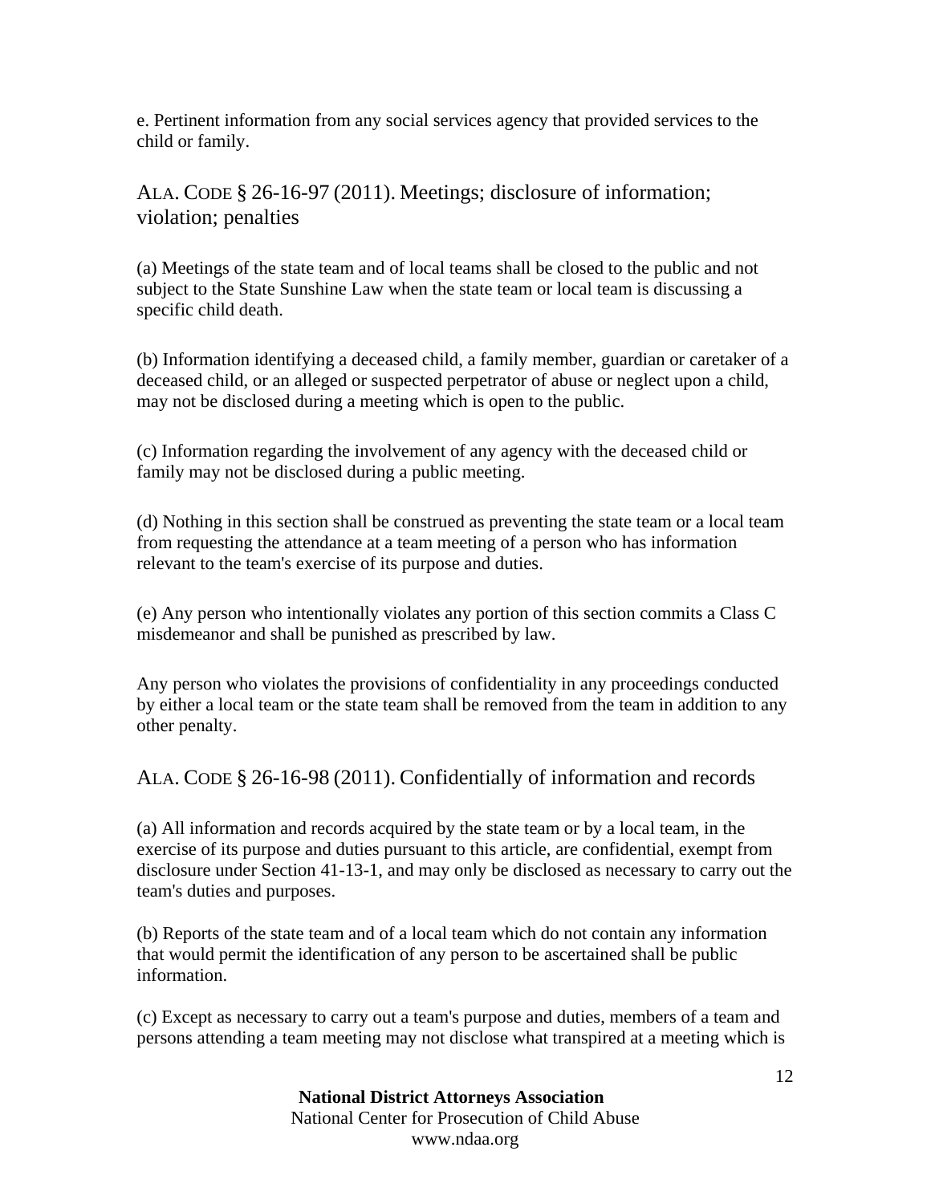e. Pertinent information from any social services agency that provided services to the child or family.

## ALA. CODE § 26-16-97 (2011). Meetings; disclosure of information; violation; penalties

(a) Meetings of the state team and of local teams shall be closed to the public and not subject to the State Sunshine Law when the state team or local team is discussing a specific child death.

(b) Information identifying a deceased child, a family member, guardian or caretaker of a deceased child, or an alleged or suspected perpetrator of abuse or neglect upon a child, may not be disclosed during a meeting which is open to the public.

(c) Information regarding the involvement of any agency with the deceased child or family may not be disclosed during a public meeting.

(d) Nothing in this section shall be construed as preventing the state team or a local team from requesting the attendance at a team meeting of a person who has information relevant to the team's exercise of its purpose and duties.

(e) Any person who intentionally violates any portion of this section commits a Class C misdemeanor and shall be punished as prescribed by law.

Any person who violates the provisions of confidentiality in any proceedings conducted by either a local team or the state team shall be removed from the team in addition to any other penalty.

## ALA. CODE § 26-16-98 (2011). Confidentially of information and records

(a) All information and records acquired by the state team or by a local team, in the exercise of its purpose and duties pursuant to this article, are confidential, exempt from disclosure under Section 41-13-1, and may only be disclosed as necessary to carry out the team's duties and purposes.

(b) Reports of the state team and of a local team which do not contain any information that would permit the identification of any person to be ascertained shall be public information.

(c) Except as necessary to carry out a team's purpose and duties, members of a team and persons attending a team meeting may not disclose what transpired at a meeting which is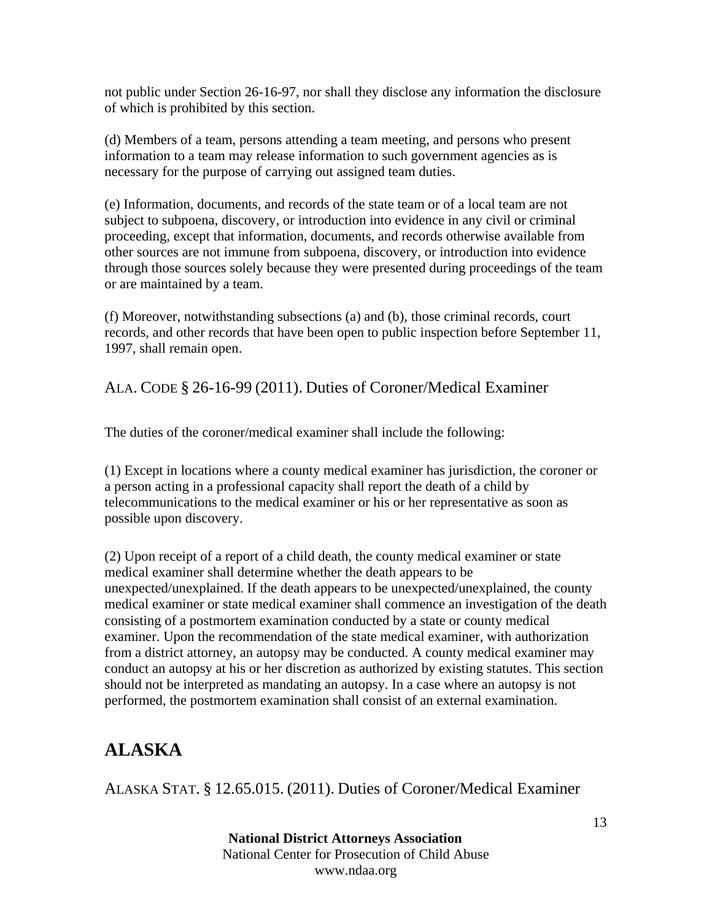not public under Section 26-16-97, nor shall they disclose any information the disclosure of which is prohibited by this section.

(d) Members of a team, persons attending a team meeting, and persons who present information to a team may release information to such government agencies as is necessary for the purpose of carrying out assigned team duties.

(e) Information, documents, and records of the state team or of a local team are not subject to subpoena, discovery, or introduction into evidence in any civil or criminal proceeding, except that information, documents, and records otherwise available from other sources are not immune from subpoena, discovery, or introduction into evidence through those sources solely because they were presented during proceedings of the team or are maintained by a team.

(f) Moreover, notwithstanding subsections (a) and (b), those criminal records, court records, and other records that have been open to public inspection before September 11, 1997, shall remain open.

### ALA. CODE § 26-16-99 (2011). Duties of Coroner/Medical Examiner

The duties of the coroner/medical examiner shall include the following:

(1) Except in locations where a county medical examiner has jurisdiction, the coroner or a person acting in a professional capacity shall report the death of a child by telecommunications to the medical examiner or his or her representative as soon as possible upon discovery.

(2) Upon receipt of a report of a child death, the county medical examiner or state medical examiner shall determine whether the death appears to be unexpected/unexplained. If the death appears to be unexpected/unexplained, the county medical examiner or state medical examiner shall commence an investigation of the death consisting of a postmortem examination conducted by a state or county medical examiner. Upon the recommendation of the state medical examiner, with authorization from a district attorney, an autopsy may be conducted. A county medical examiner may conduct an autopsy at his or her discretion as authorized by existing statutes. This section should not be interpreted as mandating an autopsy. In a case where an autopsy is not performed, the postmortem examination shall consist of an external examination.

## ALASKA

### ALASKA STAT. § 12.65.015. (2011). Duties of Coroner/Medical Examiner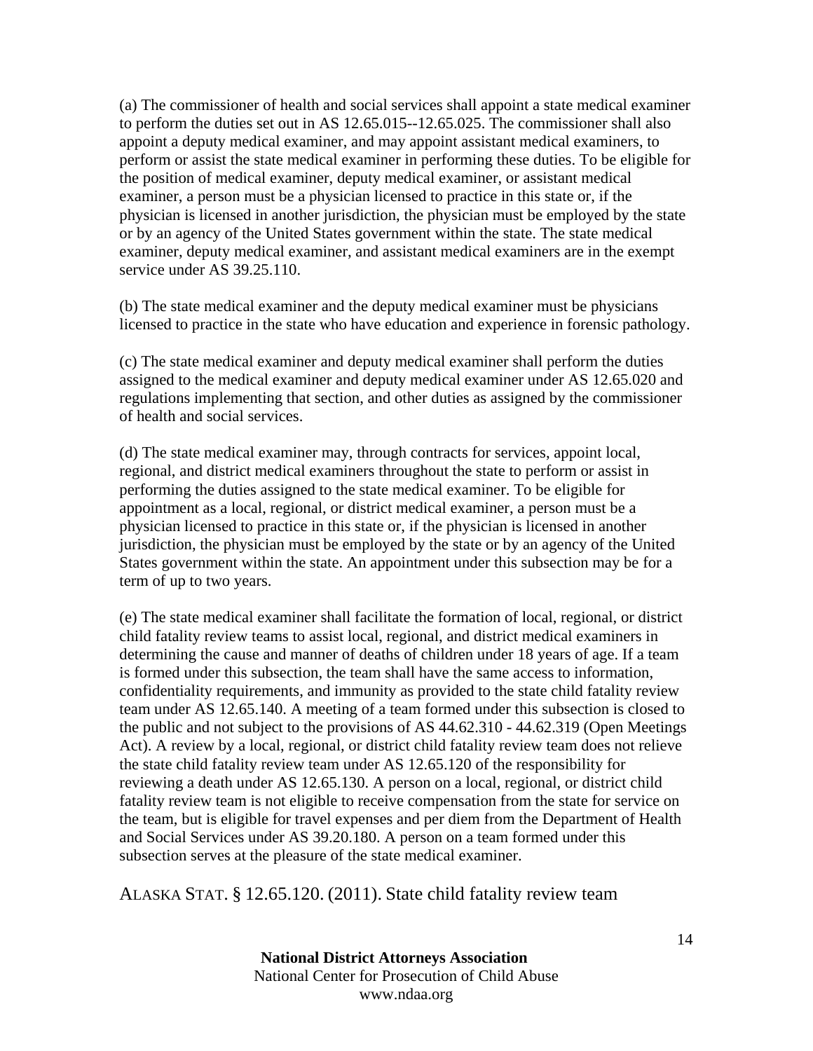(a) The commissioner of health and social services shall appoint a state medical examiner to perform the duties set out in AS 12.65.015--12.65.025. The commissioner shall also appoint a deputy medical examiner, and may appoint assistant medical examiners, to perform or assist the state medical examiner in performing these duties. To be eligible for the position of medical examiner, deputy medical examiner, or assistant medical examiner, a person must be a physician licensed to practice in this state or, if the physician is licensed in another jurisdiction, the physician must be employed by the state or by an agency of the United States government within the state. The state medical examiner, deputy medical examiner, and assistant medical examiners are in the exempt service under AS 39.25.110.

(b) The state medical examiner and the deputy medical examiner must be physicians licensed to practice in the state who have education and experience in forensic pathology.

(c) The state medical examiner and deputy medical examiner shall perform the duties assigned to the medical examiner and deputy medical examiner under AS 12.65.020 and regulations implementing that section, and other duties as assigned by the commissioner of health and social services.

(d) The state medical examiner may, through contracts for services, appoint local, regional, and district medical examiners throughout the state to perform or assist in performing the duties assigned to the state medical examiner. To be eligible for appointment as a local, regional, or district medical examiner, a person must be a physician licensed to practice in this state or, if the physician is licensed in another jurisdiction, the physician must be employed by the state or by an agency of the United States government within the state. An appointment under this subsection may be for a term of up to two years.

(e) The state medical examiner shall facilitate the formation of local, regional, or district child fatality review teams to assist local, regional, and district medical examiners in determining the cause and manner of deaths of children under 18 years of age. If a team is formed under this subsection, the team shall have the same access to information, confidentiality requirements, and immunity as provided to the state child fatality review team under AS 12.65.140. A meeting of a team formed under this subsection is closed to the public and not subject to the provisions of AS 44.62.310 - 44.62.319 (Open Meetings Act). A review by a local, regional, or district child fatality review team does not relieve the state child fatality review team under AS 12.65.120 of the responsibility for reviewing a death under AS 12.65.130. A person on a local, regional, or district child fatality review team is not eligible to receive compensation from the state for service on the team, but is eligible for travel expenses and per diem from the Department of Health and Social Services under AS 39.20.180. A person on a team formed under this subsection serves at the pleasure of the state medical examiner.

ALASKA STAT. § 12.65.120. (2011). State child fatality review team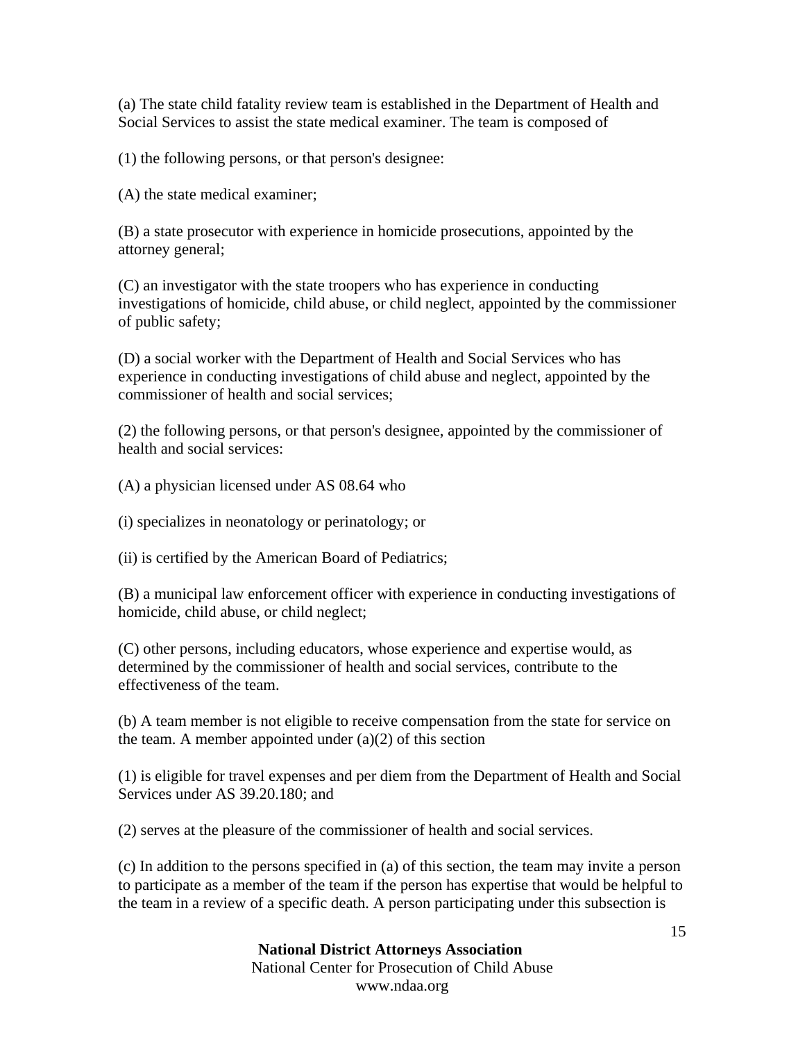(a) The state child fatality review team is established in the Department of Health and Social Services to assist the state medical examiner. The team is composed of

(1) the following persons, or that person's designee:

(A) the state medical examiner;

(B) a state prosecutor with experience in homicide prosecutions, appointed by the attorney general;

(C) an investigator with the state troopers who has experience in conducting investigations of homicide, child abuse, or child neglect, appointed by the commissioner of public safety;

(D) a social worker with the Department of Health and Social Services who has experience in conducting investigations of child abuse and neglect, appointed by the commissioner of health and social services;

(2) the following persons, or that person's designee, appointed by the commissioner of health and social services:

(A) a physician licensed under AS 08.64 who

(i) specializes in neonatology or perinatology; or

(ii) is certified by the American Board of Pediatrics;

(B) a municipal law enforcement officer with experience in conducting investigations of homicide, child abuse, or child neglect;

(C) other persons, including educators, whose experience and expertise would, as determined by the commissioner of health and social services, contribute to the effectiveness of the team.

(b) A team member is not eligible to receive compensation from the state for service on the team. A member appointed under (a)(2) of this section

(1) is eligible for travel expenses and per diem from the Department of Health and Social Services under AS 39.20.180; and

(2) serves at the pleasure of the commissioner of health and social services.

(c) In addition to the persons specified in (a) of this section, the team may invite a person to participate as a member of the team if the person has expertise that would be helpful to the team in a review of a specific death. A person participating under this subsection is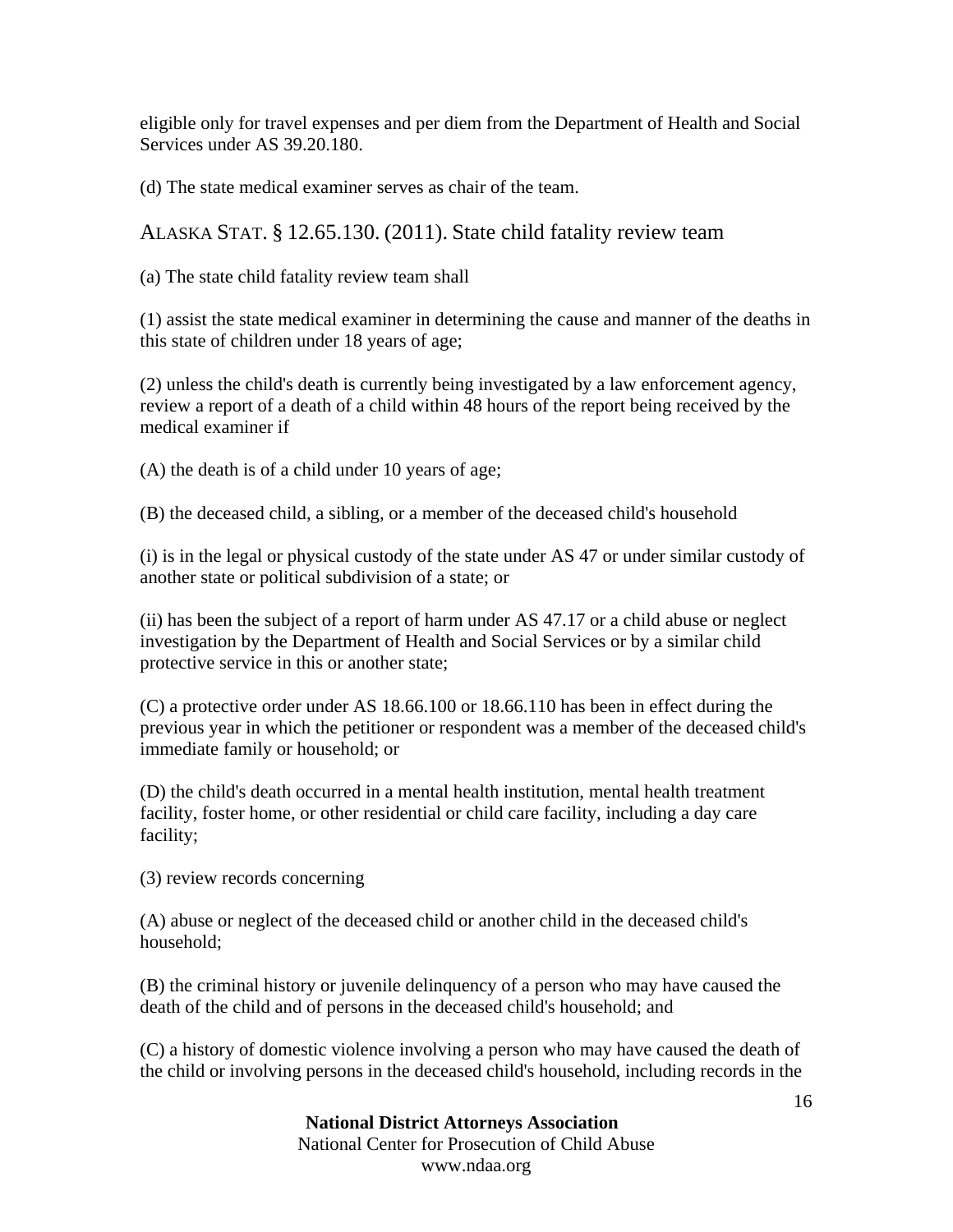eligible only for travel expenses and per diem from the Department of Health and Social Services under AS 39.20.180.

(d) The state medical examiner serves as chair of the team.

## ALASKA STAT. § 12.65.130. (2011). State child fatality review team

(a) The state child fatality review team shall

(1) assist the state medical examiner in determining the cause and manner of the deaths in this state of children under 18 years of age;

(2) unless the child's death is currently being investigated by a law enforcement agency, review a report of a death of a child within 48 hours of the report being received by the medical examiner if

(A) the death is of a child under 10 years of age;

(B) the deceased child, a sibling, or a member of the deceased child's household

(i) is in the legal or physical custody of the state under AS 47 or under similar custody of another state or political subdivision of a state; or

(ii) has been the subject of a report of harm under AS 47.17 or a child abuse or neglect investigation by the Department of Health and Social Services or by a similar child protective service in this or another state;

(C) a protective order under AS 18.66.100 or 18.66.110 has been in effect during the previous year in which the petitioner or respondent was a member of the deceased child's immediate family or household; or

(D) the child's death occurred in a mental health institution, mental health treatment facility, foster home, or other residential or child care facility, including a day care facility;

(3) review records concerning

(A) abuse or neglect of the deceased child or another child in the deceased child's household;

(B) the criminal history or juvenile delinquency of a person who may have caused the death of the child and of persons in the deceased child's household; and

(C) a history of domestic violence involving a person who may have caused the death of the child or involving persons in the deceased child's household, including records in the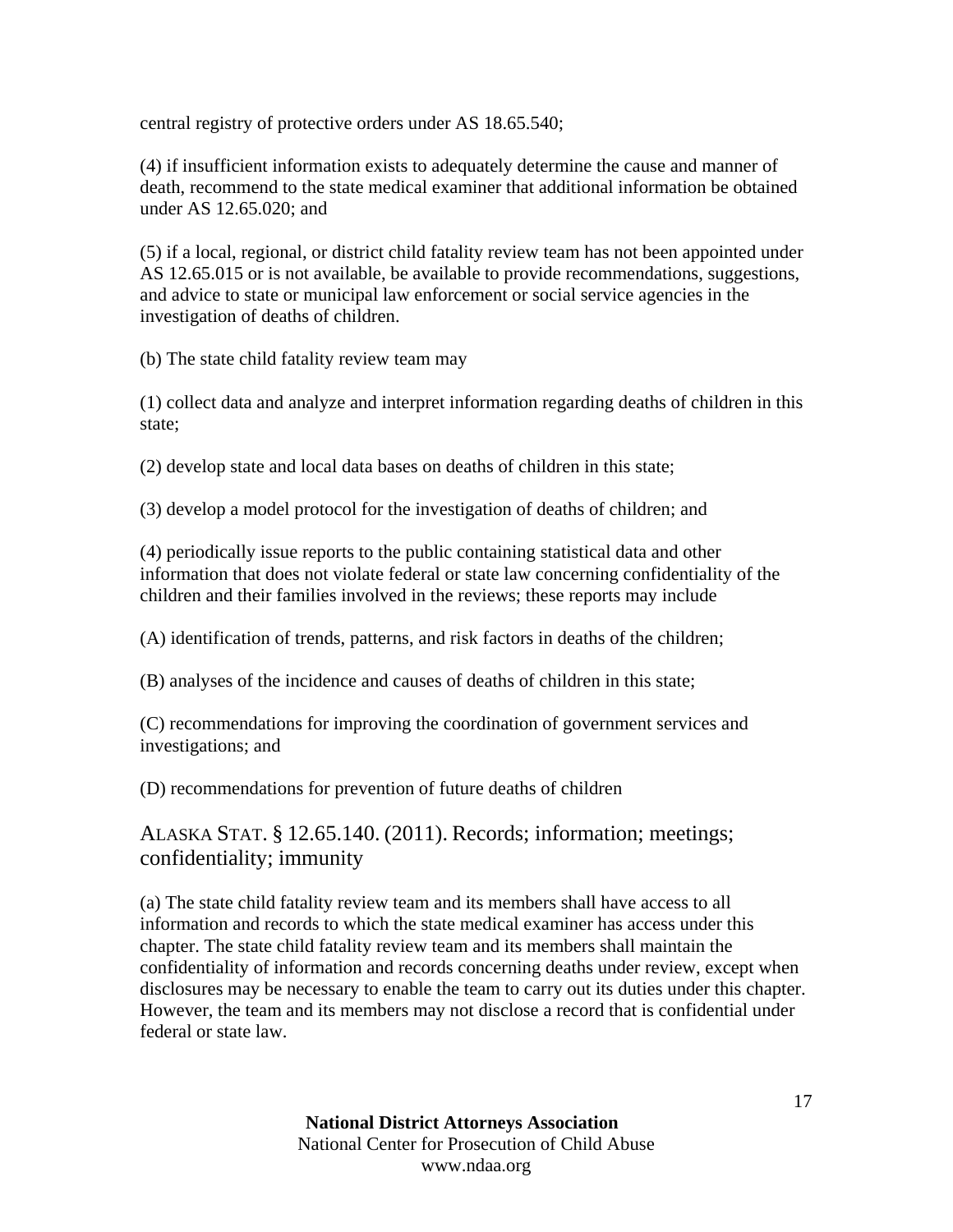central registry of protective orders under AS 18.65.540;

(4) if insufficient information exists to adequately determine the cause and manner of death, recommend to the state medical examiner that additional information be obtained under AS 12.65.020; and

(5) if a local, regional, or district child fatality review team has not been appointed under AS 12.65.015 or is not available, be available to provide recommendations, suggestions, and advice to state or municipal law enforcement or social service agencies in the investigation of deaths of children.

(b) The state child fatality review team may

(1) collect data and analyze and interpret information regarding deaths of children in this state;

(2) develop state and local data bases on deaths of children in this state;

(3) develop a model protocol for the investigation of deaths of children; and

(4) periodically issue reports to the public containing statistical data and other information that does not violate federal or state law concerning confidentiality of the children and their families involved in the reviews; these reports may include

(A) identification of trends, patterns, and risk factors in deaths of the children;

(B) analyses of the incidence and causes of deaths of children in this state;

(C) recommendations for improving the coordination of government services and investigations; and

(D) recommendations for prevention of future deaths of children

## ALASKA STAT. § 12.65.140. (2011). Records; information; meetings; confidentiality; immunity

(a) The state child fatality review team and its members shall have access to all information and records to which the state medical examiner has access under this chapter. The state child fatality review team and its members shall maintain the confidentiality of information and records concerning deaths under review, except when disclosures may be necessary to enable the team to carry out its duties under this chapter. However, the team and its members may not disclose a record that is confidential under federal or state law.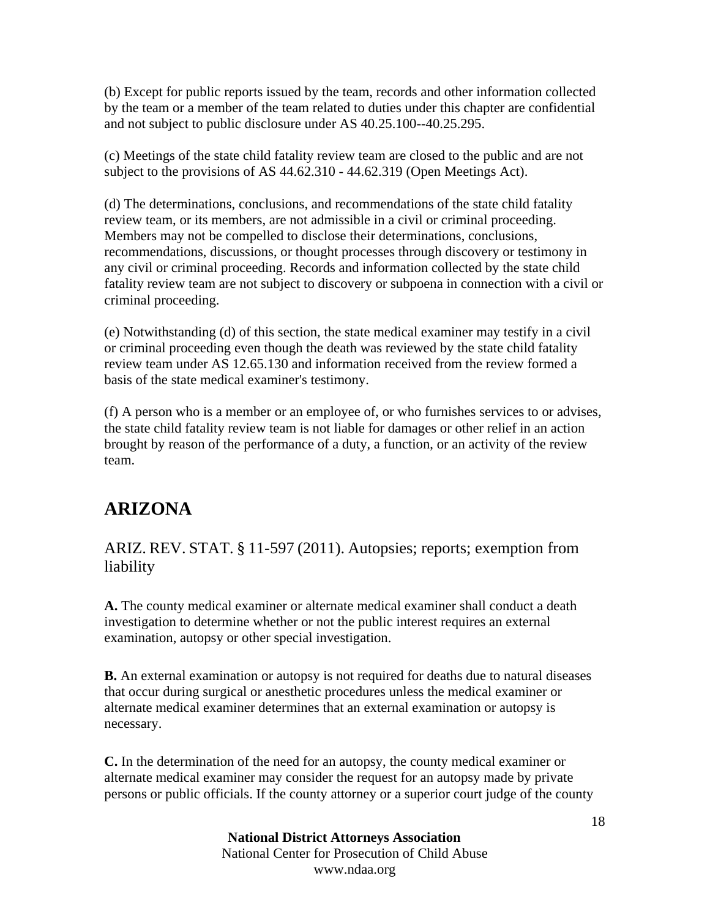(b) Except for public reports issued by the team, records and other information collected by the team or a member of the team related to duties under this chapter are confidential and not subject to public disclosure under AS 40.25.100--40.25.295.

(c) Meetings of the state child fatality review team are closed to the public and are not subject to the provisions of AS 44.62.310 - 44.62.319 (Open Meetings Act).

(d) The determinations, conclusions, and recommendations of the state child fatality review team, or its members, are not admissible in a civil or criminal proceeding. Members may not be compelled to disclose their determinations, conclusions, recommendations, discussions, or thought processes through discovery or testimony in any civil or criminal proceeding. Records and information collected by the state child fatality review team are not subject to discovery or subpoena in connection with a civil or criminal proceeding.

(e) Notwithstanding (d) of this section, the state medical examiner may testify in a civil or criminal proceeding even though the death was reviewed by the state child fatality review team under AS 12.65.130 and information received from the review formed a basis of the state medical examiner's testimony.

(f) A person who is a member or an employee of, or who furnishes services to or advises, the state child fatality review team is not liable for damages or other relief in an action brought by reason of the performance of a duty, a function, or an activity of the review team.

## ARIZONA

### ARIZ. REV. STAT. § 11-597 (2011). Autopsies; reports; exemption from liability

**A.** The county medical examiner or alternate medical examiner shall conduct a death investigation to determine whether or not the public interest requires an external examination, autopsy or other special investigation.

**B.** An external examination or autopsy is not required for deaths due to natural diseases that occur during surgical or anesthetic procedures unless the medical examiner or alternate medical examiner determines that an external examination or autopsy is necessary.

**C.** In the determination of the need for an autopsy, the county medical examiner or alternate medical examiner may consider the request for an autopsy made by private persons or public officials. If the county attorney or a superior court judge of the county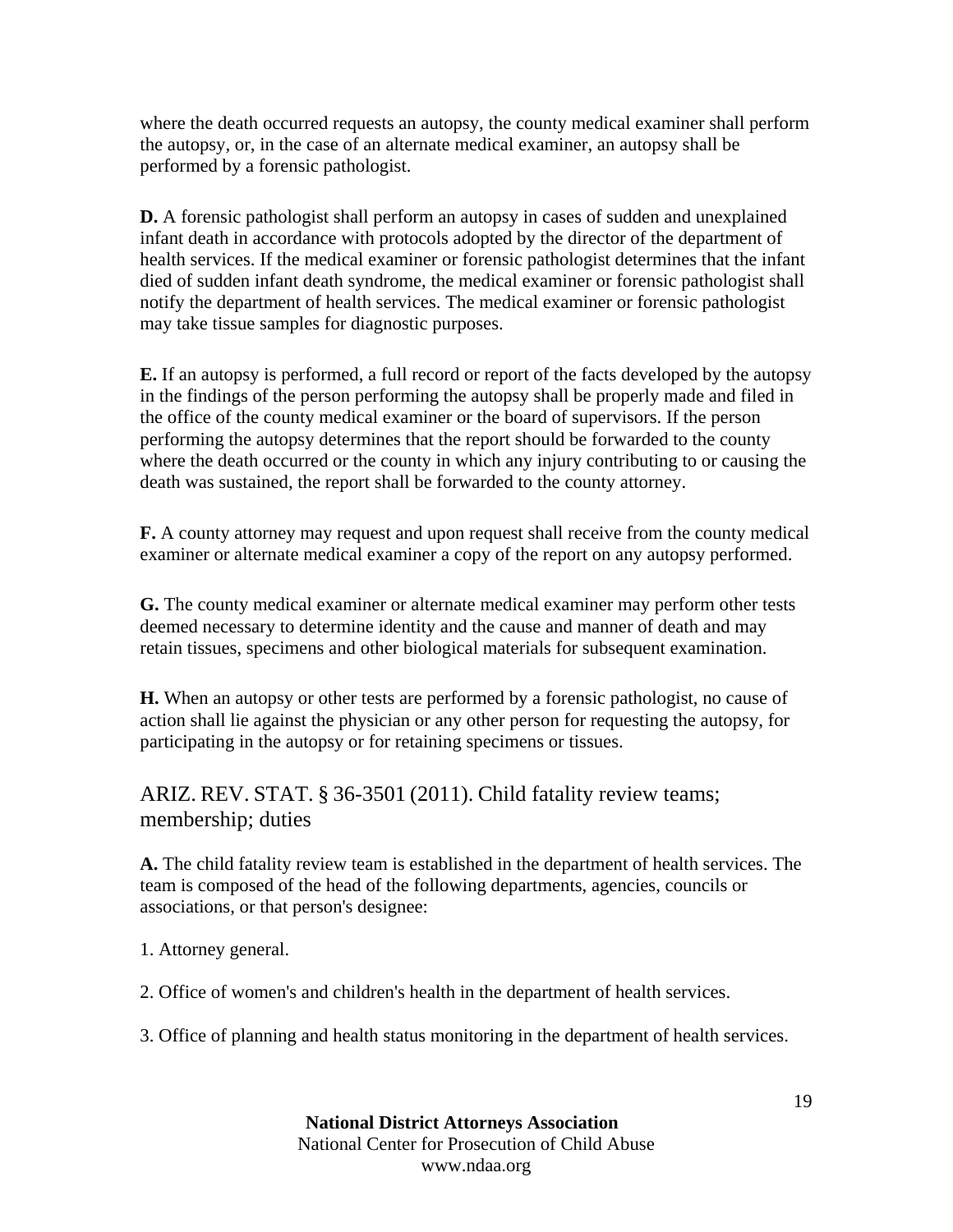where the death occurred requests an autopsy, the county medical examiner shall perform the autopsy, or, in the case of an alternate medical examiner, an autopsy shall be performed by a forensic pathologist.

**D.** A forensic pathologist shall perform an autopsy in cases of sudden and unexplained infant death in accordance with protocols adopted by the director of the department of health services. If the medical examiner or forensic pathologist determines that the infant died of sudden infant death syndrome, the medical examiner or forensic pathologist shall notify the department of health services. The medical examiner or forensic pathologist may take tissue samples for diagnostic purposes.

**E.** If an autopsy is performed, a full record or report of the facts developed by the autopsy in the findings of the person performing the autopsy shall be properly made and filed in the office of the county medical examiner or the board of supervisors. If the person performing the autopsy determines that the report should be forwarded to the county where the death occurred or the county in which any injury contributing to or causing the death was sustained, the report shall be forwarded to the county attorney.

**F.** A county attorney may request and upon request shall receive from the county medical examiner or alternate medical examiner a copy of the report on any autopsy performed.

**G.** The county medical examiner or alternate medical examiner may perform other tests deemed necessary to determine identity and the cause and manner of death and may retain tissues, specimens and other biological materials for subsequent examination.

**H.** When an autopsy or other tests are performed by a forensic pathologist, no cause of action shall lie against the physician or any other person for requesting the autopsy, for participating in the autopsy or for retaining specimens or tissues.

## ARIZ. REV. STAT. § 36-3501 (2011). Child fatality review teams; membership; duties

**A.** The child fatality review team is established in the department of health services. The team is composed of the head of the following departments, agencies, councils or associations, or that person's designee:

1. Attorney general.

2. Office of women's and children's health in the department of health services.

3. Office of planning and health status monitoring in the department of health services.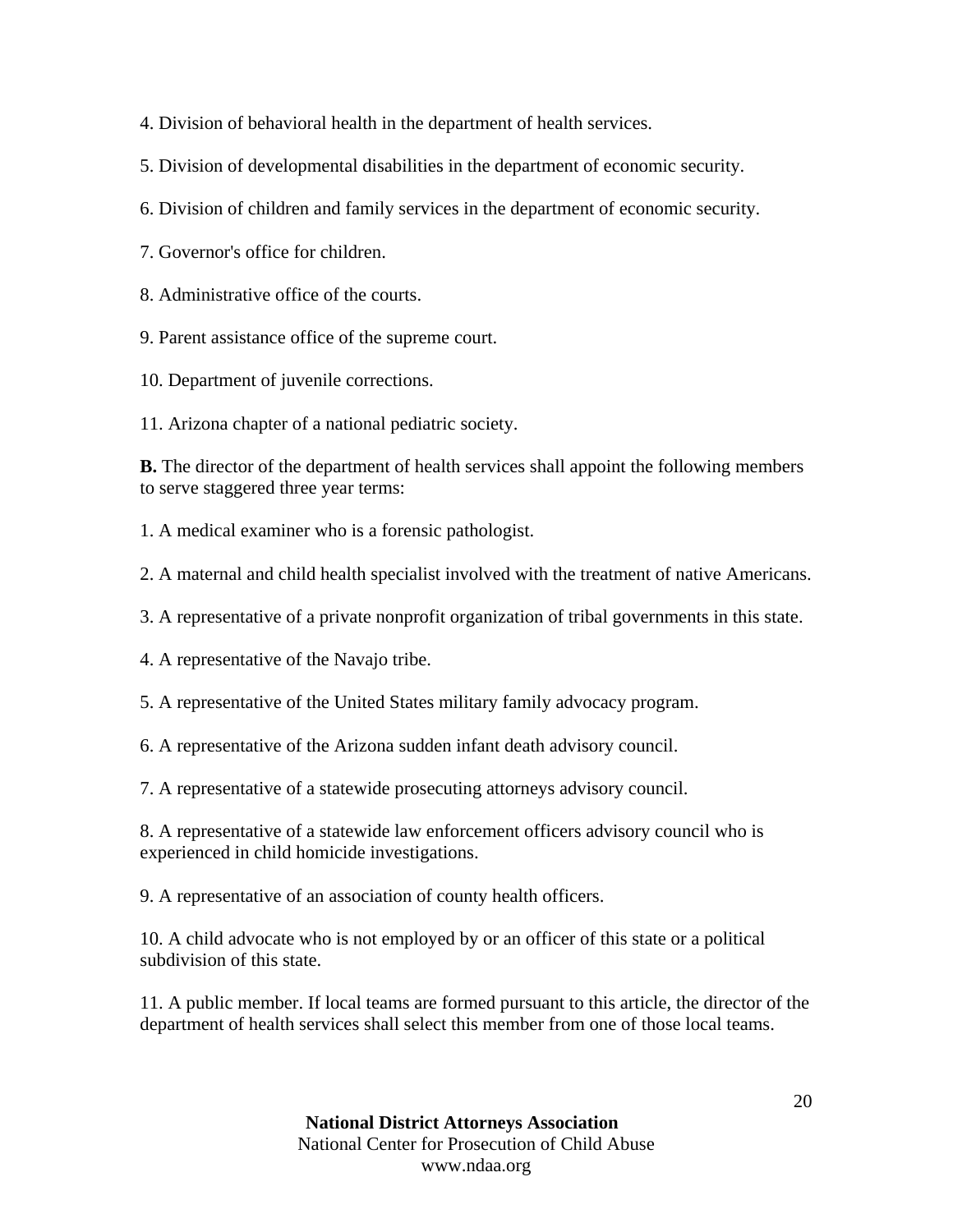4. Division of behavioral health in the department of health services.

5. Division of developmental disabilities in the department of economic security.

6. Division of children and family services in the department of economic security.

7. Governor's office for children.

8. Administrative office of the courts.

9. Parent assistance office of the supreme court.

10. Department of juvenile corrections.

11. Arizona chapter of a national pediatric society.

**B.** The director of the department of health services shall appoint the following members to serve staggered three year terms:

1. A medical examiner who is a forensic pathologist.

2. A maternal and child health specialist involved with the treatment of native Americans.

3. A representative of a private nonprofit organization of tribal governments in this state.

4. A representative of the Navajo tribe.

5. A representative of the United States military family advocacy program.

6. A representative of the Arizona sudden infant death advisory council.

7. A representative of a statewide prosecuting attorneys advisory council.

8. A representative of a statewide law enforcement officers advisory council who is experienced in child homicide investigations.

9. A representative of an association of county health officers.

10. A child advocate who is not employed by or an officer of this state or a political subdivision of this state.

11. A public member. If local teams are formed pursuant to this article, the director of the department of health services shall select this member from one of those local teams.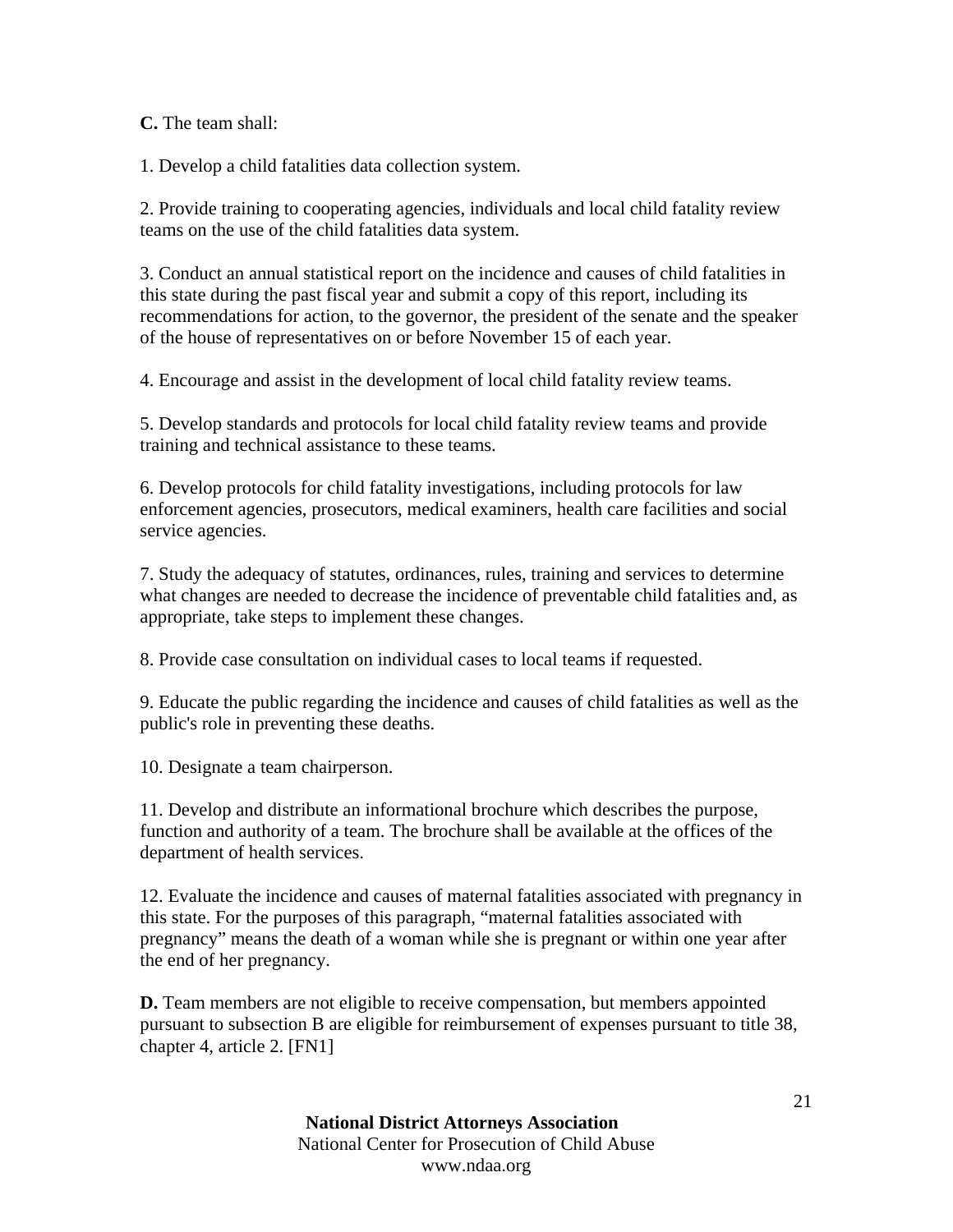**C.** The team shall:

1. Develop a child fatalities data collection system.

2. Provide training to cooperating agencies, individuals and local child fatality review teams on the use of the child fatalities data system.

3. Conduct an annual statistical report on the incidence and causes of child fatalities in this state during the past fiscal year and submit a copy of this report, including its recommendations for action, to the governor, the president of the senate and the speaker of the house of representatives on or before November 15 of each year.

4. Encourage and assist in the development of local child fatality review teams.

5. Develop standards and protocols for local child fatality review teams and provide training and technical assistance to these teams.

6. Develop protocols for child fatality investigations, including protocols for law enforcement agencies, prosecutors, medical examiners, health care facilities and social service agencies.

7. Study the adequacy of statutes, ordinances, rules, training and services to determine what changes are needed to decrease the incidence of preventable child fatalities and, as appropriate, take steps to implement these changes.

8. Provide case consultation on individual cases to local teams if requested.

9. Educate the public regarding the incidence and causes of child fatalities as well as the public's role in preventing these deaths.

10. Designate a team chairperson.

11. Develop and distribute an informational brochure which describes the purpose, function and authority of a team. The brochure shall be available at the offices of the department of health services.

12. Evaluate the incidence and causes of maternal fatalities associated with pregnancy in this state. For the purposes of this paragraph, "maternal fatalities associated with pregnancy" means the death of a woman while she is pregnant or within one year after the end of her pregnancy.

**D.** Team members are not eligible to receive compensation, but members appointed pursuant to subsection B are eligible for reimbursement of expenses pursuant to title 38, chapter 4, article 2. [FN1]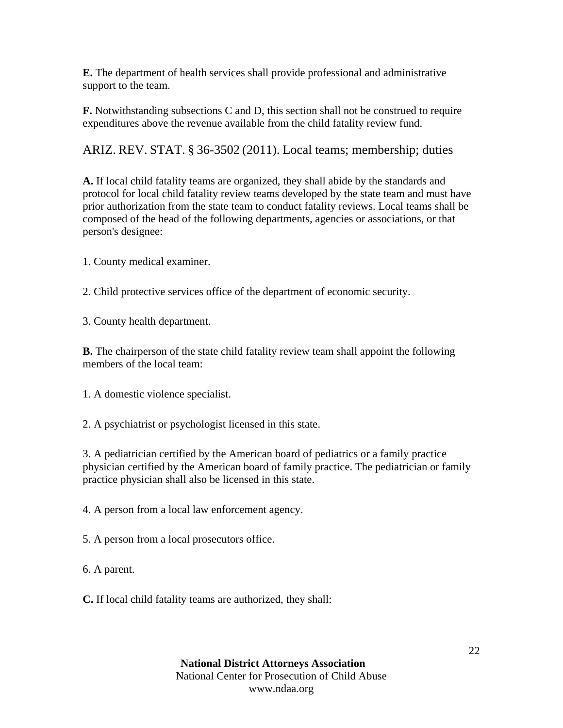**E.** The department of health services shall provide professional and administrative support to the team.

**F.** Notwithstanding subsections C and D, this section shall not be construed to require expenditures above the revenue available from the child fatality review fund.

## ARIZ. REV. STAT. § 36-3502 (2011). Local teams; membership; duties

**A.** If local child fatality teams are organized, they shall abide by the standards and protocol for local child fatality review teams developed by the state team and must have prior authorization from the state team to conduct fatality reviews. Local teams shall be composed of the head of the following departments, agencies or associations, or that person's designee:

1. County medical examiner.

2. Child protective services office of the department of economic security.

3. County health department.

**B.** The chairperson of the state child fatality review team shall appoint the following members of the local team:

1. A domestic violence specialist.

2. A psychiatrist or psychologist licensed in this state.

3. A pediatrician certified by the American board of pediatrics or a family practice physician certified by the American board of family practice. The pediatrician or family practice physician shall also be licensed in this state.

4. A person from a local law enforcement agency.

5. A person from a local prosecutors office.

6. A parent.

**C.** If local child fatality teams are authorized, they shall: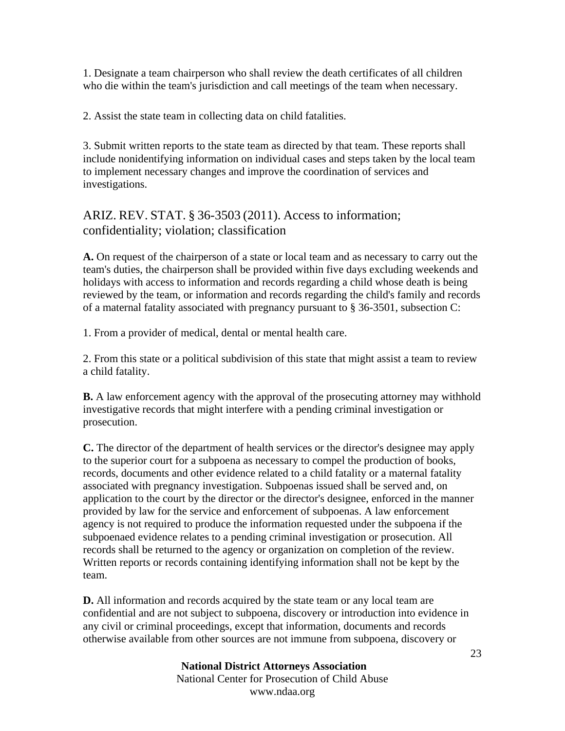1. Designate a team chairperson who shall review the death certificates of all children who die within the team's jurisdiction and call meetings of the team when necessary.

2. Assist the state team in collecting data on child fatalities.

3. Submit written reports to the state team as directed by that team. These reports shall include nonidentifying information on individual cases and steps taken by the local team to implement necessary changes and improve the coordination of services and investigations.

## ARIZ. REV. STAT. § 36-3503 (2011). Access to information; confidentiality; violation; classification

**A.** On request of the chairperson of a state or local team and as necessary to carry out the team's duties, the chairperson shall be provided within five days excluding weekends and holidays with access to information and records regarding a child whose death is being reviewed by the team, or information and records regarding the child's family and records of a maternal fatality associated with pregnancy pursuant to § 36-3501, subsection C:

1. From a provider of medical, dental or mental health care.

2. From this state or a political subdivision of this state that might assist a team to review a child fatality.

**B.** A law enforcement agency with the approval of the prosecuting attorney may withhold investigative records that might interfere with a pending criminal investigation or prosecution.

**C.** The director of the department of health services or the director's designee may apply to the superior court for a subpoena as necessary to compel the production of books, records, documents and other evidence related to a child fatality or a maternal fatality associated with pregnancy investigation. Subpoenas issued shall be served and, on application to the court by the director or the director's designee, enforced in the manner provided by law for the service and enforcement of subpoenas. A law enforcement agency is not required to produce the information requested under the subpoena if the subpoenaed evidence relates to a pending criminal investigation or prosecution. All records shall be returned to the agency or organization on completion of the review. Written reports or records containing identifying information shall not be kept by the team.

**D.** All information and records acquired by the state team or any local team are confidential and are not subject to subpoena, discovery or introduction into evidence in any civil or criminal proceedings, except that information, documents and records otherwise available from other sources are not immune from subpoena, discovery or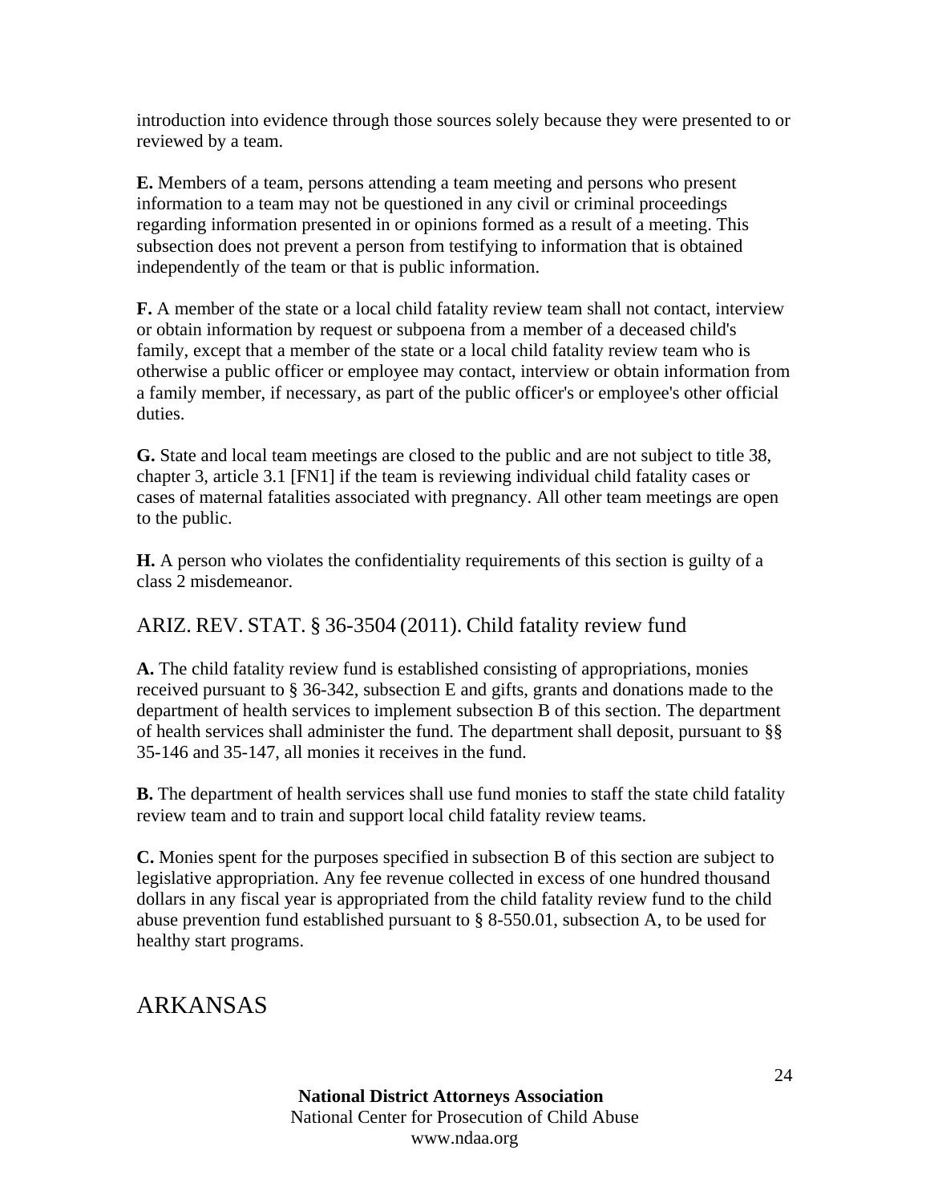introduction into evidence through those sources solely because they were presented to or reviewed by a team.

**E.** Members of a team, persons attending a team meeting and persons who present information to a team may not be questioned in any civil or criminal proceedings regarding information presented in or opinions formed as a result of a meeting. This subsection does not prevent a person from testifying to information that is obtained independently of the team or that is public information.

**F.** A member of the state or a local child fatality review team shall not contact, interview or obtain information by request or subpoena from a member of a deceased child's family, except that a member of the state or a local child fatality review team who is otherwise a public officer or employee may contact, interview or obtain information from a family member, if necessary, as part of the public officer's or employee's other official duties.

**G.** State and local team meetings are closed to the public and are not subject to title 38, chapter 3, article 3.1 [FN1] if the team is reviewing individual child fatality cases or cases of maternal fatalities associated with pregnancy. All other team meetings are open to the public.

**H.** A person who violates the confidentiality requirements of this section is guilty of a class 2 misdemeanor.

### ARIZ. REV. STAT. § 36-3504 (2011). Child fatality review fund

**A.** The child fatality review fund is established consisting of appropriations, monies received pursuant to § 36-342, subsection E and gifts, grants and donations made to the department of health services to implement subsection B of this section. The department of health services shall administer the fund. The department shall deposit, pursuant to §§ 35-146 and 35-147, all monies it receives in the fund.

**B.** The department of health services shall use fund monies to staff the state child fatality review team and to train and support local child fatality review teams.

**C.** Monies spent for the purposes specified in subsection B of this section are subject to legislative appropriation. Any fee revenue collected in excess of one hundred thousand dollars in any fiscal year is appropriated from the child fatality review fund to the child abuse prevention fund established pursuant to § 8-550.01, subsection A, to be used for healthy start programs.

## ARKANSAS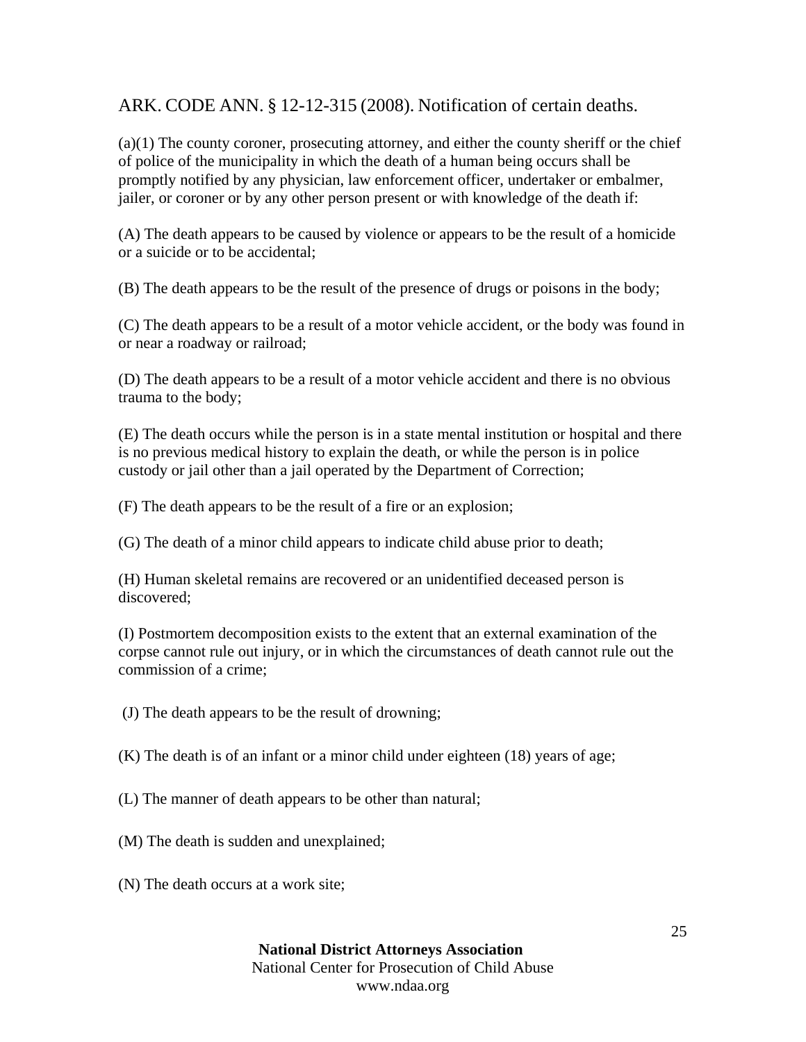ARK. CODE ANN. § 12-12-315 (2008). Notification of certain deaths.

(a)(1) The county coroner, prosecuting attorney, and either the county sheriff or the chief of police of the municipality in which the death of a human being occurs shall be promptly notified by any physician, law enforcement officer, undertaker or embalmer, jailer, or coroner or by any other person present or with knowledge of the death if:

(A) The death appears to be caused by violence or appears to be the result of a homicide or a suicide or to be accidental;

(B) The death appears to be the result of the presence of drugs or poisons in the body;

(C) The death appears to be a result of a motor vehicle accident, or the body was found in or near a roadway or railroad;

(D) The death appears to be a result of a motor vehicle accident and there is no obvious trauma to the body;

(E) The death occurs while the person is in a state mental institution or hospital and there is no previous medical history to explain the death, or while the person is in police custody or jail other than a jail operated by the Department of Correction;

(F) The death appears to be the result of a fire or an explosion;

(G) The death of a minor child appears to indicate child abuse prior to death;

(H) Human skeletal remains are recovered or an unidentified deceased person is discovered;

(I) Postmortem decomposition exists to the extent that an external examination of the corpse cannot rule out injury, or in which the circumstances of death cannot rule out the commission of a crime;

(J) The death appears to be the result of drowning;

(K) The death is of an infant or a minor child under eighteen (18) years of age;

(L) The manner of death appears to be other than natural;

(M) The death is sudden and unexplained;

(N) The death occurs at a work site;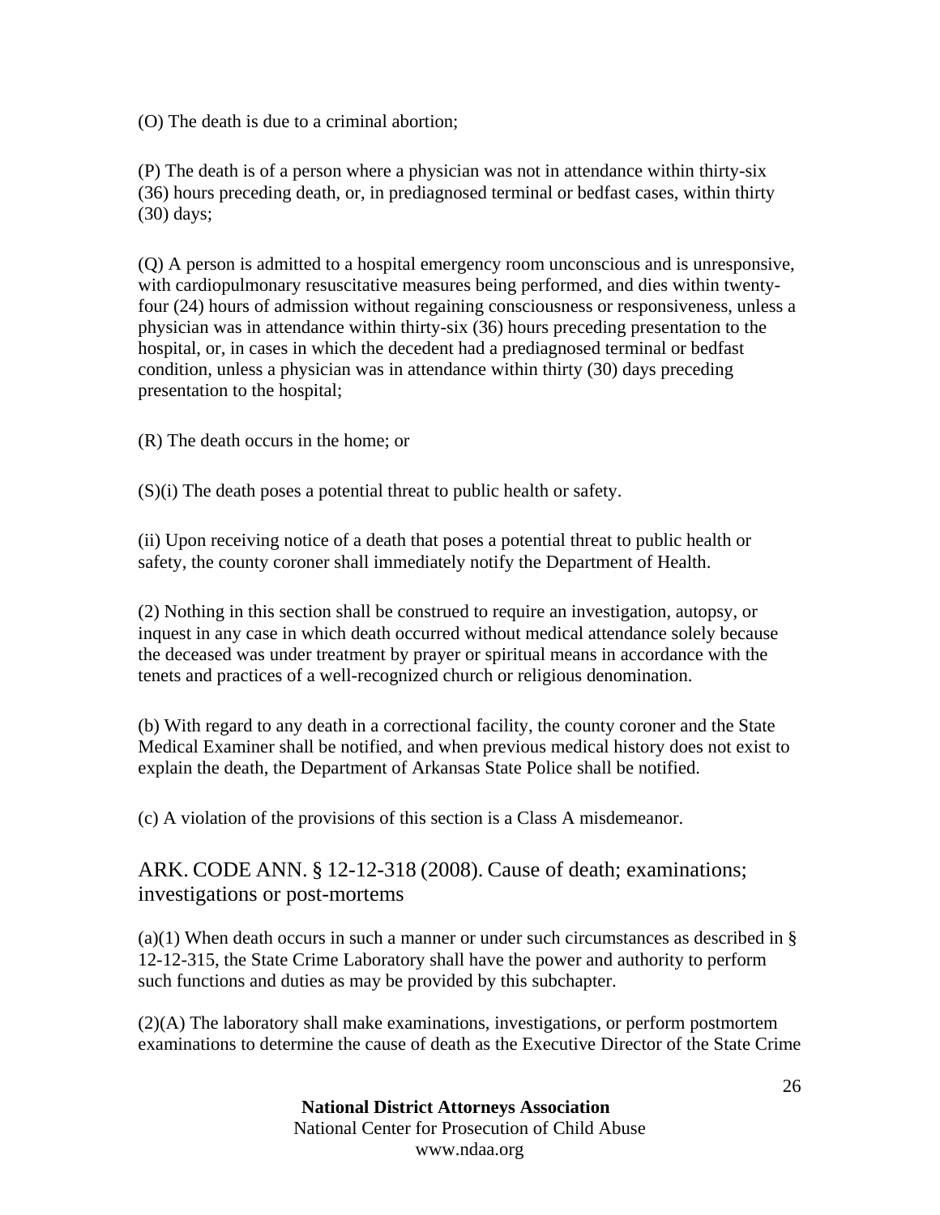(O) The death is due to a criminal abortion;

(P) The death is of a person where a physician was not in attendance within thirty-six (36) hours preceding death, or, in prediagnosed terminal or bedfast cases, within thirty (30) days;

(Q) A person is admitted to a hospital emergency room unconscious and is unresponsive, with cardiopulmonary resuscitative measures being performed, and dies within twenty-four (24) hours of admission without regaining consciousness or responsiveness, unless a physician was in attendance within thirty-six (36) hours preceding presentation to the hospital, or, in cases in which the decedent had a prediagnosed terminal or bedfast condition, unless a physician was in attendance within thirty (30) days preceding presentation to the hospital;

(R) The death occurs in the home; or

(S)(i) The death poses a potential threat to public health or safety.

(ii) Upon receiving notice of a death that poses a potential threat to public health or safety, the county coroner shall immediately notify the Department of Health.

(2) Nothing in this section shall be construed to require an investigation, autopsy, or inquest in any case in which death occurred without medical attendance solely because the deceased was under treatment by prayer or spiritual means in accordance with the tenets and practices of a well-recognized church or religious denomination.

(b) With regard to any death in a correctional facility, the county coroner and the State Medical Examiner shall be notified, and when previous medical history does not exist to explain the death, the Department of Arkansas State Police shall be notified.

(c) A violation of the provisions of this section is a Class A misdemeanor.

## ARK. CODE ANN. § 12-12-318 (2008). Cause of death; examinations; investigations or post-mortems

(a)(1) When death occurs in such a manner or under such circumstances as described in § 12-12-315, the State Crime Laboratory shall have the power and authority to perform such functions and duties as may be provided by this subchapter.

(2)(A) The laboratory shall make examinations, investigations, or perform postmortem examinations to determine the cause of death as the Executive Director of the State Crime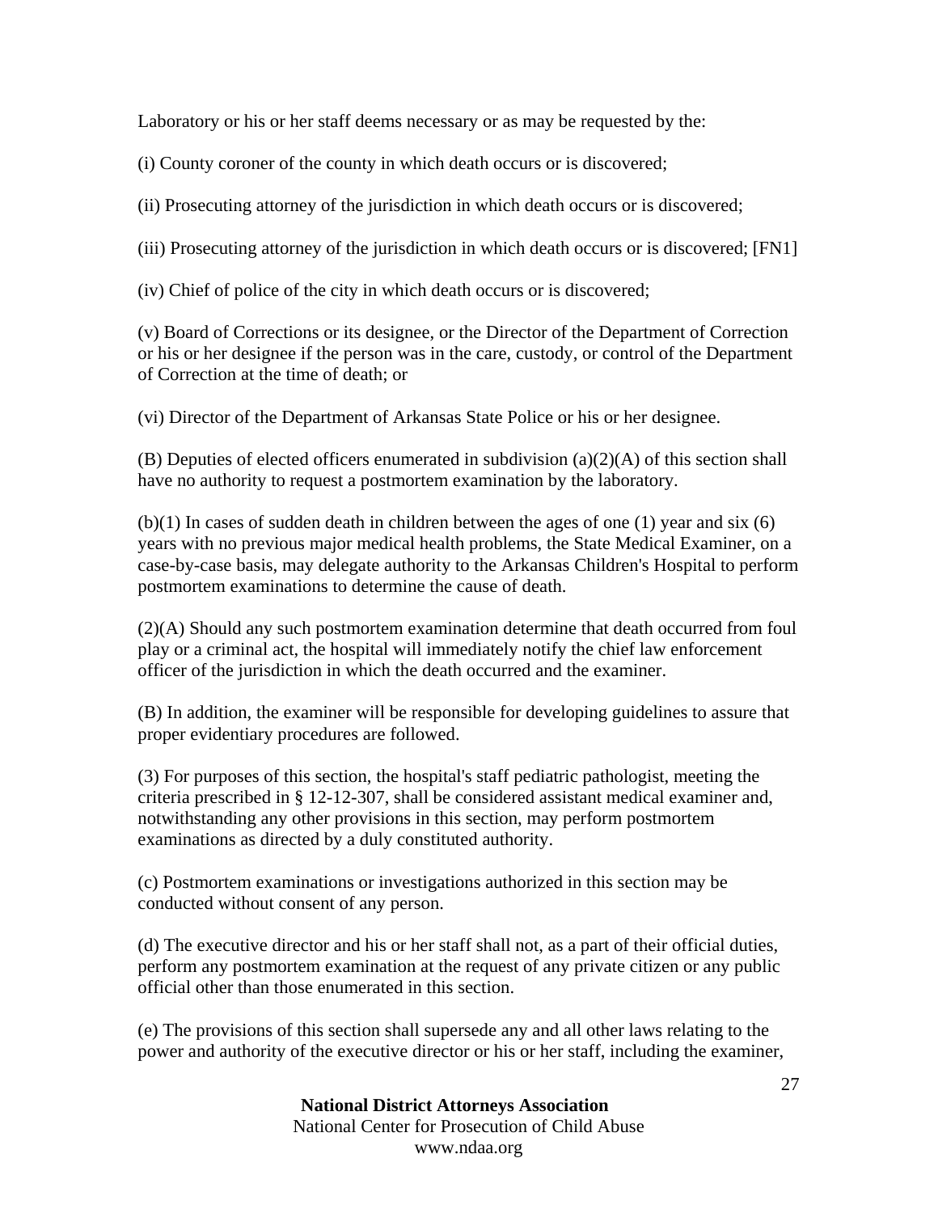Laboratory or his or her staff deems necessary or as may be requested by the:

(i) County coroner of the county in which death occurs or is discovered;

(ii) Prosecuting attorney of the jurisdiction in which death occurs or is discovered;

(iii) Prosecuting attorney of the jurisdiction in which death occurs or is discovered; [FN1]

(iv) Chief of police of the city in which death occurs or is discovered;

(v) Board of Corrections or its designee, or the Director of the Department of Correction or his or her designee if the person was in the care, custody, or control of the Department of Correction at the time of death; or

(vi) Director of the Department of Arkansas State Police or his or her designee.

(B) Deputies of elected officers enumerated in subdivision (a)(2)(A) of this section shall have no authority to request a postmortem examination by the laboratory.

(b)(1) In cases of sudden death in children between the ages of one (1) year and six (6) years with no previous major medical health problems, the State Medical Examiner, on a case-by-case basis, may delegate authority to the Arkansas Children's Hospital to perform postmortem examinations to determine the cause of death.

(2)(A) Should any such postmortem examination determine that death occurred from foul play or a criminal act, the hospital will immediately notify the chief law enforcement officer of the jurisdiction in which the death occurred and the examiner.

(B) In addition, the examiner will be responsible for developing guidelines to assure that proper evidentiary procedures are followed.

(3) For purposes of this section, the hospital's staff pediatric pathologist, meeting the criteria prescribed in § 12-12-307, shall be considered assistant medical examiner and, notwithstanding any other provisions in this section, may perform postmortem examinations as directed by a duly constituted authority.

(c) Postmortem examinations or investigations authorized in this section may be conducted without consent of any person.

(d) The executive director and his or her staff shall not, as a part of their official duties, perform any postmortem examination at the request of any private citizen or any public official other than those enumerated in this section.

(e) The provisions of this section shall supersede any and all other laws relating to the power and authority of the executive director or his or her staff, including the examiner,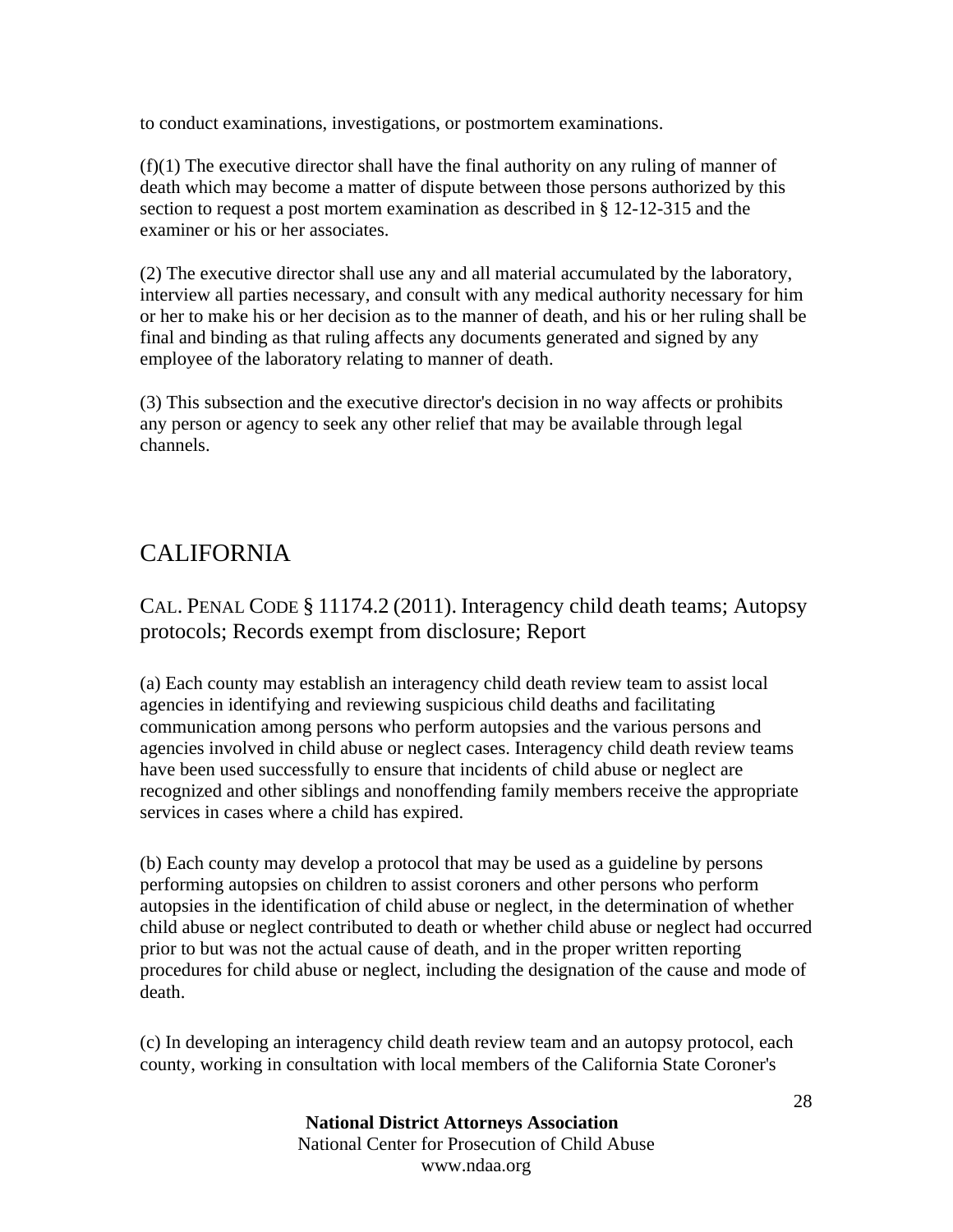to conduct examinations, investigations, or postmortem examinations.

(f)(1) The executive director shall have the final authority on any ruling of manner of death which may become a matter of dispute between those persons authorized by this section to request a post mortem examination as described in § 12-12-315 and the examiner or his or her associates.

(2) The executive director shall use any and all material accumulated by the laboratory, interview all parties necessary, and consult with any medical authority necessary for him or her to make his or her decision as to the manner of death, and his or her ruling shall be final and binding as that ruling affects any documents generated and signed by any employee of the laboratory relating to manner of death.

(3) This subsection and the executive director's decision in no way affects or prohibits any person or agency to seek any other relief that may be available through legal channels.

## CALIFORNIA

### CAL. PENAL CODE § 11174.2 (2011). Interagency child death teams; Autopsy protocols; Records exempt from disclosure; Report

(a) Each county may establish an interagency child death review team to assist local agencies in identifying and reviewing suspicious child deaths and facilitating communication among persons who perform autopsies and the various persons and agencies involved in child abuse or neglect cases. Interagency child death review teams have been used successfully to ensure that incidents of child abuse or neglect are recognized and other siblings and nonoffending family members receive the appropriate services in cases where a child has expired.

(b) Each county may develop a protocol that may be used as a guideline by persons performing autopsies on children to assist coroners and other persons who perform autopsies in the identification of child abuse or neglect, in the determination of whether child abuse or neglect contributed to death or whether child abuse or neglect had occurred prior to but was not the actual cause of death, and in the proper written reporting procedures for child abuse or neglect, including the designation of the cause and mode of death.

(c) In developing an interagency child death review team and an autopsy protocol, each county, working in consultation with local members of the California State Coroner's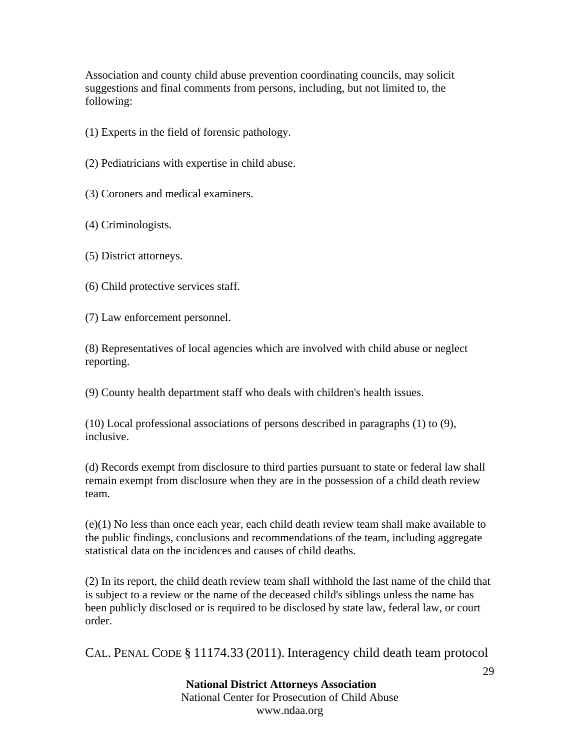Association and county child abuse prevention coordinating councils, may solicit suggestions and final comments from persons, including, but not limited to, the following:

(1) Experts in the field of forensic pathology.

(2) Pediatricians with expertise in child abuse.

(3) Coroners and medical examiners.

(4) Criminologists.

(5) District attorneys.

(6) Child protective services staff.

(7) Law enforcement personnel.

(8) Representatives of local agencies which are involved with child abuse or neglect reporting.

(9) County health department staff who deals with children's health issues.

(10) Local professional associations of persons described in paragraphs (1) to (9), inclusive.

(d) Records exempt from disclosure to third parties pursuant to state or federal law shall remain exempt from disclosure when they are in the possession of a child death review team.

(e)(1) No less than once each year, each child death review team shall make available to the public findings, conclusions and recommendations of the team, including aggregate statistical data on the incidences and causes of child deaths.

(2) In its report, the child death review team shall withhold the last name of the child that is subject to a review or the name of the deceased child's siblings unless the name has been publicly disclosed or is required to be disclosed by state law, federal law, or court order.

CAL. PENAL CODE § 11174.33 (2011). Interagency child death team protocol

**National District Attorneys Association**
National Center for Prosecution of Child Abuse
www.ndaa.org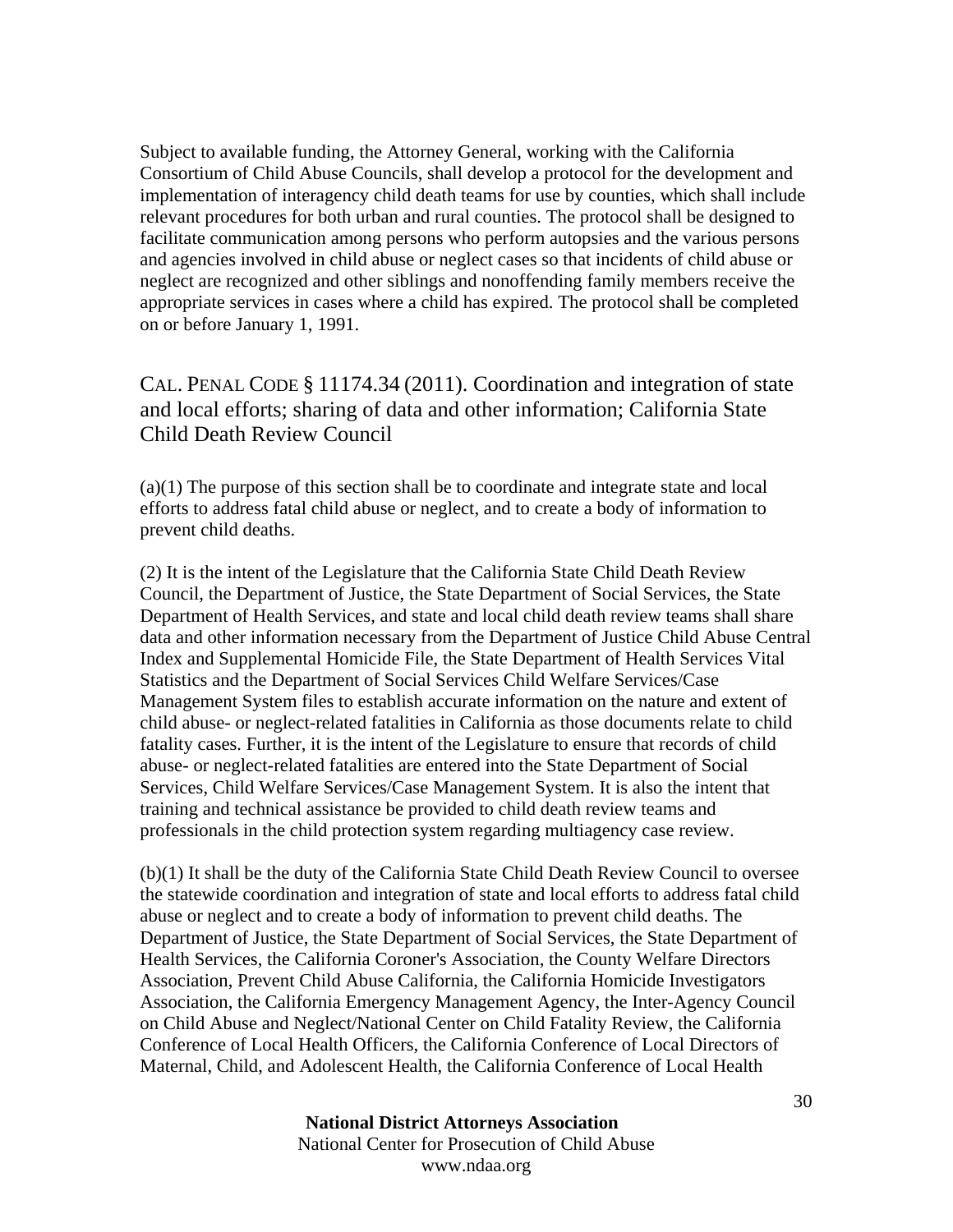Subject to available funding, the Attorney General, working with the California Consortium of Child Abuse Councils, shall develop a protocol for the development and implementation of interagency child death teams for use by counties, which shall include relevant procedures for both urban and rural counties. The protocol shall be designed to facilitate communication among persons who perform autopsies and the various persons and agencies involved in child abuse or neglect cases so that incidents of child abuse or neglect are recognized and other siblings and nonoffending family members receive the appropriate services in cases where a child has expired. The protocol shall be completed on or before January 1, 1991.

## CAL. PENAL CODE § 11174.34 (2011). Coordination and integration of state and local efforts; sharing of data and other information; California State Child Death Review Council

(a)(1) The purpose of this section shall be to coordinate and integrate state and local efforts to address fatal child abuse or neglect, and to create a body of information to prevent child deaths.

(2) It is the intent of the Legislature that the California State Child Death Review Council, the Department of Justice, the State Department of Social Services, the State Department of Health Services, and state and local child death review teams shall share data and other information necessary from the Department of Justice Child Abuse Central Index and Supplemental Homicide File, the State Department of Health Services Vital Statistics and the Department of Social Services Child Welfare Services/Case Management System files to establish accurate information on the nature and extent of child abuse- or neglect-related fatalities in California as those documents relate to child fatality cases. Further, it is the intent of the Legislature to ensure that records of child abuse- or neglect-related fatalities are entered into the State Department of Social Services, Child Welfare Services/Case Management System. It is also the intent that training and technical assistance be provided to child death review teams and professionals in the child protection system regarding multiagency case review.

(b)(1) It shall be the duty of the California State Child Death Review Council to oversee the statewide coordination and integration of state and local efforts to address fatal child abuse or neglect and to create a body of information to prevent child deaths. The Department of Justice, the State Department of Social Services, the State Department of Health Services, the California Coroner's Association, the County Welfare Directors Association, Prevent Child Abuse California, the California Homicide Investigators Association, the California Emergency Management Agency, the Inter-Agency Council on Child Abuse and Neglect/National Center on Child Fatality Review, the California Conference of Local Health Officers, the California Conference of Local Directors of Maternal, Child, and Adolescent Health, the California Conference of Local Health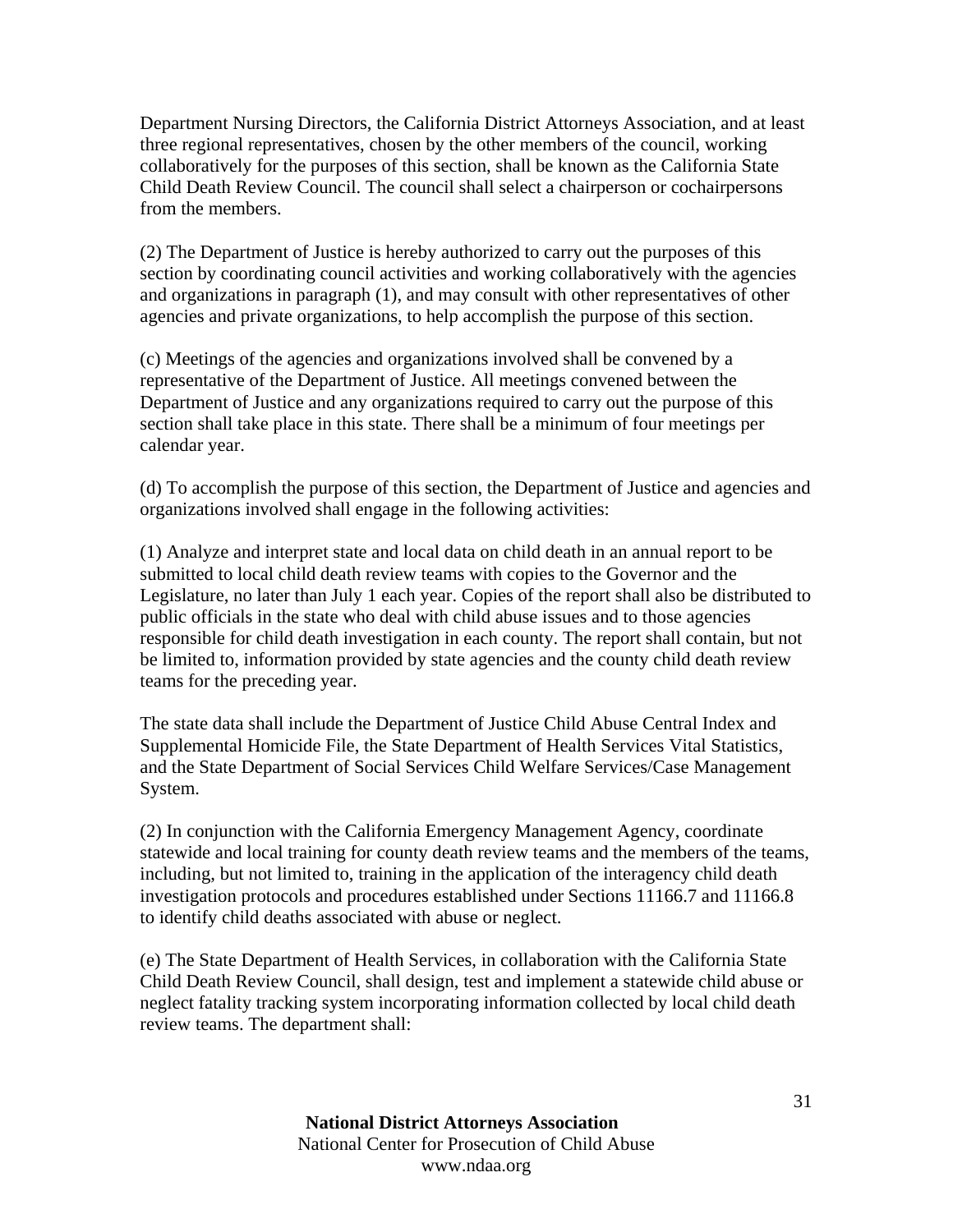Department Nursing Directors, the California District Attorneys Association, and at least three regional representatives, chosen by the other members of the council, working collaboratively for the purposes of this section, shall be known as the California State Child Death Review Council. The council shall select a chairperson or cochairpersons from the members.

(2) The Department of Justice is hereby authorized to carry out the purposes of this section by coordinating council activities and working collaboratively with the agencies and organizations in paragraph (1), and may consult with other representatives of other agencies and private organizations, to help accomplish the purpose of this section.

(c) Meetings of the agencies and organizations involved shall be convened by a representative of the Department of Justice. All meetings convened between the Department of Justice and any organizations required to carry out the purpose of this section shall take place in this state. There shall be a minimum of four meetings per calendar year.

(d) To accomplish the purpose of this section, the Department of Justice and agencies and organizations involved shall engage in the following activities:

(1) Analyze and interpret state and local data on child death in an annual report to be submitted to local child death review teams with copies to the Governor and the Legislature, no later than July 1 each year. Copies of the report shall also be distributed to public officials in the state who deal with child abuse issues and to those agencies responsible for child death investigation in each county. The report shall contain, but not be limited to, information provided by state agencies and the county child death review teams for the preceding year.

The state data shall include the Department of Justice Child Abuse Central Index and Supplemental Homicide File, the State Department of Health Services Vital Statistics, and the State Department of Social Services Child Welfare Services/Case Management System.

(2) In conjunction with the California Emergency Management Agency, coordinate statewide and local training for county death review teams and the members of the teams, including, but not limited to, training in the application of the interagency child death investigation protocols and procedures established under Sections 11166.7 and 11166.8 to identify child deaths associated with abuse or neglect.

(e) The State Department of Health Services, in collaboration with the California State Child Death Review Council, shall design, test and implement a statewide child abuse or neglect fatality tracking system incorporating information collected by local child death review teams. The department shall: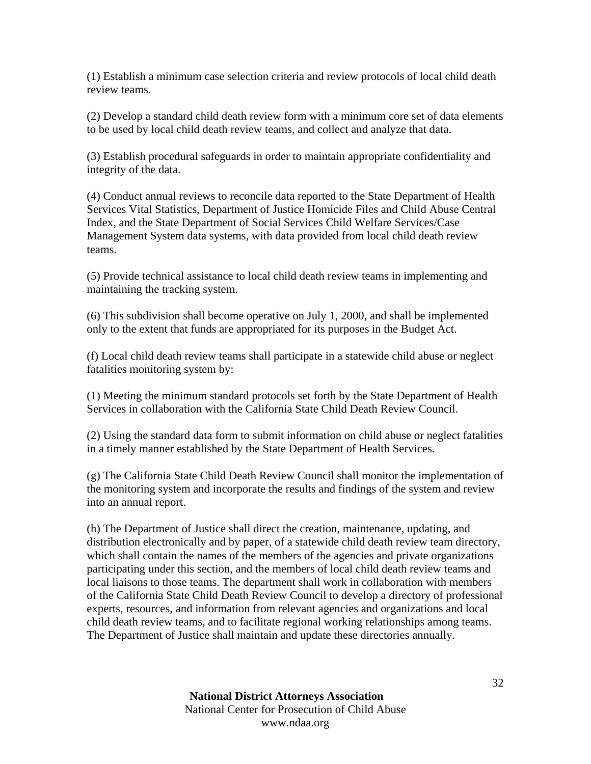(1) Establish a minimum case selection criteria and review protocols of local child death review teams.

(2) Develop a standard child death review form with a minimum core set of data elements to be used by local child death review teams, and collect and analyze that data.

(3) Establish procedural safeguards in order to maintain appropriate confidentiality and integrity of the data.

(4) Conduct annual reviews to reconcile data reported to the State Department of Health Services Vital Statistics, Department of Justice Homicide Files and Child Abuse Central Index, and the State Department of Social Services Child Welfare Services/Case Management System data systems, with data provided from local child death review teams.

(5) Provide technical assistance to local child death review teams in implementing and maintaining the tracking system.

(6) This subdivision shall become operative on July 1, 2000, and shall be implemented only to the extent that funds are appropriated for its purposes in the Budget Act.

(f) Local child death review teams shall participate in a statewide child abuse or neglect fatalities monitoring system by:

(1) Meeting the minimum standard protocols set forth by the State Department of Health Services in collaboration with the California State Child Death Review Council.

(2) Using the standard data form to submit information on child abuse or neglect fatalities in a timely manner established by the State Department of Health Services.

(g) The California State Child Death Review Council shall monitor the implementation of the monitoring system and incorporate the results and findings of the system and review into an annual report.

(h) The Department of Justice shall direct the creation, maintenance, updating, and distribution electronically and by paper, of a statewide child death review team directory, which shall contain the names of the members of the agencies and private organizations participating under this section, and the members of local child death review teams and local liaisons to those teams. The department shall work in collaboration with members of the California State Child Death Review Council to develop a directory of professional experts, resources, and information from relevant agencies and organizations and local child death review teams, and to facilitate regional working relationships among teams. The Department of Justice shall maintain and update these directories annually.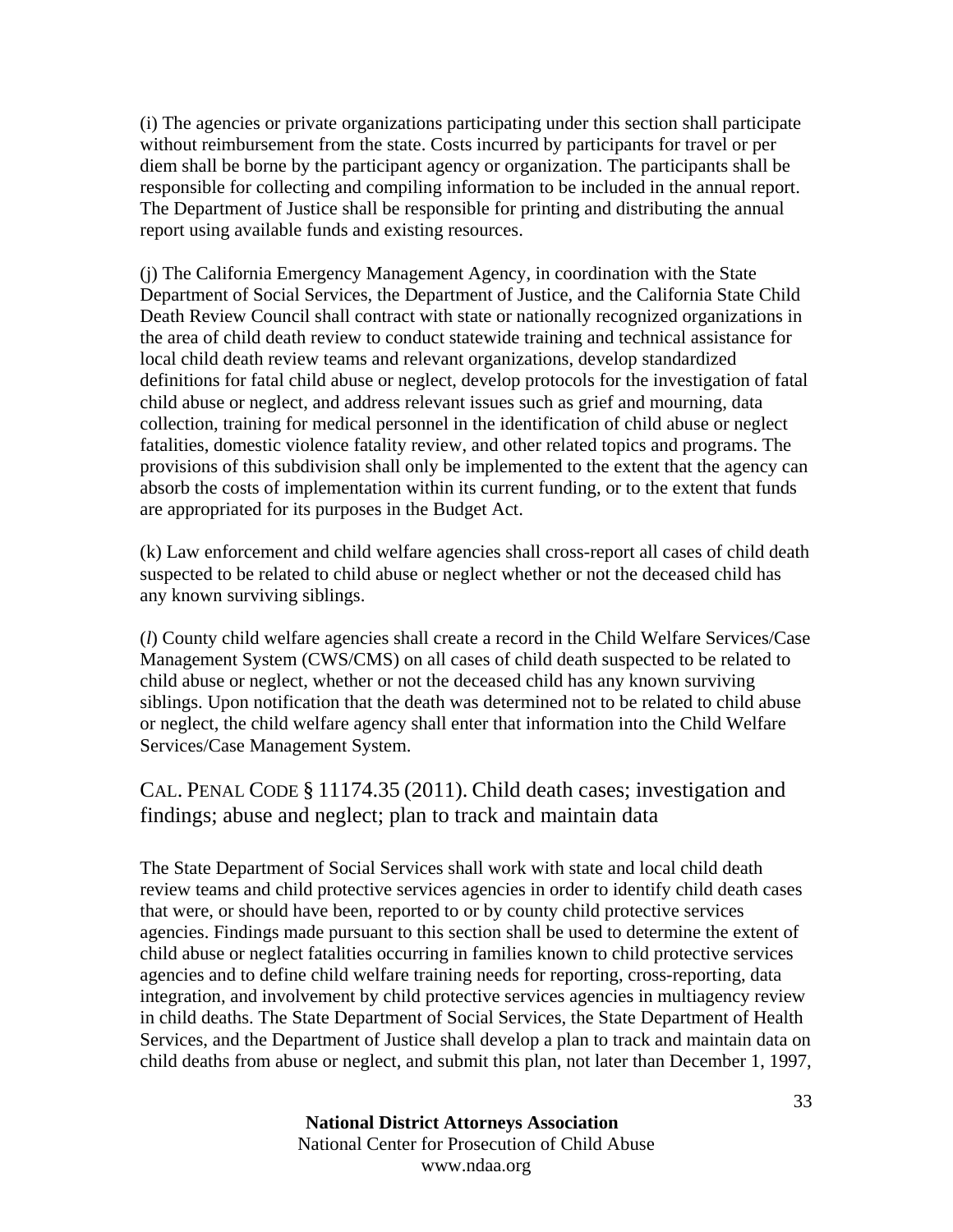(i) The agencies or private organizations participating under this section shall participate without reimbursement from the state. Costs incurred by participants for travel or per diem shall be borne by the participant agency or organization. The participants shall be responsible for collecting and compiling information to be included in the annual report. The Department of Justice shall be responsible for printing and distributing the annual report using available funds and existing resources.

(j) The California Emergency Management Agency, in coordination with the State Department of Social Services, the Department of Justice, and the California State Child Death Review Council shall contract with state or nationally recognized organizations in the area of child death review to conduct statewide training and technical assistance for local child death review teams and relevant organizations, develop standardized definitions for fatal child abuse or neglect, develop protocols for the investigation of fatal child abuse or neglect, and address relevant issues such as grief and mourning, data collection, training for medical personnel in the identification of child abuse or neglect fatalities, domestic violence fatality review, and other related topics and programs. The provisions of this subdivision shall only be implemented to the extent that the agency can absorb the costs of implementation within its current funding, or to the extent that funds are appropriated for its purposes in the Budget Act.

(k) Law enforcement and child welfare agencies shall cross-report all cases of child death suspected to be related to child abuse or neglect whether or not the deceased child has any known surviving siblings.

(*l*) County child welfare agencies shall create a record in the Child Welfare Services/Case Management System (CWS/CMS) on all cases of child death suspected to be related to child abuse or neglect, whether or not the deceased child has any known surviving siblings. Upon notification that the death was determined not to be related to child abuse or neglect, the child welfare agency shall enter that information into the Child Welfare Services/Case Management System.

## CAL. PENAL CODE § 11174.35 (2011). Child death cases; investigation and findings; abuse and neglect; plan to track and maintain data

The State Department of Social Services shall work with state and local child death review teams and child protective services agencies in order to identify child death cases that were, or should have been, reported to or by county child protective services agencies. Findings made pursuant to this section shall be used to determine the extent of child abuse or neglect fatalities occurring in families known to child protective services agencies and to define child welfare training needs for reporting, cross-reporting, data integration, and involvement by child protective services agencies in multiagency review in child deaths. The State Department of Social Services, the State Department of Health Services, and the Department of Justice shall develop a plan to track and maintain data on child deaths from abuse or neglect, and submit this plan, not later than December 1, 1997,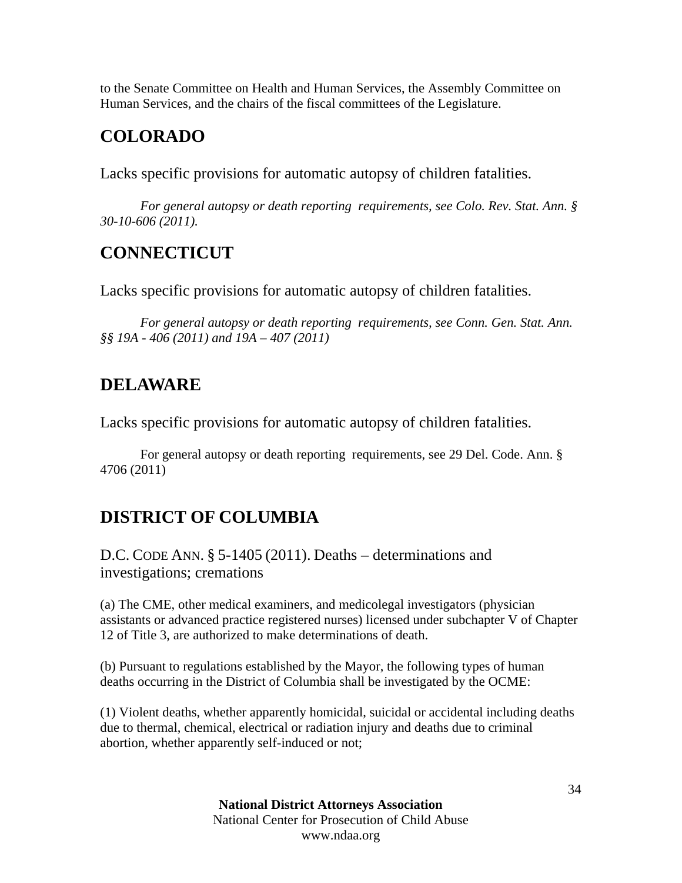to the Senate Committee on Health and Human Services, the Assembly Committee on Human Services, and the chairs of the fiscal committees of the Legislature.

## COLORADO

Lacks specific provisions for automatic autopsy of children fatalities.

*For general autopsy or death reporting requirements, see Colo. Rev. Stat. Ann. § 30-10-606 (2011).*

## CONNECTICUT

Lacks specific provisions for automatic autopsy of children fatalities.

*For general autopsy or death reporting requirements, see Conn. Gen. Stat. Ann. §§ 19A - 406 (2011) and 19A – 407 (2011)*

## DELAWARE

Lacks specific provisions for automatic autopsy of children fatalities.

For general autopsy or death reporting requirements, see 29 Del. Code. Ann. § 4706 (2011)

## DISTRICT OF COLUMBIA

### D.C. CODE ANN. § 5-1405 (2011). Deaths – determinations and investigations; cremations

(a) The CME, other medical examiners, and medicolegal investigators (physician assistants or advanced practice registered nurses) licensed under subchapter V of Chapter 12 of Title 3, are authorized to make determinations of death.

(b) Pursuant to regulations established by the Mayor, the following types of human deaths occurring in the District of Columbia shall be investigated by the OCME:

(1) Violent deaths, whether apparently homicidal, suicidal or accidental including deaths due to thermal, chemical, electrical or radiation injury and deaths due to criminal abortion, whether apparently self-induced or not;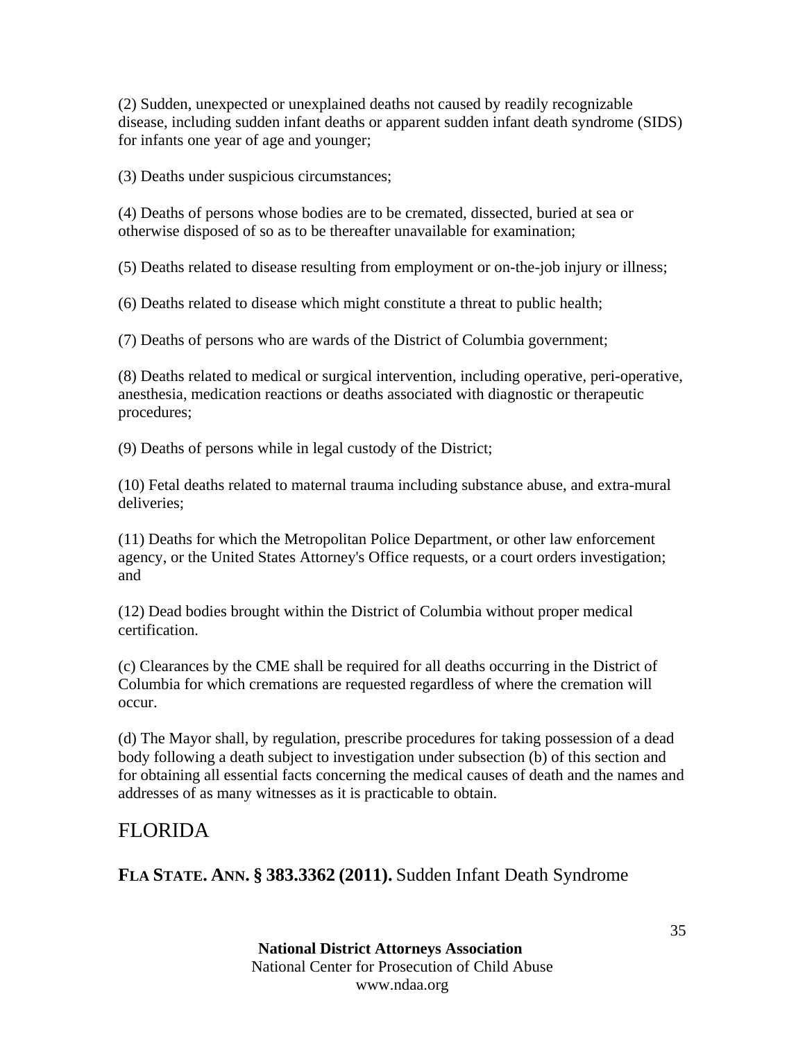(2) Sudden, unexpected or unexplained deaths not caused by readily recognizable disease, including sudden infant deaths or apparent sudden infant death syndrome (SIDS) for infants one year of age and younger;

(3) Deaths under suspicious circumstances;

(4) Deaths of persons whose bodies are to be cremated, dissected, buried at sea or otherwise disposed of so as to be thereafter unavailable for examination;

(5) Deaths related to disease resulting from employment or on-the-job injury or illness;

(6) Deaths related to disease which might constitute a threat to public health;

(7) Deaths of persons who are wards of the District of Columbia government;

(8) Deaths related to medical or surgical intervention, including operative, peri-operative, anesthesia, medication reactions or deaths associated with diagnostic or therapeutic procedures;

(9) Deaths of persons while in legal custody of the District;

(10) Fetal deaths related to maternal trauma including substance abuse, and extra-mural deliveries;

(11) Deaths for which the Metropolitan Police Department, or other law enforcement agency, or the United States Attorney's Office requests, or a court orders investigation; and

(12) Dead bodies brought within the District of Columbia without proper medical certification.

(c) Clearances by the CME shall be required for all deaths occurring in the District of Columbia for which cremations are requested regardless of where the cremation will occur.

(d) The Mayor shall, by regulation, prescribe procedures for taking possession of a dead body following a death subject to investigation under subsection (b) of this section and for obtaining all essential facts concerning the medical causes of death and the names and addresses of as many witnesses as it is practicable to obtain.

## FLORIDA

### **FLA STATE. ANN. § 383.3362 (2011).** Sudden Infant Death Syndrome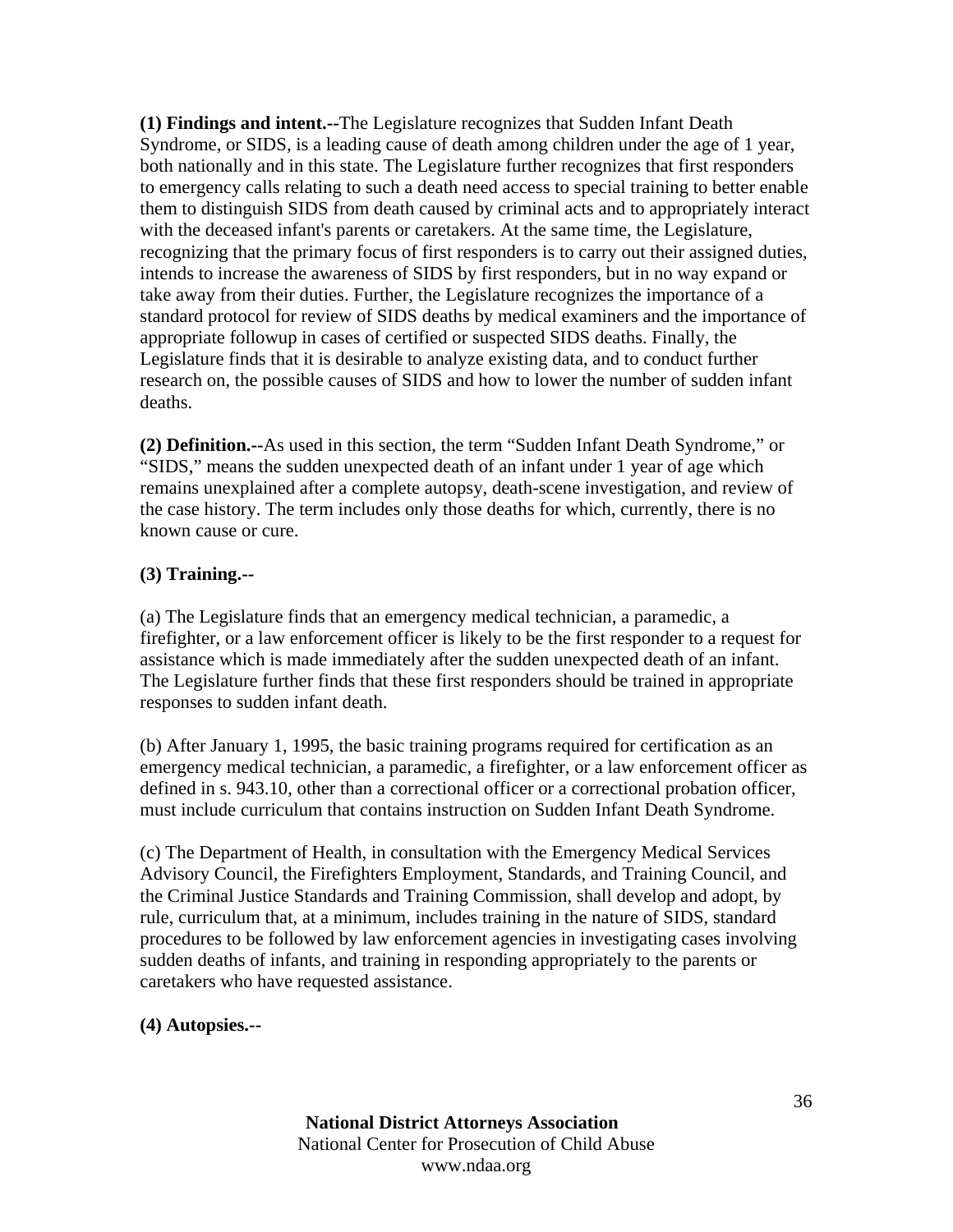**(1) Findings and intent.--**The Legislature recognizes that Sudden Infant Death Syndrome, or SIDS, is a leading cause of death among children under the age of 1 year, both nationally and in this state. The Legislature further recognizes that first responders to emergency calls relating to such a death need access to special training to better enable them to distinguish SIDS from death caused by criminal acts and to appropriately interact with the deceased infant's parents or caretakers. At the same time, the Legislature, recognizing that the primary focus of first responders is to carry out their assigned duties, intends to increase the awareness of SIDS by first responders, but in no way expand or take away from their duties. Further, the Legislature recognizes the importance of a standard protocol for review of SIDS deaths by medical examiners and the importance of appropriate followup in cases of certified or suspected SIDS deaths. Finally, the Legislature finds that it is desirable to analyze existing data, and to conduct further research on, the possible causes of SIDS and how to lower the number of sudden infant deaths.

**(2) Definition.--**As used in this section, the term "Sudden Infant Death Syndrome," or "SIDS," means the sudden unexpected death of an infant under 1 year of age which remains unexplained after a complete autopsy, death-scene investigation, and review of the case history. The term includes only those deaths for which, currently, there is no known cause or cure.

**(3) Training.--**

(a) The Legislature finds that an emergency medical technician, a paramedic, a firefighter, or a law enforcement officer is likely to be the first responder to a request for assistance which is made immediately after the sudden unexpected death of an infant. The Legislature further finds that these first responders should be trained in appropriate responses to sudden infant death.

(b) After January 1, 1995, the basic training programs required for certification as an emergency medical technician, a paramedic, a firefighter, or a law enforcement officer as defined in s. 943.10, other than a correctional officer or a correctional probation officer, must include curriculum that contains instruction on Sudden Infant Death Syndrome.

(c) The Department of Health, in consultation with the Emergency Medical Services Advisory Council, the Firefighters Employment, Standards, and Training Council, and the Criminal Justice Standards and Training Commission, shall develop and adopt, by rule, curriculum that, at a minimum, includes training in the nature of SIDS, standard procedures to be followed by law enforcement agencies in investigating cases involving sudden deaths of infants, and training in responding appropriately to the parents or caretakers who have requested assistance.

**(4) Autopsies.--**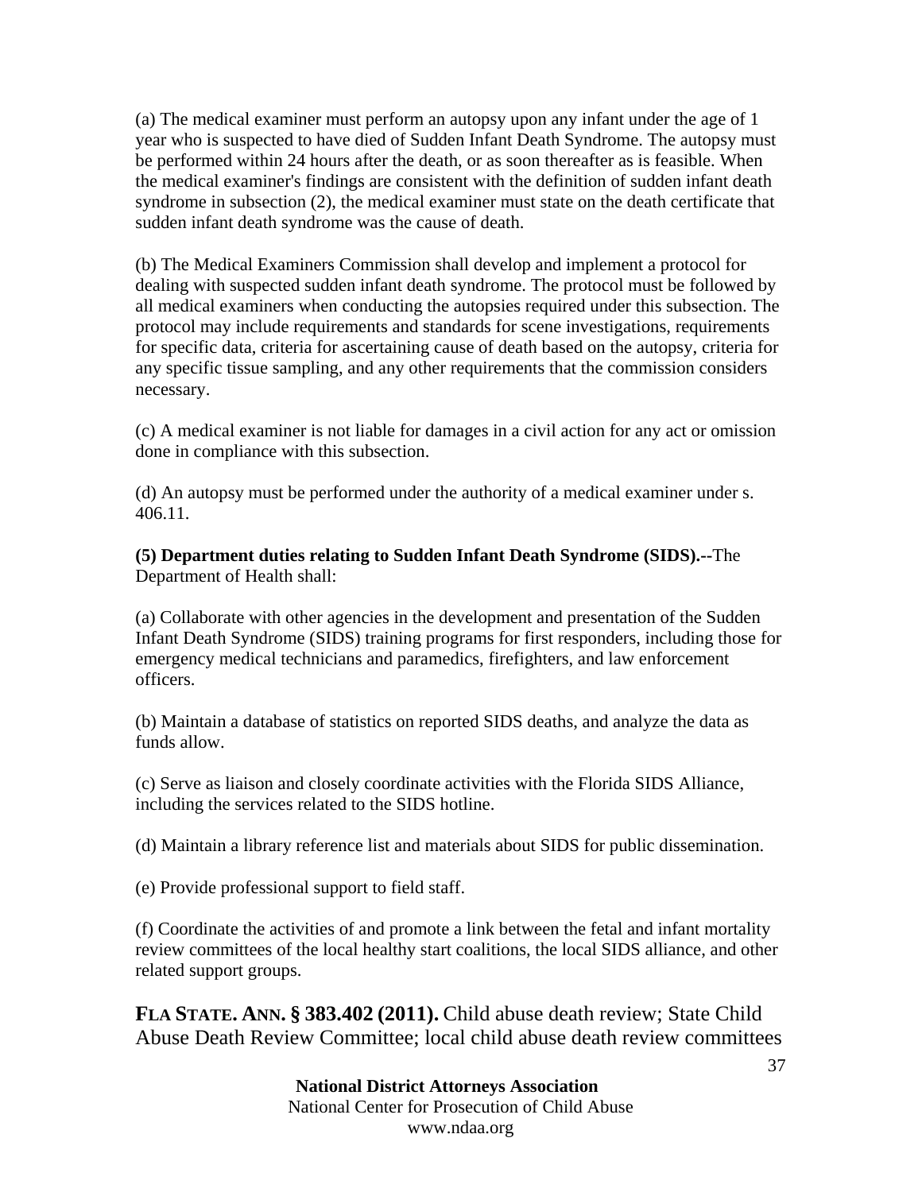(a) The medical examiner must perform an autopsy upon any infant under the age of 1 year who is suspected to have died of Sudden Infant Death Syndrome. The autopsy must be performed within 24 hours after the death, or as soon thereafter as is feasible. When the medical examiner's findings are consistent with the definition of sudden infant death syndrome in subsection (2), the medical examiner must state on the death certificate that sudden infant death syndrome was the cause of death.

(b) The Medical Examiners Commission shall develop and implement a protocol for dealing with suspected sudden infant death syndrome. The protocol must be followed by all medical examiners when conducting the autopsies required under this subsection. The protocol may include requirements and standards for scene investigations, requirements for specific data, criteria for ascertaining cause of death based on the autopsy, criteria for any specific tissue sampling, and any other requirements that the commission considers necessary.

(c) A medical examiner is not liable for damages in a civil action for any act or omission done in compliance with this subsection.

(d) An autopsy must be performed under the authority of a medical examiner under s. 406.11.

**(5) Department duties relating to Sudden Infant Death Syndrome (SIDS).--**The Department of Health shall:

(a) Collaborate with other agencies in the development and presentation of the Sudden Infant Death Syndrome (SIDS) training programs for first responders, including those for emergency medical technicians and paramedics, firefighters, and law enforcement officers.

(b) Maintain a database of statistics on reported SIDS deaths, and analyze the data as funds allow.

(c) Serve as liaison and closely coordinate activities with the Florida SIDS Alliance, including the services related to the SIDS hotline.

(d) Maintain a library reference list and materials about SIDS for public dissemination.

(e) Provide professional support to field staff.

(f) Coordinate the activities of and promote a link between the fetal and infant mortality review committees of the local healthy start coalitions, the local SIDS alliance, and other related support groups.

## **FLA STATE. ANN. § 383.402 (2011).** Child abuse death review; State Child Abuse Death Review Committee; local child abuse death review committees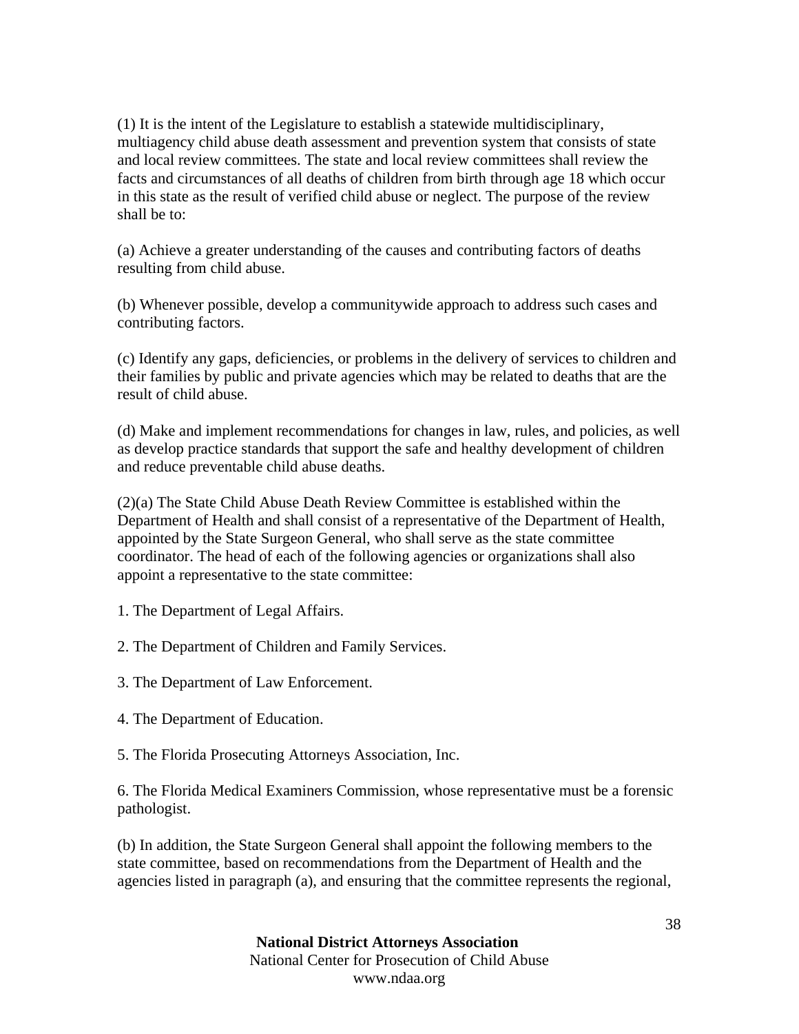(1) It is the intent of the Legislature to establish a statewide multidisciplinary, multiagency child abuse death assessment and prevention system that consists of state and local review committees. The state and local review committees shall review the facts and circumstances of all deaths of children from birth through age 18 which occur in this state as the result of verified child abuse or neglect. The purpose of the review shall be to:

(a) Achieve a greater understanding of the causes and contributing factors of deaths resulting from child abuse.

(b) Whenever possible, develop a communitywide approach to address such cases and contributing factors.

(c) Identify any gaps, deficiencies, or problems in the delivery of services to children and their families by public and private agencies which may be related to deaths that are the result of child abuse.

(d) Make and implement recommendations for changes in law, rules, and policies, as well as develop practice standards that support the safe and healthy development of children and reduce preventable child abuse deaths.

(2)(a) The State Child Abuse Death Review Committee is established within the Department of Health and shall consist of a representative of the Department of Health, appointed by the State Surgeon General, who shall serve as the state committee coordinator. The head of each of the following agencies or organizations shall also appoint a representative to the state committee:

1. The Department of Legal Affairs.

2. The Department of Children and Family Services.

3. The Department of Law Enforcement.

4. The Department of Education.

5. The Florida Prosecuting Attorneys Association, Inc.

6. The Florida Medical Examiners Commission, whose representative must be a forensic pathologist.

(b) In addition, the State Surgeon General shall appoint the following members to the state committee, based on recommendations from the Department of Health and the agencies listed in paragraph (a), and ensuring that the committee represents the regional,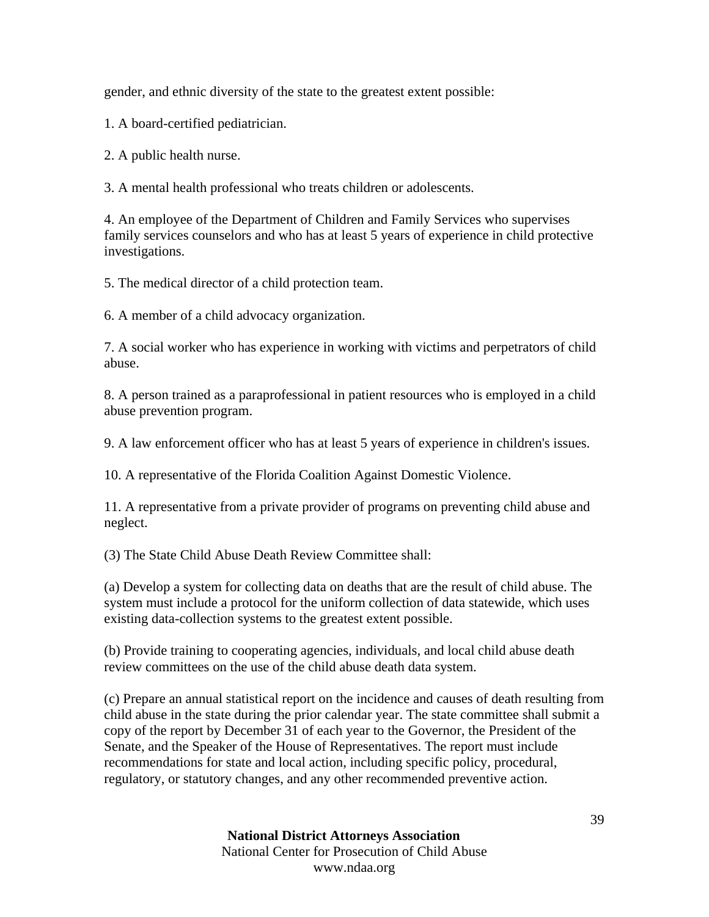gender, and ethnic diversity of the state to the greatest extent possible:

1. A board-certified pediatrician.

2. A public health nurse.

3. A mental health professional who treats children or adolescents.

4. An employee of the Department of Children and Family Services who supervises family services counselors and who has at least 5 years of experience in child protective investigations.

5. The medical director of a child protection team.

6. A member of a child advocacy organization.

7. A social worker who has experience in working with victims and perpetrators of child abuse.

8. A person trained as a paraprofessional in patient resources who is employed in a child abuse prevention program.

9. A law enforcement officer who has at least 5 years of experience in children's issues.

10. A representative of the Florida Coalition Against Domestic Violence.

11. A representative from a private provider of programs on preventing child abuse and neglect.

(3) The State Child Abuse Death Review Committee shall:

(a) Develop a system for collecting data on deaths that are the result of child abuse. The system must include a protocol for the uniform collection of data statewide, which uses existing data-collection systems to the greatest extent possible.

(b) Provide training to cooperating agencies, individuals, and local child abuse death review committees on the use of the child abuse death data system.

(c) Prepare an annual statistical report on the incidence and causes of death resulting from child abuse in the state during the prior calendar year. The state committee shall submit a copy of the report by December 31 of each year to the Governor, the President of the Senate, and the Speaker of the House of Representatives. The report must include recommendations for state and local action, including specific policy, procedural, regulatory, or statutory changes, and any other recommended preventive action.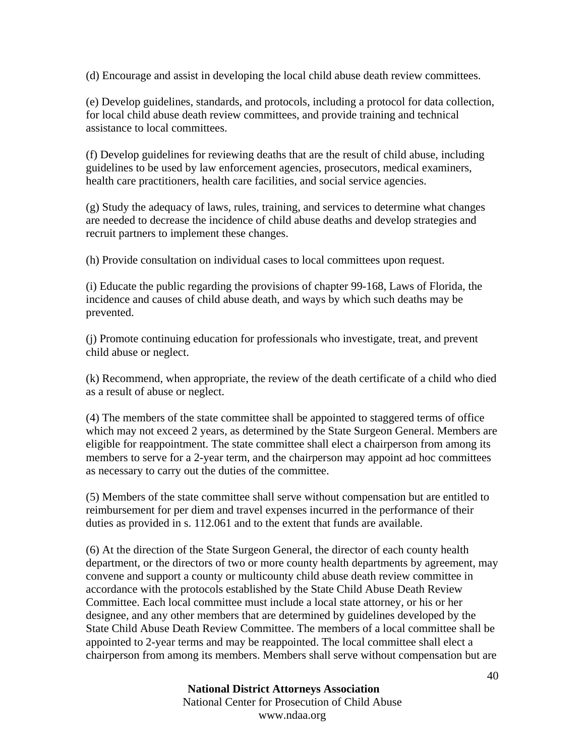(d) Encourage and assist in developing the local child abuse death review committees.

(e) Develop guidelines, standards, and protocols, including a protocol for data collection, for local child abuse death review committees, and provide training and technical assistance to local committees.

(f) Develop guidelines for reviewing deaths that are the result of child abuse, including guidelines to be used by law enforcement agencies, prosecutors, medical examiners, health care practitioners, health care facilities, and social service agencies.

(g) Study the adequacy of laws, rules, training, and services to determine what changes are needed to decrease the incidence of child abuse deaths and develop strategies and recruit partners to implement these changes.

(h) Provide consultation on individual cases to local committees upon request.

(i) Educate the public regarding the provisions of chapter 99-168, Laws of Florida, the incidence and causes of child abuse death, and ways by which such deaths may be prevented.

(j) Promote continuing education for professionals who investigate, treat, and prevent child abuse or neglect.

(k) Recommend, when appropriate, the review of the death certificate of a child who died as a result of abuse or neglect.

(4) The members of the state committee shall be appointed to staggered terms of office which may not exceed 2 years, as determined by the State Surgeon General. Members are eligible for reappointment. The state committee shall elect a chairperson from among its members to serve for a 2-year term, and the chairperson may appoint ad hoc committees as necessary to carry out the duties of the committee.

(5) Members of the state committee shall serve without compensation but are entitled to reimbursement for per diem and travel expenses incurred in the performance of their duties as provided in s. 112.061 and to the extent that funds are available.

(6) At the direction of the State Surgeon General, the director of each county health department, or the directors of two or more county health departments by agreement, may convene and support a county or multicounty child abuse death review committee in accordance with the protocols established by the State Child Abuse Death Review Committee. Each local committee must include a local state attorney, or his or her designee, and any other members that are determined by guidelines developed by the State Child Abuse Death Review Committee. The members of a local committee shall be appointed to 2-year terms and may be reappointed. The local committee shall elect a chairperson from among its members. Members shall serve without compensation but are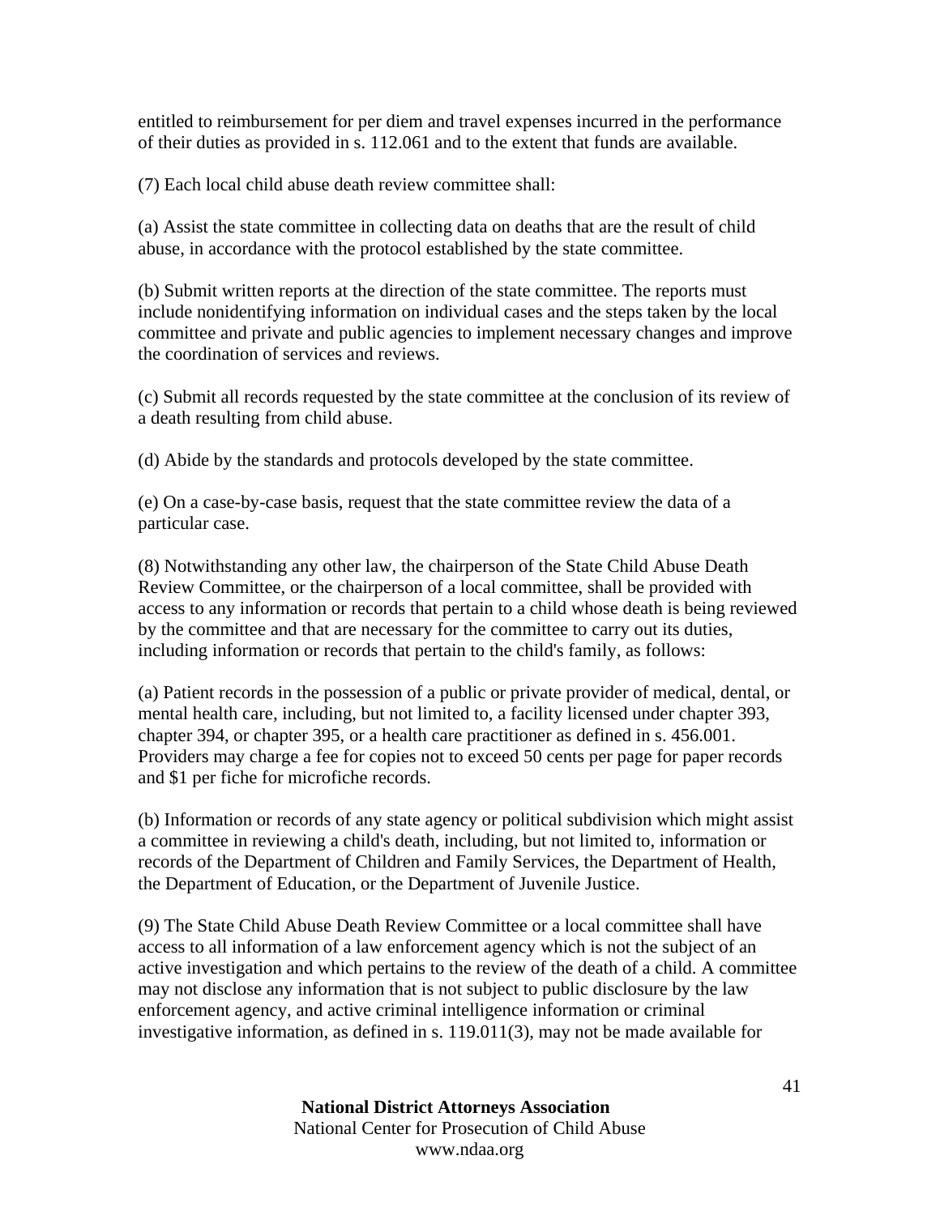entitled to reimbursement for per diem and travel expenses incurred in the performance of their duties as provided in s. 112.061 and to the extent that funds are available.

(7) Each local child abuse death review committee shall:

(a) Assist the state committee in collecting data on deaths that are the result of child abuse, in accordance with the protocol established by the state committee.

(b) Submit written reports at the direction of the state committee. The reports must include nonidentifying information on individual cases and the steps taken by the local committee and private and public agencies to implement necessary changes and improve the coordination of services and reviews.

(c) Submit all records requested by the state committee at the conclusion of its review of a death resulting from child abuse.

(d) Abide by the standards and protocols developed by the state committee.

(e) On a case-by-case basis, request that the state committee review the data of a particular case.

(8) Notwithstanding any other law, the chairperson of the State Child Abuse Death Review Committee, or the chairperson of a local committee, shall be provided with access to any information or records that pertain to a child whose death is being reviewed by the committee and that are necessary for the committee to carry out its duties, including information or records that pertain to the child's family, as follows:

(a) Patient records in the possession of a public or private provider of medical, dental, or mental health care, including, but not limited to, a facility licensed under chapter 393, chapter 394, or chapter 395, or a health care practitioner as defined in s. 456.001. Providers may charge a fee for copies not to exceed 50 cents per page for paper records and $1 per fiche for microfiche records.

(b) Information or records of any state agency or political subdivision which might assist a committee in reviewing a child's death, including, but not limited to, information or records of the Department of Children and Family Services, the Department of Health, the Department of Education, or the Department of Juvenile Justice.

(9) The State Child Abuse Death Review Committee or a local committee shall have access to all information of a law enforcement agency which is not the subject of an active investigation and which pertains to the review of the death of a child. A committee may not disclose any information that is not subject to public disclosure by the law enforcement agency, and active criminal intelligence information or criminal investigative information, as defined in s. 119.011(3), may not be made available for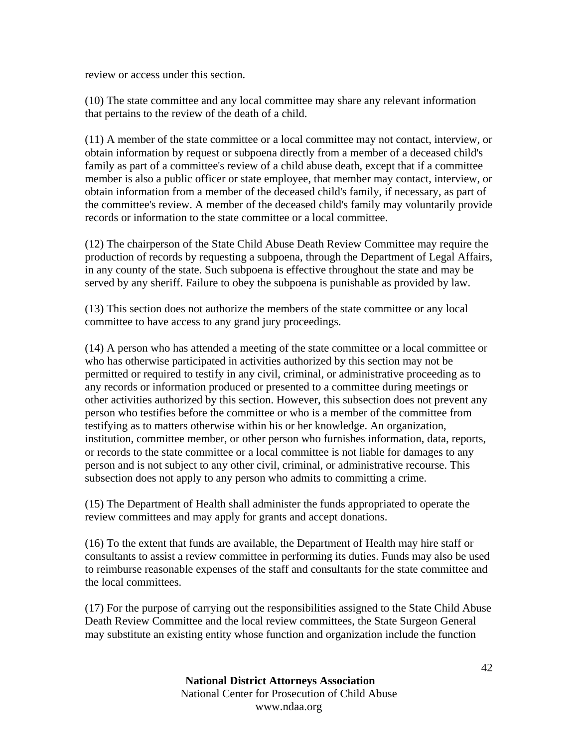review or access under this section.

(10) The state committee and any local committee may share any relevant information that pertains to the review of the death of a child.

(11) A member of the state committee or a local committee may not contact, interview, or obtain information by request or subpoena directly from a member of a deceased child's family as part of a committee's review of a child abuse death, except that if a committee member is also a public officer or state employee, that member may contact, interview, or obtain information from a member of the deceased child's family, if necessary, as part of the committee's review. A member of the deceased child's family may voluntarily provide records or information to the state committee or a local committee.

(12) The chairperson of the State Child Abuse Death Review Committee may require the production of records by requesting a subpoena, through the Department of Legal Affairs, in any county of the state. Such subpoena is effective throughout the state and may be served by any sheriff. Failure to obey the subpoena is punishable as provided by law.

(13) This section does not authorize the members of the state committee or any local committee to have access to any grand jury proceedings.

(14) A person who has attended a meeting of the state committee or a local committee or who has otherwise participated in activities authorized by this section may not be permitted or required to testify in any civil, criminal, or administrative proceeding as to any records or information produced or presented to a committee during meetings or other activities authorized by this section. However, this subsection does not prevent any person who testifies before the committee or who is a member of the committee from testifying as to matters otherwise within his or her knowledge. An organization, institution, committee member, or other person who furnishes information, data, reports, or records to the state committee or a local committee is not liable for damages to any person and is not subject to any other civil, criminal, or administrative recourse. This subsection does not apply to any person who admits to committing a crime.

(15) The Department of Health shall administer the funds appropriated to operate the review committees and may apply for grants and accept donations.

(16) To the extent that funds are available, the Department of Health may hire staff or consultants to assist a review committee in performing its duties. Funds may also be used to reimburse reasonable expenses of the staff and consultants for the state committee and the local committees.

(17) For the purpose of carrying out the responsibilities assigned to the State Child Abuse Death Review Committee and the local review committees, the State Surgeon General may substitute an existing entity whose function and organization include the function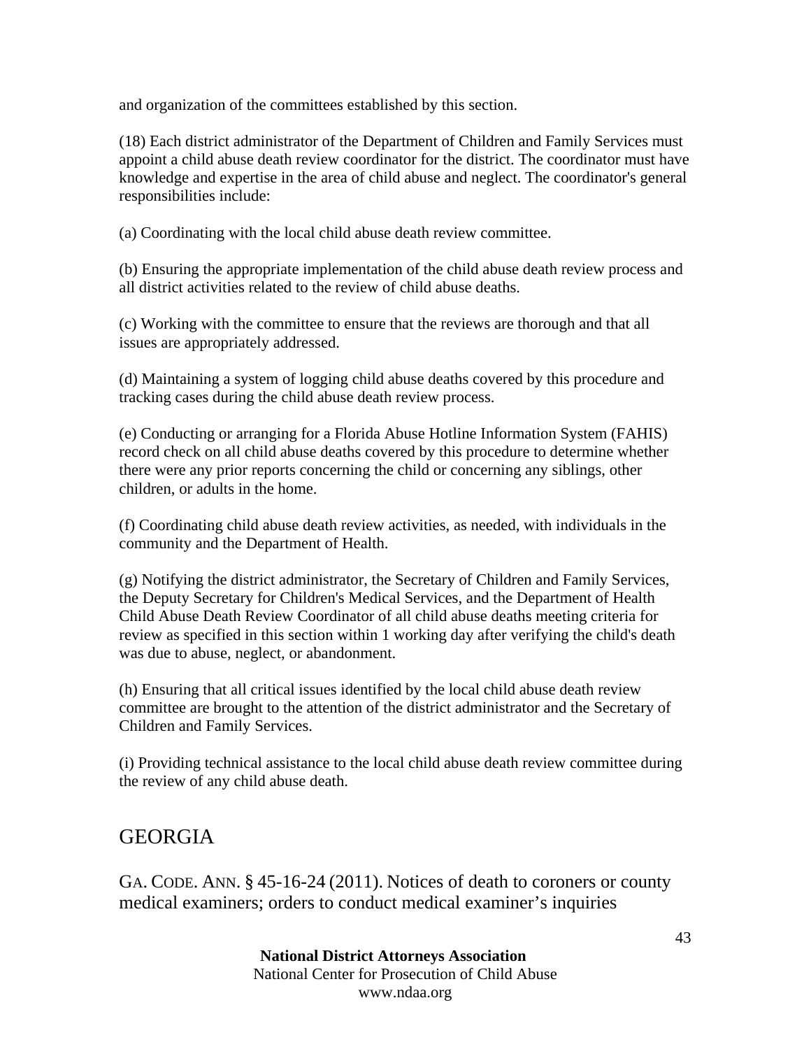and organization of the committees established by this section.

(18) Each district administrator of the Department of Children and Family Services must appoint a child abuse death review coordinator for the district. The coordinator must have knowledge and expertise in the area of child abuse and neglect. The coordinator's general responsibilities include:

(a) Coordinating with the local child abuse death review committee.

(b) Ensuring the appropriate implementation of the child abuse death review process and all district activities related to the review of child abuse deaths.

(c) Working with the committee to ensure that the reviews are thorough and that all issues are appropriately addressed.

(d) Maintaining a system of logging child abuse deaths covered by this procedure and tracking cases during the child abuse death review process.

(e) Conducting or arranging for a Florida Abuse Hotline Information System (FAHIS) record check on all child abuse deaths covered by this procedure to determine whether there were any prior reports concerning the child or concerning any siblings, other children, or adults in the home.

(f) Coordinating child abuse death review activities, as needed, with individuals in the community and the Department of Health.

(g) Notifying the district administrator, the Secretary of Children and Family Services, the Deputy Secretary for Children's Medical Services, and the Department of Health Child Abuse Death Review Coordinator of all child abuse deaths meeting criteria for review as specified in this section within 1 working day after verifying the child's death was due to abuse, neglect, or abandonment.

(h) Ensuring that all critical issues identified by the local child abuse death review committee are brought to the attention of the district administrator and the Secretary of Children and Family Services.

(i) Providing technical assistance to the local child abuse death review committee during the review of any child abuse death.

## GEORGIA

GA. CODE. ANN. § 45-16-24 (2011). Notices of death to coroners or county medical examiners; orders to conduct medical examiner's inquiries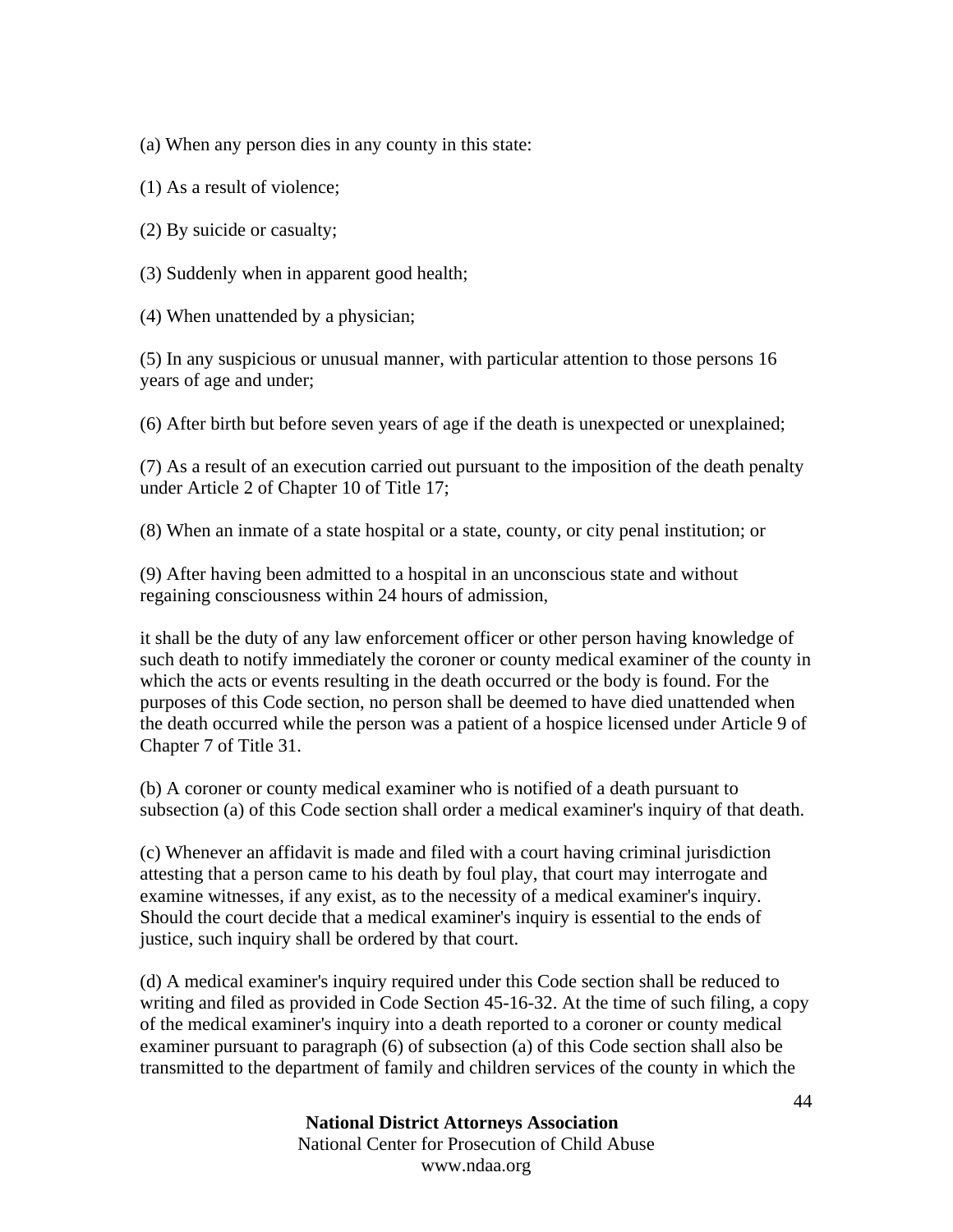(a) When any person dies in any county in this state:

(1) As a result of violence;

(2) By suicide or casualty;

(3) Suddenly when in apparent good health;

(4) When unattended by a physician;

(5) In any suspicious or unusual manner, with particular attention to those persons 16 years of age and under;

(6) After birth but before seven years of age if the death is unexpected or unexplained;

(7) As a result of an execution carried out pursuant to the imposition of the death penalty under Article 2 of Chapter 10 of Title 17;

(8) When an inmate of a state hospital or a state, county, or city penal institution; or

(9) After having been admitted to a hospital in an unconscious state and without regaining consciousness within 24 hours of admission,

it shall be the duty of any law enforcement officer or other person having knowledge of such death to notify immediately the coroner or county medical examiner of the county in which the acts or events resulting in the death occurred or the body is found. For the purposes of this Code section, no person shall be deemed to have died unattended when the death occurred while the person was a patient of a hospice licensed under Article 9 of Chapter 7 of Title 31.

(b) A coroner or county medical examiner who is notified of a death pursuant to subsection (a) of this Code section shall order a medical examiner's inquiry of that death.

(c) Whenever an affidavit is made and filed with a court having criminal jurisdiction attesting that a person came to his death by foul play, that court may interrogate and examine witnesses, if any exist, as to the necessity of a medical examiner's inquiry. Should the court decide that a medical examiner's inquiry is essential to the ends of justice, such inquiry shall be ordered by that court.

(d) A medical examiner's inquiry required under this Code section shall be reduced to writing and filed as provided in Code Section 45-16-32. At the time of such filing, a copy of the medical examiner's inquiry into a death reported to a coroner or county medical examiner pursuant to paragraph (6) of subsection (a) of this Code section shall also be transmitted to the department of family and children services of the county in which the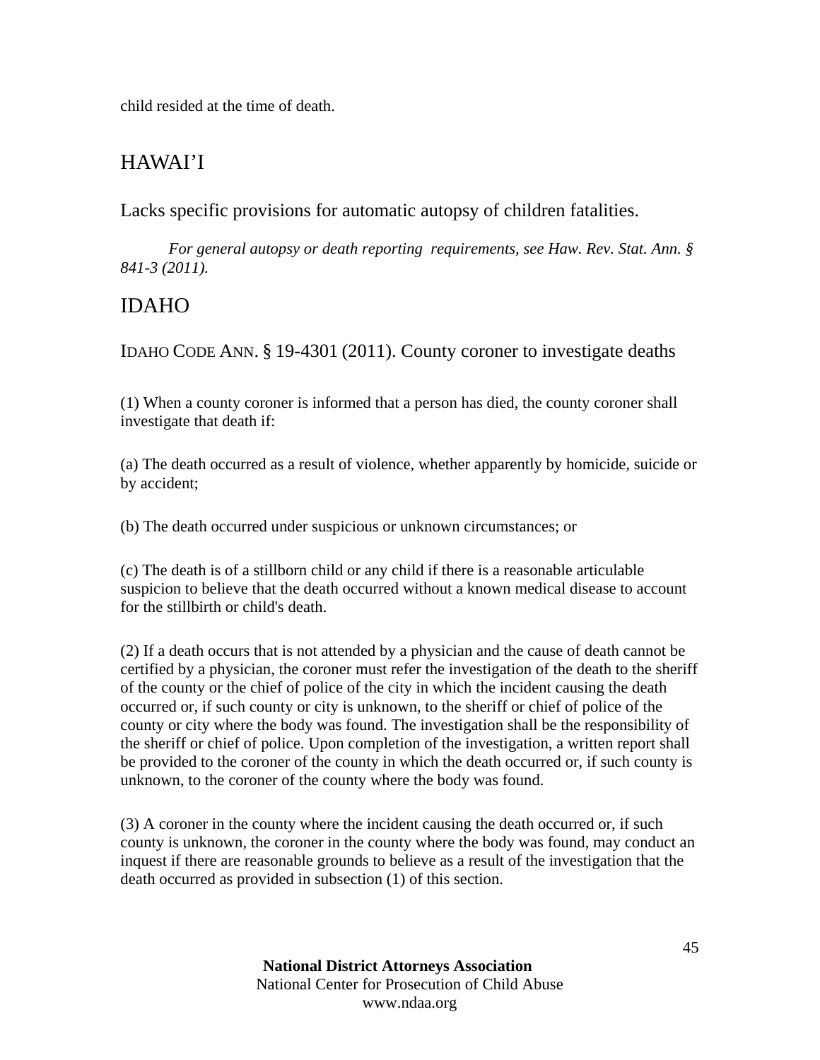child resided at the time of death.

## HAWAI'I

### Lacks specific provisions for automatic autopsy of children fatalities.

*For general autopsy or death reporting requirements, see Haw. Rev. Stat. Ann. § 841-3 (2011).*

## IDAHO

### IDAHO CODE ANN. § 19-4301 (2011). County coroner to investigate deaths

(1) When a county coroner is informed that a person has died, the county coroner shall investigate that death if:

(a) The death occurred as a result of violence, whether apparently by homicide, suicide or by accident;

(b) The death occurred under suspicious or unknown circumstances; or

(c) The death is of a stillborn child or any child if there is a reasonable articulable suspicion to believe that the death occurred without a known medical disease to account for the stillbirth or child's death.

(2) If a death occurs that is not attended by a physician and the cause of death cannot be certified by a physician, the coroner must refer the investigation of the death to the sheriff of the county or the chief of police of the city in which the incident causing the death occurred or, if such county or city is unknown, to the sheriff or chief of police of the county or city where the body was found. The investigation shall be the responsibility of the sheriff or chief of police. Upon completion of the investigation, a written report shall be provided to the coroner of the county in which the death occurred or, if such county is unknown, to the coroner of the county where the body was found.

(3) A coroner in the county where the incident causing the death occurred or, if such county is unknown, the coroner in the county where the body was found, may conduct an inquest if there are reasonable grounds to believe as a result of the investigation that the death occurred as provided in subsection (1) of this section.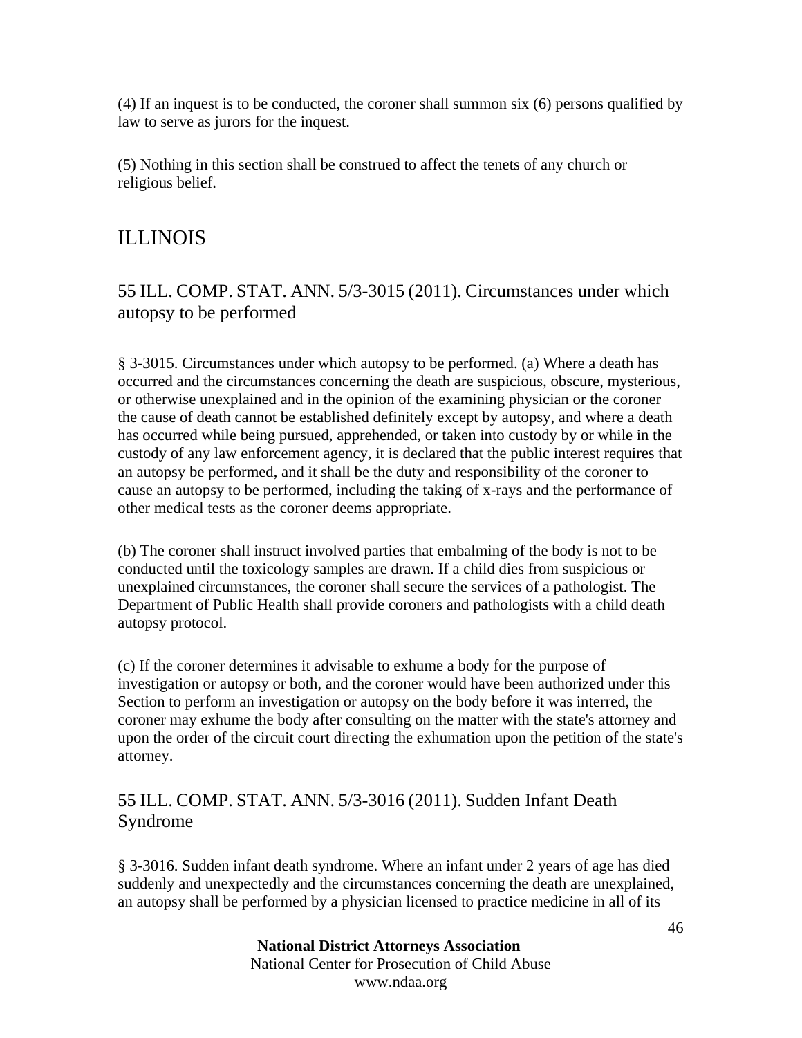(4) If an inquest is to be conducted, the coroner shall summon six (6) persons qualified by law to serve as jurors for the inquest.

(5) Nothing in this section shall be construed to affect the tenets of any church or religious belief.

## ILLINOIS

### 55 ILL. COMP. STAT. ANN. 5/3-3015 (2011). Circumstances under which autopsy to be performed

§ 3-3015. Circumstances under which autopsy to be performed. (a) Where a death has occurred and the circumstances concerning the death are suspicious, obscure, mysterious, or otherwise unexplained and in the opinion of the examining physician or the coroner the cause of death cannot be established definitely except by autopsy, and where a death has occurred while being pursued, apprehended, or taken into custody by or while in the custody of any law enforcement agency, it is declared that the public interest requires that an autopsy be performed, and it shall be the duty and responsibility of the coroner to cause an autopsy to be performed, including the taking of x-rays and the performance of other medical tests as the coroner deems appropriate.

(b) The coroner shall instruct involved parties that embalming of the body is not to be conducted until the toxicology samples are drawn. If a child dies from suspicious or unexplained circumstances, the coroner shall secure the services of a pathologist. The Department of Public Health shall provide coroners and pathologists with a child death autopsy protocol.

(c) If the coroner determines it advisable to exhume a body for the purpose of investigation or autopsy or both, and the coroner would have been authorized under this Section to perform an investigation or autopsy on the body before it was interred, the coroner may exhume the body after consulting on the matter with the state's attorney and upon the order of the circuit court directing the exhumation upon the petition of the state's attorney.

### 55 ILL. COMP. STAT. ANN. 5/3-3016 (2011). Sudden Infant Death Syndrome

§ 3-3016. Sudden infant death syndrome. Where an infant under 2 years of age has died suddenly and unexpectedly and the circumstances concerning the death are unexplained, an autopsy shall be performed by a physician licensed to practice medicine in all of its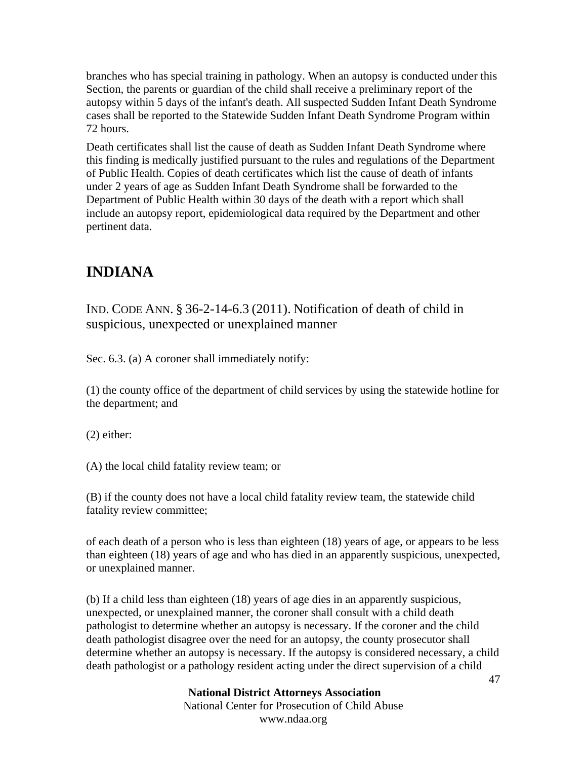branches who has special training in pathology. When an autopsy is conducted under this Section, the parents or guardian of the child shall receive a preliminary report of the autopsy within 5 days of the infant's death. All suspected Sudden Infant Death Syndrome cases shall be reported to the Statewide Sudden Infant Death Syndrome Program within 72 hours.

Death certificates shall list the cause of death as Sudden Infant Death Syndrome where this finding is medically justified pursuant to the rules and regulations of the Department of Public Health. Copies of death certificates which list the cause of death of infants under 2 years of age as Sudden Infant Death Syndrome shall be forwarded to the Department of Public Health within 30 days of the death with a report which shall include an autopsy report, epidemiological data required by the Department and other pertinent data.

## INDIANA

IND. CODE ANN. § 36-2-14-6.3 (2011). Notification of death of child in suspicious, unexpected or unexplained manner

Sec. 6.3. (a) A coroner shall immediately notify:

(1) the county office of the department of child services by using the statewide hotline for the department; and

(2) either:

(A) the local child fatality review team; or

(B) if the county does not have a local child fatality review team, the statewide child fatality review committee;

of each death of a person who is less than eighteen (18) years of age, or appears to be less than eighteen (18) years of age and who has died in an apparently suspicious, unexpected, or unexplained manner.

(b) If a child less than eighteen (18) years of age dies in an apparently suspicious, unexpected, or unexplained manner, the coroner shall consult with a child death pathologist to determine whether an autopsy is necessary. If the coroner and the child death pathologist disagree over the need for an autopsy, the county prosecutor shall determine whether an autopsy is necessary. If the autopsy is considered necessary, a child death pathologist or a pathology resident acting under the direct supervision of a child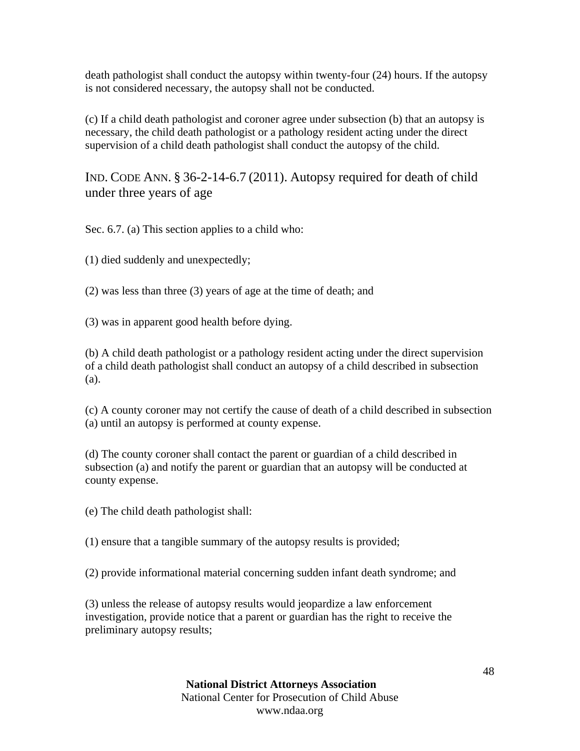death pathologist shall conduct the autopsy within twenty-four (24) hours. If the autopsy is not considered necessary, the autopsy shall not be conducted.

(c) If a child death pathologist and coroner agree under subsection (b) that an autopsy is necessary, the child death pathologist or a pathology resident acting under the direct supervision of a child death pathologist shall conduct the autopsy of the child.

## IND. CODE ANN. § 36-2-14-6.7 (2011). Autopsy required for death of child under three years of age

Sec. 6.7. (a) This section applies to a child who:

(1) died suddenly and unexpectedly;

(2) was less than three (3) years of age at the time of death; and

(3) was in apparent good health before dying.

(b) A child death pathologist or a pathology resident acting under the direct supervision of a child death pathologist shall conduct an autopsy of a child described in subsection (a).

(c) A county coroner may not certify the cause of death of a child described in subsection (a) until an autopsy is performed at county expense.

(d) The county coroner shall contact the parent or guardian of a child described in subsection (a) and notify the parent or guardian that an autopsy will be conducted at county expense.

(e) The child death pathologist shall:

(1) ensure that a tangible summary of the autopsy results is provided;

(2) provide informational material concerning sudden infant death syndrome; and

(3) unless the release of autopsy results would jeopardize a law enforcement investigation, provide notice that a parent or guardian has the right to receive the preliminary autopsy results;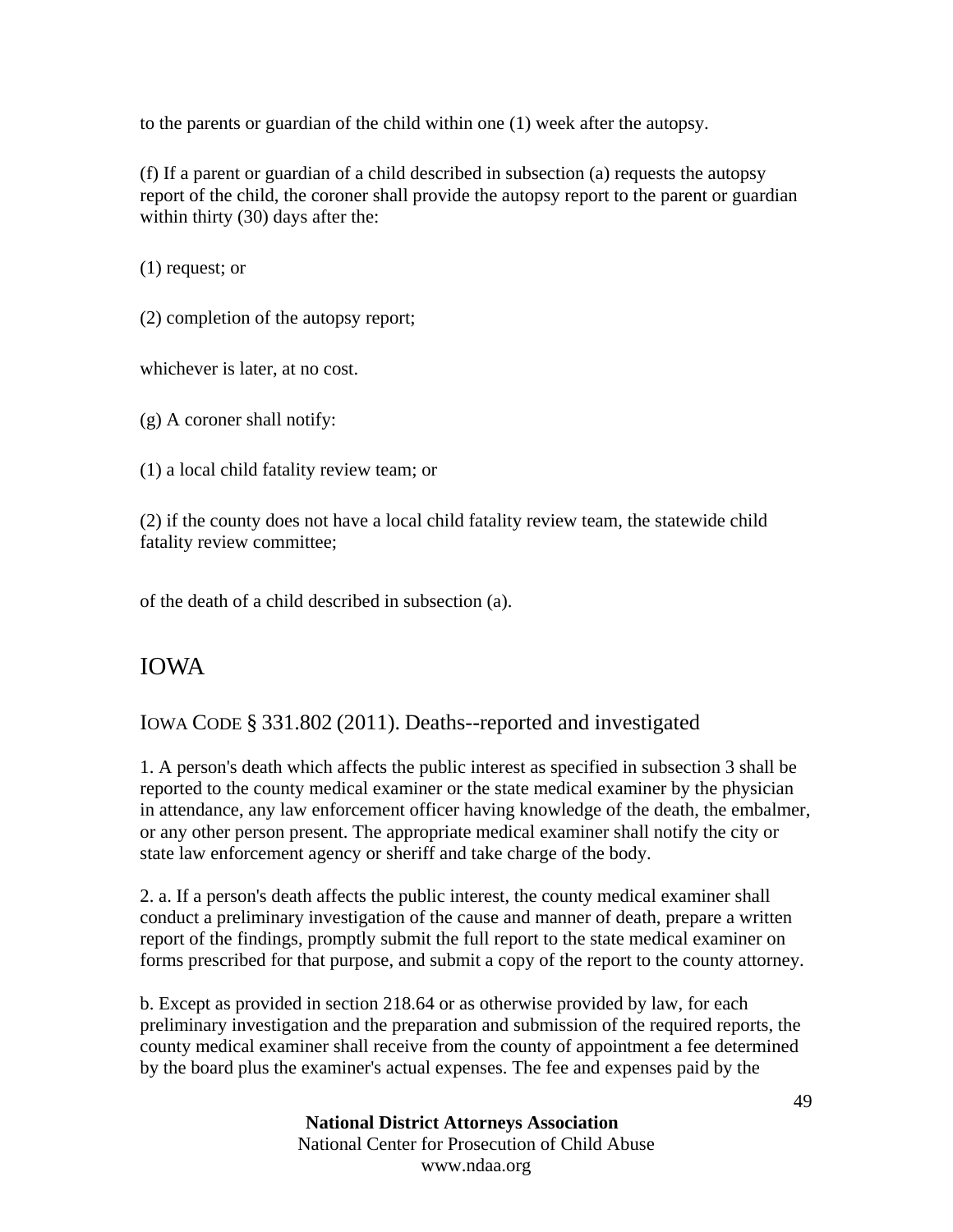to the parents or guardian of the child within one (1) week after the autopsy.

(f) If a parent or guardian of a child described in subsection (a) requests the autopsy report of the child, the coroner shall provide the autopsy report to the parent or guardian within thirty (30) days after the:

(1) request; or

(2) completion of the autopsy report;

whichever is later, at no cost.

(g) A coroner shall notify:

(1) a local child fatality review team; or

(2) if the county does not have a local child fatality review team, the statewide child fatality review committee;

of the death of a child described in subsection (a).

## IOWA

### IOWA CODE § 331.802 (2011). Deaths--reported and investigated

1. A person's death which affects the public interest as specified in subsection 3 shall be reported to the county medical examiner or the state medical examiner by the physician in attendance, any law enforcement officer having knowledge of the death, the embalmer, or any other person present. The appropriate medical examiner shall notify the city or state law enforcement agency or sheriff and take charge of the body.

2. a. If a person's death affects the public interest, the county medical examiner shall conduct a preliminary investigation of the cause and manner of death, prepare a written report of the findings, promptly submit the full report to the state medical examiner on forms prescribed for that purpose, and submit a copy of the report to the county attorney.

b. Except as provided in section 218.64 or as otherwise provided by law, for each preliminary investigation and the preparation and submission of the required reports, the county medical examiner shall receive from the county of appointment a fee determined by the board plus the examiner's actual expenses. The fee and expenses paid by the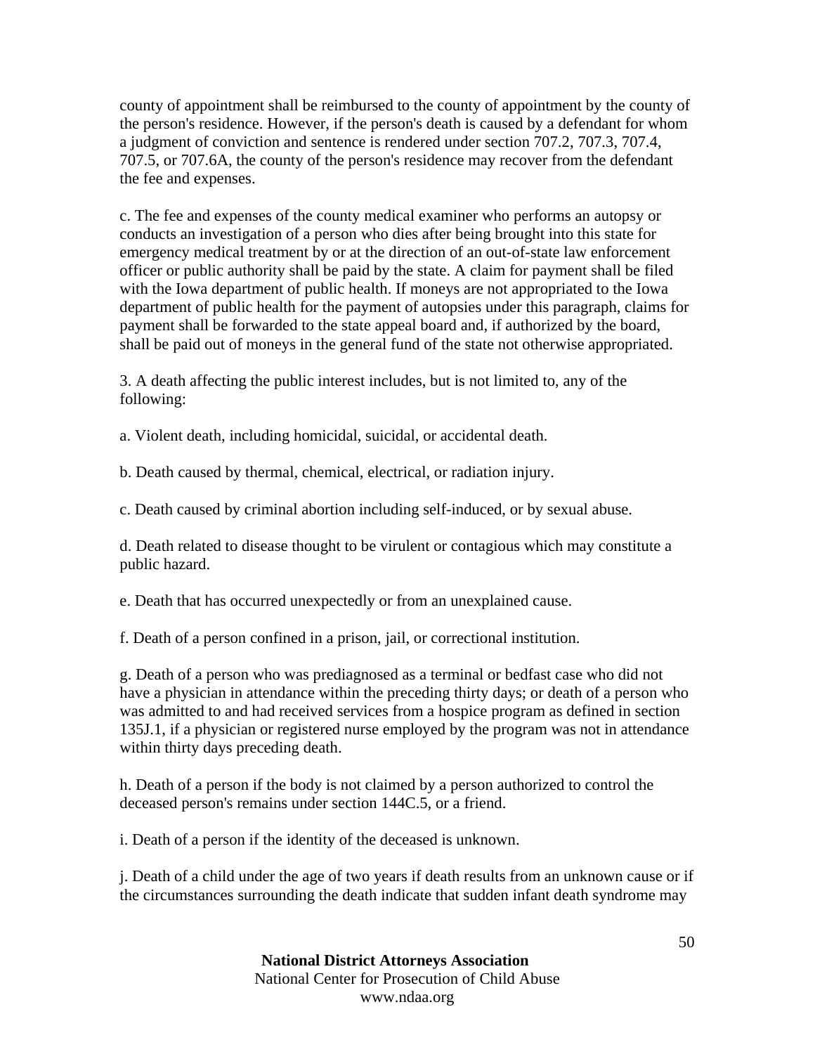county of appointment shall be reimbursed to the county of appointment by the county of the person's residence. However, if the person's death is caused by a defendant for whom a judgment of conviction and sentence is rendered under section 707.2, 707.3, 707.4, 707.5, or 707.6A, the county of the person's residence may recover from the defendant the fee and expenses.

c. The fee and expenses of the county medical examiner who performs an autopsy or conducts an investigation of a person who dies after being brought into this state for emergency medical treatment by or at the direction of an out-of-state law enforcement officer or public authority shall be paid by the state. A claim for payment shall be filed with the Iowa department of public health. If moneys are not appropriated to the Iowa department of public health for the payment of autopsies under this paragraph, claims for payment shall be forwarded to the state appeal board and, if authorized by the board, shall be paid out of moneys in the general fund of the state not otherwise appropriated.

3. A death affecting the public interest includes, but is not limited to, any of the following:

a. Violent death, including homicidal, suicidal, or accidental death.

b. Death caused by thermal, chemical, electrical, or radiation injury.

c. Death caused by criminal abortion including self-induced, or by sexual abuse.

d. Death related to disease thought to be virulent or contagious which may constitute a public hazard.

e. Death that has occurred unexpectedly or from an unexplained cause.

f. Death of a person confined in a prison, jail, or correctional institution.

g. Death of a person who was prediagnosed as a terminal or bedfast case who did not have a physician in attendance within the preceding thirty days; or death of a person who was admitted to and had received services from a hospice program as defined in section 135J.1, if a physician or registered nurse employed by the program was not in attendance within thirty days preceding death.

h. Death of a person if the body is not claimed by a person authorized to control the deceased person's remains under section 144C.5, or a friend.

i. Death of a person if the identity of the deceased is unknown.

j. Death of a child under the age of two years if death results from an unknown cause or if the circumstances surrounding the death indicate that sudden infant death syndrome may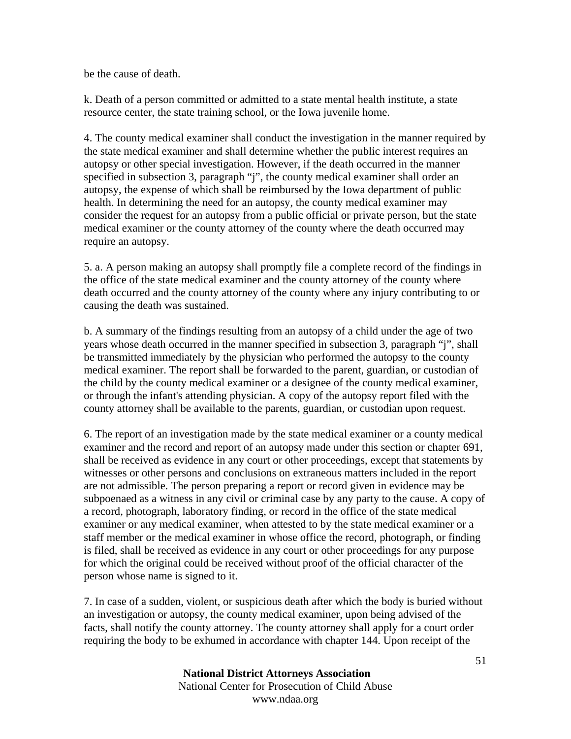be the cause of death.

k. Death of a person committed or admitted to a state mental health institute, a state resource center, the state training school, or the Iowa juvenile home.

4. The county medical examiner shall conduct the investigation in the manner required by the state medical examiner and shall determine whether the public interest requires an autopsy or other special investigation. However, if the death occurred in the manner specified in subsection 3, paragraph "j", the county medical examiner shall order an autopsy, the expense of which shall be reimbursed by the Iowa department of public health. In determining the need for an autopsy, the county medical examiner may consider the request for an autopsy from a public official or private person, but the state medical examiner or the county attorney of the county where the death occurred may require an autopsy.

5. a. A person making an autopsy shall promptly file a complete record of the findings in the office of the state medical examiner and the county attorney of the county where death occurred and the county attorney of the county where any injury contributing to or causing the death was sustained.

b. A summary of the findings resulting from an autopsy of a child under the age of two years whose death occurred in the manner specified in subsection 3, paragraph "j", shall be transmitted immediately by the physician who performed the autopsy to the county medical examiner. The report shall be forwarded to the parent, guardian, or custodian of the child by the county medical examiner or a designee of the county medical examiner, or through the infant's attending physician. A copy of the autopsy report filed with the county attorney shall be available to the parents, guardian, or custodian upon request.

6. The report of an investigation made by the state medical examiner or a county medical examiner and the record and report of an autopsy made under this section or chapter 691, shall be received as evidence in any court or other proceedings, except that statements by witnesses or other persons and conclusions on extraneous matters included in the report are not admissible. The person preparing a report or record given in evidence may be subpoenaed as a witness in any civil or criminal case by any party to the cause. A copy of a record, photograph, laboratory finding, or record in the office of the state medical examiner or any medical examiner, when attested to by the state medical examiner or a staff member or the medical examiner in whose office the record, photograph, or finding is filed, shall be received as evidence in any court or other proceedings for any purpose for which the original could be received without proof of the official character of the person whose name is signed to it.

7. In case of a sudden, violent, or suspicious death after which the body is buried without an investigation or autopsy, the county medical examiner, upon being advised of the facts, shall notify the county attorney. The county attorney shall apply for a court order requiring the body to be exhumed in accordance with chapter 144. Upon receipt of the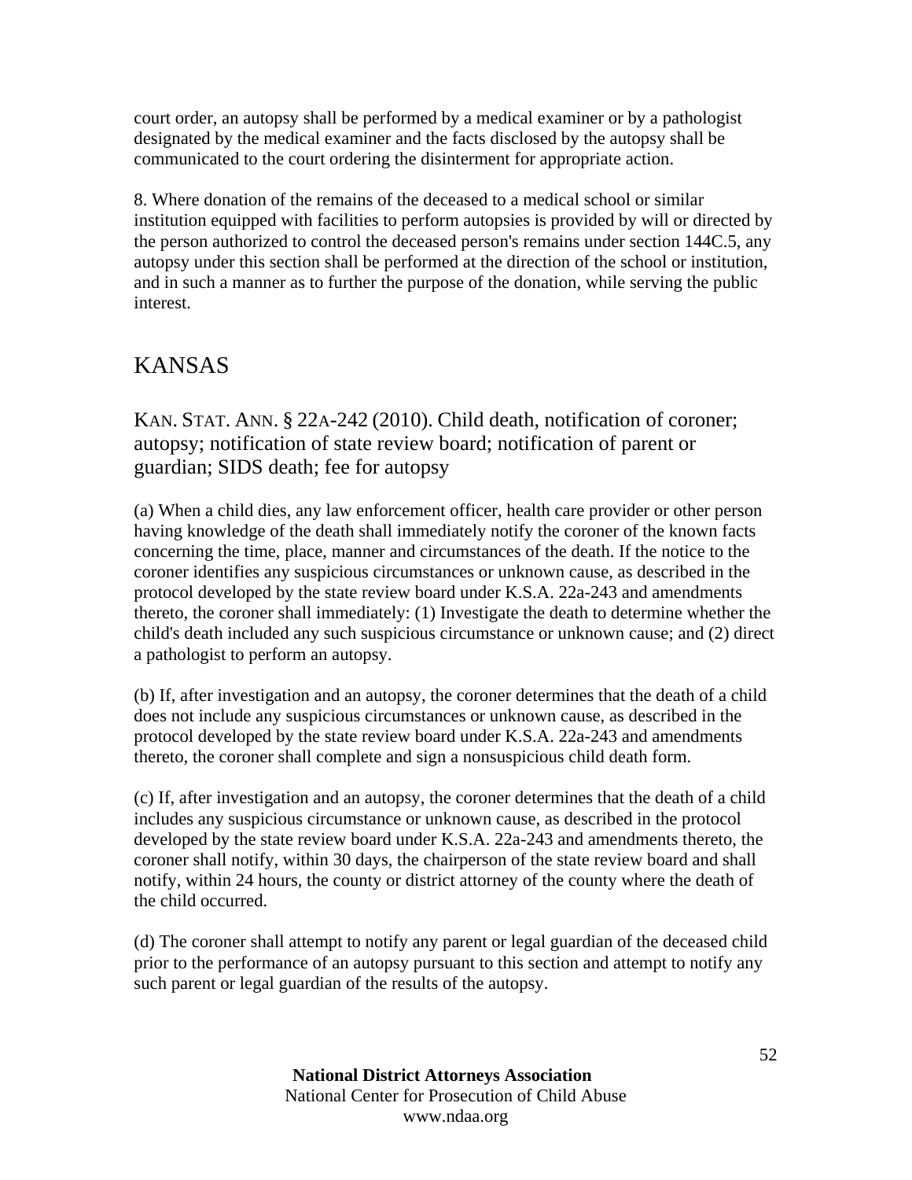court order, an autopsy shall be performed by a medical examiner or by a pathologist designated by the medical examiner and the facts disclosed by the autopsy shall be communicated to the court ordering the disinterment for appropriate action.

8. Where donation of the remains of the deceased to a medical school or similar institution equipped with facilities to perform autopsies is provided by will or directed by the person authorized to control the deceased person's remains under section 144C.5, any autopsy under this section shall be performed at the direction of the school or institution, and in such a manner as to further the purpose of the donation, while serving the public interest.

# KANSAS

## KAN. STAT. ANN. § 22A-242 (2010). Child death, notification of coroner; autopsy; notification of state review board; notification of parent or guardian; SIDS death; fee for autopsy

(a) When a child dies, any law enforcement officer, health care provider or other person having knowledge of the death shall immediately notify the coroner of the known facts concerning the time, place, manner and circumstances of the death. If the notice to the coroner identifies any suspicious circumstances or unknown cause, as described in the protocol developed by the state review board under K.S.A. 22a-243 and amendments thereto, the coroner shall immediately: (1) Investigate the death to determine whether the child's death included any such suspicious circumstance or unknown cause; and (2) direct a pathologist to perform an autopsy.

(b) If, after investigation and an autopsy, the coroner determines that the death of a child does not include any suspicious circumstances or unknown cause, as described in the protocol developed by the state review board under K.S.A. 22a-243 and amendments thereto, the coroner shall complete and sign a nonsuspicious child death form.

(c) If, after investigation and an autopsy, the coroner determines that the death of a child includes any suspicious circumstance or unknown cause, as described in the protocol developed by the state review board under K.S.A. 22a-243 and amendments thereto, the coroner shall notify, within 30 days, the chairperson of the state review board and shall notify, within 24 hours, the county or district attorney of the county where the death of the child occurred.

(d) The coroner shall attempt to notify any parent or legal guardian of the deceased child prior to the performance of an autopsy pursuant to this section and attempt to notify any such parent or legal guardian of the results of the autopsy.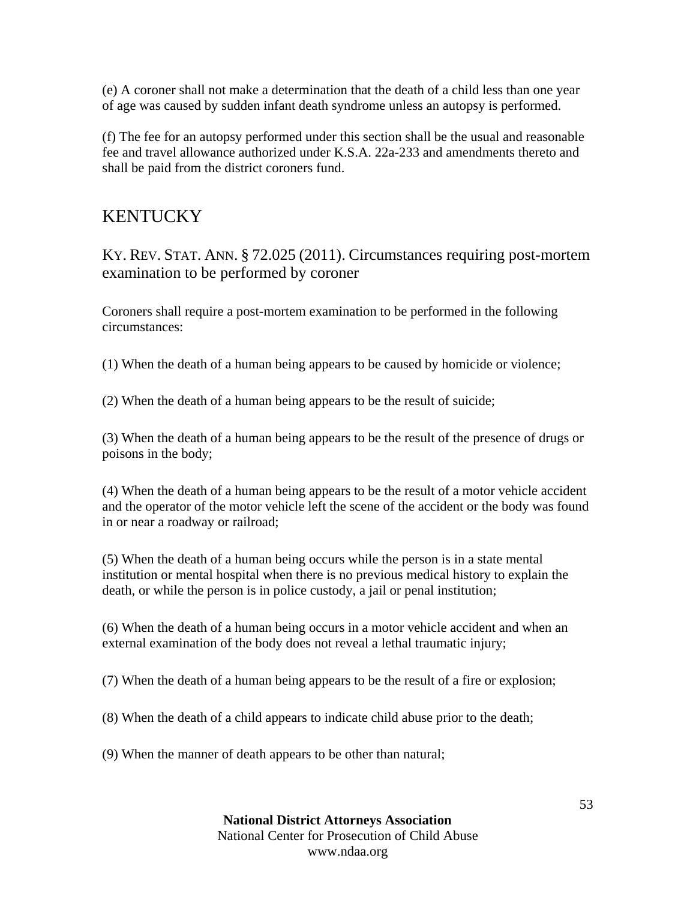(e) A coroner shall not make a determination that the death of a child less than one year of age was caused by sudden infant death syndrome unless an autopsy is performed.

(f) The fee for an autopsy performed under this section shall be the usual and reasonable fee and travel allowance authorized under K.S.A. 22a-233 and amendments thereto and shall be paid from the district coroners fund.

## KENTUCKY

### KY. REV. STAT. ANN. § 72.025 (2011). Circumstances requiring post-mortem examination to be performed by coroner

Coroners shall require a post-mortem examination to be performed in the following circumstances:

(1) When the death of a human being appears to be caused by homicide or violence;

(2) When the death of a human being appears to be the result of suicide;

(3) When the death of a human being appears to be the result of the presence of drugs or poisons in the body;

(4) When the death of a human being appears to be the result of a motor vehicle accident and the operator of the motor vehicle left the scene of the accident or the body was found in or near a roadway or railroad;

(5) When the death of a human being occurs while the person is in a state mental institution or mental hospital when there is no previous medical history to explain the death, or while the person is in police custody, a jail or penal institution;

(6) When the death of a human being occurs in a motor vehicle accident and when an external examination of the body does not reveal a lethal traumatic injury;

(7) When the death of a human being appears to be the result of a fire or explosion;

(8) When the death of a child appears to indicate child abuse prior to the death;

(9) When the manner of death appears to be other than natural;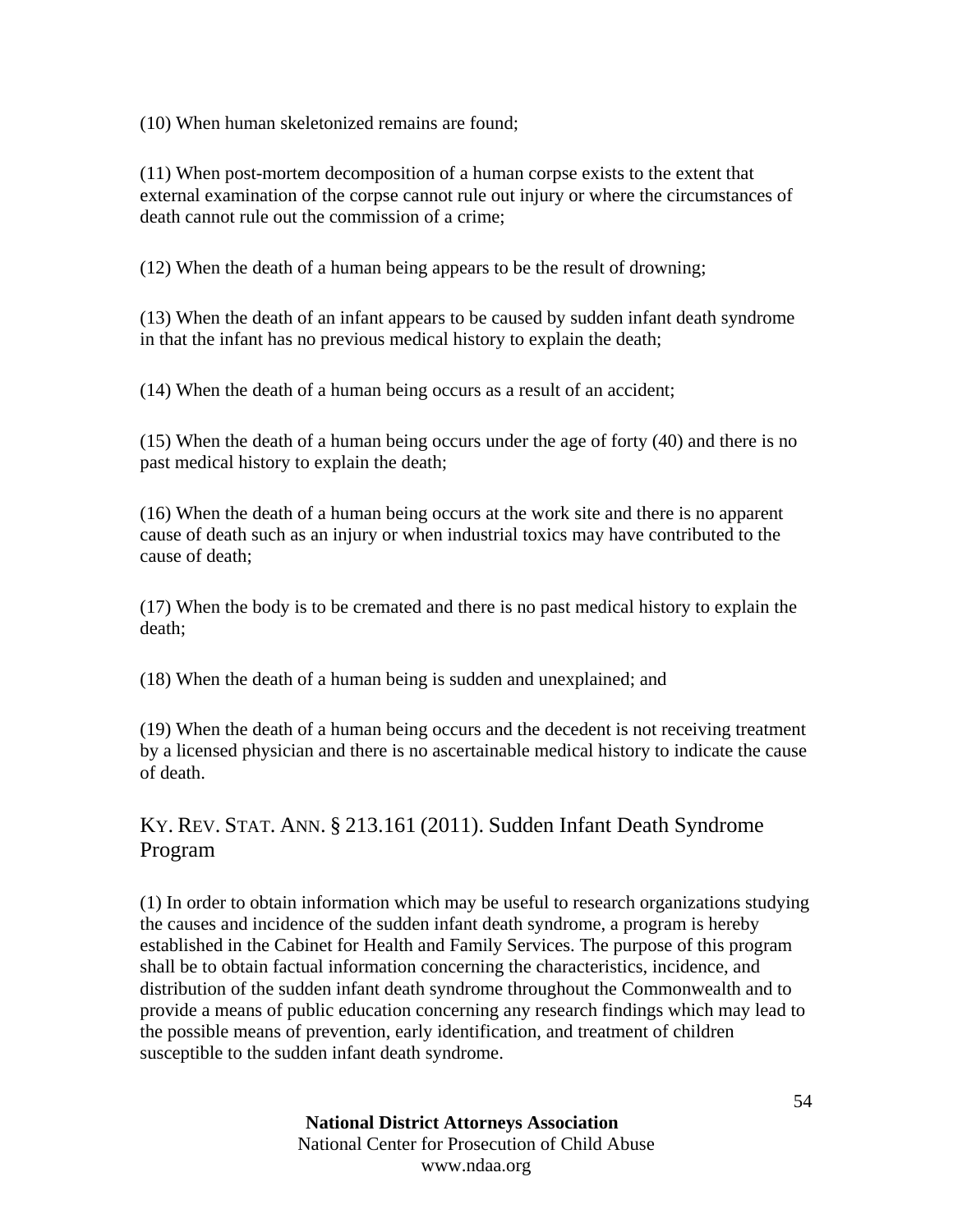(10) When human skeletonized remains are found;

(11) When post-mortem decomposition of a human corpse exists to the extent that external examination of the corpse cannot rule out injury or where the circumstances of death cannot rule out the commission of a crime;

(12) When the death of a human being appears to be the result of drowning;

(13) When the death of an infant appears to be caused by sudden infant death syndrome in that the infant has no previous medical history to explain the death;

(14) When the death of a human being occurs as a result of an accident;

(15) When the death of a human being occurs under the age of forty (40) and there is no past medical history to explain the death;

(16) When the death of a human being occurs at the work site and there is no apparent cause of death such as an injury or when industrial toxics may have contributed to the cause of death;

(17) When the body is to be cremated and there is no past medical history to explain the death;

(18) When the death of a human being is sudden and unexplained; and

(19) When the death of a human being occurs and the decedent is not receiving treatment by a licensed physician and there is no ascertainable medical history to indicate the cause of death.

## KY. REV. STAT. ANN. § 213.161 (2011). Sudden Infant Death Syndrome Program

(1) In order to obtain information which may be useful to research organizations studying the causes and incidence of the sudden infant death syndrome, a program is hereby established in the Cabinet for Health and Family Services. The purpose of this program shall be to obtain factual information concerning the characteristics, incidence, and distribution of the sudden infant death syndrome throughout the Commonwealth and to provide a means of public education concerning any research findings which may lead to the possible means of prevention, early identification, and treatment of children susceptible to the sudden infant death syndrome.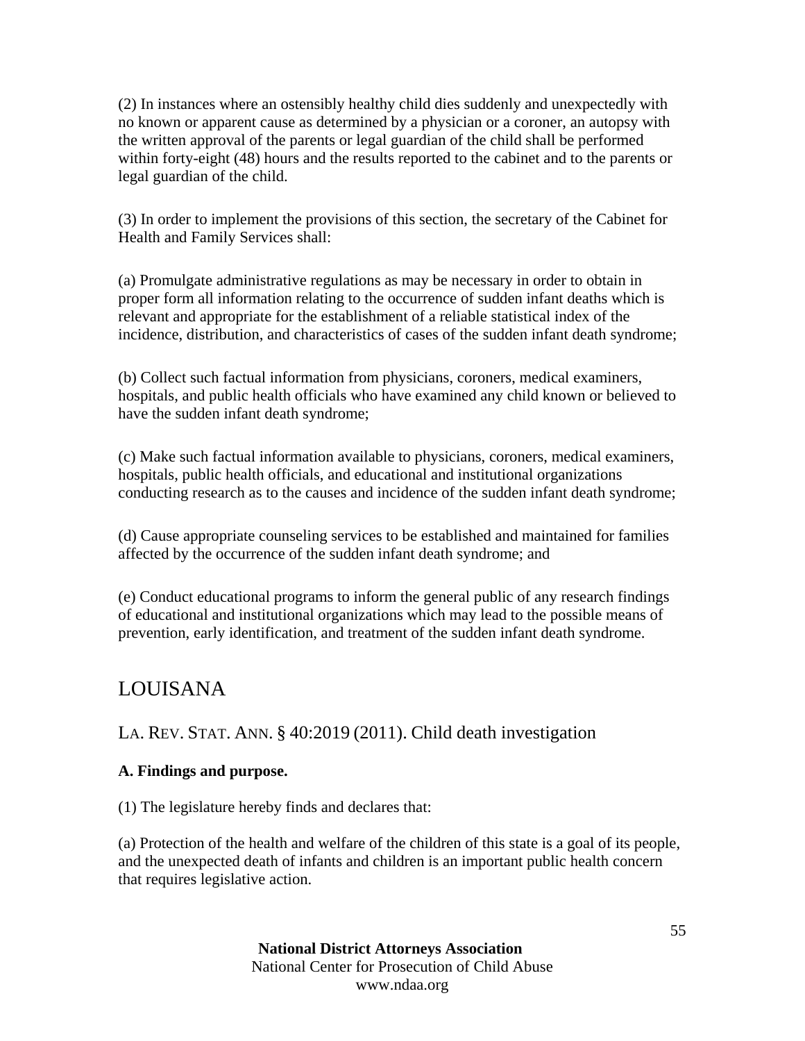(2) In instances where an ostensibly healthy child dies suddenly and unexpectedly with no known or apparent cause as determined by a physician or a coroner, an autopsy with the written approval of the parents or legal guardian of the child shall be performed within forty-eight (48) hours and the results reported to the cabinet and to the parents or legal guardian of the child.

(3) In order to implement the provisions of this section, the secretary of the Cabinet for Health and Family Services shall:

(a) Promulgate administrative regulations as may be necessary in order to obtain in proper form all information relating to the occurrence of sudden infant deaths which is relevant and appropriate for the establishment of a reliable statistical index of the incidence, distribution, and characteristics of cases of the sudden infant death syndrome;

(b) Collect such factual information from physicians, coroners, medical examiners, hospitals, and public health officials who have examined any child known or believed to have the sudden infant death syndrome;

(c) Make such factual information available to physicians, coroners, medical examiners, hospitals, public health officials, and educational and institutional organizations conducting research as to the causes and incidence of the sudden infant death syndrome;

(d) Cause appropriate counseling services to be established and maintained for families affected by the occurrence of the sudden infant death syndrome; and

(e) Conduct educational programs to inform the general public of any research findings of educational and institutional organizations which may lead to the possible means of prevention, early identification, and treatment of the sudden infant death syndrome.

## LOUISANA

### LA. REV. STAT. ANN. § 40:2019 (2011). Child death investigation

**A. Findings and purpose.**

(1) The legislature hereby finds and declares that:

(a) Protection of the health and welfare of the children of this state is a goal of its people, and the unexpected death of infants and children is an important public health concern that requires legislative action.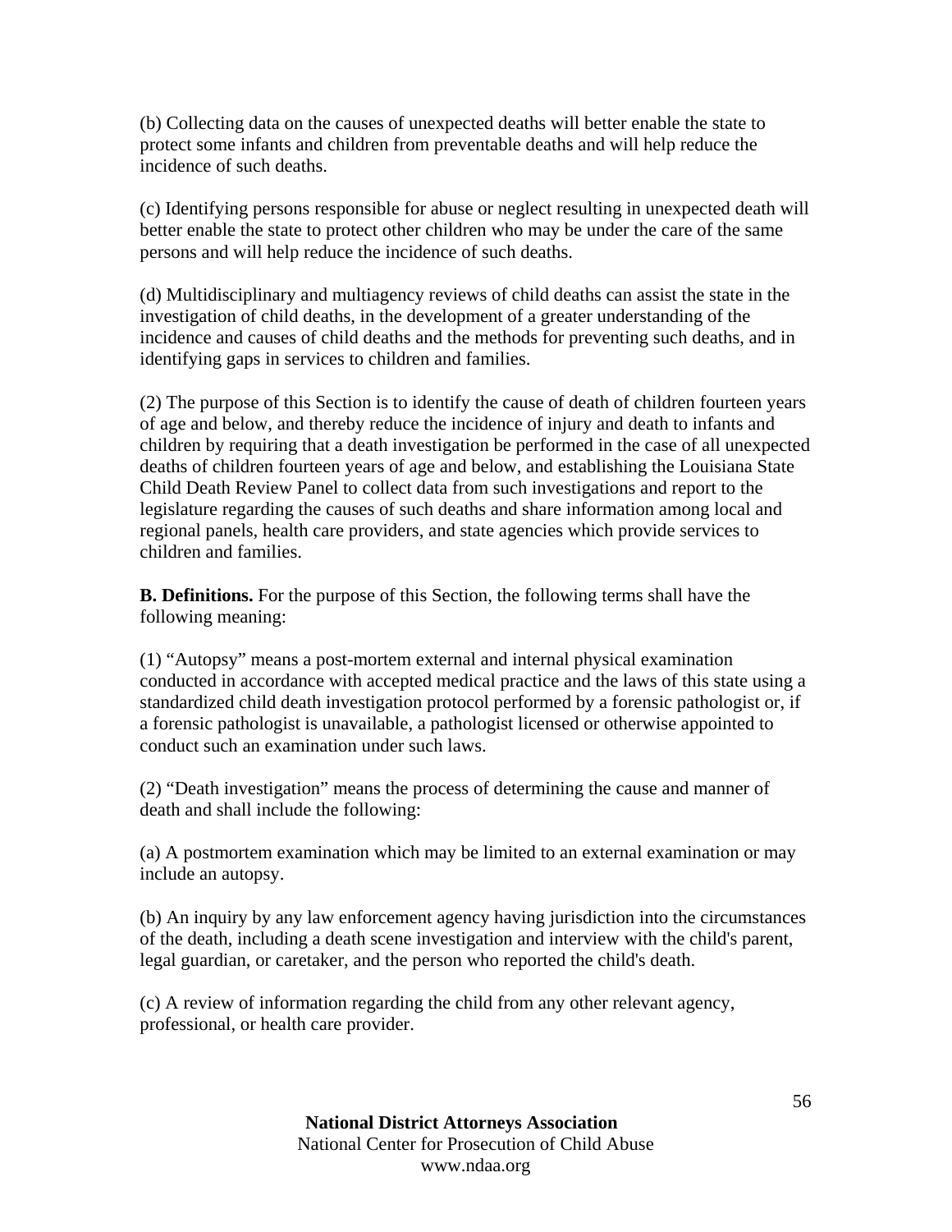(b) Collecting data on the causes of unexpected deaths will better enable the state to protect some infants and children from preventable deaths and will help reduce the incidence of such deaths.

(c) Identifying persons responsible for abuse or neglect resulting in unexpected death will better enable the state to protect other children who may be under the care of the same persons and will help reduce the incidence of such deaths.

(d) Multidisciplinary and multiagency reviews of child deaths can assist the state in the investigation of child deaths, in the development of a greater understanding of the incidence and causes of child deaths and the methods for preventing such deaths, and in identifying gaps in services to children and families.

(2) The purpose of this Section is to identify the cause of death of children fourteen years of age and below, and thereby reduce the incidence of injury and death to infants and children by requiring that a death investigation be performed in the case of all unexpected deaths of children fourteen years of age and below, and establishing the Louisiana State Child Death Review Panel to collect data from such investigations and report to the legislature regarding the causes of such deaths and share information among local and regional panels, health care providers, and state agencies which provide services to children and families.

**B. Definitions.** For the purpose of this Section, the following terms shall have the following meaning:

(1) "Autopsy" means a post-mortem external and internal physical examination conducted in accordance with accepted medical practice and the laws of this state using a standardized child death investigation protocol performed by a forensic pathologist or, if a forensic pathologist is unavailable, a pathologist licensed or otherwise appointed to conduct such an examination under such laws.

(2) "Death investigation" means the process of determining the cause and manner of death and shall include the following:

(a) A postmortem examination which may be limited to an external examination or may include an autopsy.

(b) An inquiry by any law enforcement agency having jurisdiction into the circumstances of the death, including a death scene investigation and interview with the child's parent, legal guardian, or caretaker, and the person who reported the child's death.

(c) A review of information regarding the child from any other relevant agency, professional, or health care provider.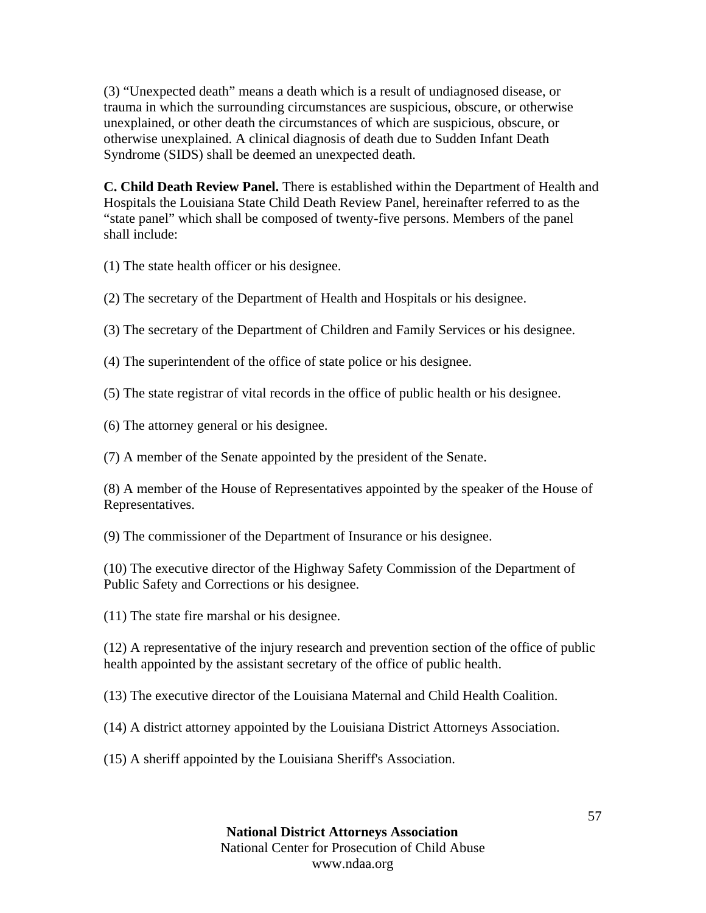(3) “Unexpected death” means a death which is a result of undiagnosed disease, or trauma in which the surrounding circumstances are suspicious, obscure, or otherwise unexplained, or other death the circumstances of which are suspicious, obscure, or otherwise unexplained. A clinical diagnosis of death due to Sudden Infant Death Syndrome (SIDS) shall be deemed an unexpected death.

**C. Child Death Review Panel.** There is established within the Department of Health and Hospitals the Louisiana State Child Death Review Panel, hereinafter referred to as the “state panel” which shall be composed of twenty-five persons. Members of the panel shall include:

(1) The state health officer or his designee.

(2) The secretary of the Department of Health and Hospitals or his designee.

(3) The secretary of the Department of Children and Family Services or his designee.

(4) The superintendent of the office of state police or his designee.

(5) The state registrar of vital records in the office of public health or his designee.

(6) The attorney general or his designee.

(7) A member of the Senate appointed by the president of the Senate.

(8) A member of the House of Representatives appointed by the speaker of the House of Representatives.

(9) The commissioner of the Department of Insurance or his designee.

(10) The executive director of the Highway Safety Commission of the Department of Public Safety and Corrections or his designee.

(11) The state fire marshal or his designee.

(12) A representative of the injury research and prevention section of the office of public health appointed by the assistant secretary of the office of public health.

(13) The executive director of the Louisiana Maternal and Child Health Coalition.

(14) A district attorney appointed by the Louisiana District Attorneys Association.

(15) A sheriff appointed by the Louisiana Sheriff's Association.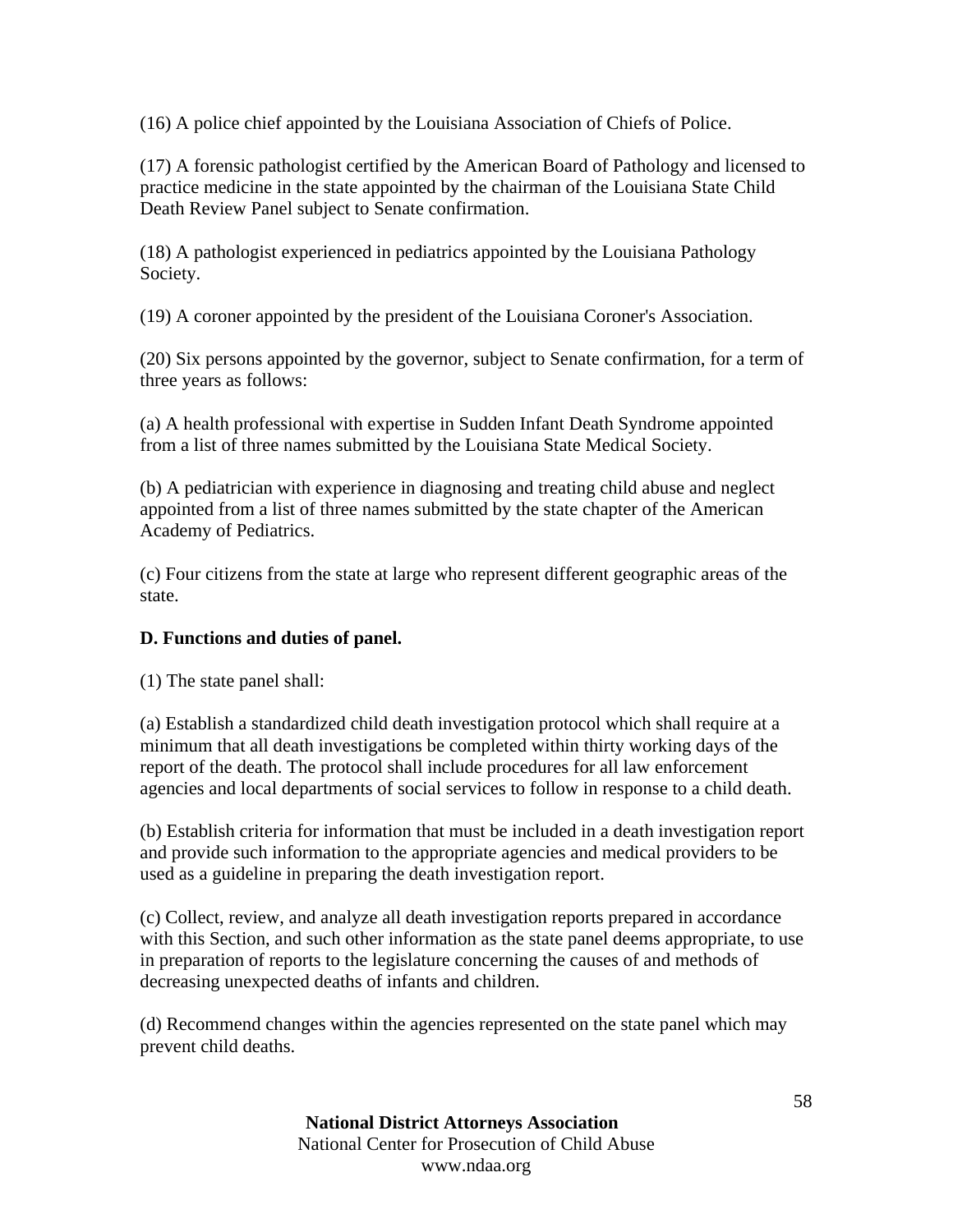(16) A police chief appointed by the Louisiana Association of Chiefs of Police.

(17) A forensic pathologist certified by the American Board of Pathology and licensed to practice medicine in the state appointed by the chairman of the Louisiana State Child Death Review Panel subject to Senate confirmation.

(18) A pathologist experienced in pediatrics appointed by the Louisiana Pathology Society.

(19) A coroner appointed by the president of the Louisiana Coroner's Association.

(20) Six persons appointed by the governor, subject to Senate confirmation, for a term of three years as follows:

(a) A health professional with expertise in Sudden Infant Death Syndrome appointed from a list of three names submitted by the Louisiana State Medical Society.

(b) A pediatrician with experience in diagnosing and treating child abuse and neglect appointed from a list of three names submitted by the state chapter of the American Academy of Pediatrics.

(c) Four citizens from the state at large who represent different geographic areas of the state.

**D. Functions and duties of panel.**

(1) The state panel shall:

(a) Establish a standardized child death investigation protocol which shall require at a minimum that all death investigations be completed within thirty working days of the report of the death. The protocol shall include procedures for all law enforcement agencies and local departments of social services to follow in response to a child death.

(b) Establish criteria for information that must be included in a death investigation report and provide such information to the appropriate agencies and medical providers to be used as a guideline in preparing the death investigation report.

(c) Collect, review, and analyze all death investigation reports prepared in accordance with this Section, and such other information as the state panel deems appropriate, to use in preparation of reports to the legislature concerning the causes of and methods of decreasing unexpected deaths of infants and children.

(d) Recommend changes within the agencies represented on the state panel which may prevent child deaths.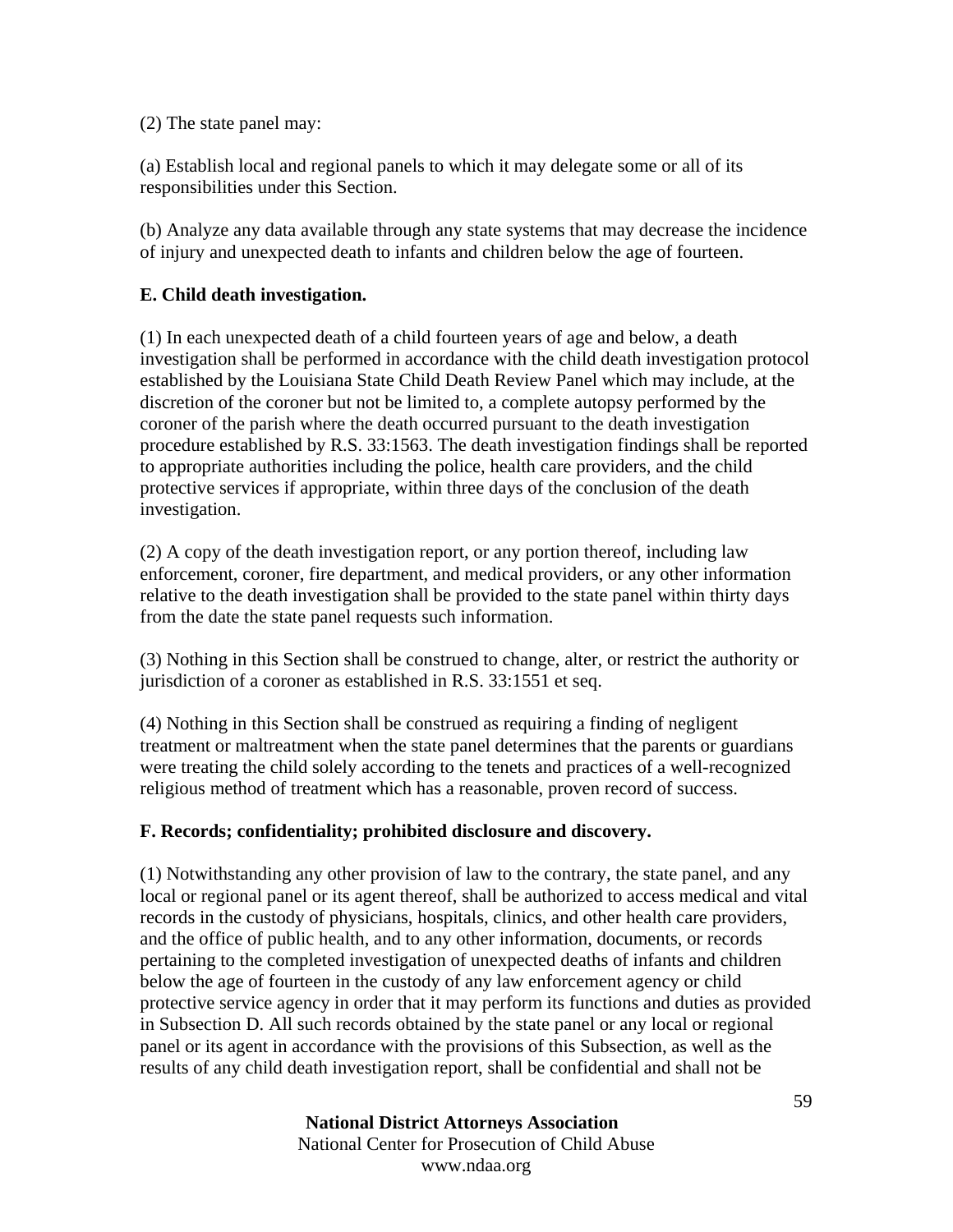(2) The state panel may:

(a) Establish local and regional panels to which it may delegate some or all of its responsibilities under this Section.

(b) Analyze any data available through any state systems that may decrease the incidence of injury and unexpected death to infants and children below the age of fourteen.

**E. Child death investigation.**

(1) In each unexpected death of a child fourteen years of age and below, a death investigation shall be performed in accordance with the child death investigation protocol established by the Louisiana State Child Death Review Panel which may include, at the discretion of the coroner but not be limited to, a complete autopsy performed by the coroner of the parish where the death occurred pursuant to the death investigation procedure established by R.S. 33:1563. The death investigation findings shall be reported to appropriate authorities including the police, health care providers, and the child protective services if appropriate, within three days of the conclusion of the death investigation.

(2) A copy of the death investigation report, or any portion thereof, including law enforcement, coroner, fire department, and medical providers, or any other information relative to the death investigation shall be provided to the state panel within thirty days from the date the state panel requests such information.

(3) Nothing in this Section shall be construed to change, alter, or restrict the authority or jurisdiction of a coroner as established in R.S. 33:1551 et seq.

(4) Nothing in this Section shall be construed as requiring a finding of negligent treatment or maltreatment when the state panel determines that the parents or guardians were treating the child solely according to the tenets and practices of a well-recognized religious method of treatment which has a reasonable, proven record of success.

**F. Records; confidentiality; prohibited disclosure and discovery.**

(1) Notwithstanding any other provision of law to the contrary, the state panel, and any local or regional panel or its agent thereof, shall be authorized to access medical and vital records in the custody of physicians, hospitals, clinics, and other health care providers, and the office of public health, and to any other information, documents, or records pertaining to the completed investigation of unexpected deaths of infants and children below the age of fourteen in the custody of any law enforcement agency or child protective service agency in order that it may perform its functions and duties as provided in Subsection D. All such records obtained by the state panel or any local or regional panel or its agent in accordance with the provisions of this Subsection, as well as the results of any child death investigation report, shall be confidential and shall not be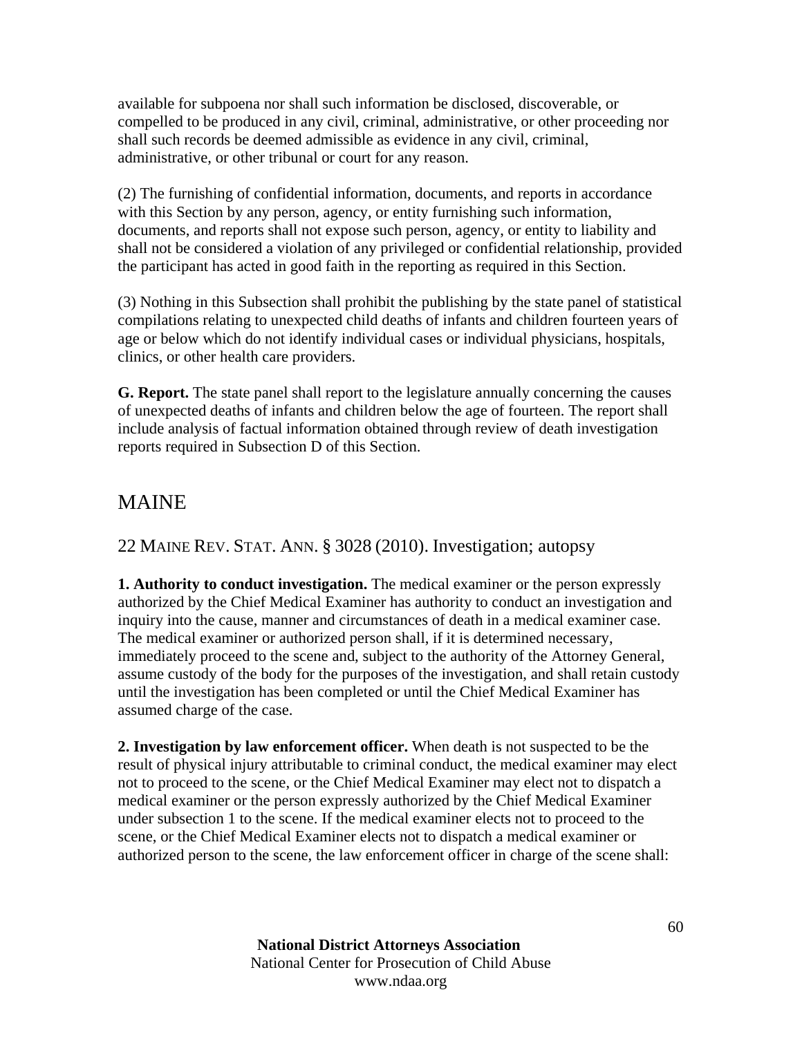available for subpoena nor shall such information be disclosed, discoverable, or compelled to be produced in any civil, criminal, administrative, or other proceeding nor shall such records be deemed admissible as evidence in any civil, criminal, administrative, or other tribunal or court for any reason.

(2) The furnishing of confidential information, documents, and reports in accordance with this Section by any person, agency, or entity furnishing such information, documents, and reports shall not expose such person, agency, or entity to liability and shall not be considered a violation of any privileged or confidential relationship, provided the participant has acted in good faith in the reporting as required in this Section.

(3) Nothing in this Subsection shall prohibit the publishing by the state panel of statistical compilations relating to unexpected child deaths of infants and children fourteen years of age or below which do not identify individual cases or individual physicians, hospitals, clinics, or other health care providers.

**G. Report.** The state panel shall report to the legislature annually concerning the causes of unexpected deaths of infants and children below the age of fourteen. The report shall include analysis of factual information obtained through review of death investigation reports required in Subsection D of this Section.

## MAINE

### 22 MAINE REV. STAT. ANN. § 3028 (2010). Investigation; autopsy

**1. Authority to conduct investigation.** The medical examiner or the person expressly authorized by the Chief Medical Examiner has authority to conduct an investigation and inquiry into the cause, manner and circumstances of death in a medical examiner case. The medical examiner or authorized person shall, if it is determined necessary, immediately proceed to the scene and, subject to the authority of the Attorney General, assume custody of the body for the purposes of the investigation, and shall retain custody until the investigation has been completed or until the Chief Medical Examiner has assumed charge of the case.

**2. Investigation by law enforcement officer.** When death is not suspected to be the result of physical injury attributable to criminal conduct, the medical examiner may elect not to proceed to the scene, or the Chief Medical Examiner may elect not to dispatch a medical examiner or the person expressly authorized by the Chief Medical Examiner under subsection 1 to the scene. If the medical examiner elects not to proceed to the scene, or the Chief Medical Examiner elects not to dispatch a medical examiner or authorized person to the scene, the law enforcement officer in charge of the scene shall: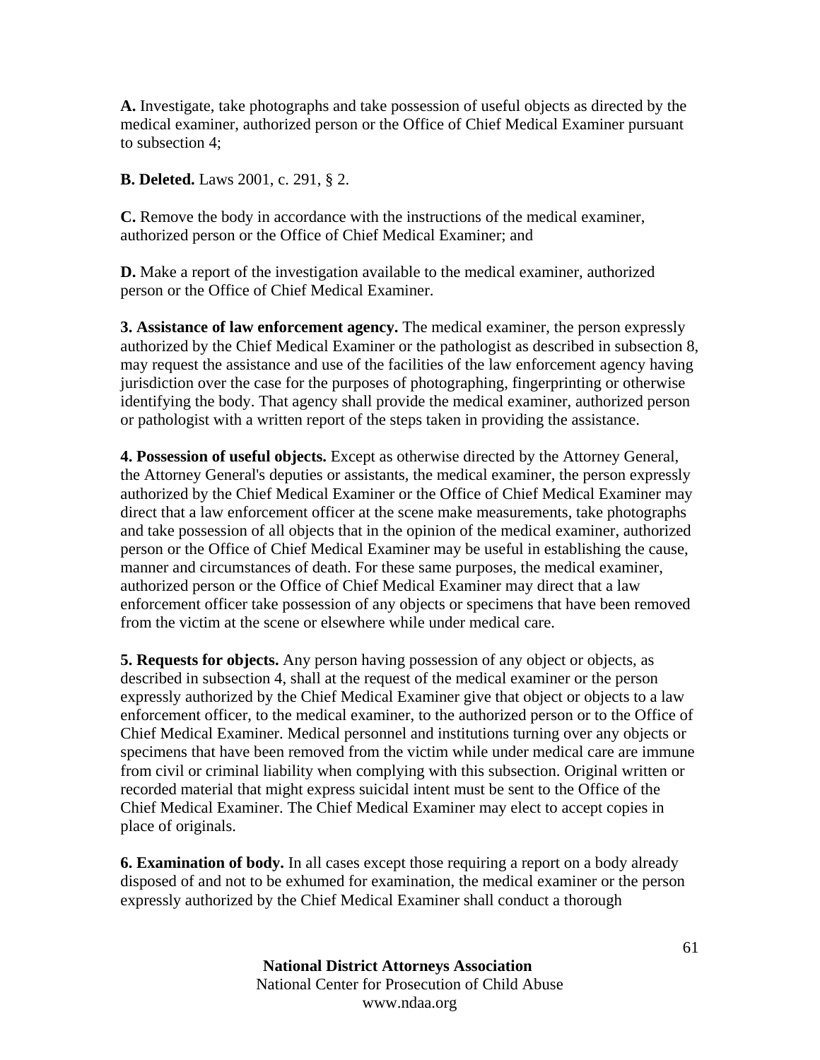**A.** Investigate, take photographs and take possession of useful objects as directed by the medical examiner, authorized person or the Office of Chief Medical Examiner pursuant to subsection 4;

**B. Deleted.** Laws 2001, c. 291, § 2.

**C.** Remove the body in accordance with the instructions of the medical examiner, authorized person or the Office of Chief Medical Examiner; and

**D.** Make a report of the investigation available to the medical examiner, authorized person or the Office of Chief Medical Examiner.

**3. Assistance of law enforcement agency.** The medical examiner, the person expressly authorized by the Chief Medical Examiner or the pathologist as described in subsection 8, may request the assistance and use of the facilities of the law enforcement agency having jurisdiction over the case for the purposes of photographing, fingerprinting or otherwise identifying the body. That agency shall provide the medical examiner, authorized person or pathologist with a written report of the steps taken in providing the assistance.

**4. Possession of useful objects.** Except as otherwise directed by the Attorney General, the Attorney General's deputies or assistants, the medical examiner, the person expressly authorized by the Chief Medical Examiner or the Office of Chief Medical Examiner may direct that a law enforcement officer at the scene make measurements, take photographs and take possession of all objects that in the opinion of the medical examiner, authorized person or the Office of Chief Medical Examiner may be useful in establishing the cause, manner and circumstances of death. For these same purposes, the medical examiner, authorized person or the Office of Chief Medical Examiner may direct that a law enforcement officer take possession of any objects or specimens that have been removed from the victim at the scene or elsewhere while under medical care.

**5. Requests for objects.** Any person having possession of any object or objects, as described in subsection 4, shall at the request of the medical examiner or the person expressly authorized by the Chief Medical Examiner give that object or objects to a law enforcement officer, to the medical examiner, to the authorized person or to the Office of Chief Medical Examiner. Medical personnel and institutions turning over any objects or specimens that have been removed from the victim while under medical care are immune from civil or criminal liability when complying with this subsection. Original written or recorded material that might express suicidal intent must be sent to the Office of the Chief Medical Examiner. The Chief Medical Examiner may elect to accept copies in place of originals.

**6. Examination of body.** In all cases except those requiring a report on a body already disposed of and not to be exhumed for examination, the medical examiner or the person expressly authorized by the Chief Medical Examiner shall conduct a thorough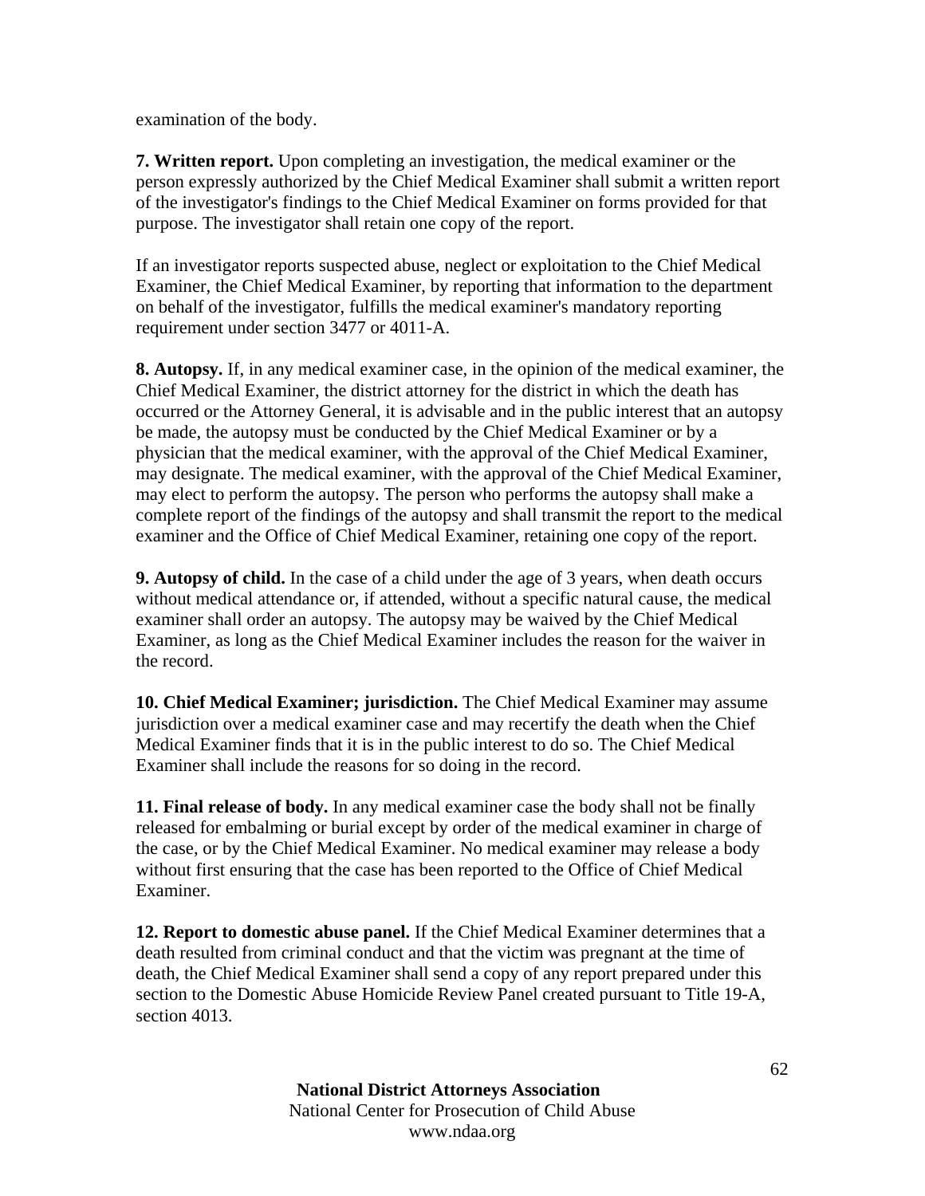examination of the body.

**7. Written report.** Upon completing an investigation, the medical examiner or the person expressly authorized by the Chief Medical Examiner shall submit a written report of the investigator's findings to the Chief Medical Examiner on forms provided for that purpose. The investigator shall retain one copy of the report.

If an investigator reports suspected abuse, neglect or exploitation to the Chief Medical Examiner, the Chief Medical Examiner, by reporting that information to the department on behalf of the investigator, fulfills the medical examiner's mandatory reporting requirement under section 3477 or 4011-A.

**8. Autopsy.** If, in any medical examiner case, in the opinion of the medical examiner, the Chief Medical Examiner, the district attorney for the district in which the death has occurred or the Attorney General, it is advisable and in the public interest that an autopsy be made, the autopsy must be conducted by the Chief Medical Examiner or by a physician that the medical examiner, with the approval of the Chief Medical Examiner, may designate. The medical examiner, with the approval of the Chief Medical Examiner, may elect to perform the autopsy. The person who performs the autopsy shall make a complete report of the findings of the autopsy and shall transmit the report to the medical examiner and the Office of Chief Medical Examiner, retaining one copy of the report.

**9. Autopsy of child.** In the case of a child under the age of 3 years, when death occurs without medical attendance or, if attended, without a specific natural cause, the medical examiner shall order an autopsy. The autopsy may be waived by the Chief Medical Examiner, as long as the Chief Medical Examiner includes the reason for the waiver in the record.

**10. Chief Medical Examiner; jurisdiction.** The Chief Medical Examiner may assume jurisdiction over a medical examiner case and may recertify the death when the Chief Medical Examiner finds that it is in the public interest to do so. The Chief Medical Examiner shall include the reasons for so doing in the record.

**11. Final release of body.** In any medical examiner case the body shall not be finally released for embalming or burial except by order of the medical examiner in charge of the case, or by the Chief Medical Examiner. No medical examiner may release a body without first ensuring that the case has been reported to the Office of Chief Medical Examiner.

**12. Report to domestic abuse panel.** If the Chief Medical Examiner determines that a death resulted from criminal conduct and that the victim was pregnant at the time of death, the Chief Medical Examiner shall send a copy of any report prepared under this section to the Domestic Abuse Homicide Review Panel created pursuant to Title 19-A, section 4013.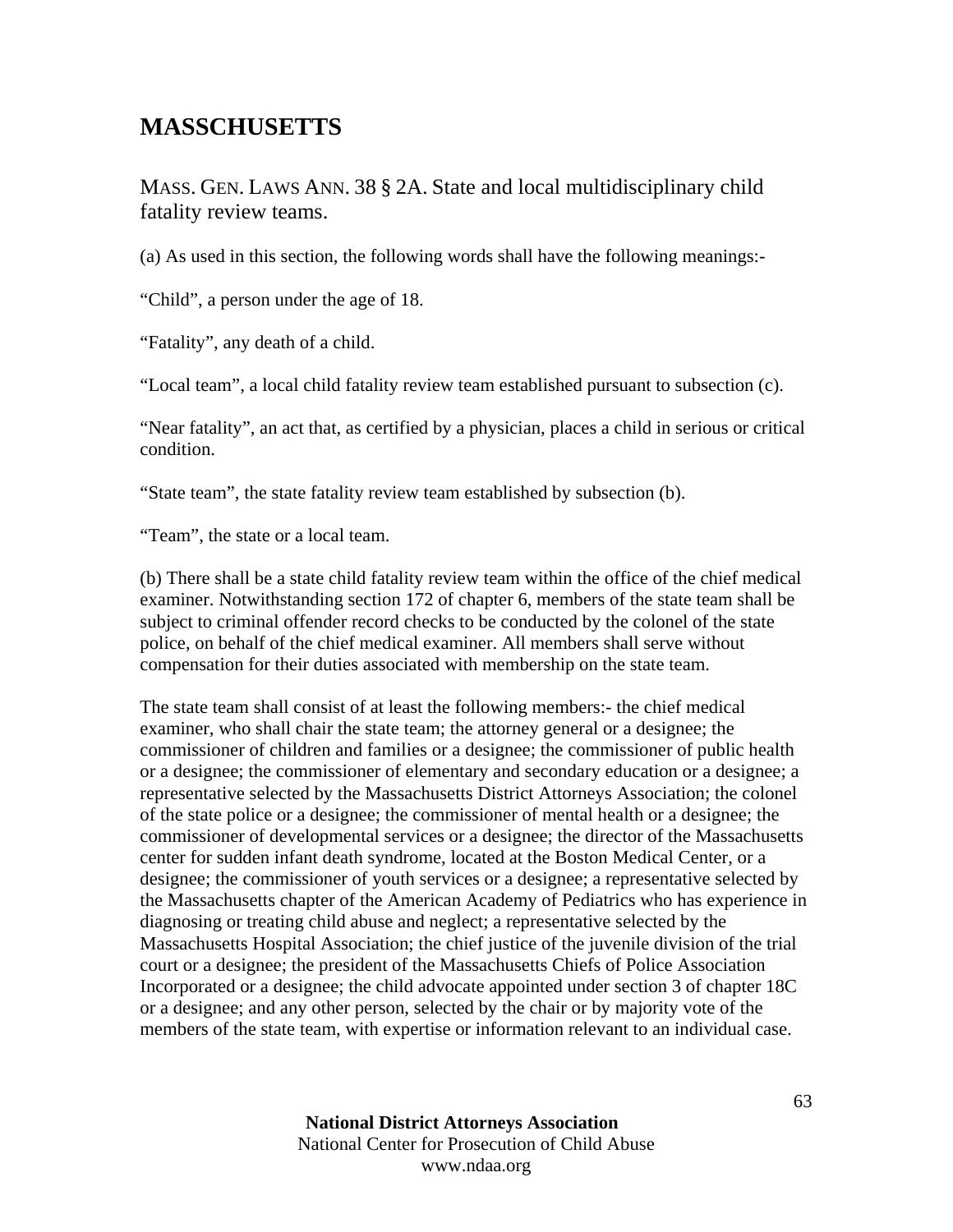# MASSCHUSETTS

## MASS. GEN. LAWS ANN. 38 § 2A. State and local multidisciplinary child fatality review teams.

(a) As used in this section, the following words shall have the following meanings:-

"Child", a person under the age of 18.

"Fatality", any death of a child.

"Local team", a local child fatality review team established pursuant to subsection (c).

"Near fatality", an act that, as certified by a physician, places a child in serious or critical condition.

"State team", the state fatality review team established by subsection (b).

"Team", the state or a local team.

(b) There shall be a state child fatality review team within the office of the chief medical examiner. Notwithstanding section 172 of chapter 6, members of the state team shall be subject to criminal offender record checks to be conducted by the colonel of the state police, on behalf of the chief medical examiner. All members shall serve without compensation for their duties associated with membership on the state team.

The state team shall consist of at least the following members:- the chief medical examiner, who shall chair the state team; the attorney general or a designee; the commissioner of children and families or a designee; the commissioner of public health or a designee; the commissioner of elementary and secondary education or a designee; a representative selected by the Massachusetts District Attorneys Association; the colonel of the state police or a designee; the commissioner of mental health or a designee; the commissioner of developmental services or a designee; the director of the Massachusetts center for sudden infant death syndrome, located at the Boston Medical Center, or a designee; the commissioner of youth services or a designee; a representative selected by the Massachusetts chapter of the American Academy of Pediatrics who has experience in diagnosing or treating child abuse and neglect; a representative selected by the Massachusetts Hospital Association; the chief justice of the juvenile division of the trial court or a designee; the president of the Massachusetts Chiefs of Police Association Incorporated or a designee; the child advocate appointed under section 3 of chapter 18C or a designee; and any other person, selected by the chair or by majority vote of the members of the state team, with expertise or information relevant to an individual case.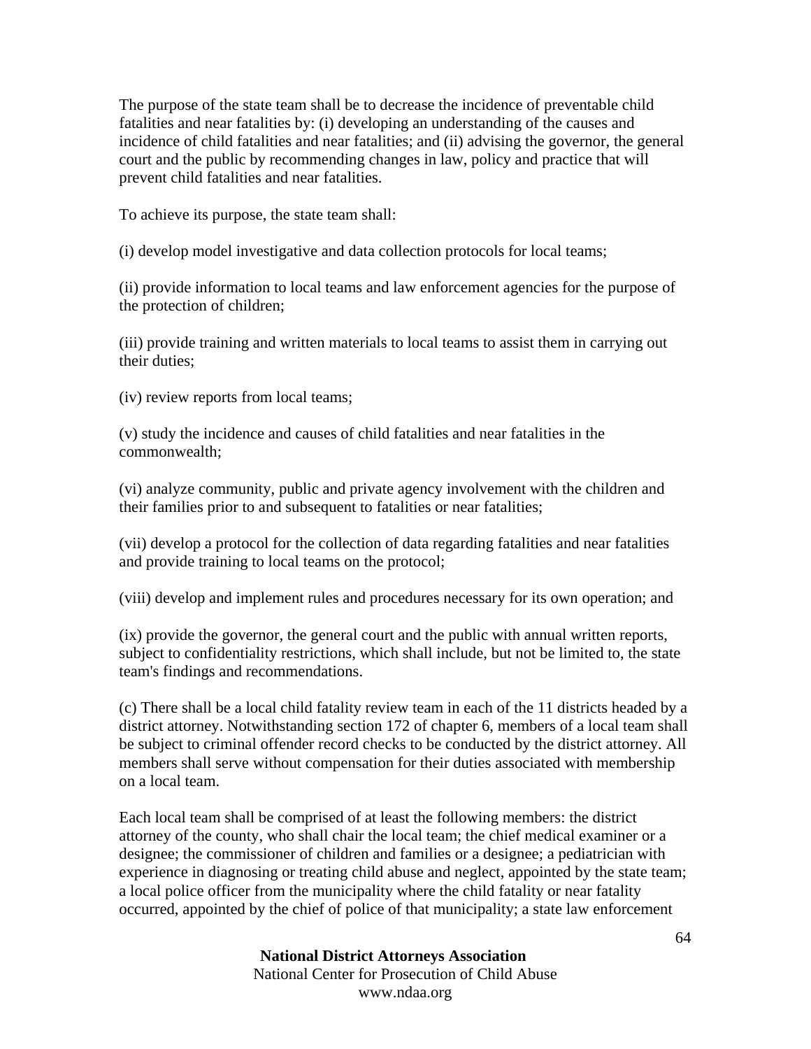The purpose of the state team shall be to decrease the incidence of preventable child fatalities and near fatalities by: (i) developing an understanding of the causes and incidence of child fatalities and near fatalities; and (ii) advising the governor, the general court and the public by recommending changes in law, policy and practice that will prevent child fatalities and near fatalities.

To achieve its purpose, the state team shall:

(i) develop model investigative and data collection protocols for local teams;

(ii) provide information to local teams and law enforcement agencies for the purpose of the protection of children;

(iii) provide training and written materials to local teams to assist them in carrying out their duties;

(iv) review reports from local teams;

(v) study the incidence and causes of child fatalities and near fatalities in the commonwealth;

(vi) analyze community, public and private agency involvement with the children and their families prior to and subsequent to fatalities or near fatalities;

(vii) develop a protocol for the collection of data regarding fatalities and near fatalities and provide training to local teams on the protocol;

(viii) develop and implement rules and procedures necessary for its own operation; and

(ix) provide the governor, the general court and the public with annual written reports, subject to confidentiality restrictions, which shall include, but not be limited to, the state team's findings and recommendations.

(c) There shall be a local child fatality review team in each of the 11 districts headed by a district attorney. Notwithstanding section 172 of chapter 6, members of a local team shall be subject to criminal offender record checks to be conducted by the district attorney. All members shall serve without compensation for their duties associated with membership on a local team.

Each local team shall be comprised of at least the following members: the district attorney of the county, who shall chair the local team; the chief medical examiner or a designee; the commissioner of children and families or a designee; a pediatrician with experience in diagnosing or treating child abuse and neglect, appointed by the state team; a local police officer from the municipality where the child fatality or near fatality occurred, appointed by the chief of police of that municipality; a state law enforcement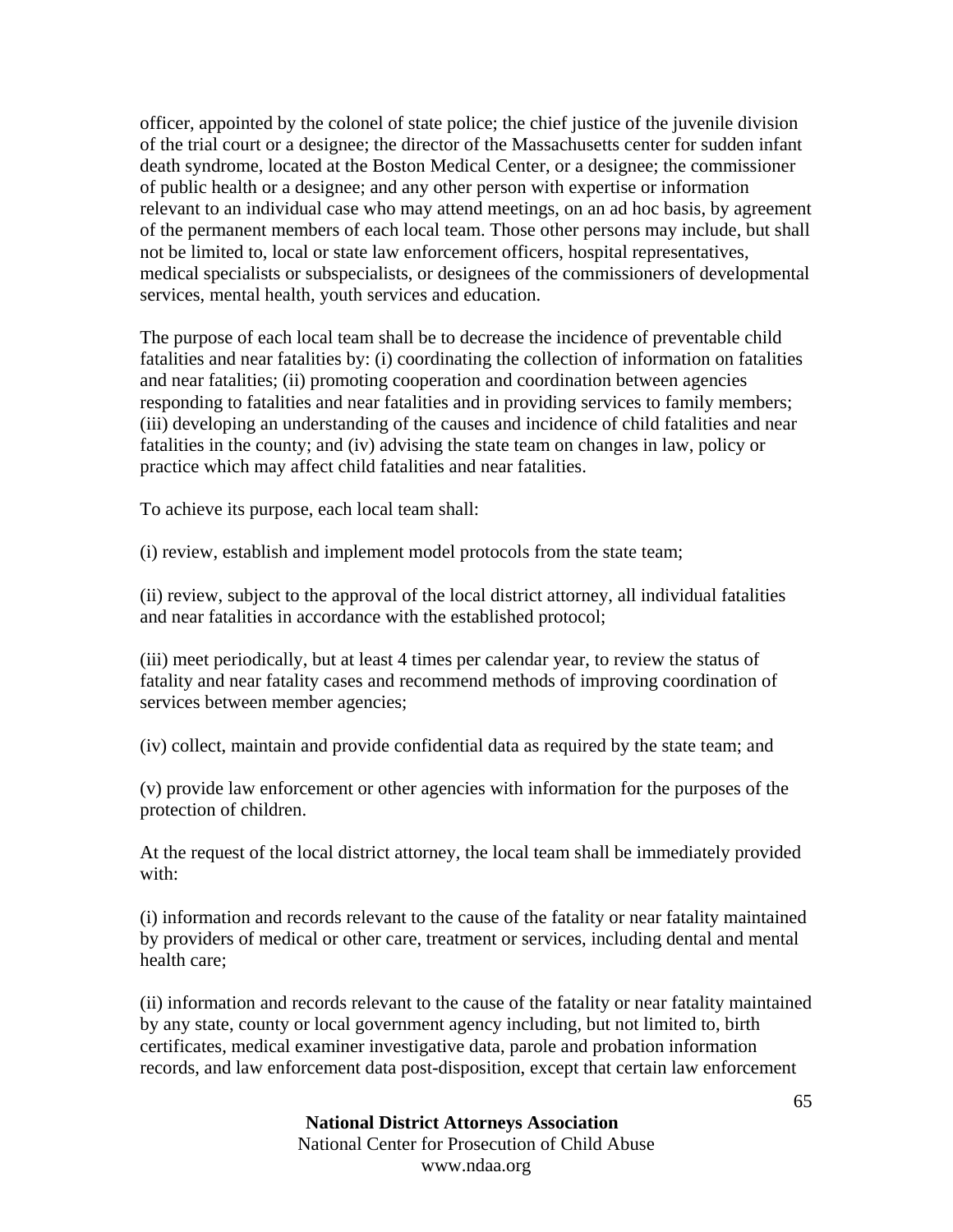officer, appointed by the colonel of state police; the chief justice of the juvenile division of the trial court or a designee; the director of the Massachusetts center for sudden infant death syndrome, located at the Boston Medical Center, or a designee; the commissioner of public health or a designee; and any other person with expertise or information relevant to an individual case who may attend meetings, on an ad hoc basis, by agreement of the permanent members of each local team. Those other persons may include, but shall not be limited to, local or state law enforcement officers, hospital representatives, medical specialists or subspecialists, or designees of the commissioners of developmental services, mental health, youth services and education.

The purpose of each local team shall be to decrease the incidence of preventable child fatalities and near fatalities by: (i) coordinating the collection of information on fatalities and near fatalities; (ii) promoting cooperation and coordination between agencies responding to fatalities and near fatalities and in providing services to family members; (iii) developing an understanding of the causes and incidence of child fatalities and near fatalities in the county; and (iv) advising the state team on changes in law, policy or practice which may affect child fatalities and near fatalities.

To achieve its purpose, each local team shall:

(i) review, establish and implement model protocols from the state team;

(ii) review, subject to the approval of the local district attorney, all individual fatalities and near fatalities in accordance with the established protocol;

(iii) meet periodically, but at least 4 times per calendar year, to review the status of fatality and near fatality cases and recommend methods of improving coordination of services between member agencies;

(iv) collect, maintain and provide confidential data as required by the state team; and

(v) provide law enforcement or other agencies with information for the purposes of the protection of children.

At the request of the local district attorney, the local team shall be immediately provided with:

(i) information and records relevant to the cause of the fatality or near fatality maintained by providers of medical or other care, treatment or services, including dental and mental health care;

(ii) information and records relevant to the cause of the fatality or near fatality maintained by any state, county or local government agency including, but not limited to, birth certificates, medical examiner investigative data, parole and probation information records, and law enforcement data post-disposition, except that certain law enforcement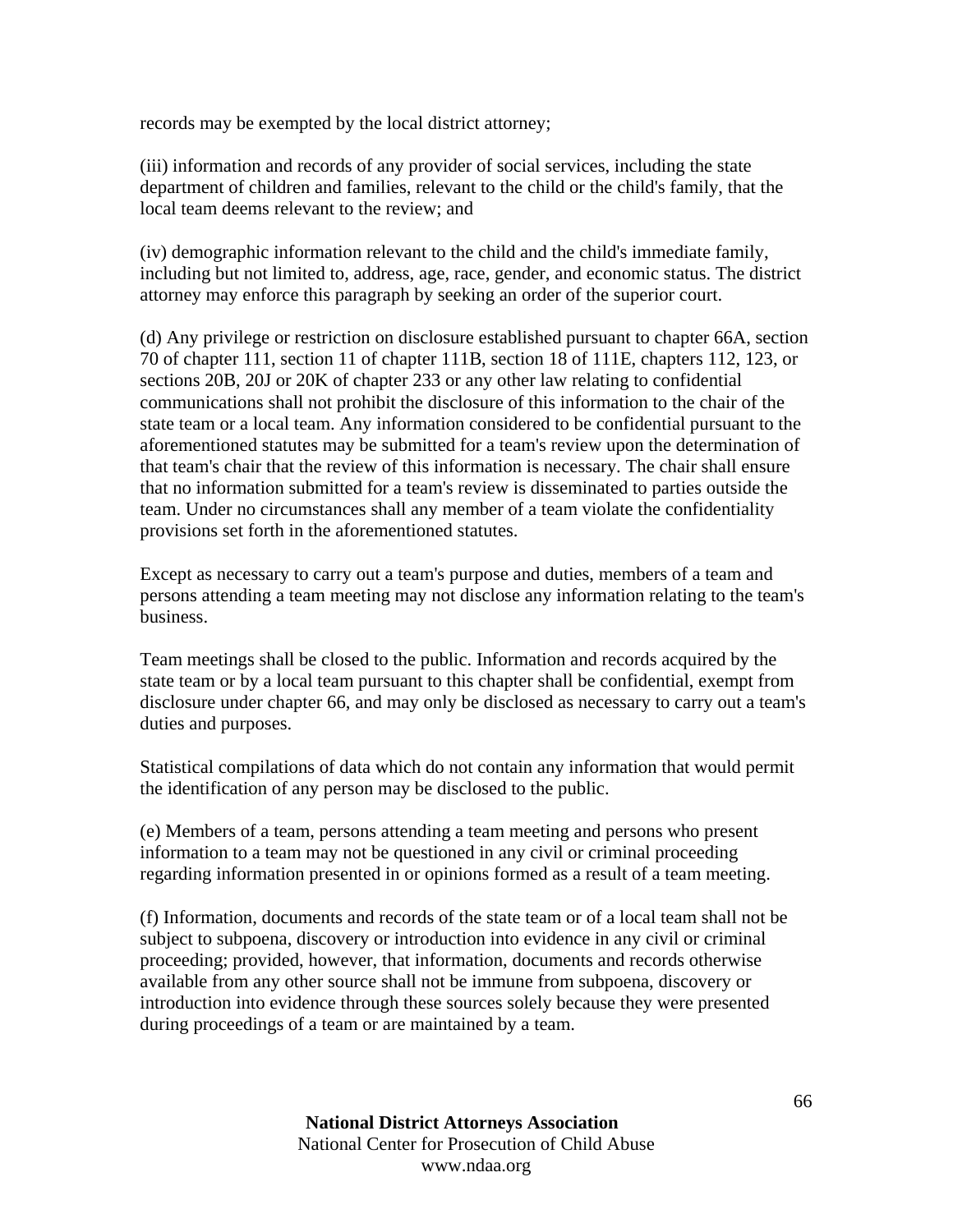records may be exempted by the local district attorney;

(iii) information and records of any provider of social services, including the state department of children and families, relevant to the child or the child's family, that the local team deems relevant to the review; and

(iv) demographic information relevant to the child and the child's immediate family, including but not limited to, address, age, race, gender, and economic status. The district attorney may enforce this paragraph by seeking an order of the superior court.

(d) Any privilege or restriction on disclosure established pursuant to chapter 66A, section 70 of chapter 111, section 11 of chapter 111B, section 18 of 111E, chapters 112, 123, or sections 20B, 20J or 20K of chapter 233 or any other law relating to confidential communications shall not prohibit the disclosure of this information to the chair of the state team or a local team. Any information considered to be confidential pursuant to the aforementioned statutes may be submitted for a team's review upon the determination of that team's chair that the review of this information is necessary. The chair shall ensure that no information submitted for a team's review is disseminated to parties outside the team. Under no circumstances shall any member of a team violate the confidentiality provisions set forth in the aforementioned statutes.

Except as necessary to carry out a team's purpose and duties, members of a team and persons attending a team meeting may not disclose any information relating to the team's business.

Team meetings shall be closed to the public. Information and records acquired by the state team or by a local team pursuant to this chapter shall be confidential, exempt from disclosure under chapter 66, and may only be disclosed as necessary to carry out a team's duties and purposes.

Statistical compilations of data which do not contain any information that would permit the identification of any person may be disclosed to the public.

(e) Members of a team, persons attending a team meeting and persons who present information to a team may not be questioned in any civil or criminal proceeding regarding information presented in or opinions formed as a result of a team meeting.

(f) Information, documents and records of the state team or of a local team shall not be subject to subpoena, discovery or introduction into evidence in any civil or criminal proceeding; provided, however, that information, documents and records otherwise available from any other source shall not be immune from subpoena, discovery or introduction into evidence through these sources solely because they were presented during proceedings of a team or are maintained by a team.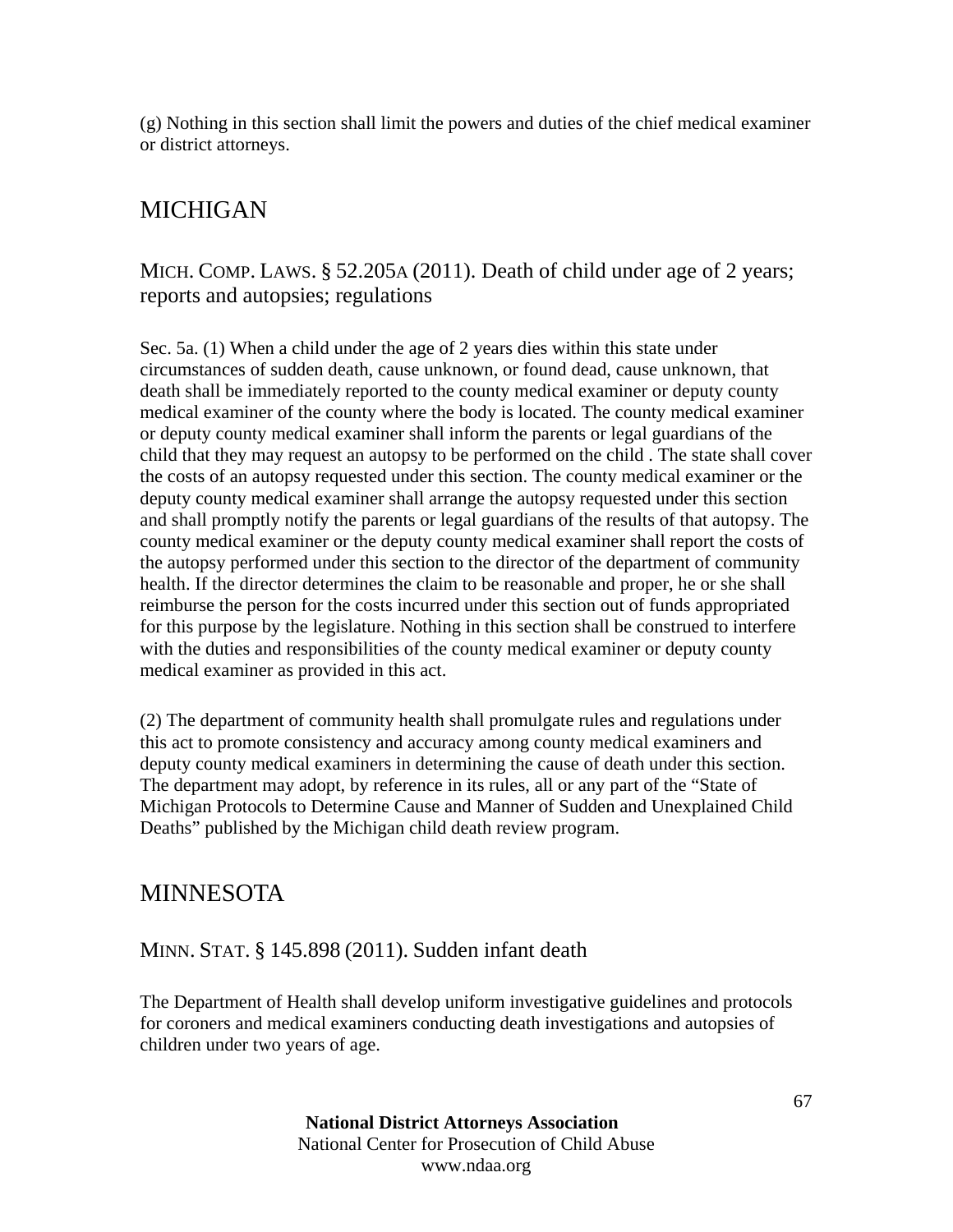(g) Nothing in this section shall limit the powers and duties of the chief medical examiner or district attorneys.

## MICHIGAN

### MICH. COMP. LAWS. § 52.205A (2011). Death of child under age of 2 years; reports and autopsies; regulations

Sec. 5a. (1) When a child under the age of 2 years dies within this state under circumstances of sudden death, cause unknown, or found dead, cause unknown, that death shall be immediately reported to the county medical examiner or deputy county medical examiner of the county where the body is located. The county medical examiner or deputy county medical examiner shall inform the parents or legal guardians of the child that they may request an autopsy to be performed on the child . The state shall cover the costs of an autopsy requested under this section. The county medical examiner or the deputy county medical examiner shall arrange the autopsy requested under this section and shall promptly notify the parents or legal guardians of the results of that autopsy. The county medical examiner or the deputy county medical examiner shall report the costs of the autopsy performed under this section to the director of the department of community health. If the director determines the claim to be reasonable and proper, he or she shall reimburse the person for the costs incurred under this section out of funds appropriated for this purpose by the legislature. Nothing in this section shall be construed to interfere with the duties and responsibilities of the county medical examiner or deputy county medical examiner as provided in this act.

(2) The department of community health shall promulgate rules and regulations under this act to promote consistency and accuracy among county medical examiners and deputy county medical examiners in determining the cause of death under this section. The department may adopt, by reference in its rules, all or any part of the "State of Michigan Protocols to Determine Cause and Manner of Sudden and Unexplained Child Deaths" published by the Michigan child death review program.

## MINNESOTA

### MINN. STAT. § 145.898 (2011). Sudden infant death

The Department of Health shall develop uniform investigative guidelines and protocols for coroners and medical examiners conducting death investigations and autopsies of children under two years of age.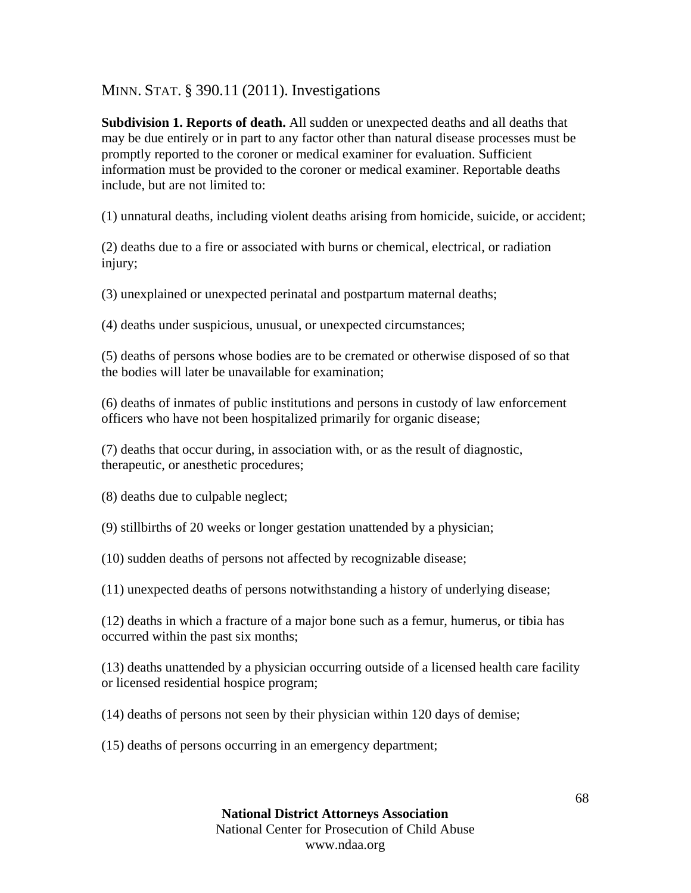## MINN. STAT. § 390.11 (2011). Investigations

**Subdivision 1. Reports of death.** All sudden or unexpected deaths and all deaths that may be due entirely or in part to any factor other than natural disease processes must be promptly reported to the coroner or medical examiner for evaluation. Sufficient information must be provided to the coroner or medical examiner. Reportable deaths include, but are not limited to:

(1) unnatural deaths, including violent deaths arising from homicide, suicide, or accident;

(2) deaths due to a fire or associated with burns or chemical, electrical, or radiation injury;

(3) unexplained or unexpected perinatal and postpartum maternal deaths;

(4) deaths under suspicious, unusual, or unexpected circumstances;

(5) deaths of persons whose bodies are to be cremated or otherwise disposed of so that the bodies will later be unavailable for examination;

(6) deaths of inmates of public institutions and persons in custody of law enforcement officers who have not been hospitalized primarily for organic disease;

(7) deaths that occur during, in association with, or as the result of diagnostic, therapeutic, or anesthetic procedures;

(8) deaths due to culpable neglect;

(9) stillbirths of 20 weeks or longer gestation unattended by a physician;

(10) sudden deaths of persons not affected by recognizable disease;

(11) unexpected deaths of persons notwithstanding a history of underlying disease;

(12) deaths in which a fracture of a major bone such as a femur, humerus, or tibia has occurred within the past six months;

(13) deaths unattended by a physician occurring outside of a licensed health care facility or licensed residential hospice program;

(14) deaths of persons not seen by their physician within 120 days of demise;

(15) deaths of persons occurring in an emergency department;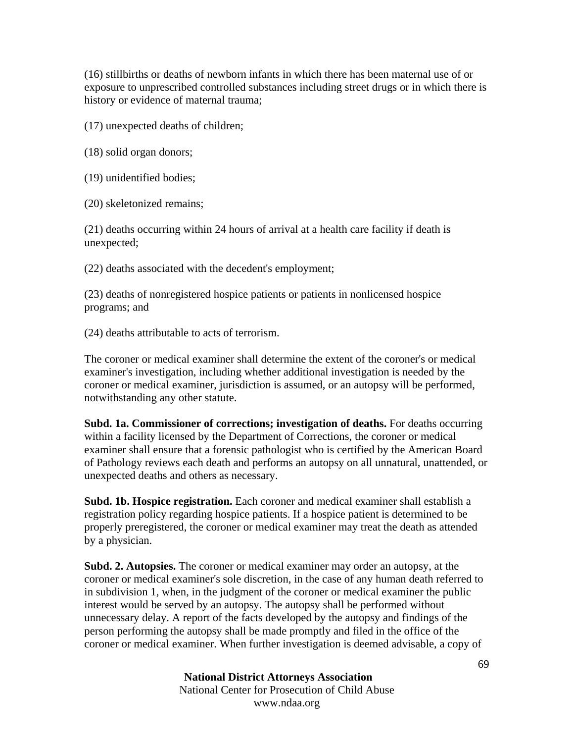(16) stillbirths or deaths of newborn infants in which there has been maternal use of or exposure to unprescribed controlled substances including street drugs or in which there is history or evidence of maternal trauma;

(17) unexpected deaths of children;

(18) solid organ donors;

(19) unidentified bodies;

(20) skeletonized remains;

(21) deaths occurring within 24 hours of arrival at a health care facility if death is unexpected;

(22) deaths associated with the decedent's employment;

(23) deaths of nonregistered hospice patients or patients in nonlicensed hospice programs; and

(24) deaths attributable to acts of terrorism.

The coroner or medical examiner shall determine the extent of the coroner's or medical examiner's investigation, including whether additional investigation is needed by the coroner or medical examiner, jurisdiction is assumed, or an autopsy will be performed, notwithstanding any other statute.

**Subd. 1a. Commissioner of corrections; investigation of deaths.** For deaths occurring within a facility licensed by the Department of Corrections, the coroner or medical examiner shall ensure that a forensic pathologist who is certified by the American Board of Pathology reviews each death and performs an autopsy on all unnatural, unattended, or unexpected deaths and others as necessary.

**Subd. 1b. Hospice registration.** Each coroner and medical examiner shall establish a registration policy regarding hospice patients. If a hospice patient is determined to be properly preregistered, the coroner or medical examiner may treat the death as attended by a physician.

**Subd. 2. Autopsies.** The coroner or medical examiner may order an autopsy, at the coroner or medical examiner's sole discretion, in the case of any human death referred to in subdivision 1, when, in the judgment of the coroner or medical examiner the public interest would be served by an autopsy. The autopsy shall be performed without unnecessary delay. A report of the facts developed by the autopsy and findings of the person performing the autopsy shall be made promptly and filed in the office of the coroner or medical examiner. When further investigation is deemed advisable, a copy of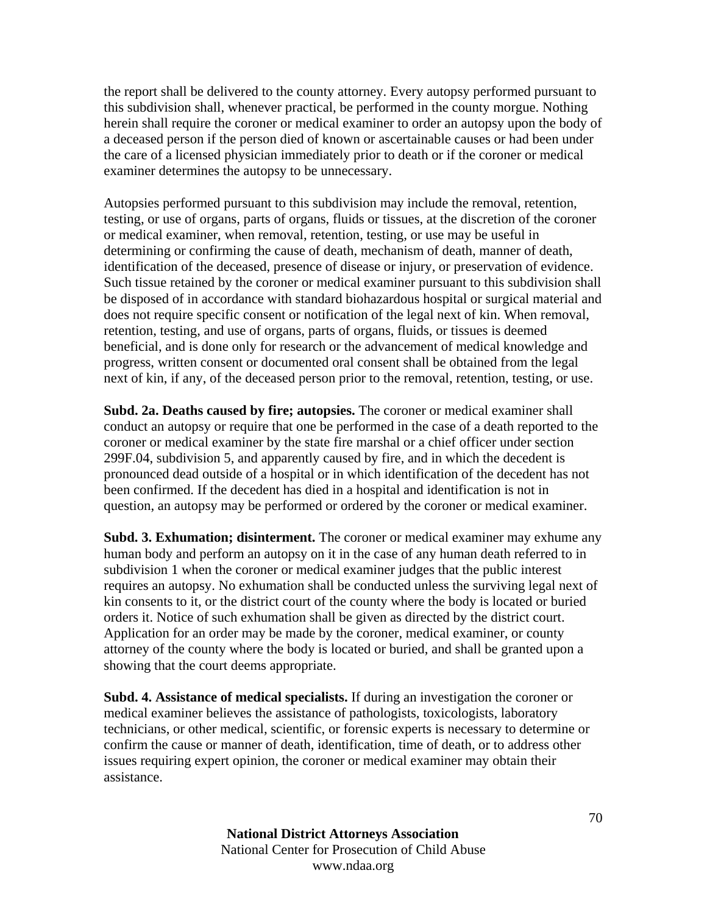the report shall be delivered to the county attorney. Every autopsy performed pursuant to this subdivision shall, whenever practical, be performed in the county morgue. Nothing herein shall require the coroner or medical examiner to order an autopsy upon the body of a deceased person if the person died of known or ascertainable causes or had been under the care of a licensed physician immediately prior to death or if the coroner or medical examiner determines the autopsy to be unnecessary.

Autopsies performed pursuant to this subdivision may include the removal, retention, testing, or use of organs, parts of organs, fluids or tissues, at the discretion of the coroner or medical examiner, when removal, retention, testing, or use may be useful in determining or confirming the cause of death, mechanism of death, manner of death, identification of the deceased, presence of disease or injury, or preservation of evidence. Such tissue retained by the coroner or medical examiner pursuant to this subdivision shall be disposed of in accordance with standard biohazardous hospital or surgical material and does not require specific consent or notification of the legal next of kin. When removal, retention, testing, and use of organs, parts of organs, fluids, or tissues is deemed beneficial, and is done only for research or the advancement of medical knowledge and progress, written consent or documented oral consent shall be obtained from the legal next of kin, if any, of the deceased person prior to the removal, retention, testing, or use.

**Subd. 2a. Deaths caused by fire; autopsies.** The coroner or medical examiner shall conduct an autopsy or require that one be performed in the case of a death reported to the coroner or medical examiner by the state fire marshal or a chief officer under section 299F.04, subdivision 5, and apparently caused by fire, and in which the decedent is pronounced dead outside of a hospital or in which identification of the decedent has not been confirmed. If the decedent has died in a hospital and identification is not in question, an autopsy may be performed or ordered by the coroner or medical examiner.

**Subd. 3. Exhumation; disinterment.** The coroner or medical examiner may exhume any human body and perform an autopsy on it in the case of any human death referred to in subdivision 1 when the coroner or medical examiner judges that the public interest requires an autopsy. No exhumation shall be conducted unless the surviving legal next of kin consents to it, or the district court of the county where the body is located or buried orders it. Notice of such exhumation shall be given as directed by the district court. Application for an order may be made by the coroner, medical examiner, or county attorney of the county where the body is located or buried, and shall be granted upon a showing that the court deems appropriate.

**Subd. 4. Assistance of medical specialists.** If during an investigation the coroner or medical examiner believes the assistance of pathologists, toxicologists, laboratory technicians, or other medical, scientific, or forensic experts is necessary to determine or confirm the cause or manner of death, identification, time of death, or to address other issues requiring expert opinion, the coroner or medical examiner may obtain their assistance.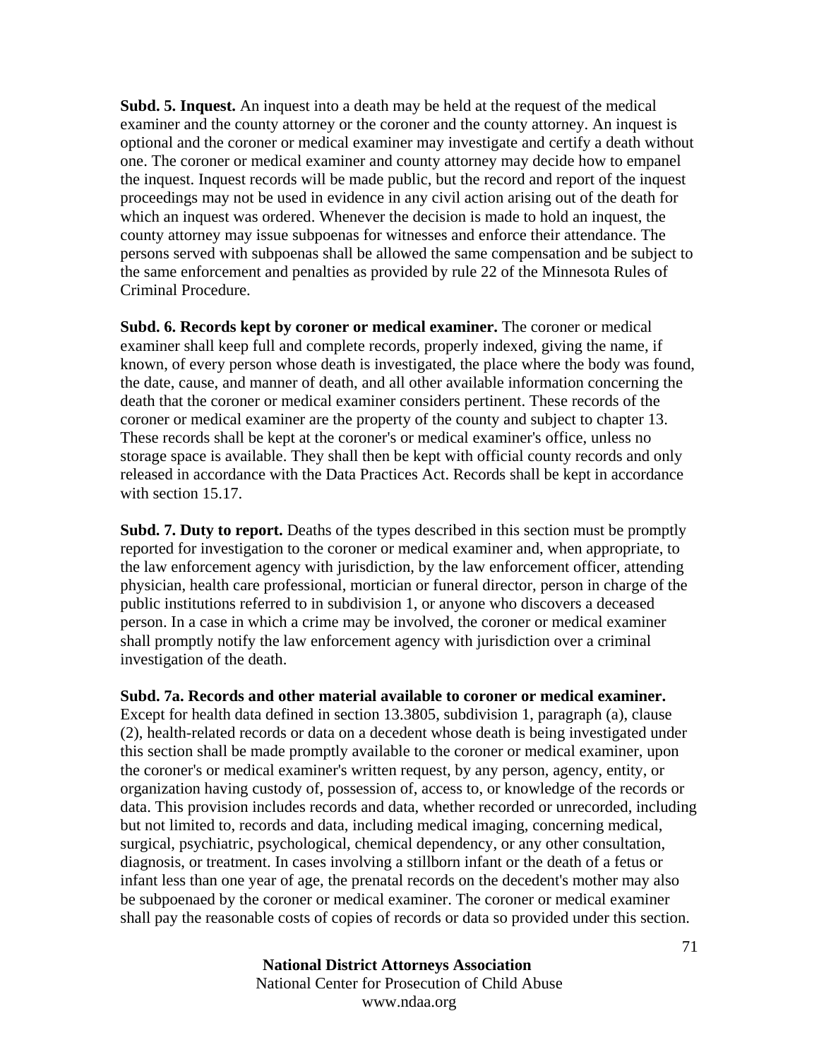**Subd. 5. Inquest.** An inquest into a death may be held at the request of the medical examiner and the county attorney or the coroner and the county attorney. An inquest is optional and the coroner or medical examiner may investigate and certify a death without one. The coroner or medical examiner and county attorney may decide how to empanel the inquest. Inquest records will be made public, but the record and report of the inquest proceedings may not be used in evidence in any civil action arising out of the death for which an inquest was ordered. Whenever the decision is made to hold an inquest, the county attorney may issue subpoenas for witnesses and enforce their attendance. The persons served with subpoenas shall be allowed the same compensation and be subject to the same enforcement and penalties as provided by rule 22 of the Minnesota Rules of Criminal Procedure.

**Subd. 6. Records kept by coroner or medical examiner.** The coroner or medical examiner shall keep full and complete records, properly indexed, giving the name, if known, of every person whose death is investigated, the place where the body was found, the date, cause, and manner of death, and all other available information concerning the death that the coroner or medical examiner considers pertinent. These records of the coroner or medical examiner are the property of the county and subject to chapter 13. These records shall be kept at the coroner's or medical examiner's office, unless no storage space is available. They shall then be kept with official county records and only released in accordance with the Data Practices Act. Records shall be kept in accordance with section 15.17.

**Subd. 7. Duty to report.** Deaths of the types described in this section must be promptly reported for investigation to the coroner or medical examiner and, when appropriate, to the law enforcement agency with jurisdiction, by the law enforcement officer, attending physician, health care professional, mortician or funeral director, person in charge of the public institutions referred to in subdivision 1, or anyone who discovers a deceased person. In a case in which a crime may be involved, the coroner or medical examiner shall promptly notify the law enforcement agency with jurisdiction over a criminal investigation of the death.

**Subd. 7a. Records and other material available to coroner or medical examiner.** Except for health data defined in section 13.3805, subdivision 1, paragraph (a), clause (2), health-related records or data on a decedent whose death is being investigated under this section shall be made promptly available to the coroner or medical examiner, upon the coroner's or medical examiner's written request, by any person, agency, entity, or organization having custody of, possession of, access to, or knowledge of the records or data. This provision includes records and data, whether recorded or unrecorded, including but not limited to, records and data, including medical imaging, concerning medical, surgical, psychiatric, psychological, chemical dependency, or any other consultation, diagnosis, or treatment. In cases involving a stillborn infant or the death of a fetus or infant less than one year of age, the prenatal records on the decedent's mother may also be subpoenaed by the coroner or medical examiner. The coroner or medical examiner shall pay the reasonable costs of copies of records or data so provided under this section.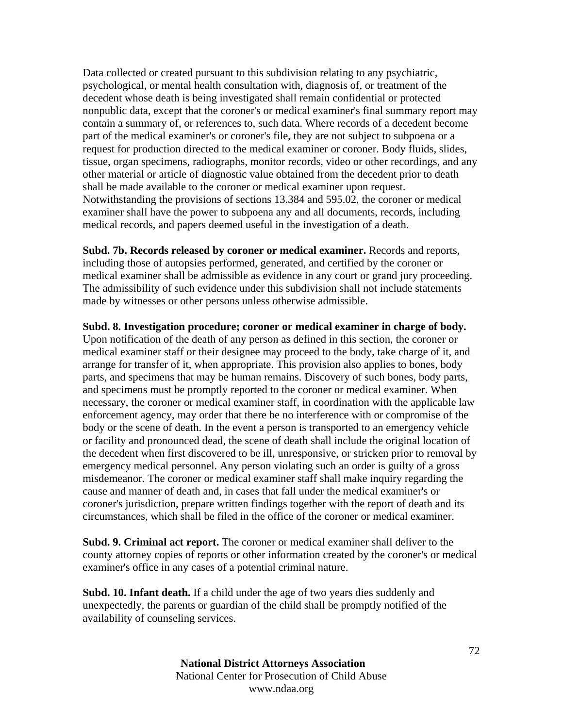Data collected or created pursuant to this subdivision relating to any psychiatric, psychological, or mental health consultation with, diagnosis of, or treatment of the decedent whose death is being investigated shall remain confidential or protected nonpublic data, except that the coroner's or medical examiner's final summary report may contain a summary of, or references to, such data. Where records of a decedent become part of the medical examiner's or coroner's file, they are not subject to subpoena or a request for production directed to the medical examiner or coroner. Body fluids, slides, tissue, organ specimens, radiographs, monitor records, video or other recordings, and any other material or article of diagnostic value obtained from the decedent prior to death shall be made available to the coroner or medical examiner upon request. Notwithstanding the provisions of sections 13.384 and 595.02, the coroner or medical examiner shall have the power to subpoena any and all documents, records, including medical records, and papers deemed useful in the investigation of a death.

**Subd. 7b. Records released by coroner or medical examiner.** Records and reports, including those of autopsies performed, generated, and certified by the coroner or medical examiner shall be admissible as evidence in any court or grand jury proceeding. The admissibility of such evidence under this subdivision shall not include statements made by witnesses or other persons unless otherwise admissible.

**Subd. 8. Investigation procedure; coroner or medical examiner in charge of body.** Upon notification of the death of any person as defined in this section, the coroner or medical examiner staff or their designee may proceed to the body, take charge of it, and arrange for transfer of it, when appropriate. This provision also applies to bones, body parts, and specimens that may be human remains. Discovery of such bones, body parts, and specimens must be promptly reported to the coroner or medical examiner. When necessary, the coroner or medical examiner staff, in coordination with the applicable law enforcement agency, may order that there be no interference with or compromise of the body or the scene of death. In the event a person is transported to an emergency vehicle or facility and pronounced dead, the scene of death shall include the original location of the decedent when first discovered to be ill, unresponsive, or stricken prior to removal by emergency medical personnel. Any person violating such an order is guilty of a gross misdemeanor. The coroner or medical examiner staff shall make inquiry regarding the cause and manner of death and, in cases that fall under the medical examiner's or coroner's jurisdiction, prepare written findings together with the report of death and its circumstances, which shall be filed in the office of the coroner or medical examiner.

**Subd. 9. Criminal act report.** The coroner or medical examiner shall deliver to the county attorney copies of reports or other information created by the coroner's or medical examiner's office in any cases of a potential criminal nature.

**Subd. 10. Infant death.** If a child under the age of two years dies suddenly and unexpectedly, the parents or guardian of the child shall be promptly notified of the availability of counseling services.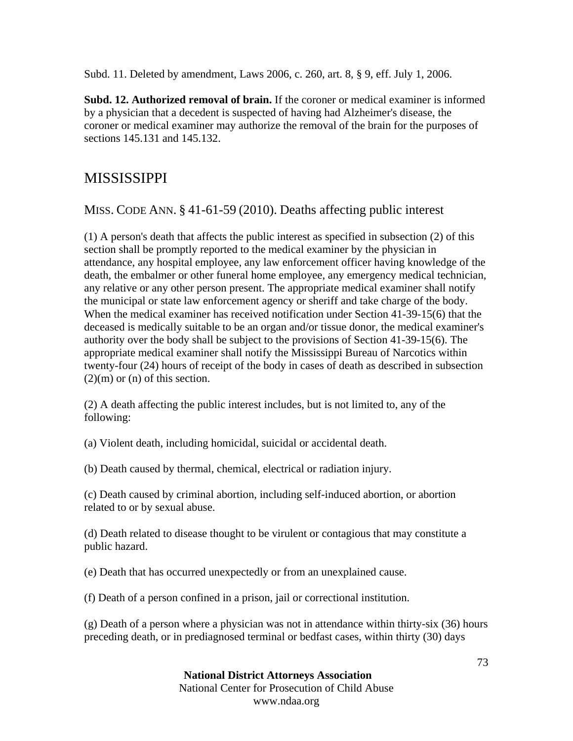Subd. 11. Deleted by amendment, Laws 2006, c. 260, art. 8, § 9, eff. July 1, 2006.

**Subd. 12. Authorized removal of brain.** If the coroner or medical examiner is informed by a physician that a decedent is suspected of having had Alzheimer's disease, the coroner or medical examiner may authorize the removal of the brain for the purposes of sections 145.131 and 145.132.

# MISSISSIPPI

## MISS. CODE ANN. § 41-61-59 (2010). Deaths affecting public interest

(1) A person's death that affects the public interest as specified in subsection (2) of this section shall be promptly reported to the medical examiner by the physician in attendance, any hospital employee, any law enforcement officer having knowledge of the death, the embalmer or other funeral home employee, any emergency medical technician, any relative or any other person present. The appropriate medical examiner shall notify the municipal or state law enforcement agency or sheriff and take charge of the body. When the medical examiner has received notification under Section 41-39-15(6) that the deceased is medically suitable to be an organ and/or tissue donor, the medical examiner's authority over the body shall be subject to the provisions of Section 41-39-15(6). The appropriate medical examiner shall notify the Mississippi Bureau of Narcotics within twenty-four (24) hours of receipt of the body in cases of death as described in subsection (2)(m) or (n) of this section.

(2) A death affecting the public interest includes, but is not limited to, any of the following:

(a) Violent death, including homicidal, suicidal or accidental death.

(b) Death caused by thermal, chemical, electrical or radiation injury.

(c) Death caused by criminal abortion, including self-induced abortion, or abortion related to or by sexual abuse.

(d) Death related to disease thought to be virulent or contagious that may constitute a public hazard.

(e) Death that has occurred unexpectedly or from an unexplained cause.

(f) Death of a person confined in a prison, jail or correctional institution.

(g) Death of a person where a physician was not in attendance within thirty-six (36) hours preceding death, or in prediagnosed terminal or bedfast cases, within thirty (30) days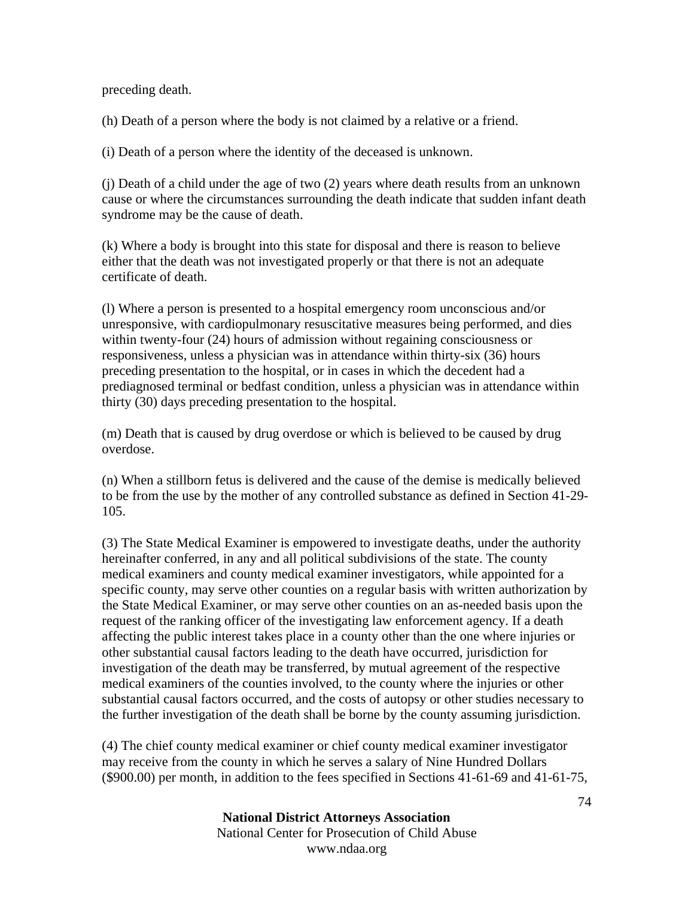preceding death.

(h) Death of a person where the body is not claimed by a relative or a friend.

(i) Death of a person where the identity of the deceased is unknown.

(j) Death of a child under the age of two (2) years where death results from an unknown cause or where the circumstances surrounding the death indicate that sudden infant death syndrome may be the cause of death.

(k) Where a body is brought into this state for disposal and there is reason to believe either that the death was not investigated properly or that there is not an adequate certificate of death.

(l) Where a person is presented to a hospital emergency room unconscious and/or unresponsive, with cardiopulmonary resuscitative measures being performed, and dies within twenty-four (24) hours of admission without regaining consciousness or responsiveness, unless a physician was in attendance within thirty-six (36) hours preceding presentation to the hospital, or in cases in which the decedent had a prediagnosed terminal or bedfast condition, unless a physician was in attendance within thirty (30) days preceding presentation to the hospital.

(m) Death that is caused by drug overdose or which is believed to be caused by drug overdose.

(n) When a stillborn fetus is delivered and the cause of the demise is medically believed to be from the use by the mother of any controlled substance as defined in Section 41-29-105.

(3) The State Medical Examiner is empowered to investigate deaths, under the authority hereinafter conferred, in any and all political subdivisions of the state. The county medical examiners and county medical examiner investigators, while appointed for a specific county, may serve other counties on a regular basis with written authorization by the State Medical Examiner, or may serve other counties on an as-needed basis upon the request of the ranking officer of the investigating law enforcement agency. If a death affecting the public interest takes place in a county other than the one where injuries or other substantial causal factors leading to the death have occurred, jurisdiction for investigation of the death may be transferred, by mutual agreement of the respective medical examiners of the counties involved, to the county where the injuries or other substantial causal factors occurred, and the costs of autopsy or other studies necessary to the further investigation of the death shall be borne by the county assuming jurisdiction.

(4) The chief county medical examiner or chief county medical examiner investigator may receive from the county in which he serves a salary of Nine Hundred Dollars ($900.00) per month, in addition to the fees specified in Sections 41-61-69 and 41-61-75,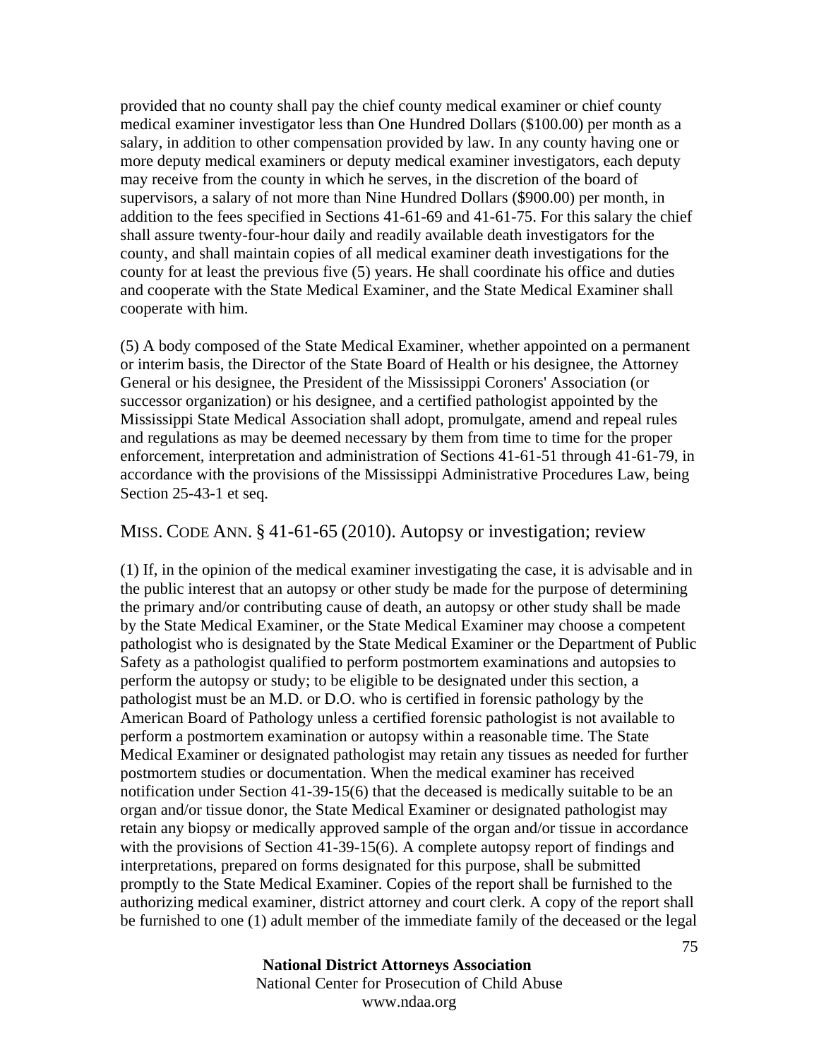provided that no county shall pay the chief county medical examiner or chief county medical examiner investigator less than One Hundred Dollars ($100.00) per month as a salary, in addition to other compensation provided by law. In any county having one or more deputy medical examiners or deputy medical examiner investigators, each deputy may receive from the county in which he serves, in the discretion of the board of supervisors, a salary of not more than Nine Hundred Dollars ($900.00) per month, in addition to the fees specified in Sections 41-61-69 and 41-61-75. For this salary the chief shall assure twenty-four-hour daily and readily available death investigators for the county, and shall maintain copies of all medical examiner death investigations for the county for at least the previous five (5) years. He shall coordinate his office and duties and cooperate with the State Medical Examiner, and the State Medical Examiner shall cooperate with him.

(5) A body composed of the State Medical Examiner, whether appointed on a permanent or interim basis, the Director of the State Board of Health or his designee, the Attorney General or his designee, the President of the Mississippi Coroners' Association (or successor organization) or his designee, and a certified pathologist appointed by the Mississippi State Medical Association shall adopt, promulgate, amend and repeal rules and regulations as may be deemed necessary by them from time to time for the proper enforcement, interpretation and administration of Sections 41-61-51 through 41-61-79, in accordance with the provisions of the Mississippi Administrative Procedures Law, being Section 25-43-1 et seq.

## MISS. CODE ANN. § 41-61-65 (2010). Autopsy or investigation; review

(1) If, in the opinion of the medical examiner investigating the case, it is advisable and in the public interest that an autopsy or other study be made for the purpose of determining the primary and/or contributing cause of death, an autopsy or other study shall be made by the State Medical Examiner, or the State Medical Examiner may choose a competent pathologist who is designated by the State Medical Examiner or the Department of Public Safety as a pathologist qualified to perform postmortem examinations and autopsies to perform the autopsy or study; to be eligible to be designated under this section, a pathologist must be an M.D. or D.O. who is certified in forensic pathology by the American Board of Pathology unless a certified forensic pathologist is not available to perform a postmortem examination or autopsy within a reasonable time. The State Medical Examiner or designated pathologist may retain any tissues as needed for further postmortem studies or documentation. When the medical examiner has received notification under Section 41-39-15(6) that the deceased is medically suitable to be an organ and/or tissue donor, the State Medical Examiner or designated pathologist may retain any biopsy or medically approved sample of the organ and/or tissue in accordance with the provisions of Section 41-39-15(6). A complete autopsy report of findings and interpretations, prepared on forms designated for this purpose, shall be submitted promptly to the State Medical Examiner. Copies of the report shall be furnished to the authorizing medical examiner, district attorney and court clerk. A copy of the report shall be furnished to one (1) adult member of the immediate family of the deceased or the legal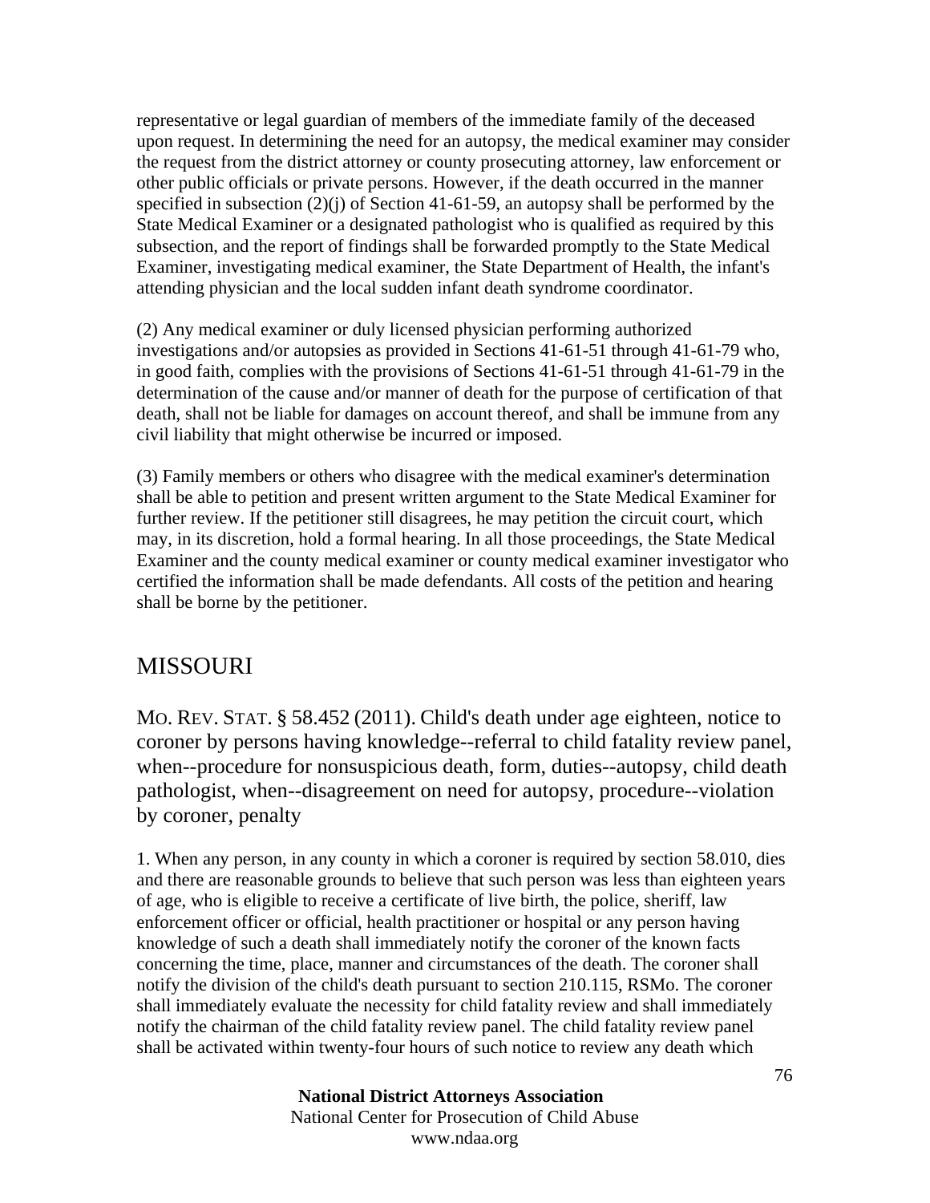representative or legal guardian of members of the immediate family of the deceased upon request. In determining the need for an autopsy, the medical examiner may consider the request from the district attorney or county prosecuting attorney, law enforcement or other public officials or private persons. However, if the death occurred in the manner specified in subsection (2)(j) of Section 41-61-59, an autopsy shall be performed by the State Medical Examiner or a designated pathologist who is qualified as required by this subsection, and the report of findings shall be forwarded promptly to the State Medical Examiner, investigating medical examiner, the State Department of Health, the infant's attending physician and the local sudden infant death syndrome coordinator.

(2) Any medical examiner or duly licensed physician performing authorized investigations and/or autopsies as provided in Sections 41-61-51 through 41-61-79 who, in good faith, complies with the provisions of Sections 41-61-51 through 41-61-79 in the determination of the cause and/or manner of death for the purpose of certification of that death, shall not be liable for damages on account thereof, and shall be immune from any civil liability that might otherwise be incurred or imposed.

(3) Family members or others who disagree with the medical examiner's determination shall be able to petition and present written argument to the State Medical Examiner for further review. If the petitioner still disagrees, he may petition the circuit court, which may, in its discretion, hold a formal hearing. In all those proceedings, the State Medical Examiner and the county medical examiner or county medical examiner investigator who certified the information shall be made defendants. All costs of the petition and hearing shall be borne by the petitioner.

## MISSOURI

### MO. REV. STAT. § 58.452 (2011). Child's death under age eighteen, notice to coroner by persons having knowledge--referral to child fatality review panel, when--procedure for nonsuspicious death, form, duties--autopsy, child death pathologist, when--disagreement on need for autopsy, procedure--violation by coroner, penalty

1. When any person, in any county in which a coroner is required by section 58.010, dies and there are reasonable grounds to believe that such person was less than eighteen years of age, who is eligible to receive a certificate of live birth, the police, sheriff, law enforcement officer or official, health practitioner or hospital or any person having knowledge of such a death shall immediately notify the coroner of the known facts concerning the time, place, manner and circumstances of the death. The coroner shall notify the division of the child's death pursuant to section 210.115, RSMo. The coroner shall immediately evaluate the necessity for child fatality review and shall immediately notify the chairman of the child fatality review panel. The child fatality review panel shall be activated within twenty-four hours of such notice to review any death which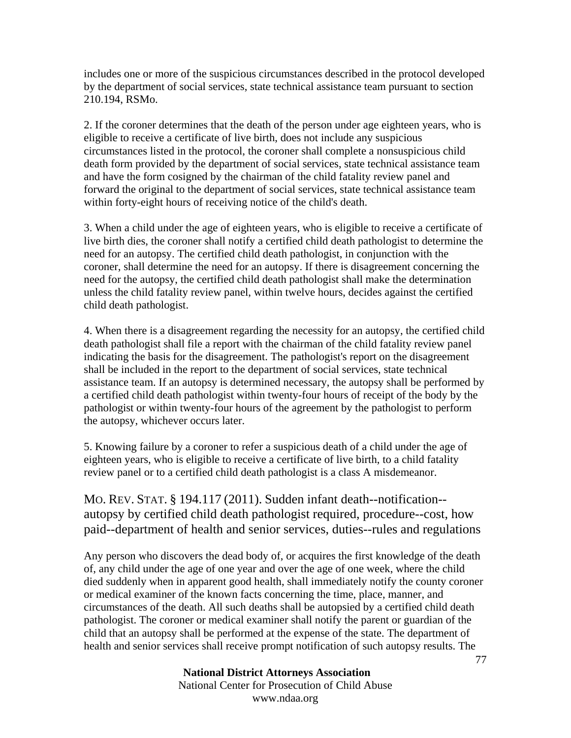includes one or more of the suspicious circumstances described in the protocol developed by the department of social services, state technical assistance team pursuant to section 210.194, RSMo.

2. If the coroner determines that the death of the person under age eighteen years, who is eligible to receive a certificate of live birth, does not include any suspicious circumstances listed in the protocol, the coroner shall complete a nonsuspicious child death form provided by the department of social services, state technical assistance team and have the form cosigned by the chairman of the child fatality review panel and forward the original to the department of social services, state technical assistance team within forty-eight hours of receiving notice of the child's death.

3. When a child under the age of eighteen years, who is eligible to receive a certificate of live birth dies, the coroner shall notify a certified child death pathologist to determine the need for an autopsy. The certified child death pathologist, in conjunction with the coroner, shall determine the need for an autopsy. If there is disagreement concerning the need for the autopsy, the certified child death pathologist shall make the determination unless the child fatality review panel, within twelve hours, decides against the certified child death pathologist.

4. When there is a disagreement regarding the necessity for an autopsy, the certified child death pathologist shall file a report with the chairman of the child fatality review panel indicating the basis for the disagreement. The pathologist's report on the disagreement shall be included in the report to the department of social services, state technical assistance team. If an autopsy is determined necessary, the autopsy shall be performed by a certified child death pathologist within twenty-four hours of receipt of the body by the pathologist or within twenty-four hours of the agreement by the pathologist to perform the autopsy, whichever occurs later.

5. Knowing failure by a coroner to refer a suspicious death of a child under the age of eighteen years, who is eligible to receive a certificate of live birth, to a child fatality review panel or to a certified child death pathologist is a class A misdemeanor.

## MO. REV. STAT. § 194.117 (2011). Sudden infant death--notification--autopsy by certified child death pathologist required, procedure--cost, how paid--department of health and senior services, duties--rules and regulations

Any person who discovers the dead body of, or acquires the first knowledge of the death of, any child under the age of one year and over the age of one week, where the child died suddenly when in apparent good health, shall immediately notify the county coroner or medical examiner of the known facts concerning the time, place, manner, and circumstances of the death. All such deaths shall be autopsied by a certified child death pathologist. The coroner or medical examiner shall notify the parent or guardian of the child that an autopsy shall be performed at the expense of the state. The department of health and senior services shall receive prompt notification of such autopsy results. The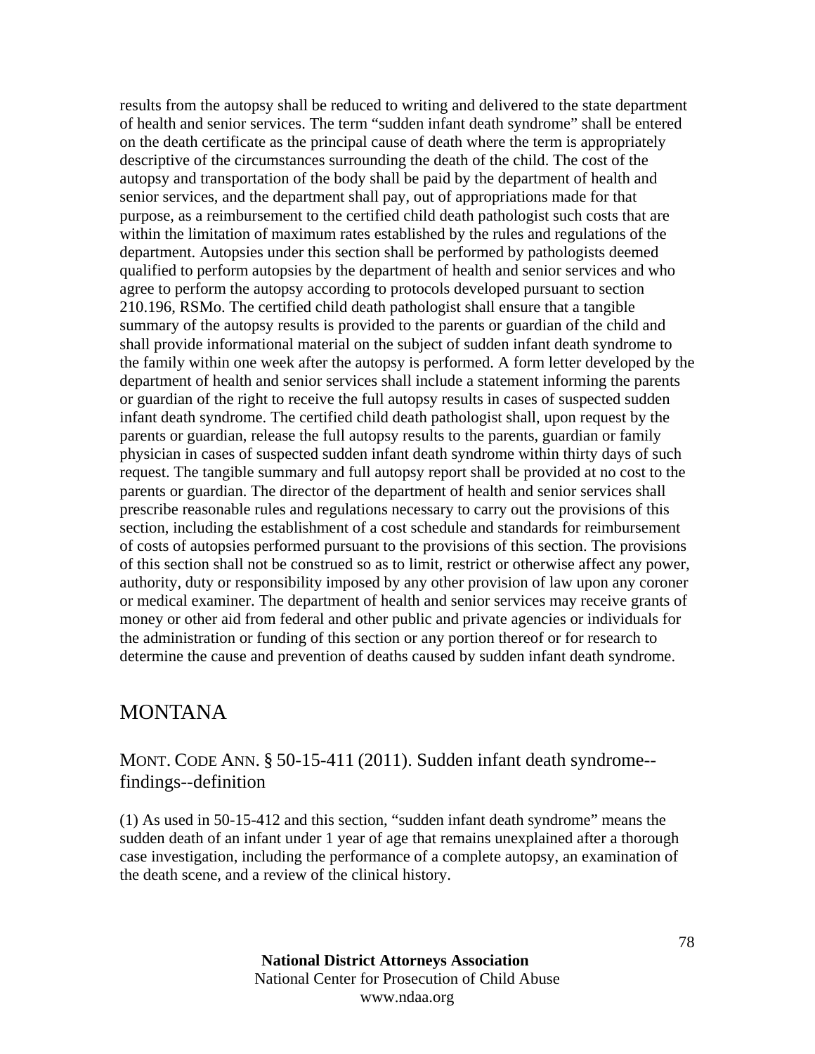results from the autopsy shall be reduced to writing and delivered to the state department of health and senior services. The term "sudden infant death syndrome" shall be entered on the death certificate as the principal cause of death where the term is appropriately descriptive of the circumstances surrounding the death of the child. The cost of the autopsy and transportation of the body shall be paid by the department of health and senior services, and the department shall pay, out of appropriations made for that purpose, as a reimbursement to the certified child death pathologist such costs that are within the limitation of maximum rates established by the rules and regulations of the department. Autopsies under this section shall be performed by pathologists deemed qualified to perform autopsies by the department of health and senior services and who agree to perform the autopsy according to protocols developed pursuant to section 210.196, RSMo. The certified child death pathologist shall ensure that a tangible summary of the autopsy results is provided to the parents or guardian of the child and shall provide informational material on the subject of sudden infant death syndrome to the family within one week after the autopsy is performed. A form letter developed by the department of health and senior services shall include a statement informing the parents or guardian of the right to receive the full autopsy results in cases of suspected sudden infant death syndrome. The certified child death pathologist shall, upon request by the parents or guardian, release the full autopsy results to the parents, guardian or family physician in cases of suspected sudden infant death syndrome within thirty days of such request. The tangible summary and full autopsy report shall be provided at no cost to the parents or guardian. The director of the department of health and senior services shall prescribe reasonable rules and regulations necessary to carry out the provisions of this section, including the establishment of a cost schedule and standards for reimbursement of costs of autopsies performed pursuant to the provisions of this section. The provisions of this section shall not be construed so as to limit, restrict or otherwise affect any power, authority, duty or responsibility imposed by any other provision of law upon any coroner or medical examiner. The department of health and senior services may receive grants of money or other aid from federal and other public and private agencies or individuals for the administration or funding of this section or any portion thereof or for research to determine the cause and prevention of deaths caused by sudden infant death syndrome.

## MONTANA

### MONT. CODE ANN. § 50-15-411 (2011). Sudden infant death syndrome--findings--definition

(1) As used in 50-15-412 and this section, "sudden infant death syndrome" means the sudden death of an infant under 1 year of age that remains unexplained after a thorough case investigation, including the performance of a complete autopsy, an examination of the death scene, and a review of the clinical history.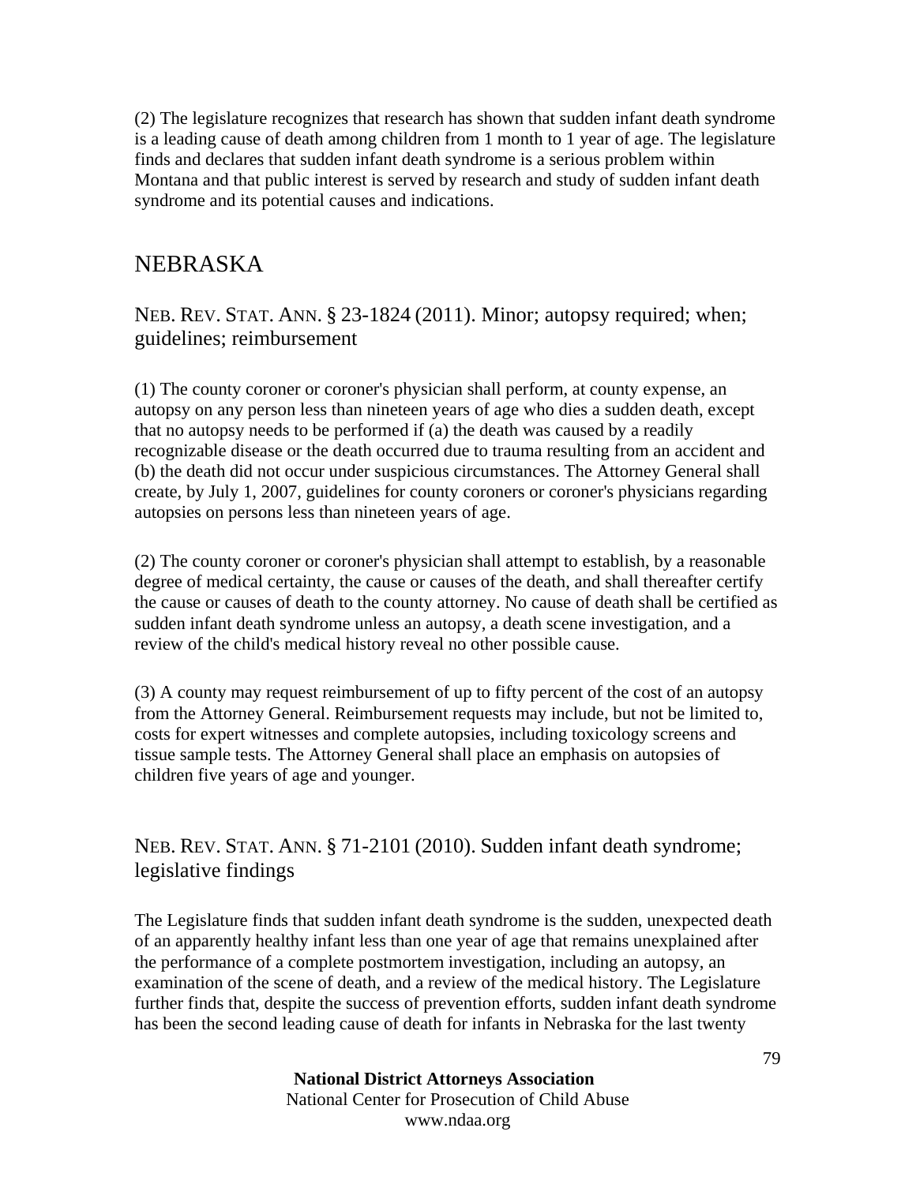(2) The legislature recognizes that research has shown that sudden infant death syndrome is a leading cause of death among children from 1 month to 1 year of age. The legislature finds and declares that sudden infant death syndrome is a serious problem within Montana and that public interest is served by research and study of sudden infant death syndrome and its potential causes and indications.

## NEBRASKA

### NEB. REV. STAT. ANN. § 23-1824 (2011). Minor; autopsy required; when; guidelines; reimbursement

(1) The county coroner or coroner's physician shall perform, at county expense, an autopsy on any person less than nineteen years of age who dies a sudden death, except that no autopsy needs to be performed if (a) the death was caused by a readily recognizable disease or the death occurred due to trauma resulting from an accident and (b) the death did not occur under suspicious circumstances. The Attorney General shall create, by July 1, 2007, guidelines for county coroners or coroner's physicians regarding autopsies on persons less than nineteen years of age.

(2) The county coroner or coroner's physician shall attempt to establish, by a reasonable degree of medical certainty, the cause or causes of the death, and shall thereafter certify the cause or causes of death to the county attorney. No cause of death shall be certified as sudden infant death syndrome unless an autopsy, a death scene investigation, and a review of the child's medical history reveal no other possible cause.

(3) A county may request reimbursement of up to fifty percent of the cost of an autopsy from the Attorney General. Reimbursement requests may include, but not be limited to, costs for expert witnesses and complete autopsies, including toxicology screens and tissue sample tests. The Attorney General shall place an emphasis on autopsies of children five years of age and younger.

### NEB. REV. STAT. ANN. § 71-2101 (2010). Sudden infant death syndrome; legislative findings

The Legislature finds that sudden infant death syndrome is the sudden, unexpected death of an apparently healthy infant less than one year of age that remains unexplained after the performance of a complete postmortem investigation, including an autopsy, an examination of the scene of death, and a review of the medical history. The Legislature further finds that, despite the success of prevention efforts, sudden infant death syndrome has been the second leading cause of death for infants in Nebraska for the last twenty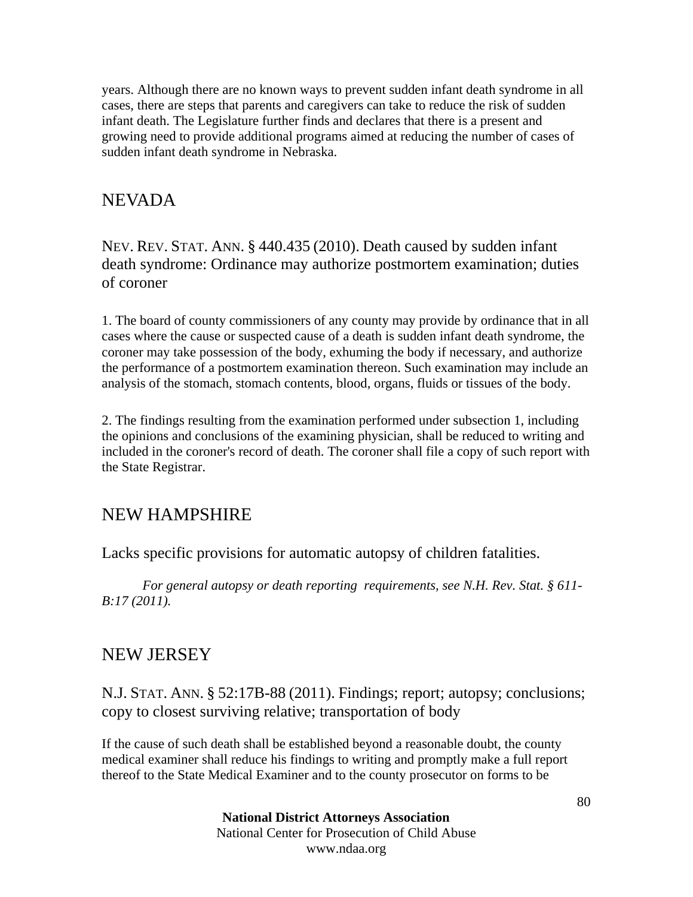years. Although there are no known ways to prevent sudden infant death syndrome in all cases, there are steps that parents and caregivers can take to reduce the risk of sudden infant death. The Legislature further finds and declares that there is a present and growing need to provide additional programs aimed at reducing the number of cases of sudden infant death syndrome in Nebraska.

## NEVADA

### NEV. REV. STAT. ANN. § 440.435 (2010). Death caused by sudden infant death syndrome: Ordinance may authorize postmortem examination; duties of coroner

1. The board of county commissioners of any county may provide by ordinance that in all cases where the cause or suspected cause of a death is sudden infant death syndrome, the coroner may take possession of the body, exhuming the body if necessary, and authorize the performance of a postmortem examination thereon. Such examination may include an analysis of the stomach, stomach contents, blood, organs, fluids or tissues of the body.

2. The findings resulting from the examination performed under subsection 1, including the opinions and conclusions of the examining physician, shall be reduced to writing and included in the coroner's record of death. The coroner shall file a copy of such report with the State Registrar.

## NEW HAMPSHIRE

Lacks specific provisions for automatic autopsy of children fatalities.

*For general autopsy or death reporting requirements, see N.H. Rev. Stat. § 611-B:17 (2011).*

## NEW JERSEY

### N.J. STAT. ANN. § 52:17B-88 (2011). Findings; report; autopsy; conclusions; copy to closest surviving relative; transportation of body

If the cause of such death shall be established beyond a reasonable doubt, the county medical examiner shall reduce his findings to writing and promptly make a full report thereof to the State Medical Examiner and to the county prosecutor on forms to be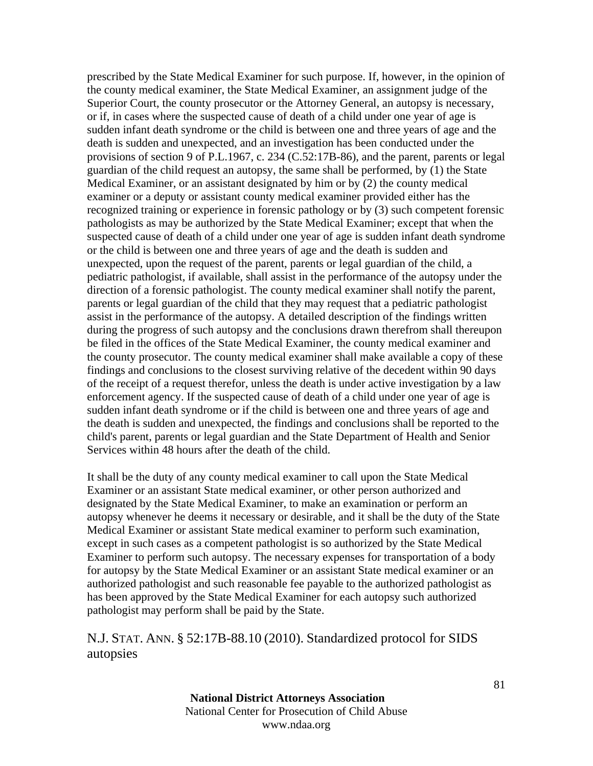prescribed by the State Medical Examiner for such purpose. If, however, in the opinion of the county medical examiner, the State Medical Examiner, an assignment judge of the Superior Court, the county prosecutor or the Attorney General, an autopsy is necessary, or if, in cases where the suspected cause of death of a child under one year of age is sudden infant death syndrome or the child is between one and three years of age and the death is sudden and unexpected, and an investigation has been conducted under the provisions of section 9 of P.L.1967, c. 234 (C.52:17B-86), and the parent, parents or legal guardian of the child request an autopsy, the same shall be performed, by (1) the State Medical Examiner, or an assistant designated by him or by (2) the county medical examiner or a deputy or assistant county medical examiner provided either has the recognized training or experience in forensic pathology or by (3) such competent forensic pathologists as may be authorized by the State Medical Examiner; except that when the suspected cause of death of a child under one year of age is sudden infant death syndrome or the child is between one and three years of age and the death is sudden and unexpected, upon the request of the parent, parents or legal guardian of the child, a pediatric pathologist, if available, shall assist in the performance of the autopsy under the direction of a forensic pathologist. The county medical examiner shall notify the parent, parents or legal guardian of the child that they may request that a pediatric pathologist assist in the performance of the autopsy. A detailed description of the findings written during the progress of such autopsy and the conclusions drawn therefrom shall thereupon be filed in the offices of the State Medical Examiner, the county medical examiner and the county prosecutor. The county medical examiner shall make available a copy of these findings and conclusions to the closest surviving relative of the decedent within 90 days of the receipt of a request therefor, unless the death is under active investigation by a law enforcement agency. If the suspected cause of death of a child under one year of age is sudden infant death syndrome or if the child is between one and three years of age and the death is sudden and unexpected, the findings and conclusions shall be reported to the child's parent, parents or legal guardian and the State Department of Health and Senior Services within 48 hours after the death of the child.

It shall be the duty of any county medical examiner to call upon the State Medical Examiner or an assistant State medical examiner, or other person authorized and designated by the State Medical Examiner, to make an examination or perform an autopsy whenever he deems it necessary or desirable, and it shall be the duty of the State Medical Examiner or assistant State medical examiner to perform such examination, except in such cases as a competent pathologist is so authorized by the State Medical Examiner to perform such autopsy. The necessary expenses for transportation of a body for autopsy by the State Medical Examiner or an assistant State medical examiner or an authorized pathologist and such reasonable fee payable to the authorized pathologist as has been approved by the State Medical Examiner for each autopsy such authorized pathologist may perform shall be paid by the State.

## N.J. STAT. ANN. § 52:17B-88.10 (2010). Standardized protocol for SIDS autopsies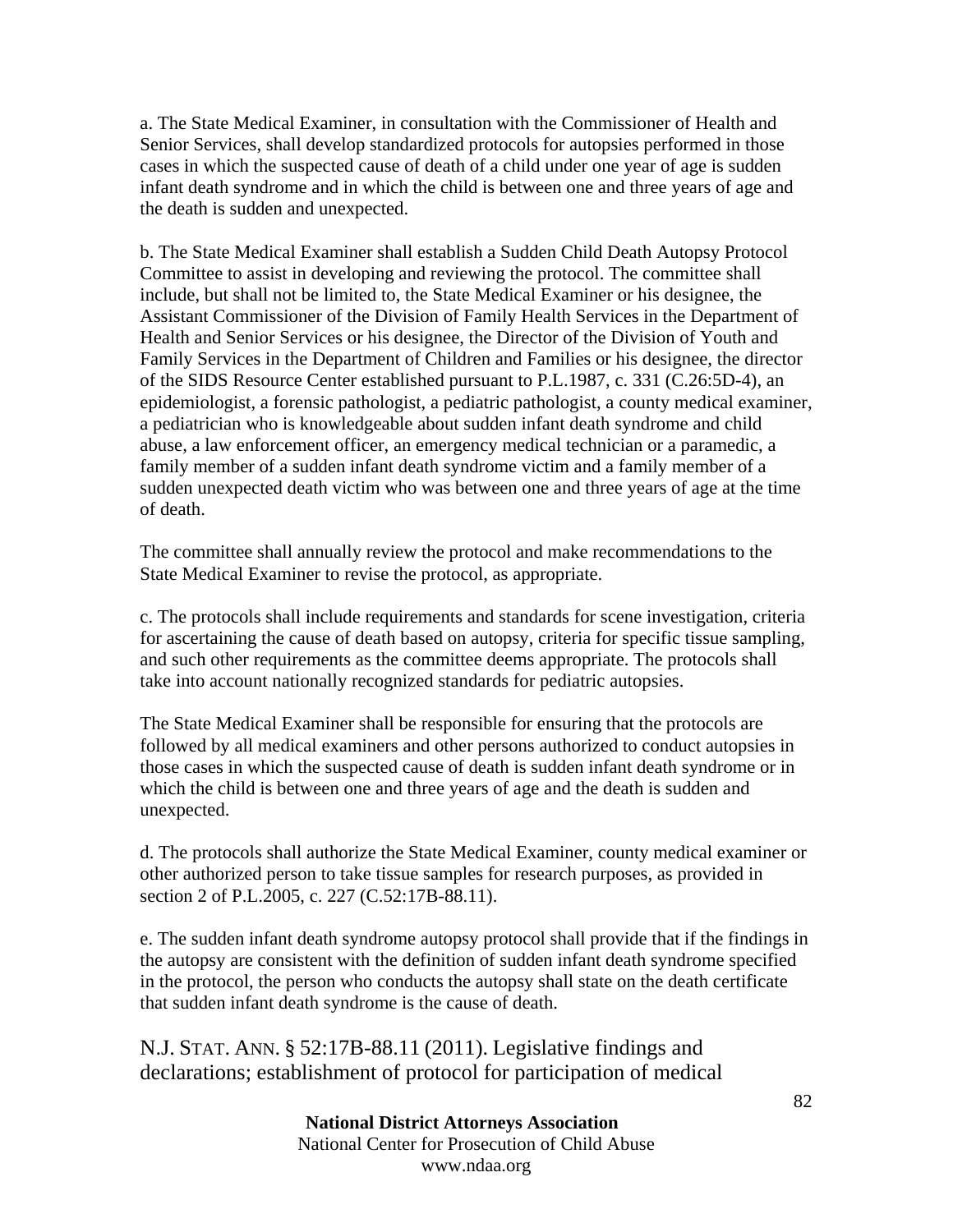a. The State Medical Examiner, in consultation with the Commissioner of Health and Senior Services, shall develop standardized protocols for autopsies performed in those cases in which the suspected cause of death of a child under one year of age is sudden infant death syndrome and in which the child is between one and three years of age and the death is sudden and unexpected.

b. The State Medical Examiner shall establish a Sudden Child Death Autopsy Protocol Committee to assist in developing and reviewing the protocol. The committee shall include, but shall not be limited to, the State Medical Examiner or his designee, the Assistant Commissioner of the Division of Family Health Services in the Department of Health and Senior Services or his designee, the Director of the Division of Youth and Family Services in the Department of Children and Families or his designee, the director of the SIDS Resource Center established pursuant to P.L.1987, c. 331 (C.26:5D-4), an epidemiologist, a forensic pathologist, a pediatric pathologist, a county medical examiner, a pediatrician who is knowledgeable about sudden infant death syndrome and child abuse, a law enforcement officer, an emergency medical technician or a paramedic, a family member of a sudden infant death syndrome victim and a family member of a sudden unexpected death victim who was between one and three years of age at the time of death.

The committee shall annually review the protocol and make recommendations to the State Medical Examiner to revise the protocol, as appropriate.

c. The protocols shall include requirements and standards for scene investigation, criteria for ascertaining the cause of death based on autopsy, criteria for specific tissue sampling, and such other requirements as the committee deems appropriate. The protocols shall take into account nationally recognized standards for pediatric autopsies.

The State Medical Examiner shall be responsible for ensuring that the protocols are followed by all medical examiners and other persons authorized to conduct autopsies in those cases in which the suspected cause of death is sudden infant death syndrome or in which the child is between one and three years of age and the death is sudden and unexpected.

d. The protocols shall authorize the State Medical Examiner, county medical examiner or other authorized person to take tissue samples for research purposes, as provided in section 2 of P.L.2005, c. 227 (C.52:17B-88.11).

e. The sudden infant death syndrome autopsy protocol shall provide that if the findings in the autopsy are consistent with the definition of sudden infant death syndrome specified in the protocol, the person who conducts the autopsy shall state on the death certificate that sudden infant death syndrome is the cause of death.

N.J. STAT. ANN. § 52:17B-88.11 (2011). Legislative findings and declarations; establishment of protocol for participation of medical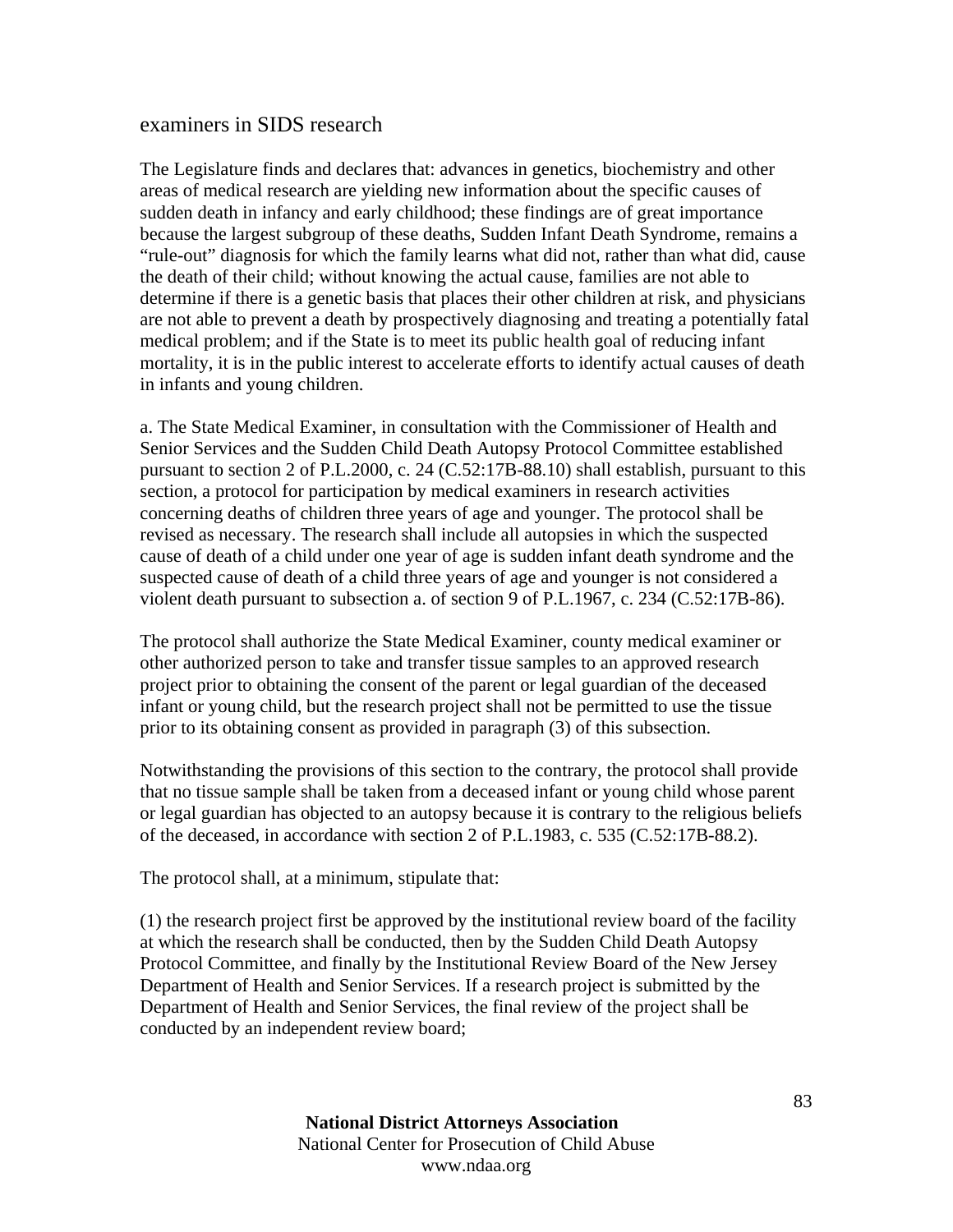examiners in SIDS research

The Legislature finds and declares that: advances in genetics, biochemistry and other areas of medical research are yielding new information about the specific causes of sudden death in infancy and early childhood; these findings are of great importance because the largest subgroup of these deaths, Sudden Infant Death Syndrome, remains a "rule-out" diagnosis for which the family learns what did not, rather than what did, cause the death of their child; without knowing the actual cause, families are not able to determine if there is a genetic basis that places their other children at risk, and physicians are not able to prevent a death by prospectively diagnosing and treating a potentially fatal medical problem; and if the State is to meet its public health goal of reducing infant mortality, it is in the public interest to accelerate efforts to identify actual causes of death in infants and young children.

a. The State Medical Examiner, in consultation with the Commissioner of Health and Senior Services and the Sudden Child Death Autopsy Protocol Committee established pursuant to section 2 of P.L.2000, c. 24 (C.52:17B-88.10) shall establish, pursuant to this section, a protocol for participation by medical examiners in research activities concerning deaths of children three years of age and younger. The protocol shall be revised as necessary. The research shall include all autopsies in which the suspected cause of death of a child under one year of age is sudden infant death syndrome and the suspected cause of death of a child three years of age and younger is not considered a violent death pursuant to subsection a. of section 9 of P.L.1967, c. 234 (C.52:17B-86).

The protocol shall authorize the State Medical Examiner, county medical examiner or other authorized person to take and transfer tissue samples to an approved research project prior to obtaining the consent of the parent or legal guardian of the deceased infant or young child, but the research project shall not be permitted to use the tissue prior to its obtaining consent as provided in paragraph (3) of this subsection.

Notwithstanding the provisions of this section to the contrary, the protocol shall provide that no tissue sample shall be taken from a deceased infant or young child whose parent or legal guardian has objected to an autopsy because it is contrary to the religious beliefs of the deceased, in accordance with section 2 of P.L.1983, c. 535 (C.52:17B-88.2).

The protocol shall, at a minimum, stipulate that:

(1) the research project first be approved by the institutional review board of the facility at which the research shall be conducted, then by the Sudden Child Death Autopsy Protocol Committee, and finally by the Institutional Review Board of the New Jersey Department of Health and Senior Services. If a research project is submitted by the Department of Health and Senior Services, the final review of the project shall be conducted by an independent review board;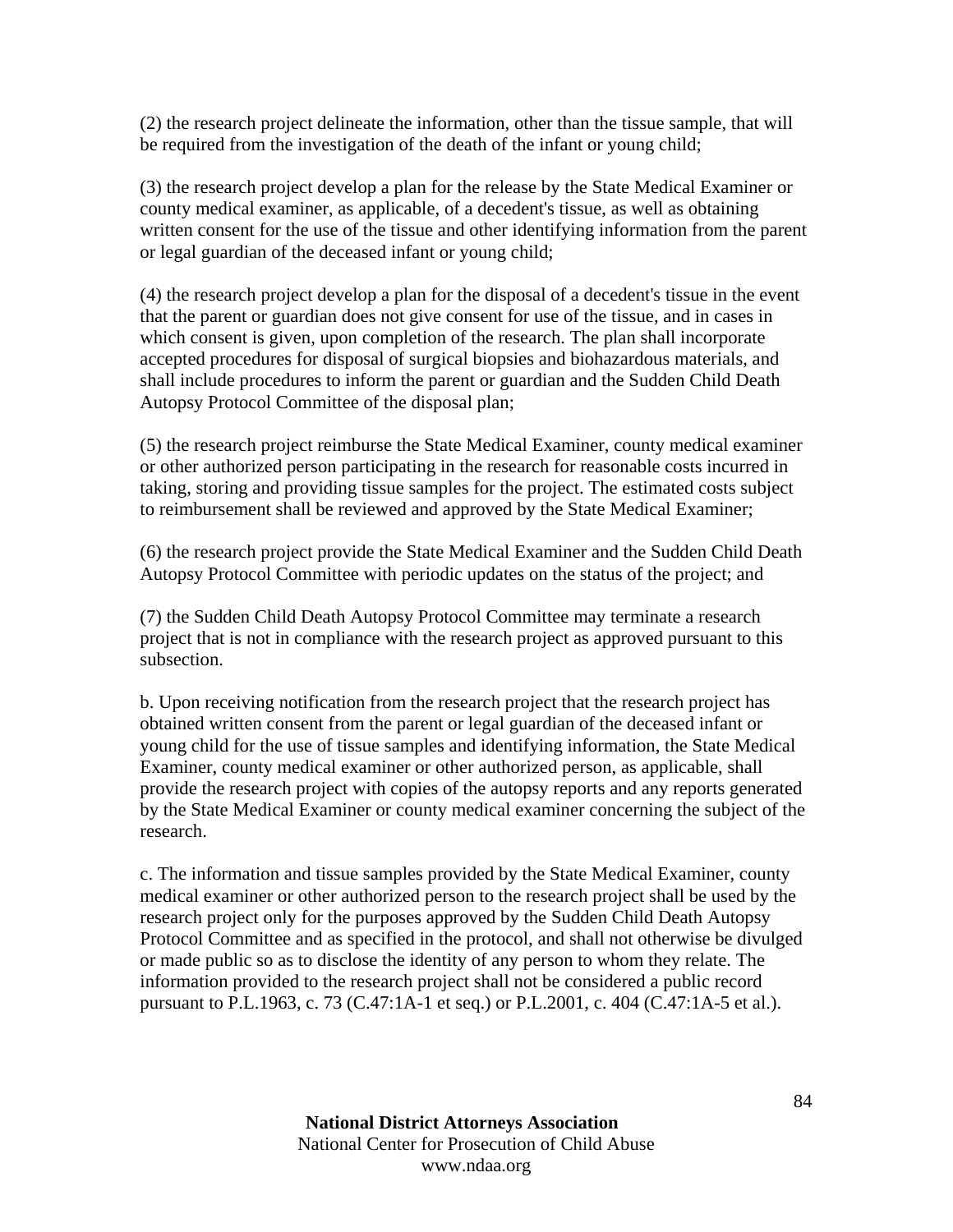(2) the research project delineate the information, other than the tissue sample, that will be required from the investigation of the death of the infant or young child;

(3) the research project develop a plan for the release by the State Medical Examiner or county medical examiner, as applicable, of a decedent's tissue, as well as obtaining written consent for the use of the tissue and other identifying information from the parent or legal guardian of the deceased infant or young child;

(4) the research project develop a plan for the disposal of a decedent's tissue in the event that the parent or guardian does not give consent for use of the tissue, and in cases in which consent is given, upon completion of the research. The plan shall incorporate accepted procedures for disposal of surgical biopsies and biohazardous materials, and shall include procedures to inform the parent or guardian and the Sudden Child Death Autopsy Protocol Committee of the disposal plan;

(5) the research project reimburse the State Medical Examiner, county medical examiner or other authorized person participating in the research for reasonable costs incurred in taking, storing and providing tissue samples for the project. The estimated costs subject to reimbursement shall be reviewed and approved by the State Medical Examiner;

(6) the research project provide the State Medical Examiner and the Sudden Child Death Autopsy Protocol Committee with periodic updates on the status of the project; and

(7) the Sudden Child Death Autopsy Protocol Committee may terminate a research project that is not in compliance with the research project as approved pursuant to this subsection.

b. Upon receiving notification from the research project that the research project has obtained written consent from the parent or legal guardian of the deceased infant or young child for the use of tissue samples and identifying information, the State Medical Examiner, county medical examiner or other authorized person, as applicable, shall provide the research project with copies of the autopsy reports and any reports generated by the State Medical Examiner or county medical examiner concerning the subject of the research.

c. The information and tissue samples provided by the State Medical Examiner, county medical examiner or other authorized person to the research project shall be used by the research project only for the purposes approved by the Sudden Child Death Autopsy Protocol Committee and as specified in the protocol, and shall not otherwise be divulged or made public so as to disclose the identity of any person to whom they relate. The information provided to the research project shall not be considered a public record pursuant to P.L.1963, c. 73 (C.47:1A-1 et seq.) or P.L.2001, c. 404 (C.47:1A-5 et al.).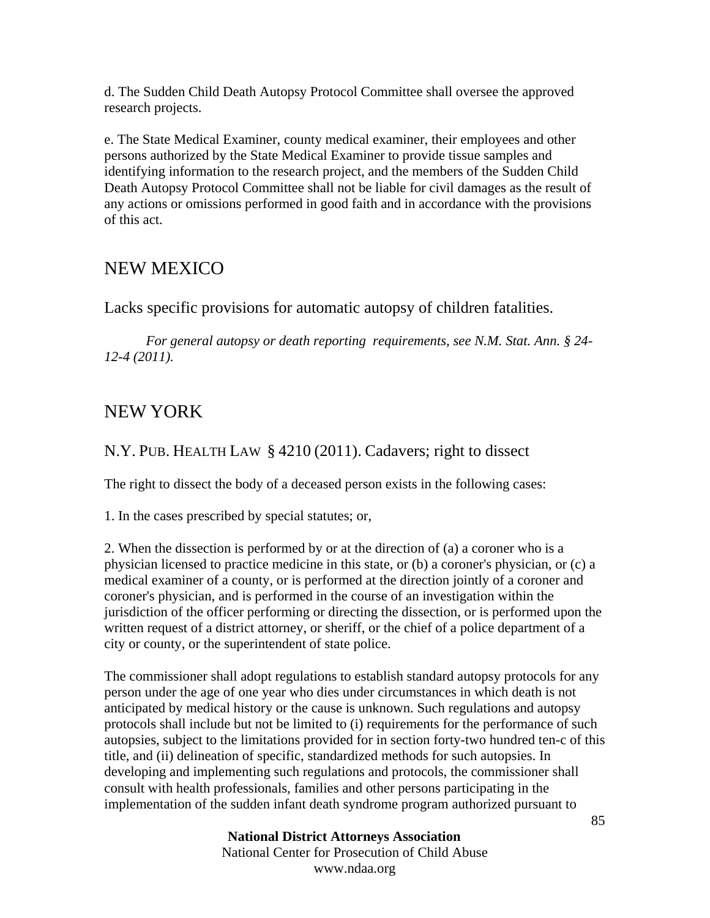d. The Sudden Child Death Autopsy Protocol Committee shall oversee the approved research projects.

e. The State Medical Examiner, county medical examiner, their employees and other persons authorized by the State Medical Examiner to provide tissue samples and identifying information to the research project, and the members of the Sudden Child Death Autopsy Protocol Committee shall not be liable for civil damages as the result of any actions or omissions performed in good faith and in accordance with the provisions of this act.

## NEW MEXICO

### Lacks specific provisions for automatic autopsy of children fatalities.

*For general autopsy or death reporting requirements, see N.M. Stat. Ann. § 24-12-4 (2011).*

## NEW YORK

### N.Y. PUB. HEALTH LAW § 4210 (2011). Cadavers; right to dissect

The right to dissect the body of a deceased person exists in the following cases:

1. In the cases prescribed by special statutes; or,

2. When the dissection is performed by or at the direction of (a) a coroner who is a physician licensed to practice medicine in this state, or (b) a coroner's physician, or (c) a medical examiner of a county, or is performed at the direction jointly of a coroner and coroner's physician, and is performed in the course of an investigation within the jurisdiction of the officer performing or directing the dissection, or is performed upon the written request of a district attorney, or sheriff, or the chief of a police department of a city or county, or the superintendent of state police.

The commissioner shall adopt regulations to establish standard autopsy protocols for any person under the age of one year who dies under circumstances in which death is not anticipated by medical history or the cause is unknown. Such regulations and autopsy protocols shall include but not be limited to (i) requirements for the performance of such autopsies, subject to the limitations provided for in section forty-two hundred ten-c of this title, and (ii) delineation of specific, standardized methods for such autopsies. In developing and implementing such regulations and protocols, the commissioner shall consult with health professionals, families and other persons participating in the implementation of the sudden infant death syndrome program authorized pursuant to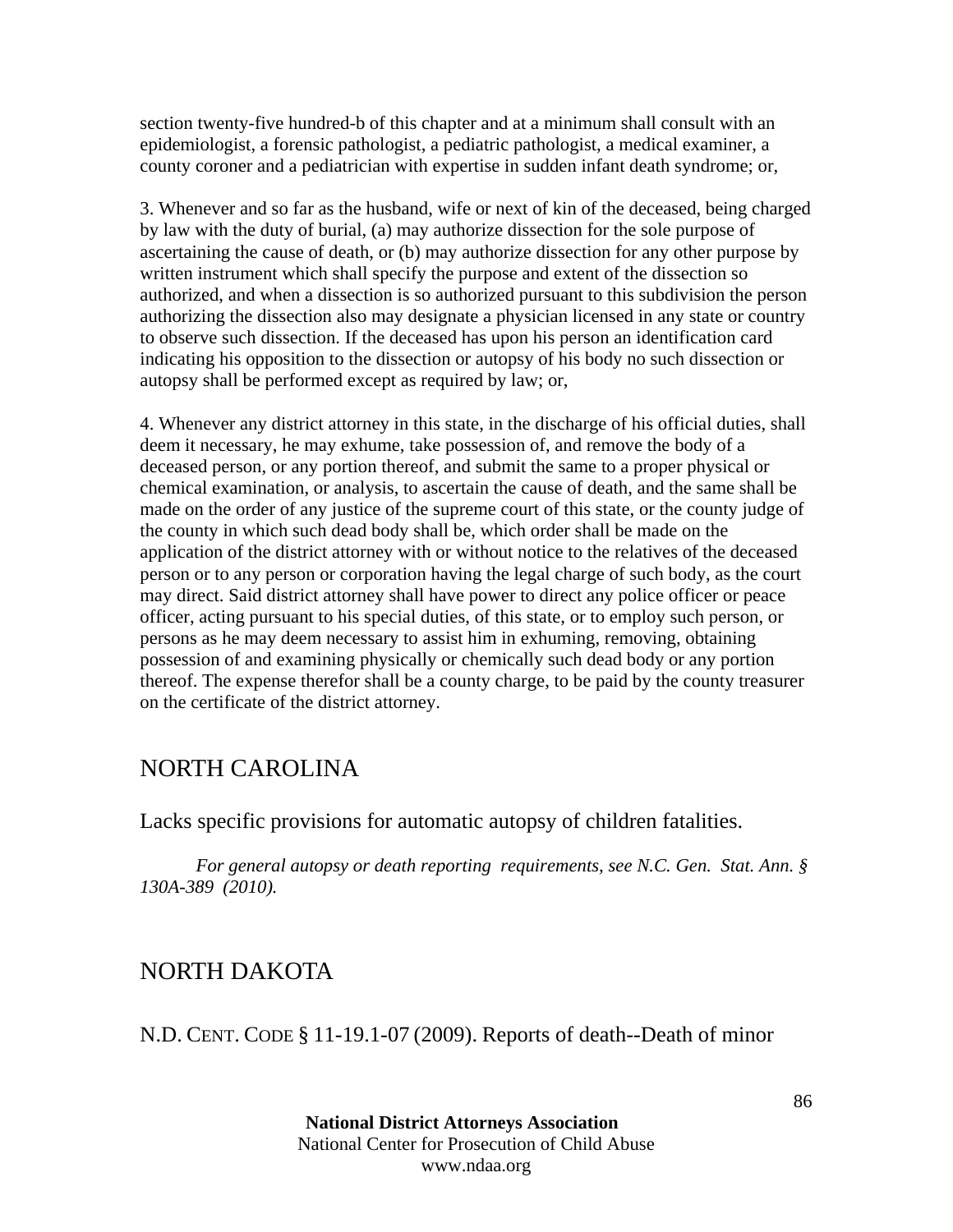section twenty-five hundred-b of this chapter and at a minimum shall consult with an epidemiologist, a forensic pathologist, a pediatric pathologist, a medical examiner, a county coroner and a pediatrician with expertise in sudden infant death syndrome; or,

3. Whenever and so far as the husband, wife or next of kin of the deceased, being charged by law with the duty of burial, (a) may authorize dissection for the sole purpose of ascertaining the cause of death, or (b) may authorize dissection for any other purpose by written instrument which shall specify the purpose and extent of the dissection so authorized, and when a dissection is so authorized pursuant to this subdivision the person authorizing the dissection also may designate a physician licensed in any state or country to observe such dissection. If the deceased has upon his person an identification card indicating his opposition to the dissection or autopsy of his body no such dissection or autopsy shall be performed except as required by law; or,

4. Whenever any district attorney in this state, in the discharge of his official duties, shall deem it necessary, he may exhume, take possession of, and remove the body of a deceased person, or any portion thereof, and submit the same to a proper physical or chemical examination, or analysis, to ascertain the cause of death, and the same shall be made on the order of any justice of the supreme court of this state, or the county judge of the county in which such dead body shall be, which order shall be made on the application of the district attorney with or without notice to the relatives of the deceased person or to any person or corporation having the legal charge of such body, as the court may direct. Said district attorney shall have power to direct any police officer or peace officer, acting pursuant to his special duties, of this state, or to employ such person, or persons as he may deem necessary to assist him in exhuming, removing, obtaining possession of and examining physically or chemically such dead body or any portion thereof. The expense therefor shall be a county charge, to be paid by the county treasurer on the certificate of the district attorney.

## NORTH CAROLINA

Lacks specific provisions for automatic autopsy of children fatalities.

*For general autopsy or death reporting requirements, see N.C. Gen. Stat. Ann. § 130A-389 (2010).*

## NORTH DAKOTA

N.D. CENT. CODE § 11-19.1-07 (2009). Reports of death--Death of minor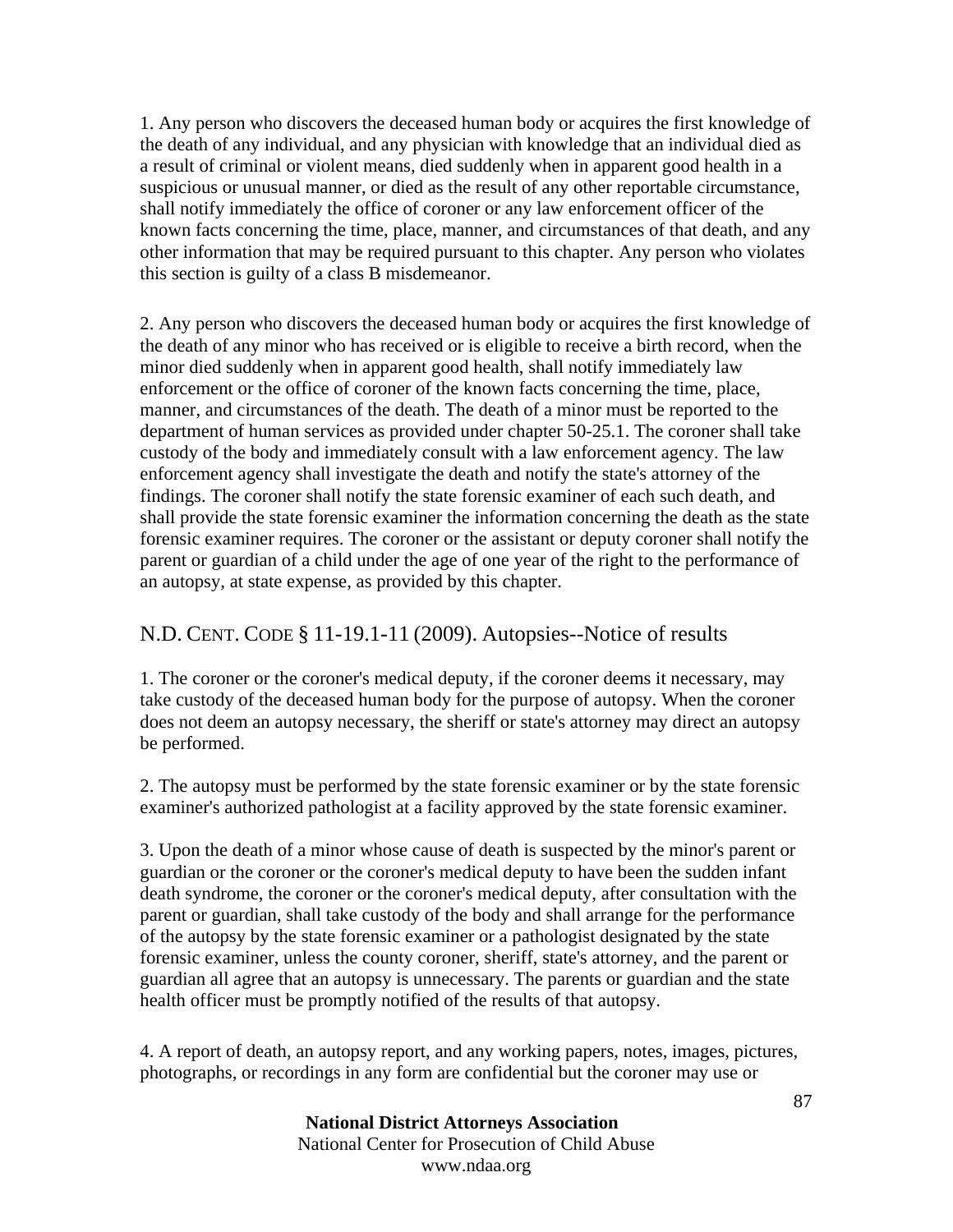1. Any person who discovers the deceased human body or acquires the first knowledge of the death of any individual, and any physician with knowledge that an individual died as a result of criminal or violent means, died suddenly when in apparent good health in a suspicious or unusual manner, or died as the result of any other reportable circumstance, shall notify immediately the office of coroner or any law enforcement officer of the known facts concerning the time, place, manner, and circumstances of that death, and any other information that may be required pursuant to this chapter. Any person who violates this section is guilty of a class B misdemeanor.

2. Any person who discovers the deceased human body or acquires the first knowledge of the death of any minor who has received or is eligible to receive a birth record, when the minor died suddenly when in apparent good health, shall notify immediately law enforcement or the office of coroner of the known facts concerning the time, place, manner, and circumstances of the death. The death of a minor must be reported to the department of human services as provided under chapter 50-25.1. The coroner shall take custody of the body and immediately consult with a law enforcement agency. The law enforcement agency shall investigate the death and notify the state's attorney of the findings. The coroner shall notify the state forensic examiner of each such death, and shall provide the state forensic examiner the information concerning the death as the state forensic examiner requires. The coroner or the assistant or deputy coroner shall notify the parent or guardian of a child under the age of one year of the right to the performance of an autopsy, at state expense, as provided by this chapter.

## N.D. CENT. CODE § 11-19.1-11 (2009). Autopsies--Notice of results

1. The coroner or the coroner's medical deputy, if the coroner deems it necessary, may take custody of the deceased human body for the purpose of autopsy. When the coroner does not deem an autopsy necessary, the sheriff or state's attorney may direct an autopsy be performed.

2. The autopsy must be performed by the state forensic examiner or by the state forensic examiner's authorized pathologist at a facility approved by the state forensic examiner.

3. Upon the death of a minor whose cause of death is suspected by the minor's parent or guardian or the coroner or the coroner's medical deputy to have been the sudden infant death syndrome, the coroner or the coroner's medical deputy, after consultation with the parent or guardian, shall take custody of the body and shall arrange for the performance of the autopsy by the state forensic examiner or a pathologist designated by the state forensic examiner, unless the county coroner, sheriff, state's attorney, and the parent or guardian all agree that an autopsy is unnecessary. The parents or guardian and the state health officer must be promptly notified of the results of that autopsy.

4. A report of death, an autopsy report, and any working papers, notes, images, pictures, photographs, or recordings in any form are confidential but the coroner may use or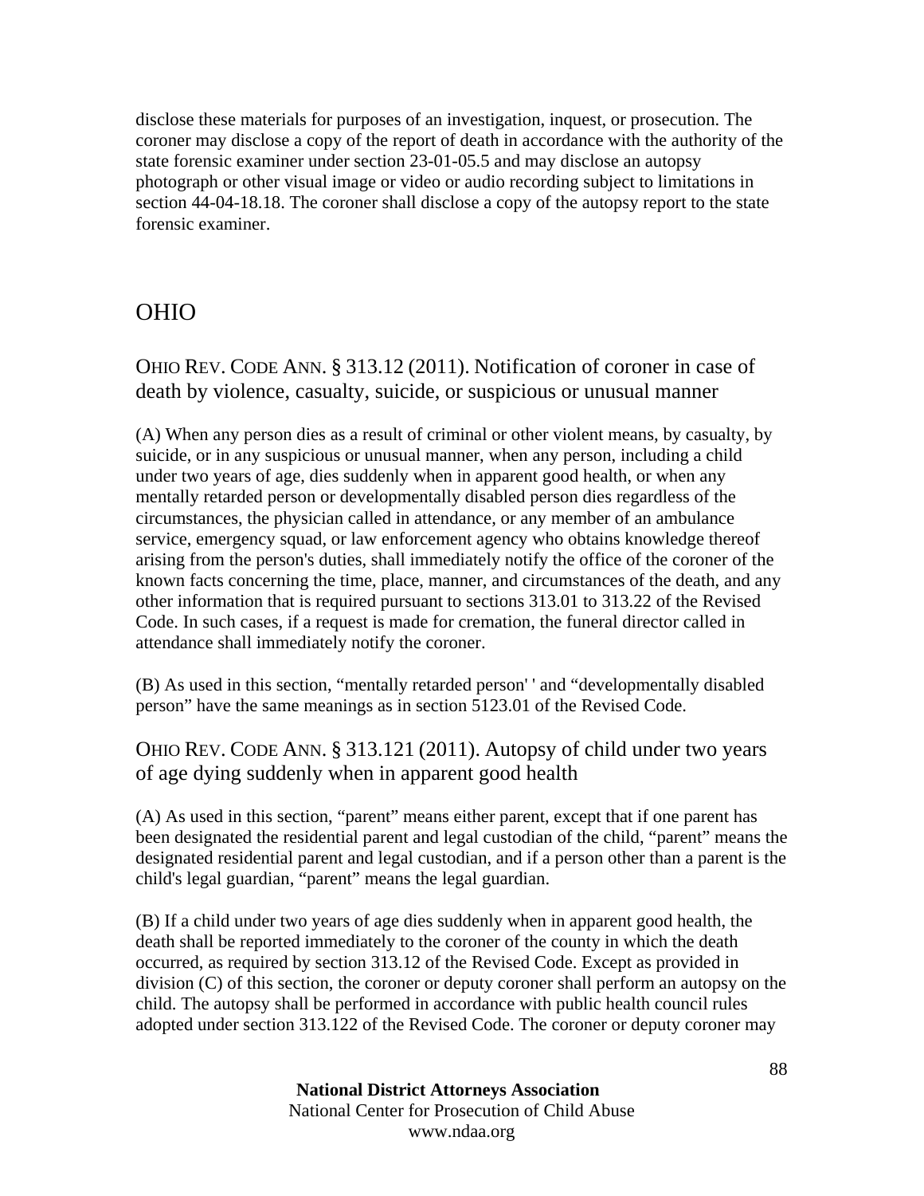disclose these materials for purposes of an investigation, inquest, or prosecution. The coroner may disclose a copy of the report of death in accordance with the authority of the state forensic examiner under section 23-01-05.5 and may disclose an autopsy photograph or other visual image or video or audio recording subject to limitations in section 44-04-18.18. The coroner shall disclose a copy of the autopsy report to the state forensic examiner.

# OHIO

## OHIO REV. CODE ANN. § 313.12 (2011). Notification of coroner in case of death by violence, casualty, suicide, or suspicious or unusual manner

(A) When any person dies as a result of criminal or other violent means, by casualty, by suicide, or in any suspicious or unusual manner, when any person, including a child under two years of age, dies suddenly when in apparent good health, or when any mentally retarded person or developmentally disabled person dies regardless of the circumstances, the physician called in attendance, or any member of an ambulance service, emergency squad, or law enforcement agency who obtains knowledge thereof arising from the person's duties, shall immediately notify the office of the coroner of the known facts concerning the time, place, manner, and circumstances of the death, and any other information that is required pursuant to sections 313.01 to 313.22 of the Revised Code. In such cases, if a request is made for cremation, the funeral director called in attendance shall immediately notify the coroner.

(B) As used in this section, "mentally retarded person' ' and "developmentally disabled person" have the same meanings as in section 5123.01 of the Revised Code.

## OHIO REV. CODE ANN. § 313.121 (2011). Autopsy of child under two years of age dying suddenly when in apparent good health

(A) As used in this section, "parent" means either parent, except that if one parent has been designated the residential parent and legal custodian of the child, "parent" means the designated residential parent and legal custodian, and if a person other than a parent is the child's legal guardian, "parent" means the legal guardian.

(B) If a child under two years of age dies suddenly when in apparent good health, the death shall be reported immediately to the coroner of the county in which the death occurred, as required by section 313.12 of the Revised Code. Except as provided in division (C) of this section, the coroner or deputy coroner shall perform an autopsy on the child. The autopsy shall be performed in accordance with public health council rules adopted under section 313.122 of the Revised Code. The coroner or deputy coroner may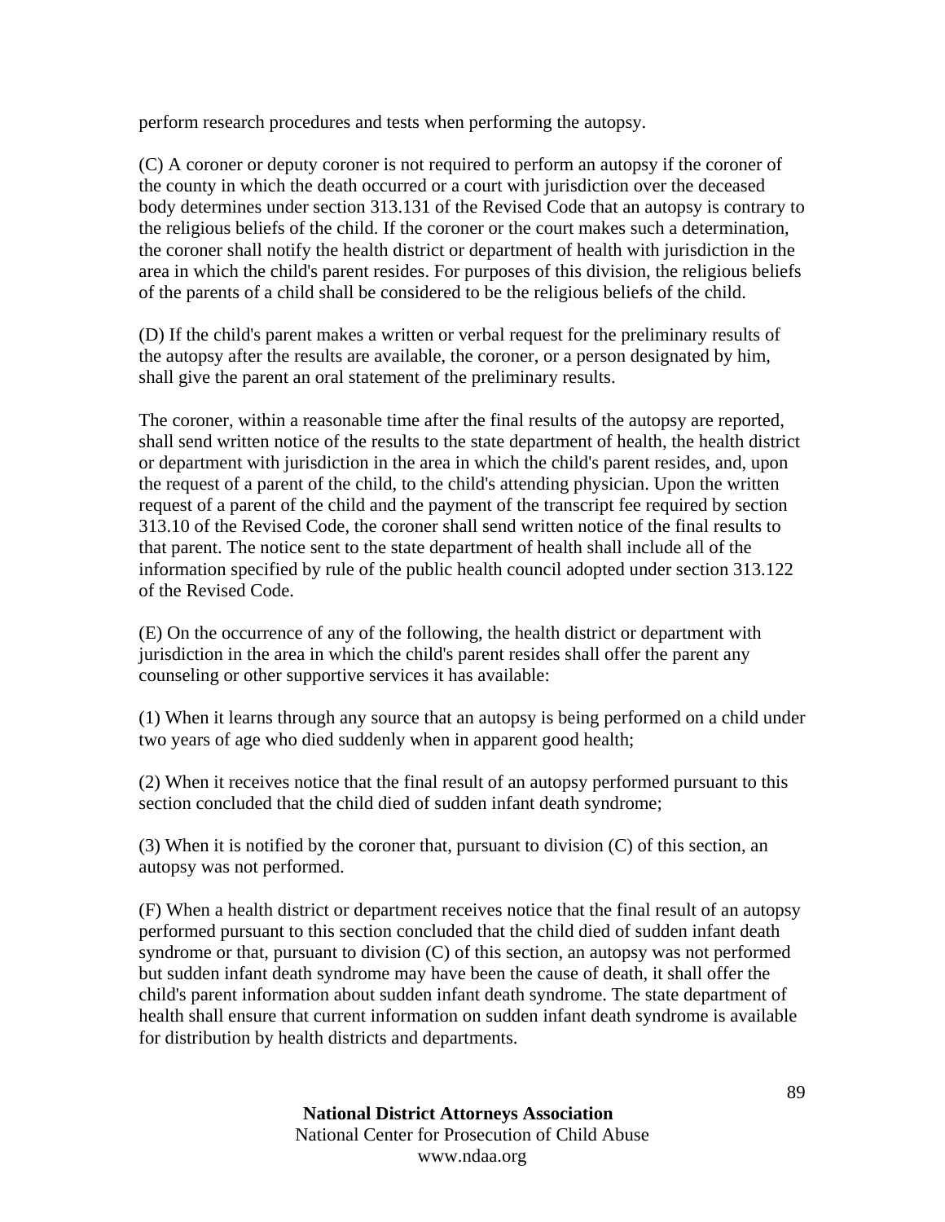perform research procedures and tests when performing the autopsy.

(C) A coroner or deputy coroner is not required to perform an autopsy if the coroner of the county in which the death occurred or a court with jurisdiction over the deceased body determines under section 313.131 of the Revised Code that an autopsy is contrary to the religious beliefs of the child. If the coroner or the court makes such a determination, the coroner shall notify the health district or department of health with jurisdiction in the area in which the child's parent resides. For purposes of this division, the religious beliefs of the parents of a child shall be considered to be the religious beliefs of the child.

(D) If the child's parent makes a written or verbal request for the preliminary results of the autopsy after the results are available, the coroner, or a person designated by him, shall give the parent an oral statement of the preliminary results.

The coroner, within a reasonable time after the final results of the autopsy are reported, shall send written notice of the results to the state department of health, the health district or department with jurisdiction in the area in which the child's parent resides, and, upon the request of a parent of the child, to the child's attending physician. Upon the written request of a parent of the child and the payment of the transcript fee required by section 313.10 of the Revised Code, the coroner shall send written notice of the final results to that parent. The notice sent to the state department of health shall include all of the information specified by rule of the public health council adopted under section 313.122 of the Revised Code.

(E) On the occurrence of any of the following, the health district or department with jurisdiction in the area in which the child's parent resides shall offer the parent any counseling or other supportive services it has available:

(1) When it learns through any source that an autopsy is being performed on a child under two years of age who died suddenly when in apparent good health;

(2) When it receives notice that the final result of an autopsy performed pursuant to this section concluded that the child died of sudden infant death syndrome;

(3) When it is notified by the coroner that, pursuant to division (C) of this section, an autopsy was not performed.

(F) When a health district or department receives notice that the final result of an autopsy performed pursuant to this section concluded that the child died of sudden infant death syndrome or that, pursuant to division (C) of this section, an autopsy was not performed but sudden infant death syndrome may have been the cause of death, it shall offer the child's parent information about sudden infant death syndrome. The state department of health shall ensure that current information on sudden infant death syndrome is available for distribution by health districts and departments.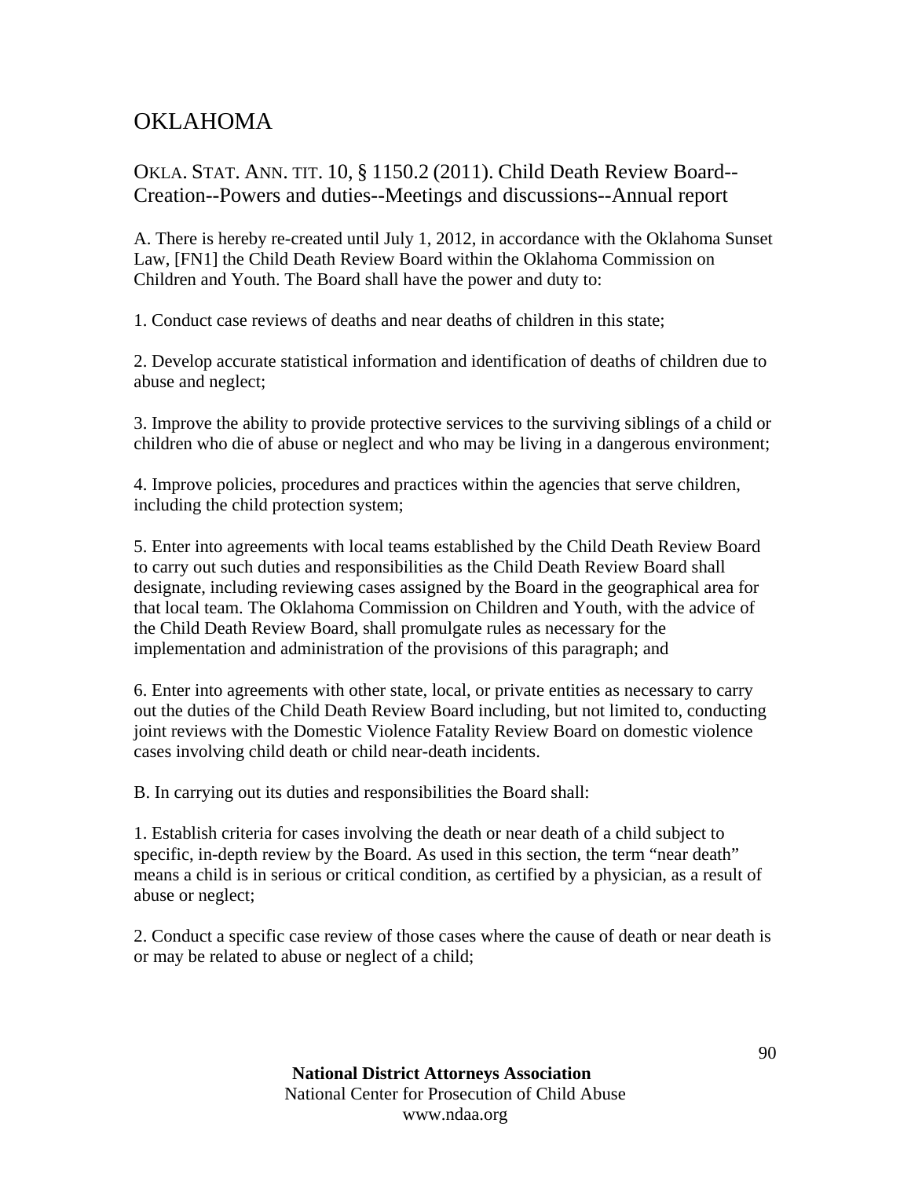# OKLAHOMA

## OKLA. STAT. ANN. TIT. 10, § 1150.2 (2011). Child Death Review Board--Creation--Powers and duties--Meetings and discussions--Annual report

A. There is hereby re-created until July 1, 2012, in accordance with the Oklahoma Sunset Law, [FN1] the Child Death Review Board within the Oklahoma Commission on Children and Youth. The Board shall have the power and duty to:

1. Conduct case reviews of deaths and near deaths of children in this state;

2. Develop accurate statistical information and identification of deaths of children due to abuse and neglect;

3. Improve the ability to provide protective services to the surviving siblings of a child or children who die of abuse or neglect and who may be living in a dangerous environment;

4. Improve policies, procedures and practices within the agencies that serve children, including the child protection system;

5. Enter into agreements with local teams established by the Child Death Review Board to carry out such duties and responsibilities as the Child Death Review Board shall designate, including reviewing cases assigned by the Board in the geographical area for that local team. The Oklahoma Commission on Children and Youth, with the advice of the Child Death Review Board, shall promulgate rules as necessary for the implementation and administration of the provisions of this paragraph; and

6. Enter into agreements with other state, local, or private entities as necessary to carry out the duties of the Child Death Review Board including, but not limited to, conducting joint reviews with the Domestic Violence Fatality Review Board on domestic violence cases involving child death or child near-death incidents.

B. In carrying out its duties and responsibilities the Board shall:

1. Establish criteria for cases involving the death or near death of a child subject to specific, in-depth review by the Board. As used in this section, the term "near death" means a child is in serious or critical condition, as certified by a physician, as a result of abuse or neglect;

2. Conduct a specific case review of those cases where the cause of death or near death is or may be related to abuse or neglect of a child;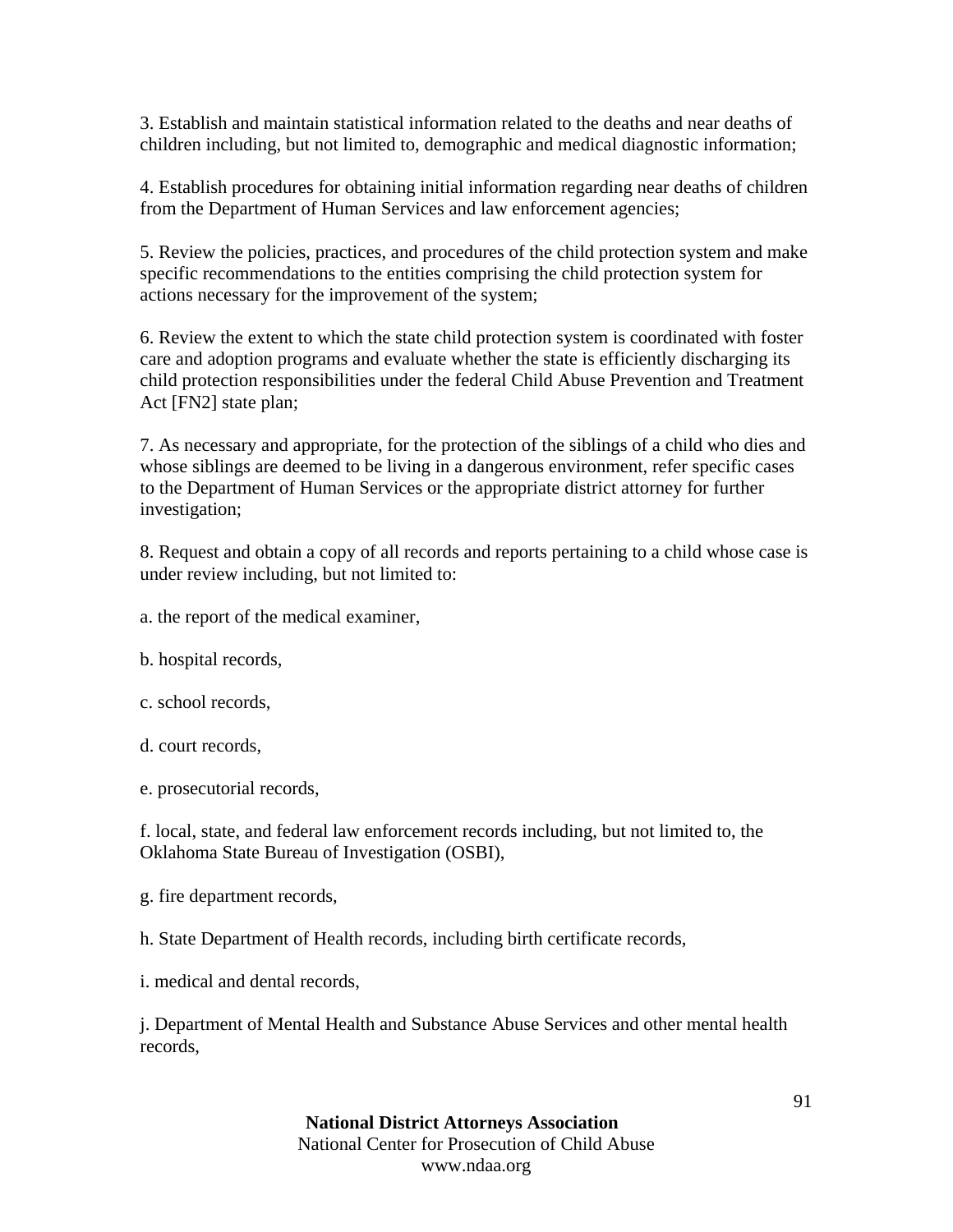3. Establish and maintain statistical information related to the deaths and near deaths of children including, but not limited to, demographic and medical diagnostic information;

4. Establish procedures for obtaining initial information regarding near deaths of children from the Department of Human Services and law enforcement agencies;

5. Review the policies, practices, and procedures of the child protection system and make specific recommendations to the entities comprising the child protection system for actions necessary for the improvement of the system;

6. Review the extent to which the state child protection system is coordinated with foster care and adoption programs and evaluate whether the state is efficiently discharging its child protection responsibilities under the federal Child Abuse Prevention and Treatment Act [FN2] state plan;

7. As necessary and appropriate, for the protection of the siblings of a child who dies and whose siblings are deemed to be living in a dangerous environment, refer specific cases to the Department of Human Services or the appropriate district attorney for further investigation;

8. Request and obtain a copy of all records and reports pertaining to a child whose case is under review including, but not limited to:

a. the report of the medical examiner,

b. hospital records,

c. school records,

d. court records,

e. prosecutorial records,

f. local, state, and federal law enforcement records including, but not limited to, the Oklahoma State Bureau of Investigation (OSBI),

g. fire department records,

h. State Department of Health records, including birth certificate records,

i. medical and dental records,

j. Department of Mental Health and Substance Abuse Services and other mental health records,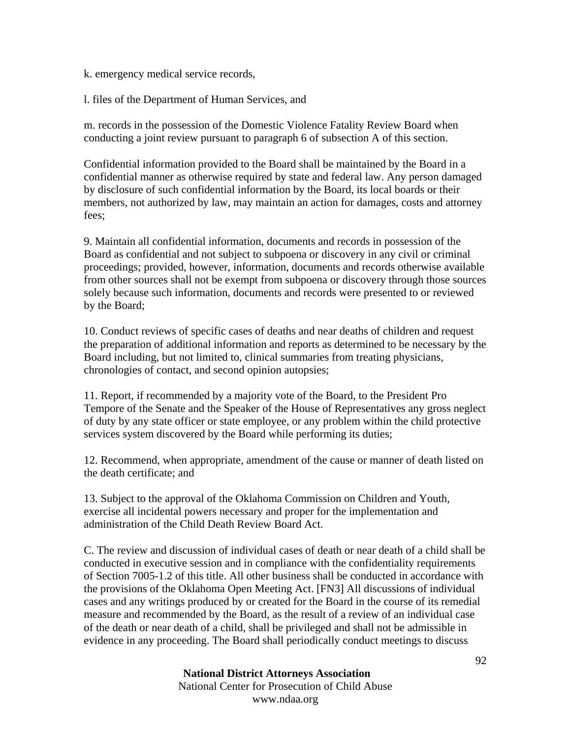k. emergency medical service records,

l. files of the Department of Human Services, and

m. records in the possession of the Domestic Violence Fatality Review Board when conducting a joint review pursuant to paragraph 6 of subsection A of this section.

Confidential information provided to the Board shall be maintained by the Board in a confidential manner as otherwise required by state and federal law. Any person damaged by disclosure of such confidential information by the Board, its local boards or their members, not authorized by law, may maintain an action for damages, costs and attorney fees;

9. Maintain all confidential information, documents and records in possession of the Board as confidential and not subject to subpoena or discovery in any civil or criminal proceedings; provided, however, information, documents and records otherwise available from other sources shall not be exempt from subpoena or discovery through those sources solely because such information, documents and records were presented to or reviewed by the Board;

10. Conduct reviews of specific cases of deaths and near deaths of children and request the preparation of additional information and reports as determined to be necessary by the Board including, but not limited to, clinical summaries from treating physicians, chronologies of contact, and second opinion autopsies;

11. Report, if recommended by a majority vote of the Board, to the President Pro Tempore of the Senate and the Speaker of the House of Representatives any gross neglect of duty by any state officer or state employee, or any problem within the child protective services system discovered by the Board while performing its duties;

12. Recommend, when appropriate, amendment of the cause or manner of death listed on the death certificate; and

13. Subject to the approval of the Oklahoma Commission on Children and Youth, exercise all incidental powers necessary and proper for the implementation and administration of the Child Death Review Board Act.

C. The review and discussion of individual cases of death or near death of a child shall be conducted in executive session and in compliance with the confidentiality requirements of Section 7005-1.2 of this title. All other business shall be conducted in accordance with the provisions of the Oklahoma Open Meeting Act. [FN3] All discussions of individual cases and any writings produced by or created for the Board in the course of its remedial measure and recommended by the Board, as the result of a review of an individual case of the death or near death of a child, shall be privileged and shall not be admissible in evidence in any proceeding. The Board shall periodically conduct meetings to discuss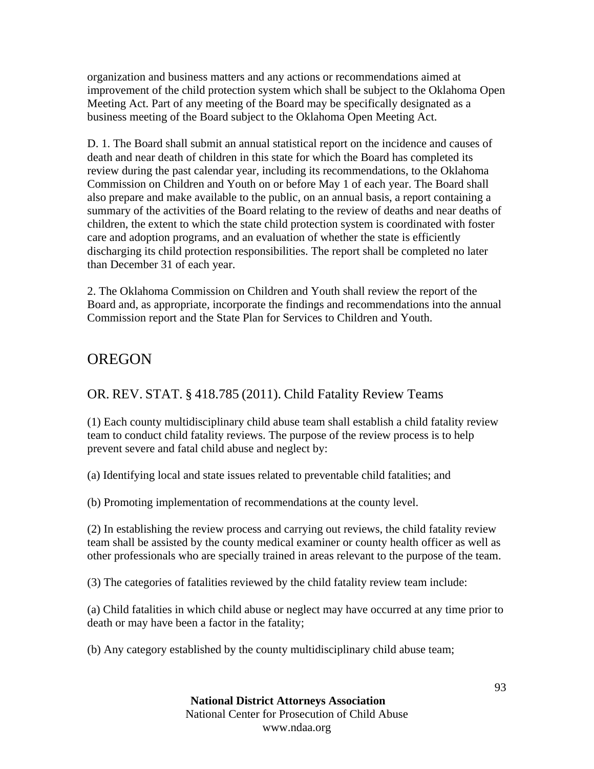organization and business matters and any actions or recommendations aimed at improvement of the child protection system which shall be subject to the Oklahoma Open Meeting Act. Part of any meeting of the Board may be specifically designated as a business meeting of the Board subject to the Oklahoma Open Meeting Act.

D. 1. The Board shall submit an annual statistical report on the incidence and causes of death and near death of children in this state for which the Board has completed its review during the past calendar year, including its recommendations, to the Oklahoma Commission on Children and Youth on or before May 1 of each year. The Board shall also prepare and make available to the public, on an annual basis, a report containing a summary of the activities of the Board relating to the review of deaths and near deaths of children, the extent to which the state child protection system is coordinated with foster care and adoption programs, and an evaluation of whether the state is efficiently discharging its child protection responsibilities. The report shall be completed no later than December 31 of each year.

2. The Oklahoma Commission on Children and Youth shall review the report of the Board and, as appropriate, incorporate the findings and recommendations into the annual Commission report and the State Plan for Services to Children and Youth.

## OREGON

### OR. REV. STAT. § 418.785 (2011). Child Fatality Review Teams

(1) Each county multidisciplinary child abuse team shall establish a child fatality review team to conduct child fatality reviews. The purpose of the review process is to help prevent severe and fatal child abuse and neglect by:

(a) Identifying local and state issues related to preventable child fatalities; and

(b) Promoting implementation of recommendations at the county level.

(2) In establishing the review process and carrying out reviews, the child fatality review team shall be assisted by the county medical examiner or county health officer as well as other professionals who are specially trained in areas relevant to the purpose of the team.

(3) The categories of fatalities reviewed by the child fatality review team include:

(a) Child fatalities in which child abuse or neglect may have occurred at any time prior to death or may have been a factor in the fatality;

(b) Any category established by the county multidisciplinary child abuse team;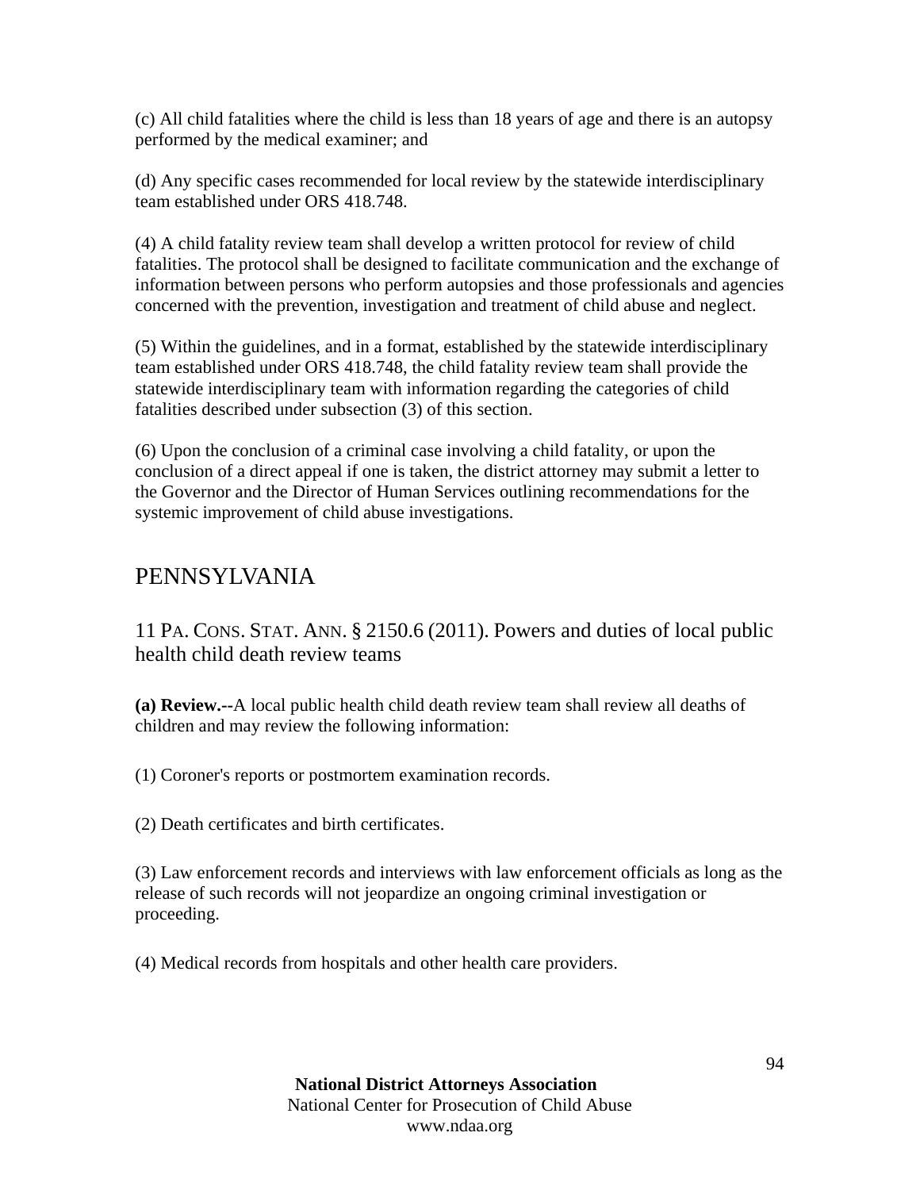(c) All child fatalities where the child is less than 18 years of age and there is an autopsy performed by the medical examiner; and

(d) Any specific cases recommended for local review by the statewide interdisciplinary team established under ORS 418.748.

(4) A child fatality review team shall develop a written protocol for review of child fatalities. The protocol shall be designed to facilitate communication and the exchange of information between persons who perform autopsies and those professionals and agencies concerned with the prevention, investigation and treatment of child abuse and neglect.

(5) Within the guidelines, and in a format, established by the statewide interdisciplinary team established under ORS 418.748, the child fatality review team shall provide the statewide interdisciplinary team with information regarding the categories of child fatalities described under subsection (3) of this section.

(6) Upon the conclusion of a criminal case involving a child fatality, or upon the conclusion of a direct appeal if one is taken, the district attorney may submit a letter to the Governor and the Director of Human Services outlining recommendations for the systemic improvement of child abuse investigations.

## PENNSYLVANIA

### 11 PA. CONS. STAT. ANN. § 2150.6 (2011). Powers and duties of local public health child death review teams

**(a) Review.**--A local public health child death review team shall review all deaths of children and may review the following information:

(1) Coroner's reports or postmortem examination records.

(2) Death certificates and birth certificates.

(3) Law enforcement records and interviews with law enforcement officials as long as the release of such records will not jeopardize an ongoing criminal investigation or proceeding.

(4) Medical records from hospitals and other health care providers.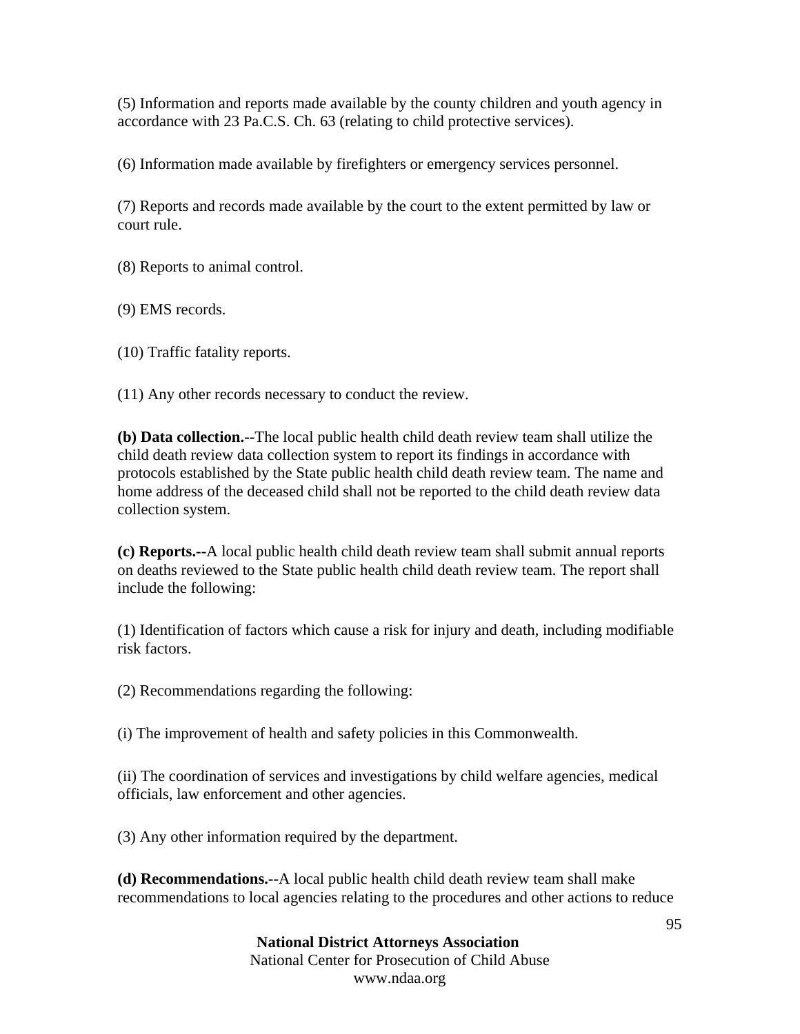(5) Information and reports made available by the county children and youth agency in accordance with 23 Pa.C.S. Ch. 63 (relating to child protective services).

(6) Information made available by firefighters or emergency services personnel.

(7) Reports and records made available by the court to the extent permitted by law or court rule.

(8) Reports to animal control.

(9) EMS records.

(10) Traffic fatality reports.

(11) Any other records necessary to conduct the review.

**(b) Data collection.--**The local public health child death review team shall utilize the child death review data collection system to report its findings in accordance with protocols established by the State public health child death review team. The name and home address of the deceased child shall not be reported to the child death review data collection system.

**(c) Reports.--**A local public health child death review team shall submit annual reports on deaths reviewed to the State public health child death review team. The report shall include the following:

(1) Identification of factors which cause a risk for injury and death, including modifiable risk factors.

(2) Recommendations regarding the following:

(i) The improvement of health and safety policies in this Commonwealth.

(ii) The coordination of services and investigations by child welfare agencies, medical officials, law enforcement and other agencies.

(3) Any other information required by the department.

**(d) Recommendations.--**A local public health child death review team shall make recommendations to local agencies relating to the procedures and other actions to reduce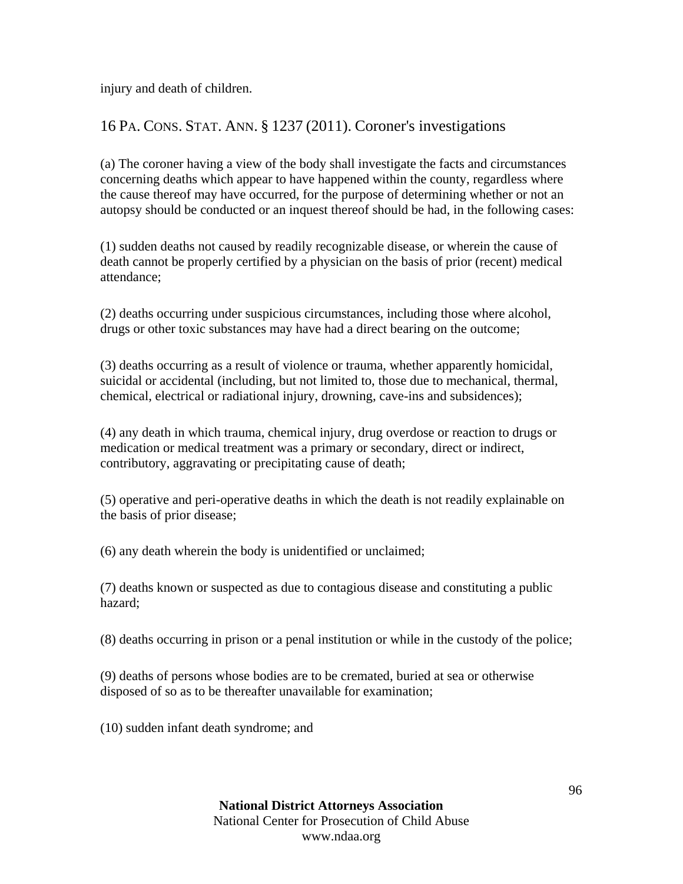injury and death of children.

## 16 PA. CONS. STAT. ANN. § 1237 (2011). Coroner's investigations

(a) The coroner having a view of the body shall investigate the facts and circumstances concerning deaths which appear to have happened within the county, regardless where the cause thereof may have occurred, for the purpose of determining whether or not an autopsy should be conducted or an inquest thereof should be had, in the following cases:

(1) sudden deaths not caused by readily recognizable disease, or wherein the cause of death cannot be properly certified by a physician on the basis of prior (recent) medical attendance;

(2) deaths occurring under suspicious circumstances, including those where alcohol, drugs or other toxic substances may have had a direct bearing on the outcome;

(3) deaths occurring as a result of violence or trauma, whether apparently homicidal, suicidal or accidental (including, but not limited to, those due to mechanical, thermal, chemical, electrical or radiational injury, drowning, cave-ins and subsidences);

(4) any death in which trauma, chemical injury, drug overdose or reaction to drugs or medication or medical treatment was a primary or secondary, direct or indirect, contributory, aggravating or precipitating cause of death;

(5) operative and peri-operative deaths in which the death is not readily explainable on the basis of prior disease;

(6) any death wherein the body is unidentified or unclaimed;

(7) deaths known or suspected as due to contagious disease and constituting a public hazard;

(8) deaths occurring in prison or a penal institution or while in the custody of the police;

(9) deaths of persons whose bodies are to be cremated, buried at sea or otherwise disposed of so as to be thereafter unavailable for examination;

(10) sudden infant death syndrome; and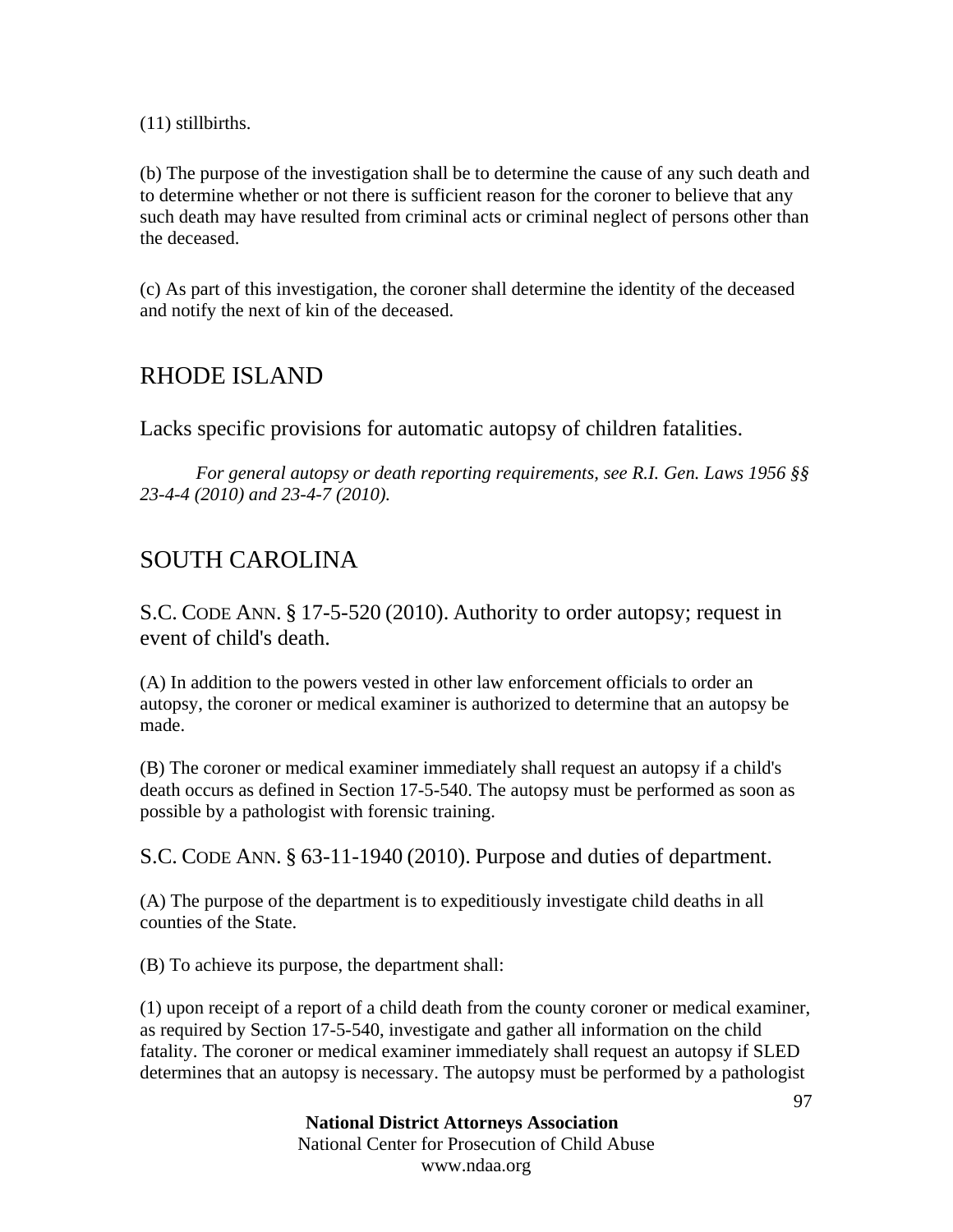(11) stillbirths.

(b) The purpose of the investigation shall be to determine the cause of any such death and to determine whether or not there is sufficient reason for the coroner to believe that any such death may have resulted from criminal acts or criminal neglect of persons other than the deceased.

(c) As part of this investigation, the coroner shall determine the identity of the deceased and notify the next of kin of the deceased.

## RHODE ISLAND

Lacks specific provisions for automatic autopsy of children fatalities.

*For general autopsy or death reporting requirements, see R.I. Gen. Laws 1956 §§ 23-4-4 (2010) and 23-4-7 (2010).*

## SOUTH CAROLINA

### S.C. CODE ANN. § 17-5-520 (2010). Authority to order autopsy; request in event of child's death.

(A) In addition to the powers vested in other law enforcement officials to order an autopsy, the coroner or medical examiner is authorized to determine that an autopsy be made.

(B) The coroner or medical examiner immediately shall request an autopsy if a child's death occurs as defined in Section 17-5-540. The autopsy must be performed as soon as possible by a pathologist with forensic training.

### S.C. CODE ANN. § 63-11-1940 (2010). Purpose and duties of department.

(A) The purpose of the department is to expeditiously investigate child deaths in all counties of the State.

(B) To achieve its purpose, the department shall:

(1) upon receipt of a report of a child death from the county coroner or medical examiner, as required by Section 17-5-540, investigate and gather all information on the child fatality. The coroner or medical examiner immediately shall request an autopsy if SLED determines that an autopsy is necessary. The autopsy must be performed by a pathologist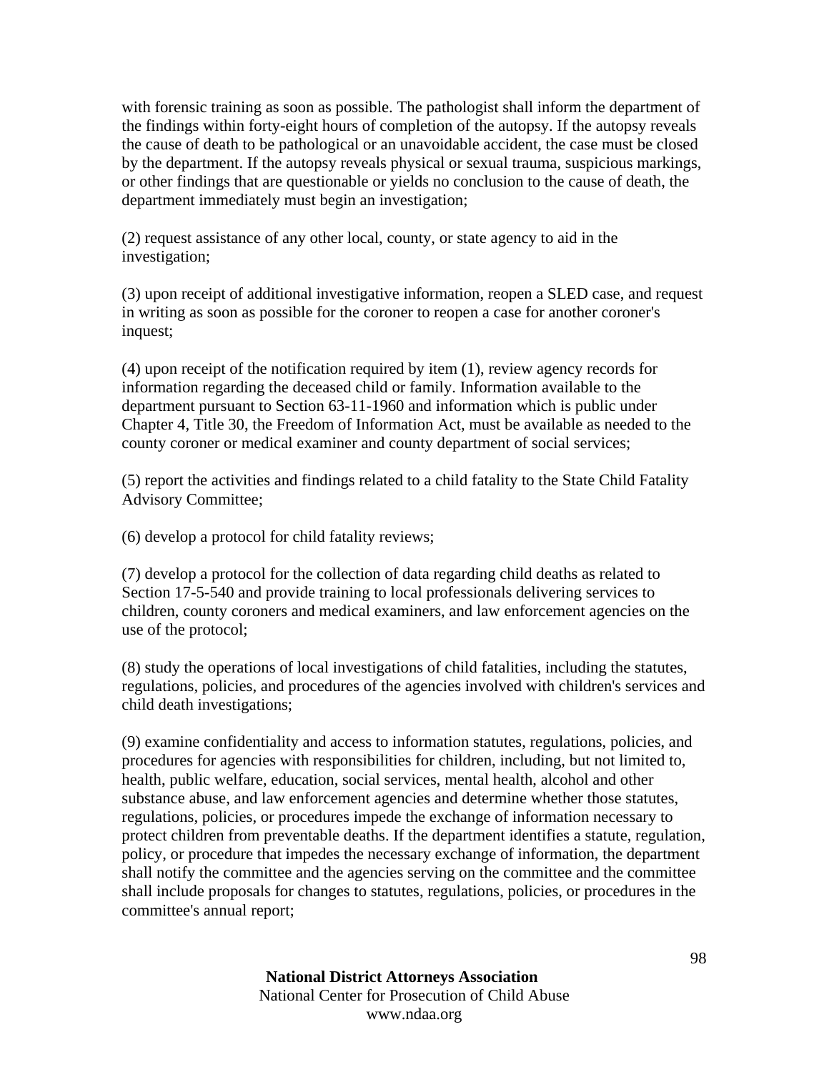with forensic training as soon as possible. The pathologist shall inform the department of the findings within forty-eight hours of completion of the autopsy. If the autopsy reveals the cause of death to be pathological or an unavoidable accident, the case must be closed by the department. If the autopsy reveals physical or sexual trauma, suspicious markings, or other findings that are questionable or yields no conclusion to the cause of death, the department immediately must begin an investigation;

(2) request assistance of any other local, county, or state agency to aid in the investigation;

(3) upon receipt of additional investigative information, reopen a SLED case, and request in writing as soon as possible for the coroner to reopen a case for another coroner's inquest;

(4) upon receipt of the notification required by item (1), review agency records for information regarding the deceased child or family. Information available to the department pursuant to Section 63-11-1960 and information which is public under Chapter 4, Title 30, the Freedom of Information Act, must be available as needed to the county coroner or medical examiner and county department of social services;

(5) report the activities and findings related to a child fatality to the State Child Fatality Advisory Committee;

(6) develop a protocol for child fatality reviews;

(7) develop a protocol for the collection of data regarding child deaths as related to Section 17-5-540 and provide training to local professionals delivering services to children, county coroners and medical examiners, and law enforcement agencies on the use of the protocol;

(8) study the operations of local investigations of child fatalities, including the statutes, regulations, policies, and procedures of the agencies involved with children's services and child death investigations;

(9) examine confidentiality and access to information statutes, regulations, policies, and procedures for agencies with responsibilities for children, including, but not limited to, health, public welfare, education, social services, mental health, alcohol and other substance abuse, and law enforcement agencies and determine whether those statutes, regulations, policies, or procedures impede the exchange of information necessary to protect children from preventable deaths. If the department identifies a statute, regulation, policy, or procedure that impedes the necessary exchange of information, the department shall notify the committee and the agencies serving on the committee and the committee shall include proposals for changes to statutes, regulations, policies, or procedures in the committee's annual report;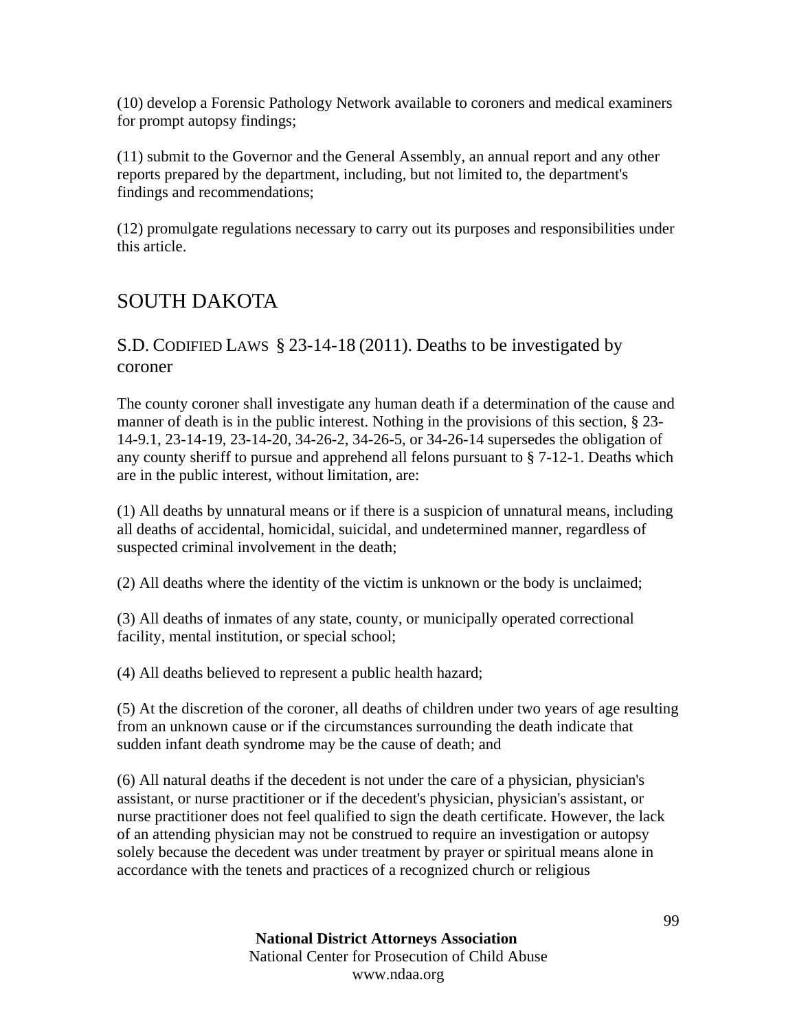(10) develop a Forensic Pathology Network available to coroners and medical examiners for prompt autopsy findings;

(11) submit to the Governor and the General Assembly, an annual report and any other reports prepared by the department, including, but not limited to, the department's findings and recommendations;

(12) promulgate regulations necessary to carry out its purposes and responsibilities under this article.

## SOUTH DAKOTA

### S.D. CODIFIED LAWS § 23-14-18 (2011). Deaths to be investigated by coroner

The county coroner shall investigate any human death if a determination of the cause and manner of death is in the public interest. Nothing in the provisions of this section, § 23-14-9.1, 23-14-19, 23-14-20, 34-26-2, 34-26-5, or 34-26-14 supersedes the obligation of any county sheriff to pursue and apprehend all felons pursuant to § 7-12-1. Deaths which are in the public interest, without limitation, are:

(1) All deaths by unnatural means or if there is a suspicion of unnatural means, including all deaths of accidental, homicidal, suicidal, and undetermined manner, regardless of suspected criminal involvement in the death;

(2) All deaths where the identity of the victim is unknown or the body is unclaimed;

(3) All deaths of inmates of any state, county, or municipally operated correctional facility, mental institution, or special school;

(4) All deaths believed to represent a public health hazard;

(5) At the discretion of the coroner, all deaths of children under two years of age resulting from an unknown cause or if the circumstances surrounding the death indicate that sudden infant death syndrome may be the cause of death; and

(6) All natural deaths if the decedent is not under the care of a physician, physician's assistant, or nurse practitioner or if the decedent's physician, physician's assistant, or nurse practitioner does not feel qualified to sign the death certificate. However, the lack of an attending physician may not be construed to require an investigation or autopsy solely because the decedent was under treatment by prayer or spiritual means alone in accordance with the tenets and practices of a recognized church or religious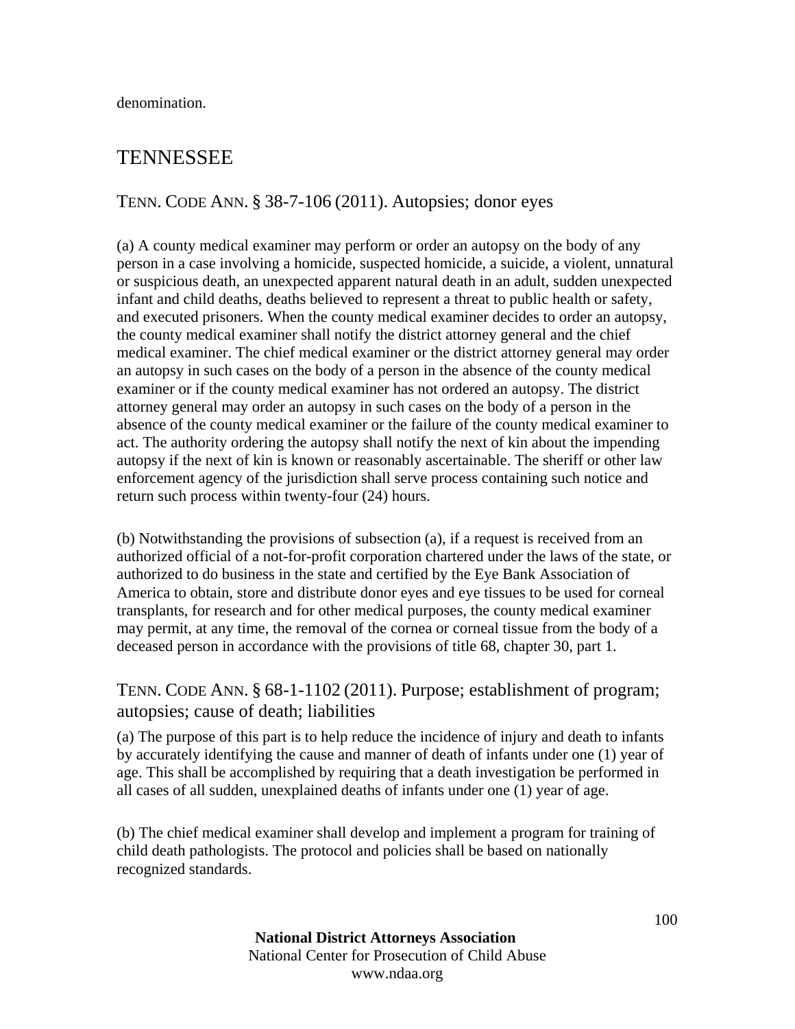denomination.

## TENNESSEE

### TENN. CODE ANN. § 38-7-106 (2011). Autopsies; donor eyes

(a) A county medical examiner may perform or order an autopsy on the body of any person in a case involving a homicide, suspected homicide, a suicide, a violent, unnatural or suspicious death, an unexpected apparent natural death in an adult, sudden unexpected infant and child deaths, deaths believed to represent a threat to public health or safety, and executed prisoners. When the county medical examiner decides to order an autopsy, the county medical examiner shall notify the district attorney general and the chief medical examiner. The chief medical examiner or the district attorney general may order an autopsy in such cases on the body of a person in the absence of the county medical examiner or if the county medical examiner has not ordered an autopsy. The district attorney general may order an autopsy in such cases on the body of a person in the absence of the county medical examiner or the failure of the county medical examiner to act. The authority ordering the autopsy shall notify the next of kin about the impending autopsy if the next of kin is known or reasonably ascertainable. The sheriff or other law enforcement agency of the jurisdiction shall serve process containing such notice and return such process within twenty-four (24) hours.

(b) Notwithstanding the provisions of subsection (a), if a request is received from an authorized official of a not-for-profit corporation chartered under the laws of the state, or authorized to do business in the state and certified by the Eye Bank Association of America to obtain, store and distribute donor eyes and eye tissues to be used for corneal transplants, for research and for other medical purposes, the county medical examiner may permit, at any time, the removal of the cornea or corneal tissue from the body of a deceased person in accordance with the provisions of title 68, chapter 30, part 1.

### TENN. CODE ANN. § 68-1-1102 (2011). Purpose; establishment of program; autopsies; cause of death; liabilities

(a) The purpose of this part is to help reduce the incidence of injury and death to infants by accurately identifying the cause and manner of death of infants under one (1) year of age. This shall be accomplished by requiring that a death investigation be performed in all cases of all sudden, unexplained deaths of infants under one (1) year of age.

(b) The chief medical examiner shall develop and implement a program for training of child death pathologists. The protocol and policies shall be based on nationally recognized standards.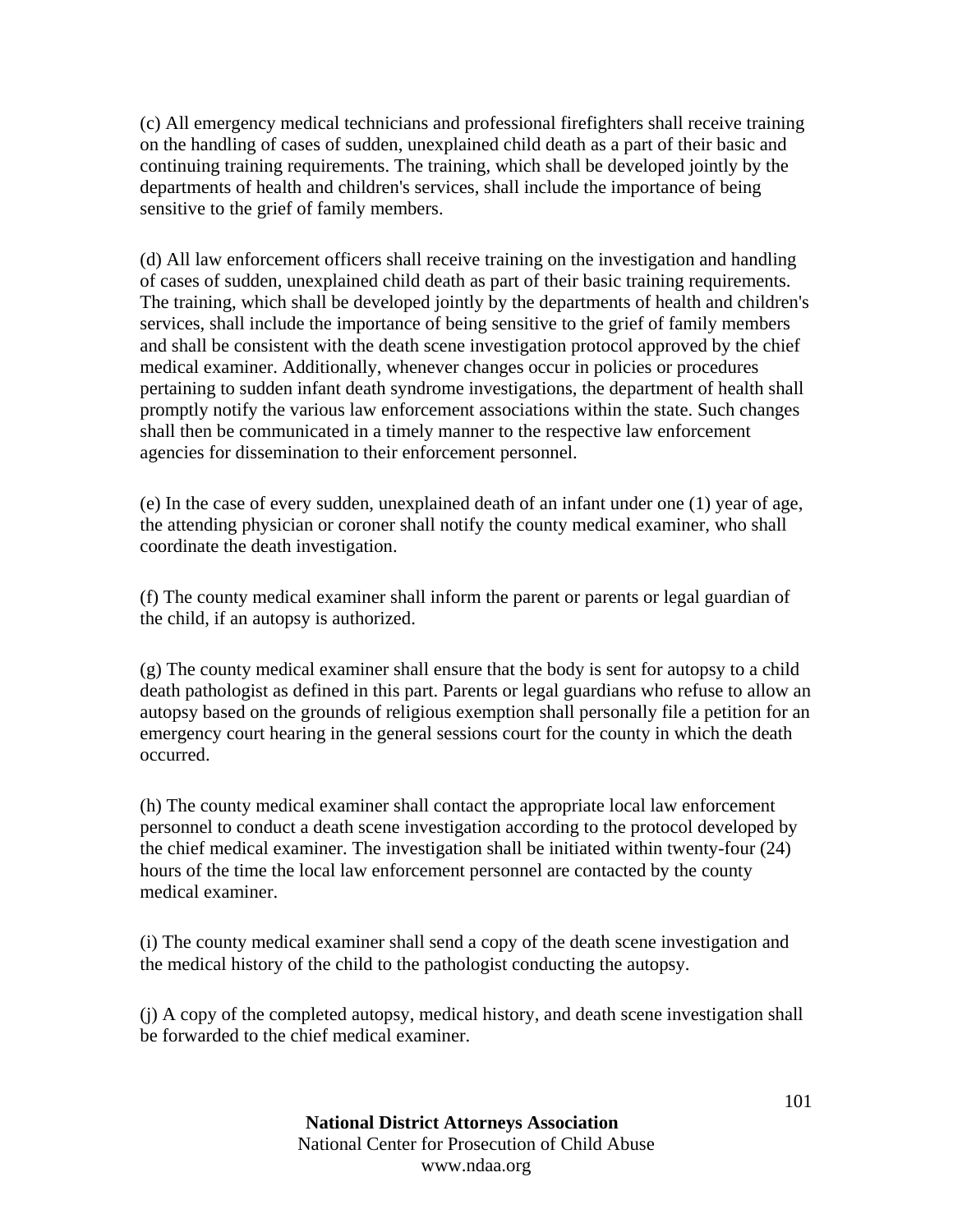(c) All emergency medical technicians and professional firefighters shall receive training on the handling of cases of sudden, unexplained child death as a part of their basic and continuing training requirements. The training, which shall be developed jointly by the departments of health and children's services, shall include the importance of being sensitive to the grief of family members.

(d) All law enforcement officers shall receive training on the investigation and handling of cases of sudden, unexplained child death as part of their basic training requirements. The training, which shall be developed jointly by the departments of health and children's services, shall include the importance of being sensitive to the grief of family members and shall be consistent with the death scene investigation protocol approved by the chief medical examiner. Additionally, whenever changes occur in policies or procedures pertaining to sudden infant death syndrome investigations, the department of health shall promptly notify the various law enforcement associations within the state. Such changes shall then be communicated in a timely manner to the respective law enforcement agencies for dissemination to their enforcement personnel.

(e) In the case of every sudden, unexplained death of an infant under one (1) year of age, the attending physician or coroner shall notify the county medical examiner, who shall coordinate the death investigation.

(f) The county medical examiner shall inform the parent or parents or legal guardian of the child, if an autopsy is authorized.

(g) The county medical examiner shall ensure that the body is sent for autopsy to a child death pathologist as defined in this part. Parents or legal guardians who refuse to allow an autopsy based on the grounds of religious exemption shall personally file a petition for an emergency court hearing in the general sessions court for the county in which the death occurred.

(h) The county medical examiner shall contact the appropriate local law enforcement personnel to conduct a death scene investigation according to the protocol developed by the chief medical examiner. The investigation shall be initiated within twenty-four (24) hours of the time the local law enforcement personnel are contacted by the county medical examiner.

(i) The county medical examiner shall send a copy of the death scene investigation and the medical history of the child to the pathologist conducting the autopsy.

(j) A copy of the completed autopsy, medical history, and death scene investigation shall be forwarded to the chief medical examiner.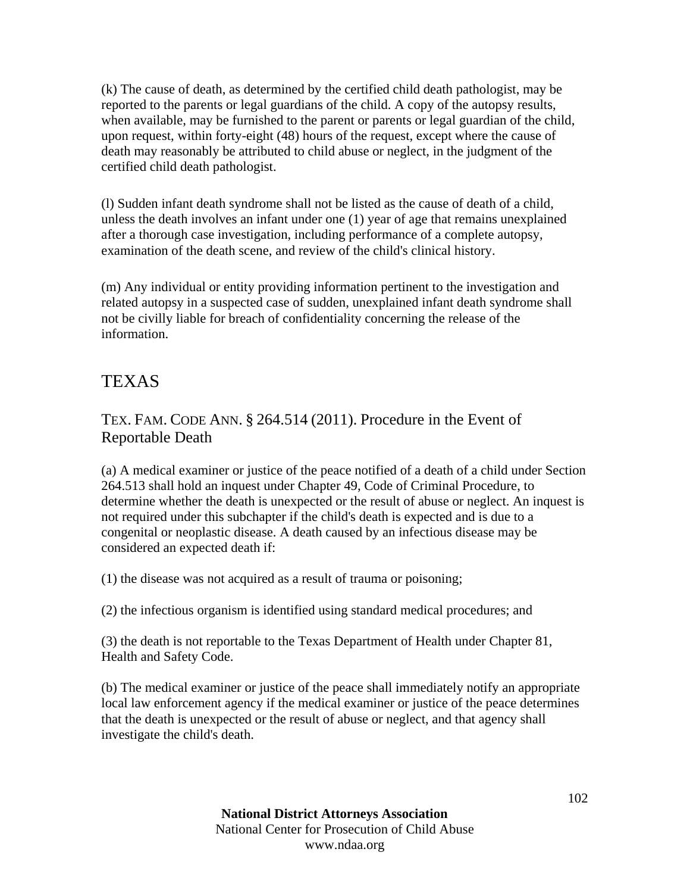(k) The cause of death, as determined by the certified child death pathologist, may be reported to the parents or legal guardians of the child. A copy of the autopsy results, when available, may be furnished to the parent or parents or legal guardian of the child, upon request, within forty-eight (48) hours of the request, except where the cause of death may reasonably be attributed to child abuse or neglect, in the judgment of the certified child death pathologist.

(l) Sudden infant death syndrome shall not be listed as the cause of death of a child, unless the death involves an infant under one (1) year of age that remains unexplained after a thorough case investigation, including performance of a complete autopsy, examination of the death scene, and review of the child's clinical history.

(m) Any individual or entity providing information pertinent to the investigation and related autopsy in a suspected case of sudden, unexplained infant death syndrome shall not be civilly liable for breach of confidentiality concerning the release of the information.

## TEXAS

### TEX. FAM. CODE ANN. § 264.514 (2011). Procedure in the Event of Reportable Death

(a) A medical examiner or justice of the peace notified of a death of a child under Section 264.513 shall hold an inquest under Chapter 49, Code of Criminal Procedure, to determine whether the death is unexpected or the result of abuse or neglect. An inquest is not required under this subchapter if the child's death is expected and is due to a congenital or neoplastic disease. A death caused by an infectious disease may be considered an expected death if:

(1) the disease was not acquired as a result of trauma or poisoning;

(2) the infectious organism is identified using standard medical procedures; and

(3) the death is not reportable to the Texas Department of Health under Chapter 81, Health and Safety Code.

(b) The medical examiner or justice of the peace shall immediately notify an appropriate local law enforcement agency if the medical examiner or justice of the peace determines that the death is unexpected or the result of abuse or neglect, and that agency shall investigate the child's death.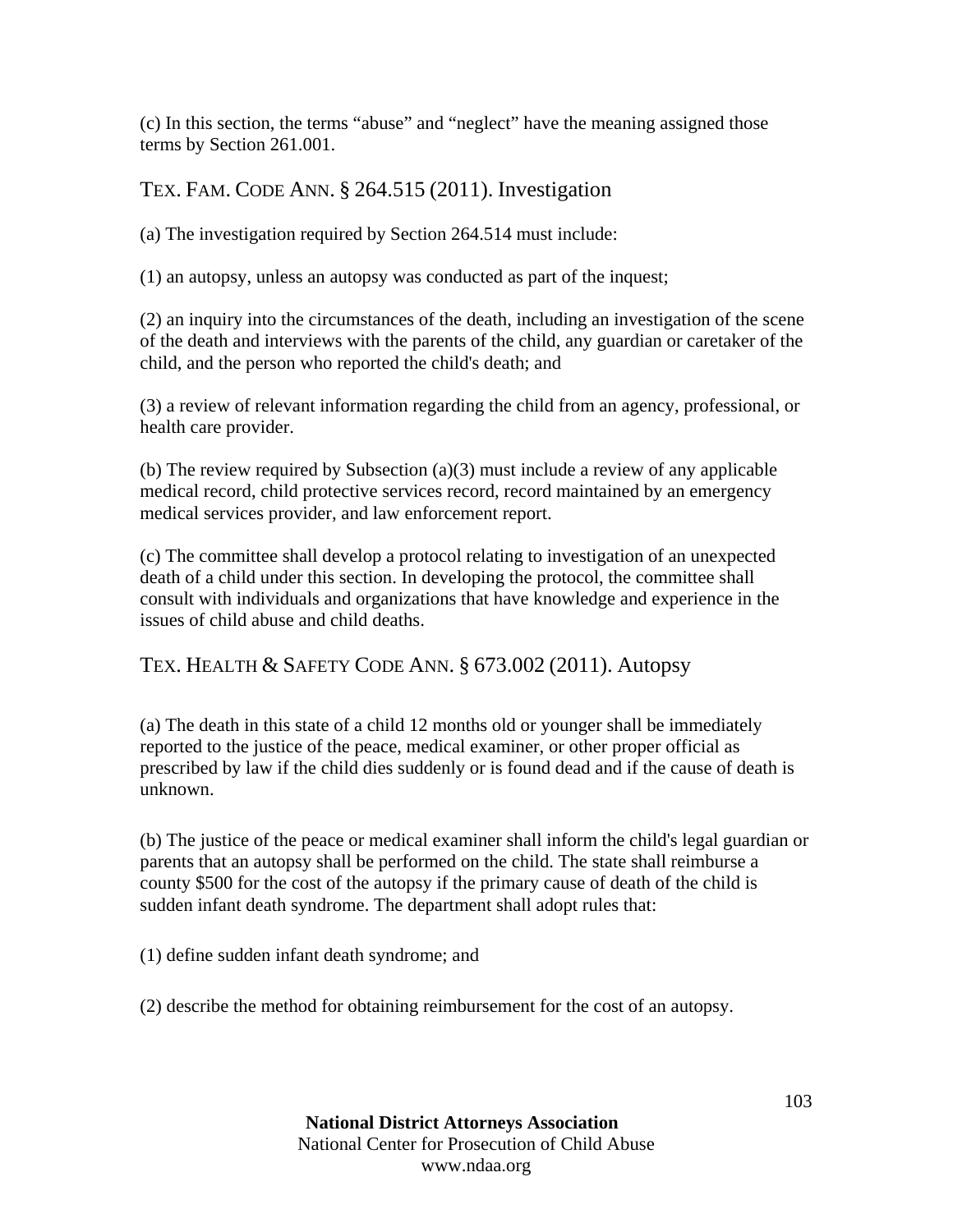(c) In this section, the terms "abuse" and "neglect" have the meaning assigned those terms by Section 261.001.

## TEX. FAM. CODE ANN. § 264.515 (2011). Investigation

(a) The investigation required by Section 264.514 must include:

(1) an autopsy, unless an autopsy was conducted as part of the inquest;

(2) an inquiry into the circumstances of the death, including an investigation of the scene of the death and interviews with the parents of the child, any guardian or caretaker of the child, and the person who reported the child's death; and

(3) a review of relevant information regarding the child from an agency, professional, or health care provider.

(b) The review required by Subsection (a)(3) must include a review of any applicable medical record, child protective services record, record maintained by an emergency medical services provider, and law enforcement report.

(c) The committee shall develop a protocol relating to investigation of an unexpected death of a child under this section. In developing the protocol, the committee shall consult with individuals and organizations that have knowledge and experience in the issues of child abuse and child deaths.

## TEX. HEALTH & SAFETY CODE ANN. § 673.002 (2011). Autopsy

(a) The death in this state of a child 12 months old or younger shall be immediately reported to the justice of the peace, medical examiner, or other proper official as prescribed by law if the child dies suddenly or is found dead and if the cause of death is unknown.

(b) The justice of the peace or medical examiner shall inform the child's legal guardian or parents that an autopsy shall be performed on the child. The state shall reimburse a county $500 for the cost of the autopsy if the primary cause of death of the child is sudden infant death syndrome. The department shall adopt rules that:

(1) define sudden infant death syndrome; and

(2) describe the method for obtaining reimbursement for the cost of an autopsy.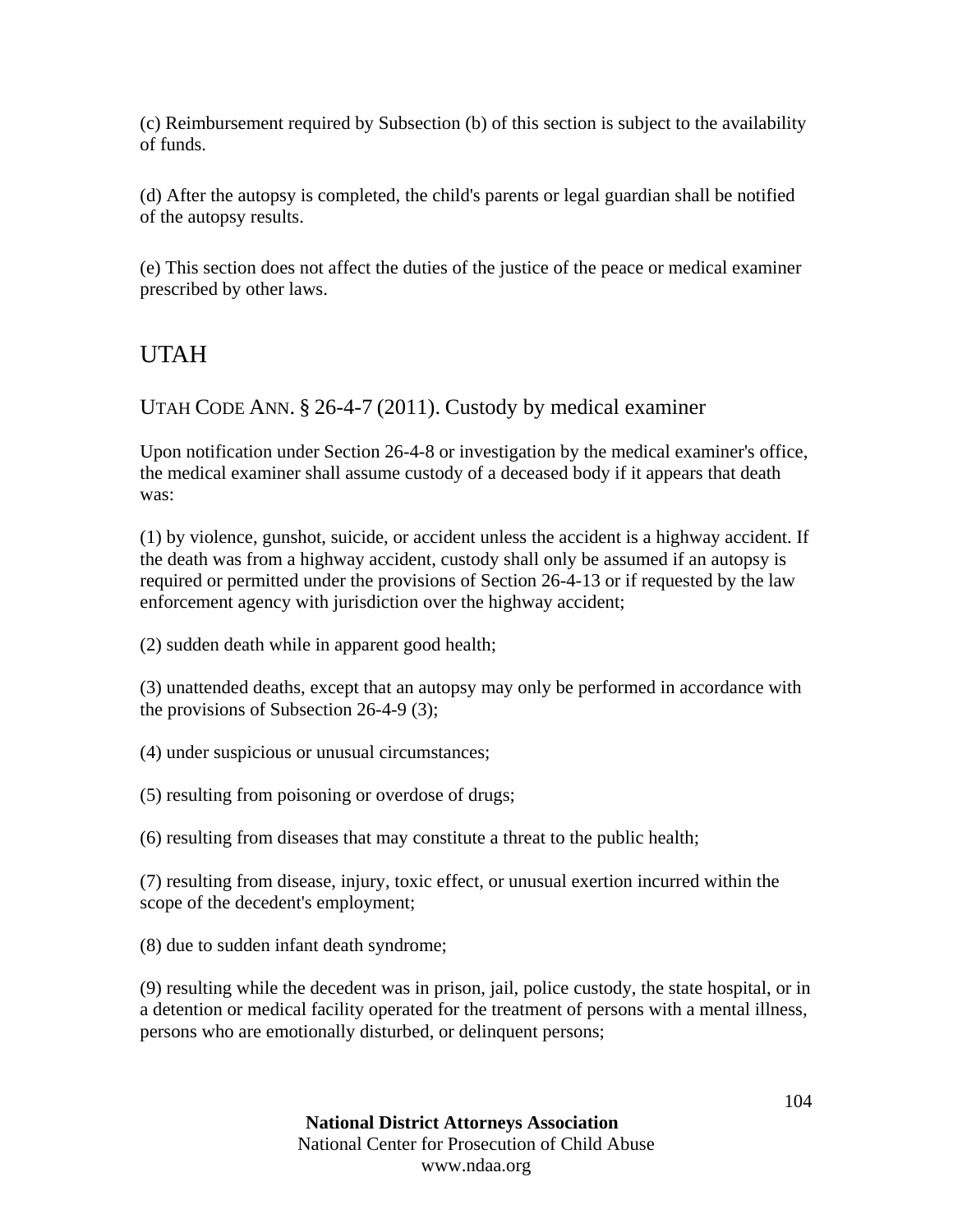(c) Reimbursement required by Subsection (b) of this section is subject to the availability of funds.

(d) After the autopsy is completed, the child's parents or legal guardian shall be notified of the autopsy results.

(e) This section does not affect the duties of the justice of the peace or medical examiner prescribed by other laws.

## UTAH

### UTAH CODE ANN. § 26-4-7 (2011). Custody by medical examiner

Upon notification under Section 26-4-8 or investigation by the medical examiner's office, the medical examiner shall assume custody of a deceased body if it appears that death was:

(1) by violence, gunshot, suicide, or accident unless the accident is a highway accident. If the death was from a highway accident, custody shall only be assumed if an autopsy is required or permitted under the provisions of Section 26-4-13 or if requested by the law enforcement agency with jurisdiction over the highway accident;

(2) sudden death while in apparent good health;

(3) unattended deaths, except that an autopsy may only be performed in accordance with the provisions of Subsection 26-4-9 (3);

(4) under suspicious or unusual circumstances;

(5) resulting from poisoning or overdose of drugs;

(6) resulting from diseases that may constitute a threat to the public health;

(7) resulting from disease, injury, toxic effect, or unusual exertion incurred within the scope of the decedent's employment;

(8) due to sudden infant death syndrome;

(9) resulting while the decedent was in prison, jail, police custody, the state hospital, or in a detention or medical facility operated for the treatment of persons with a mental illness, persons who are emotionally disturbed, or delinquent persons;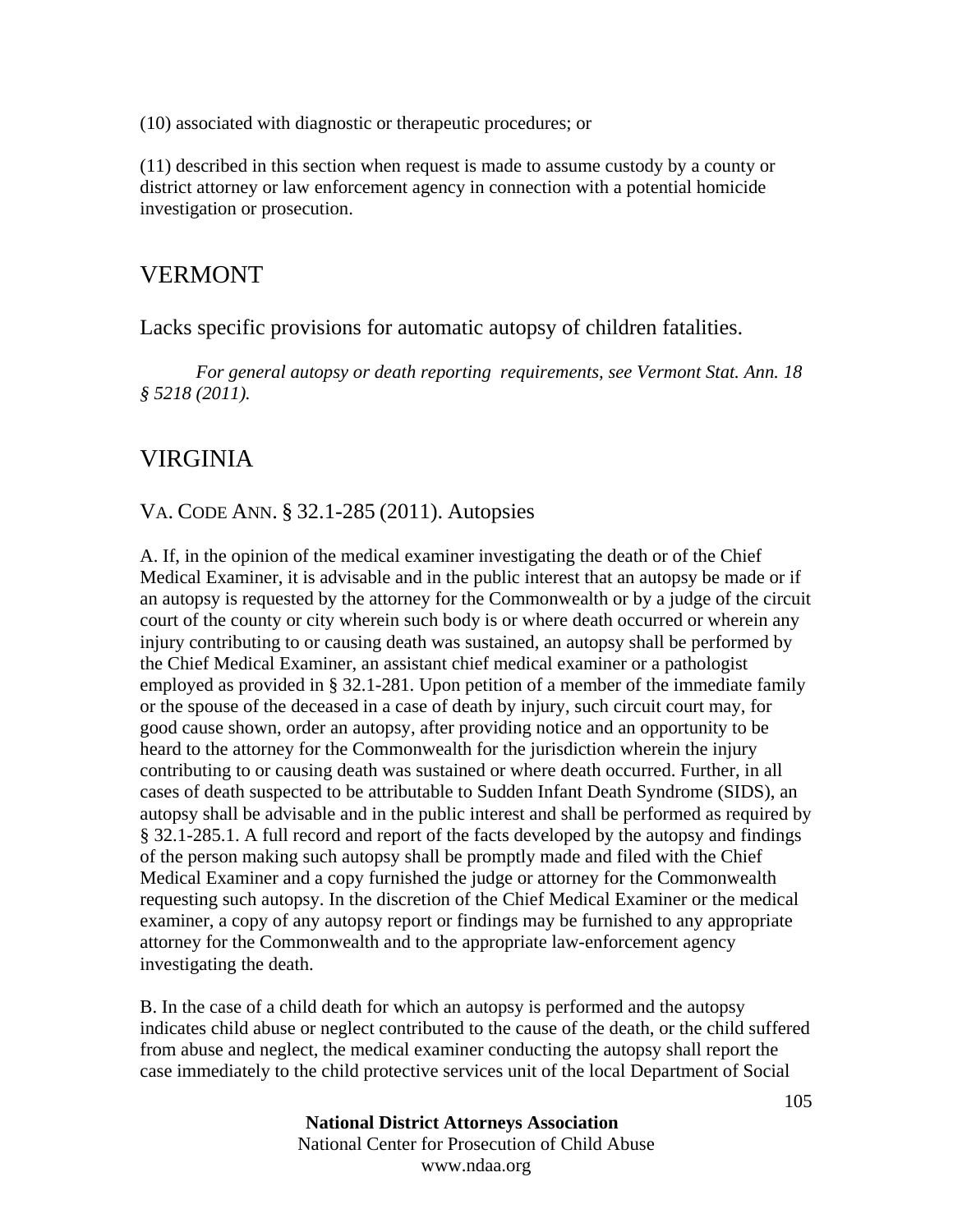(10) associated with diagnostic or therapeutic procedures; or

(11) described in this section when request is made to assume custody by a county or district attorney or law enforcement agency in connection with a potential homicide investigation or prosecution.

## VERMONT

Lacks specific provisions for automatic autopsy of children fatalities.

*For general autopsy or death reporting requirements, see Vermont Stat. Ann. 18 § 5218 (2011).*

## VIRGINIA

### VA. CODE ANN. § 32.1-285 (2011). Autopsies

A. If, in the opinion of the medical examiner investigating the death or of the Chief Medical Examiner, it is advisable and in the public interest that an autopsy be made or if an autopsy is requested by the attorney for the Commonwealth or by a judge of the circuit court of the county or city wherein such body is or where death occurred or wherein any injury contributing to or causing death was sustained, an autopsy shall be performed by the Chief Medical Examiner, an assistant chief medical examiner or a pathologist employed as provided in § 32.1-281. Upon petition of a member of the immediate family or the spouse of the deceased in a case of death by injury, such circuit court may, for good cause shown, order an autopsy, after providing notice and an opportunity to be heard to the attorney for the Commonwealth for the jurisdiction wherein the injury contributing to or causing death was sustained or where death occurred. Further, in all cases of death suspected to be attributable to Sudden Infant Death Syndrome (SIDS), an autopsy shall be advisable and in the public interest and shall be performed as required by § 32.1-285.1. A full record and report of the facts developed by the autopsy and findings of the person making such autopsy shall be promptly made and filed with the Chief Medical Examiner and a copy furnished the judge or attorney for the Commonwealth requesting such autopsy. In the discretion of the Chief Medical Examiner or the medical examiner, a copy of any autopsy report or findings may be furnished to any appropriate attorney for the Commonwealth and to the appropriate law-enforcement agency investigating the death.

B. In the case of a child death for which an autopsy is performed and the autopsy indicates child abuse or neglect contributed to the cause of the death, or the child suffered from abuse and neglect, the medical examiner conducting the autopsy shall report the case immediately to the child protective services unit of the local Department of Social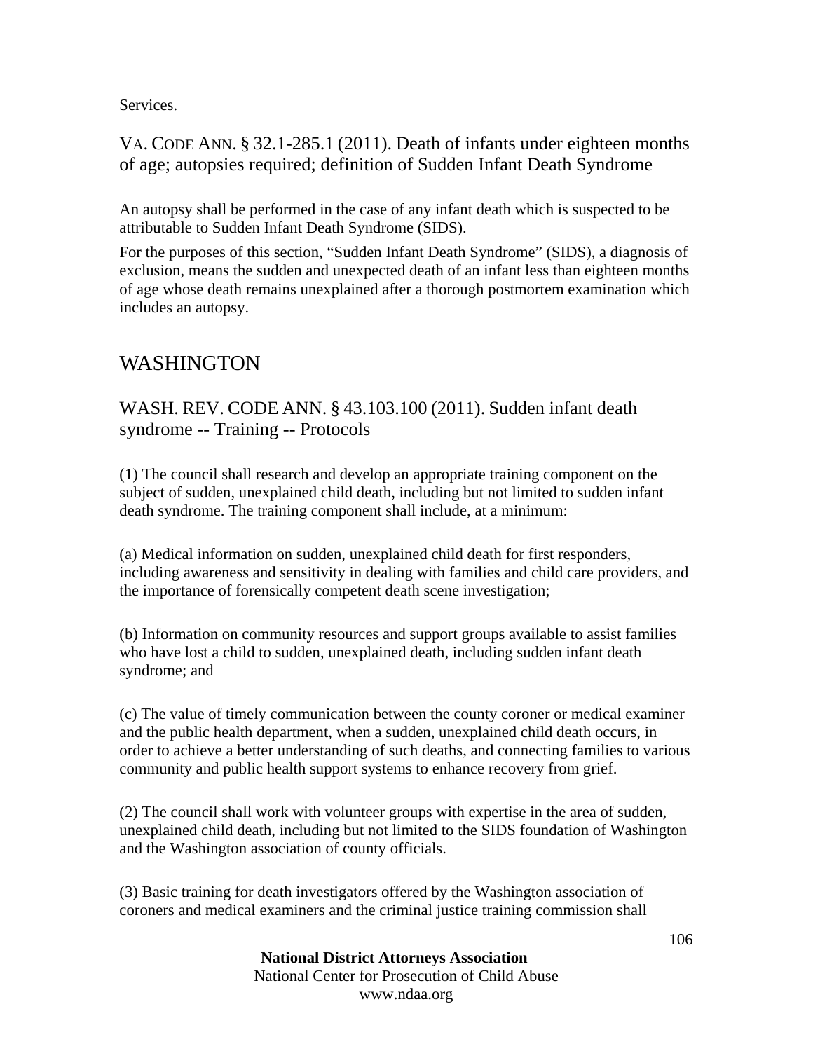Services.

### VA. CODE ANN. § 32.1-285.1 (2011). Death of infants under eighteen months of age; autopsies required; definition of Sudden Infant Death Syndrome

An autopsy shall be performed in the case of any infant death which is suspected to be attributable to Sudden Infant Death Syndrome (SIDS).

For the purposes of this section, "Sudden Infant Death Syndrome" (SIDS), a diagnosis of exclusion, means the sudden and unexpected death of an infant less than eighteen months of age whose death remains unexplained after a thorough postmortem examination which includes an autopsy.

## WASHINGTON

### WASH. REV. CODE ANN. § 43.103.100 (2011). Sudden infant death syndrome -- Training -- Protocols

(1) The council shall research and develop an appropriate training component on the subject of sudden, unexplained child death, including but not limited to sudden infant death syndrome. The training component shall include, at a minimum:

(a) Medical information on sudden, unexplained child death for first responders, including awareness and sensitivity in dealing with families and child care providers, and the importance of forensically competent death scene investigation;

(b) Information on community resources and support groups available to assist families who have lost a child to sudden, unexplained death, including sudden infant death syndrome; and

(c) The value of timely communication between the county coroner or medical examiner and the public health department, when a sudden, unexplained child death occurs, in order to achieve a better understanding of such deaths, and connecting families to various community and public health support systems to enhance recovery from grief.

(2) The council shall work with volunteer groups with expertise in the area of sudden, unexplained child death, including but not limited to the SIDS foundation of Washington and the Washington association of county officials.

(3) Basic training for death investigators offered by the Washington association of coroners and medical examiners and the criminal justice training commission shall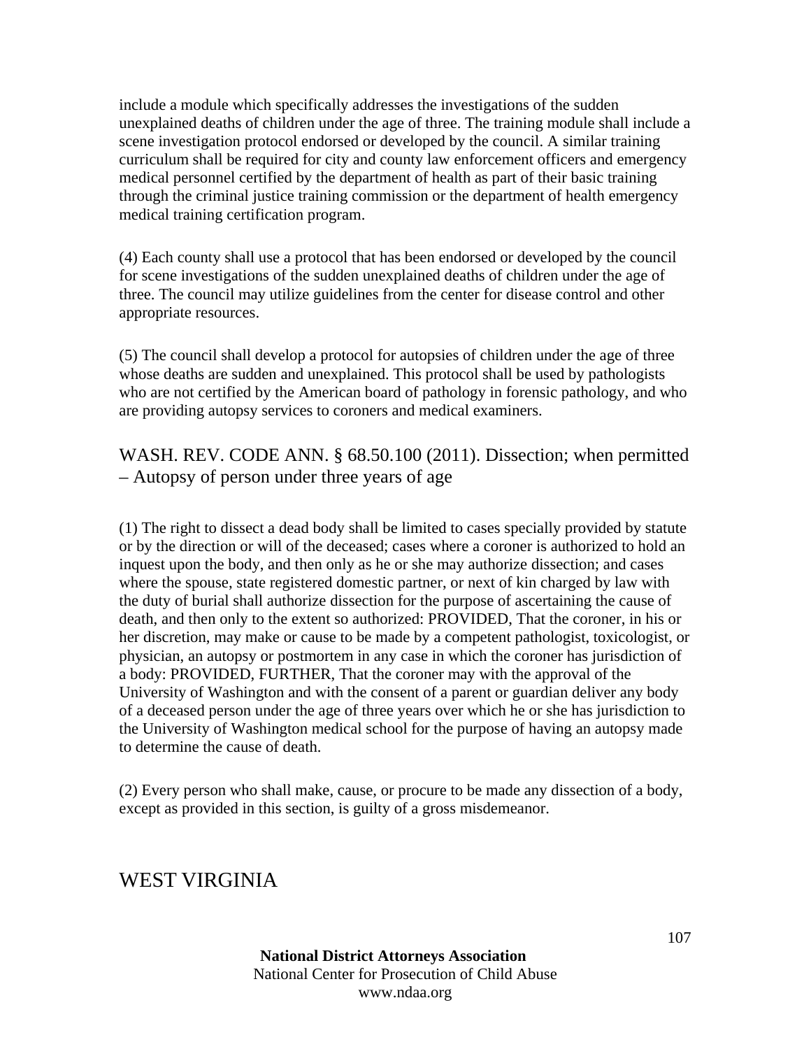include a module which specifically addresses the investigations of the sudden unexplained deaths of children under the age of three. The training module shall include a scene investigation protocol endorsed or developed by the council. A similar training curriculum shall be required for city and county law enforcement officers and emergency medical personnel certified by the department of health as part of their basic training through the criminal justice training commission or the department of health emergency medical training certification program.

(4) Each county shall use a protocol that has been endorsed or developed by the council for scene investigations of the sudden unexplained deaths of children under the age of three. The council may utilize guidelines from the center for disease control and other appropriate resources.

(5) The council shall develop a protocol for autopsies of children under the age of three whose deaths are sudden and unexplained. This protocol shall be used by pathologists who are not certified by the American board of pathology in forensic pathology, and who are providing autopsy services to coroners and medical examiners.

### WASH. REV. CODE ANN. § 68.50.100 (2011). Dissection; when permitted – Autopsy of person under three years of age

(1) The right to dissect a dead body shall be limited to cases specially provided by statute or by the direction or will of the deceased; cases where a coroner is authorized to hold an inquest upon the body, and then only as he or she may authorize dissection; and cases where the spouse, state registered domestic partner, or next of kin charged by law with the duty of burial shall authorize dissection for the purpose of ascertaining the cause of death, and then only to the extent so authorized: PROVIDED, That the coroner, in his or her discretion, may make or cause to be made by a competent pathologist, toxicologist, or physician, an autopsy or postmortem in any case in which the coroner has jurisdiction of a body: PROVIDED, FURTHER, That the coroner may with the approval of the University of Washington and with the consent of a parent or guardian deliver any body of a deceased person under the age of three years over which he or she has jurisdiction to the University of Washington medical school for the purpose of having an autopsy made to determine the cause of death.

(2) Every person who shall make, cause, or procure to be made any dissection of a body, except as provided in this section, is guilty of a gross misdemeanor.

## WEST VIRGINIA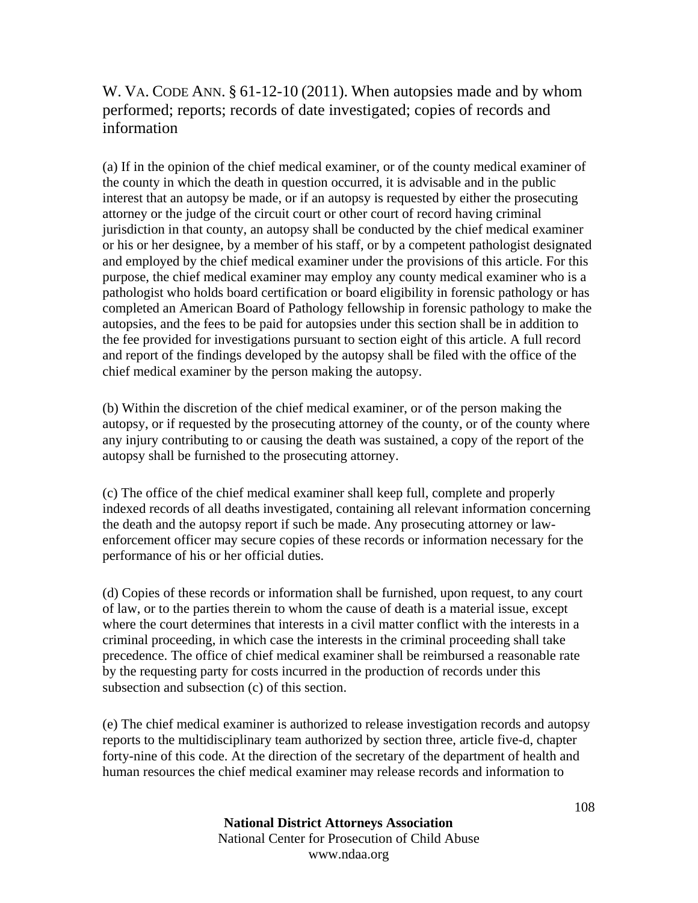W. VA. CODE ANN. § 61-12-10 (2011). When autopsies made and by whom performed; reports; records of date investigated; copies of records and information

(a) If in the opinion of the chief medical examiner, or of the county medical examiner of the county in which the death in question occurred, it is advisable and in the public interest that an autopsy be made, or if an autopsy is requested by either the prosecuting attorney or the judge of the circuit court or other court of record having criminal jurisdiction in that county, an autopsy shall be conducted by the chief medical examiner or his or her designee, by a member of his staff, or by a competent pathologist designated and employed by the chief medical examiner under the provisions of this article. For this purpose, the chief medical examiner may employ any county medical examiner who is a pathologist who holds board certification or board eligibility in forensic pathology or has completed an American Board of Pathology fellowship in forensic pathology to make the autopsies, and the fees to be paid for autopsies under this section shall be in addition to the fee provided for investigations pursuant to section eight of this article. A full record and report of the findings developed by the autopsy shall be filed with the office of the chief medical examiner by the person making the autopsy.

(b) Within the discretion of the chief medical examiner, or of the person making the autopsy, or if requested by the prosecuting attorney of the county, or of the county where any injury contributing to or causing the death was sustained, a copy of the report of the autopsy shall be furnished to the prosecuting attorney.

(c) The office of the chief medical examiner shall keep full, complete and properly indexed records of all deaths investigated, containing all relevant information concerning the death and the autopsy report if such be made. Any prosecuting attorney or law-enforcement officer may secure copies of these records or information necessary for the performance of his or her official duties.

(d) Copies of these records or information shall be furnished, upon request, to any court of law, or to the parties therein to whom the cause of death is a material issue, except where the court determines that interests in a civil matter conflict with the interests in a criminal proceeding, in which case the interests in the criminal proceeding shall take precedence. The office of chief medical examiner shall be reimbursed a reasonable rate by the requesting party for costs incurred in the production of records under this subsection and subsection (c) of this section.

(e) The chief medical examiner is authorized to release investigation records and autopsy reports to the multidisciplinary team authorized by section three, article five-d, chapter forty-nine of this code. At the direction of the secretary of the department of health and human resources the chief medical examiner may release records and information to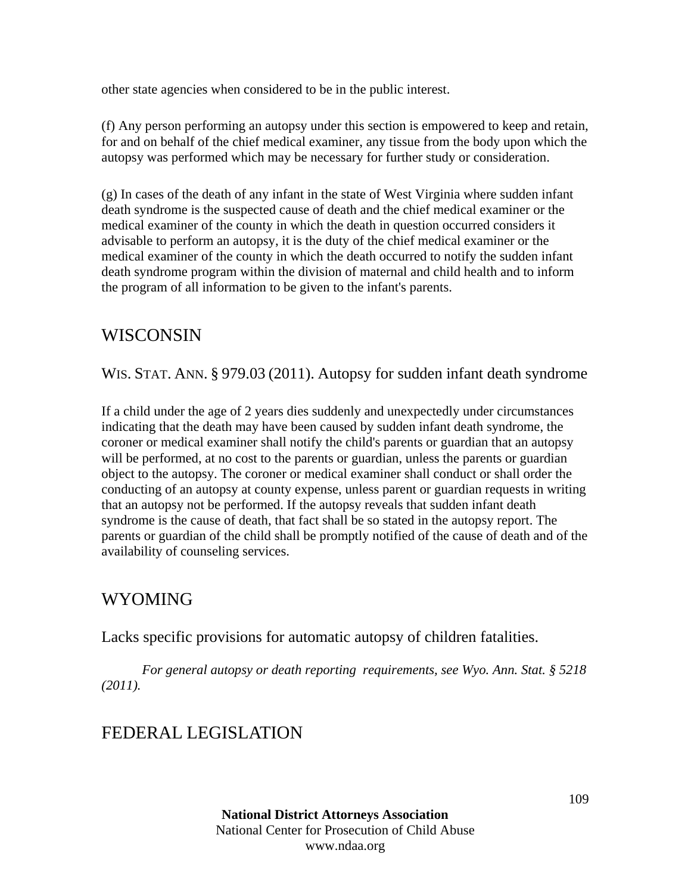other state agencies when considered to be in the public interest.

(f) Any person performing an autopsy under this section is empowered to keep and retain, for and on behalf of the chief medical examiner, any tissue from the body upon which the autopsy was performed which may be necessary for further study or consideration.

(g) In cases of the death of any infant in the state of West Virginia where sudden infant death syndrome is the suspected cause of death and the chief medical examiner or the medical examiner of the county in which the death in question occurred considers it advisable to perform an autopsy, it is the duty of the chief medical examiner or the medical examiner of the county in which the death occurred to notify the sudden infant death syndrome program within the division of maternal and child health and to inform the program of all information to be given to the infant's parents.

## WISCONSIN

### WIS. STAT. ANN. § 979.03 (2011). Autopsy for sudden infant death syndrome

If a child under the age of 2 years dies suddenly and unexpectedly under circumstances indicating that the death may have been caused by sudden infant death syndrome, the coroner or medical examiner shall notify the child's parents or guardian that an autopsy will be performed, at no cost to the parents or guardian, unless the parents or guardian object to the autopsy. The coroner or medical examiner shall conduct or shall order the conducting of an autopsy at county expense, unless parent or guardian requests in writing that an autopsy not be performed. If the autopsy reveals that sudden infant death syndrome is the cause of death, that fact shall be so stated in the autopsy report. The parents or guardian of the child shall be promptly notified of the cause of death and of the availability of counseling services.

## WYOMING

### Lacks specific provisions for automatic autopsy of children fatalities.

*For general autopsy or death reporting requirements, see Wyo. Ann. Stat. § 5218 (2011).*

## FEDERAL LEGISLATION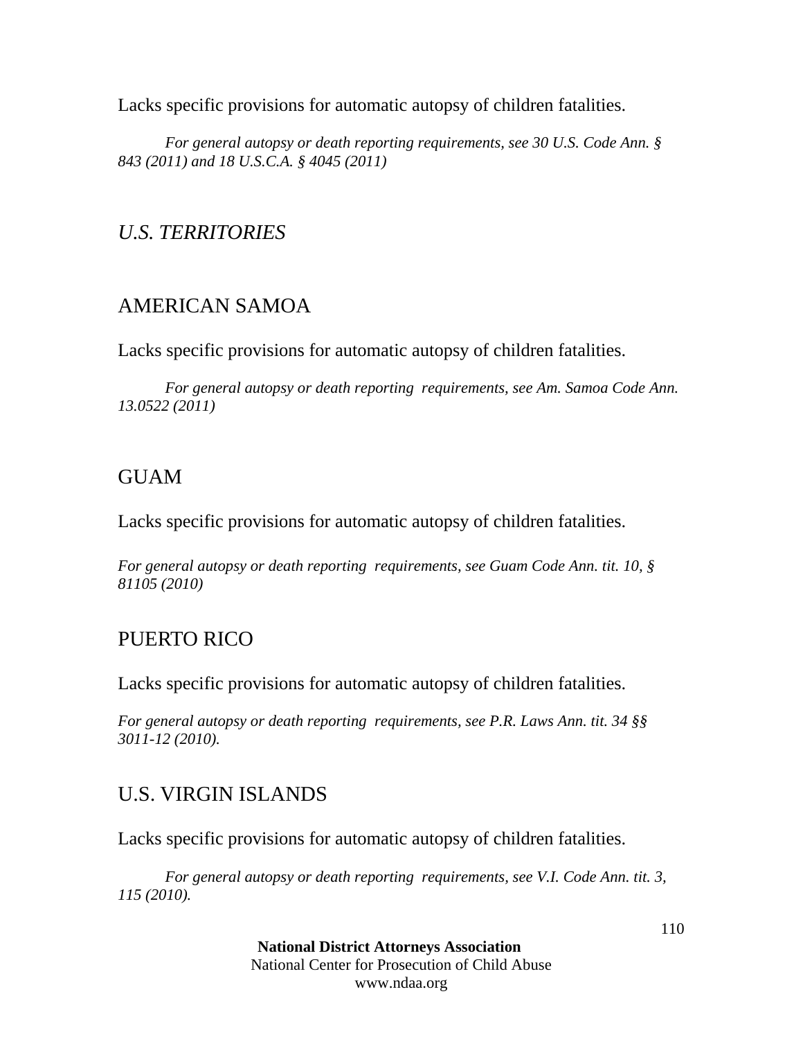Lacks specific provisions for automatic autopsy of children fatalities.

*For general autopsy or death reporting requirements, see 30 U.S. Code Ann. § 843 (2011) and 18 U.S.C.A. § 4045 (2011)*

## *U.S. TERRITORIES*

### AMERICAN SAMOA

Lacks specific provisions for automatic autopsy of children fatalities.

*For general autopsy or death reporting requirements, see Am. Samoa Code Ann. 13.0522 (2011)*

### GUAM

Lacks specific provisions for automatic autopsy of children fatalities.

*For general autopsy or death reporting requirements, see Guam Code Ann. tit. 10, § 81105 (2010)*

### PUERTO RICO

Lacks specific provisions for automatic autopsy of children fatalities.

*For general autopsy or death reporting requirements, see P.R. Laws Ann. tit. 34 §§ 3011-12 (2010).*

### U.S. VIRGIN ISLANDS

Lacks specific provisions for automatic autopsy of children fatalities.

*For general autopsy or death reporting requirements, see V.I. Code Ann. tit. 3, 115 (2010).*